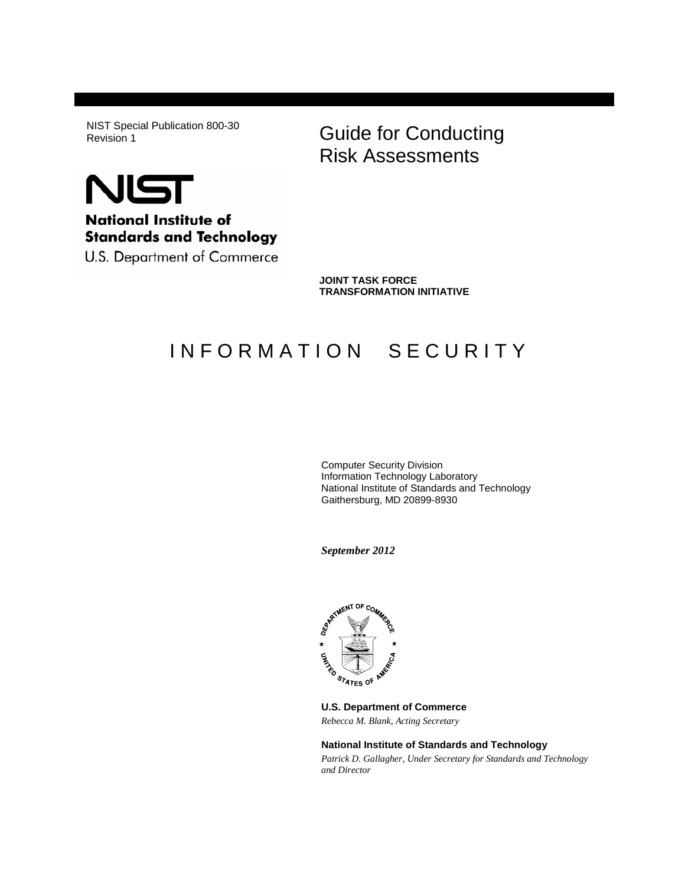NIST Special Publication 800-30
Revision 1

# Guide for Conducting Risk Assessments

**National Institute of Standards and Technology**
U.S. Department of Commerce

**JOINT TASK FORCE**
**TRANSFORMATION INITIATIVE**

## I N F O R M A T I O N   S E C U R I T Y

Computer Security Division
Information Technology Laboratory
National Institute of Standards and Technology
Gaithersburg, MD 20899-8930

***September 2012***

**U.S. Department of Commerce**
*Rebecca M. Blank, Acting Secretary*

**National Institute of Standards and Technology**
*Patrick D. Gallagher, Under Secretary for Standards and Technology and Director*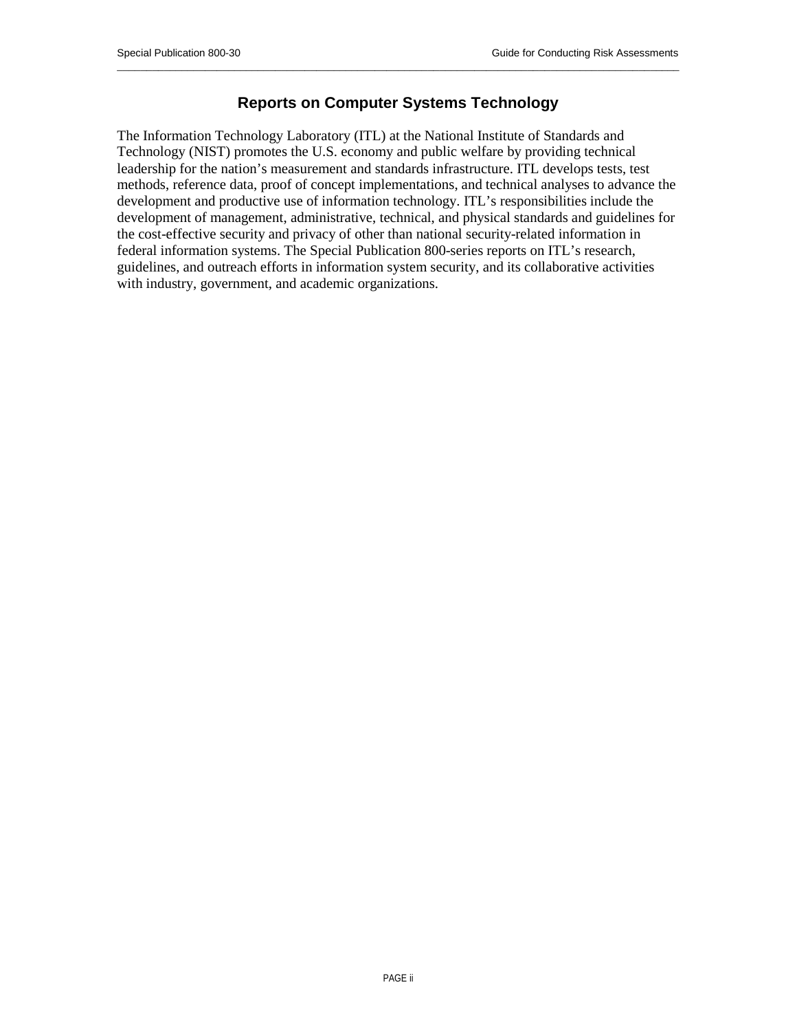## Reports on Computer Systems Technology

The Information Technology Laboratory (ITL) at the National Institute of Standards and Technology (NIST) promotes the U.S. economy and public welfare by providing technical leadership for the nation's measurement and standards infrastructure. ITL develops tests, test methods, reference data, proof of concept implementations, and technical analyses to advance the development and productive use of information technology. ITL's responsibilities include the development of management, administrative, technical, and physical standards and guidelines for the cost-effective security and privacy of other than national security-related information in federal information systems. The Special Publication 800-series reports on ITL's research, guidelines, and outreach efforts in information system security, and its collaborative activities with industry, government, and academic organizations.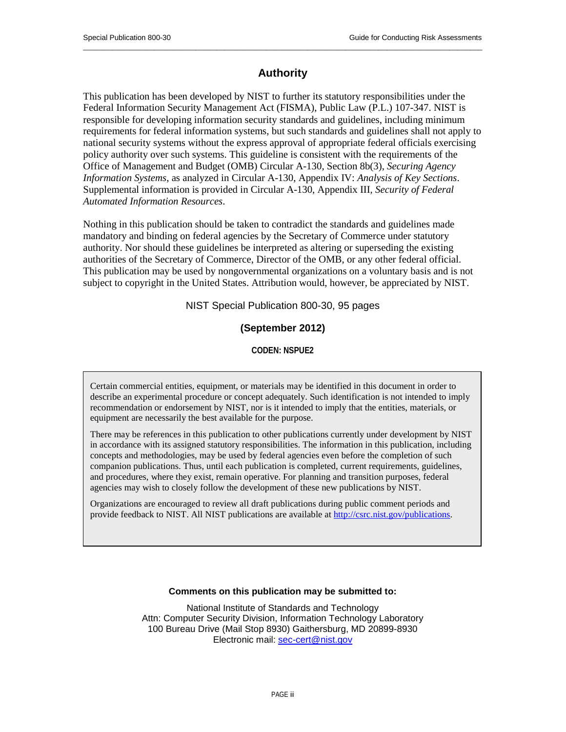# Authority

This publication has been developed by NIST to further its statutory responsibilities under the Federal Information Security Management Act (FISMA), Public Law (P.L.) 107-347. NIST is responsible for developing information security standards and guidelines, including minimum requirements for federal information systems, but such standards and guidelines shall not apply to national security systems without the express approval of appropriate federal officials exercising policy authority over such systems. This guideline is consistent with the requirements of the Office of Management and Budget (OMB) Circular A-130, Section 8b(3), *Securing Agency Information Systems*, as analyzed in Circular A-130, Appendix IV: *Analysis of Key Sections*. Supplemental information is provided in Circular A-130, Appendix III, *Security of Federal Automated Information Resources*.

Nothing in this publication should be taken to contradict the standards and guidelines made mandatory and binding on federal agencies by the Secretary of Commerce under statutory authority. Nor should these guidelines be interpreted as altering or superseding the existing authorities of the Secretary of Commerce, Director of the OMB, or any other federal official. This publication may be used by nongovernmental organizations on a voluntary basis and is not subject to copyright in the United States. Attribution would, however, be appreciated by NIST.

NIST Special Publication 800-30, 95 pages

**(September 2012)**

**CODEN: NSPUE2**

Certain commercial entities, equipment, or materials may be identified in this document in order to describe an experimental procedure or concept adequately. Such identification is not intended to imply recommendation or endorsement by NIST, nor is it intended to imply that the entities, materials, or equipment are necessarily the best available for the purpose.

There may be references in this publication to other publications currently under development by NIST in accordance with its assigned statutory responsibilities. The information in this publication, including concepts and methodologies, may be used by federal agencies even before the completion of such companion publications. Thus, until each publication is completed, current requirements, guidelines, and procedures, where they exist, remain operative. For planning and transition purposes, federal agencies may wish to closely follow the development of these new publications by NIST.

Organizations are encouraged to review all draft publications during public comment periods and provide feedback to NIST. All NIST publications are available at http://csrc.nist.gov/publications.

**Comments on this publication may be submitted to:**

National Institute of Standards and Technology
Attn: Computer Security Division, Information Technology Laboratory
100 Bureau Drive (Mail Stop 8930) Gaithersburg, MD 20899-8930
Electronic mail: sec-cert@nist.gov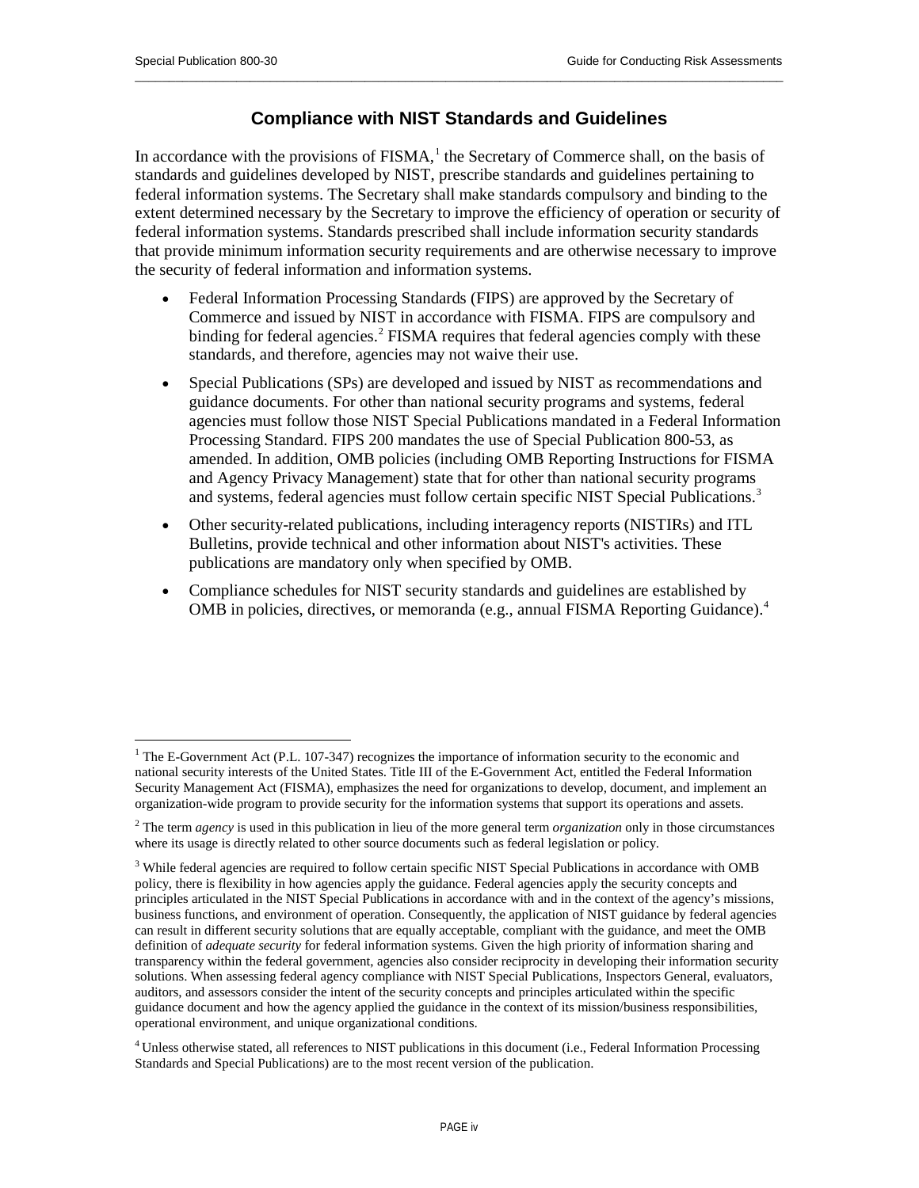## Compliance with NIST Standards and Guidelines

In accordance with the provisions of FISMA,[1] the Secretary of Commerce shall, on the basis of standards and guidelines developed by NIST, prescribe standards and guidelines pertaining to federal information systems. The Secretary shall make standards compulsory and binding to the extent determined necessary by the Secretary to improve the efficiency of operation or security of federal information systems. Standards prescribed shall include information security standards that provide minimum information security requirements and are otherwise necessary to improve the security of federal information and information systems.

- Federal Information Processing Standards (FIPS) are approved by the Secretary of Commerce and issued by NIST in accordance with FISMA. FIPS are compulsory and binding for federal agencies.[2] FISMA requires that federal agencies comply with these standards, and therefore, agencies may not waive their use.
- Special Publications (SPs) are developed and issued by NIST as recommendations and guidance documents. For other than national security programs and systems, federal agencies must follow those NIST Special Publications mandated in a Federal Information Processing Standard. FIPS 200 mandates the use of Special Publication 800-53, as amended. In addition, OMB policies (including OMB Reporting Instructions for FISMA and Agency Privacy Management) state that for other than national security programs and systems, federal agencies must follow certain specific NIST Special Publications.[3]
- Other security-related publications, including interagency reports (NISTIRs) and ITL Bulletins, provide technical and other information about NIST's activities. These publications are mandatory only when specified by OMB.
- Compliance schedules for NIST security standards and guidelines are established by OMB in policies, directives, or memoranda (e.g., annual FISMA Reporting Guidance).[4]

---

[1] The E-Government Act (P.L. 107-347) recognizes the importance of information security to the economic and national security interests of the United States. Title III of the E-Government Act, entitled the Federal Information Security Management Act (FISMA), emphasizes the need for organizations to develop, document, and implement an organization-wide program to provide security for the information systems that support its operations and assets.

[2] The term *agency* is used in this publication in lieu of the more general term *organization* only in those circumstances where its usage is directly related to other source documents such as federal legislation or policy.

[3] While federal agencies are required to follow certain specific NIST Special Publications in accordance with OMB policy, there is flexibility in how agencies apply the guidance. Federal agencies apply the security concepts and principles articulated in the NIST Special Publications in accordance with and in the context of the agency's missions, business functions, and environment of operation. Consequently, the application of NIST guidance by federal agencies can result in different security solutions that are equally acceptable, compliant with the guidance, and meet the OMB definition of *adequate security* for federal information systems. Given the high priority of information sharing and transparency within the federal government, agencies also consider reciprocity in developing their information security solutions. When assessing federal agency compliance with NIST Special Publications, Inspectors General, evaluators, auditors, and assessors consider the intent of the security concepts and principles articulated within the specific guidance document and how the agency applied the guidance in the context of its mission/business responsibilities, operational environment, and unique organizational conditions.

[4] Unless otherwise stated, all references to NIST publications in this document (i.e., Federal Information Processing Standards and Special Publications) are to the most recent version of the publication.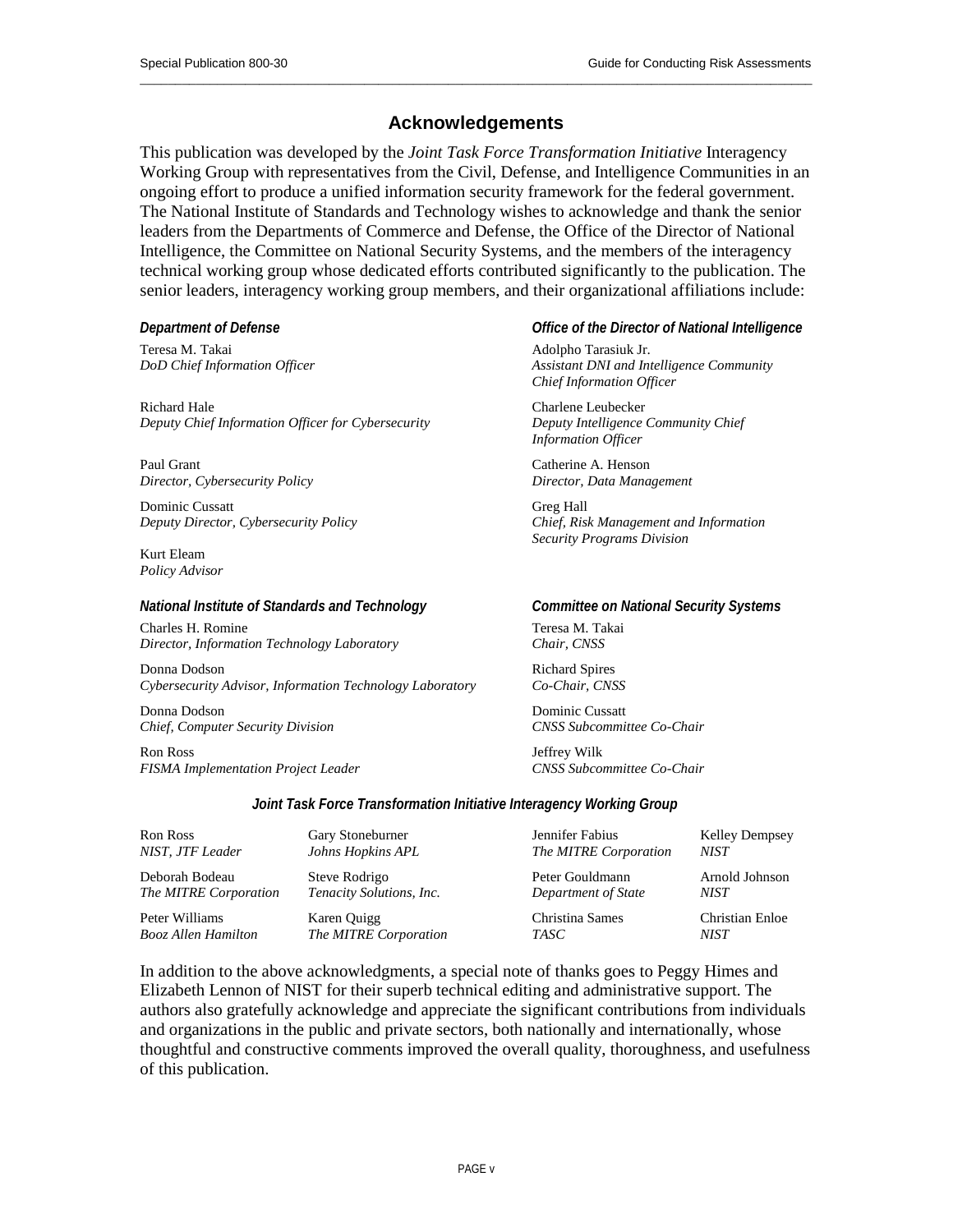## Acknowledgements

This publication was developed by the *Joint Task Force Transformation Initiative* Interagency Working Group with representatives from the Civil, Defense, and Intelligence Communities in an ongoing effort to produce a unified information security framework for the federal government. The National Institute of Standards and Technology wishes to acknowledge and thank the senior leaders from the Departments of Commerce and Defense, the Office of the Director of National Intelligence, the Committee on National Security Systems, and the members of the interagency technical working group whose dedicated efforts contributed significantly to the publication. The senior leaders, interagency working group members, and their organizational affiliations include:

***Department of Defense***

Teresa M. Takai
*DoD Chief Information Officer*

Richard Hale
*Deputy Chief Information Officer for Cybersecurity*

Paul Grant
*Director, Cybersecurity Policy*

Dominic Cussatt
*Deputy Director, Cybersecurity Policy*

Kurt Eleam
*Policy Advisor*

***Office of the Director of National Intelligence***

Adolpho Tarasiuk Jr.
*Assistant DNI and Intelligence Community Chief Information Officer*

Charlene Leubecker
*Deputy Intelligence Community Chief Information Officer*

Catherine A. Henson
*Director, Data Management*

Greg Hall
*Chief, Risk Management and Information Security Programs Division*

***National Institute of Standards and Technology***

Charles H. Romine
*Director, Information Technology Laboratory*

Donna Dodson
*Cybersecurity Advisor, Information Technology Laboratory*

Donna Dodson
*Chief, Computer Security Division*

Ron Ross
*FISMA Implementation Project Leader*

***Committee on National Security Systems***

Teresa M. Takai
*Chair, CNSS*

Richard Spires
*Co-Chair, CNSS*

Dominic Cussatt
*CNSS Subcommittee Co-Chair*

Jeffrey Wilk
*CNSS Subcommittee Co-Chair*

***Joint Task Force Transformation Initiative Interagency Working Group***

| | | | |
|---|---|---|---|
| Ron Ross<br>*NIST, JTF Leader* | Gary Stoneburner<br>*Johns Hopkins APL* | Jennifer Fabius<br>*The MITRE Corporation* | Kelley Dempsey<br>*NIST* |
| Deborah Bodeau<br>*The MITRE Corporation* | Steve Rodrigo<br>*Tenacity Solutions, Inc.* | Peter Gouldmann<br>*Department of State* | Arnold Johnson<br>*NIST* |
| Peter Williams<br>*Booz Allen Hamilton* | Karen Quigg<br>*The MITRE Corporation* | Christina Sames<br>*TASC* | Christian Enloe<br>*NIST* |

In addition to the above acknowledgments, a special note of thanks goes to Peggy Himes and Elizabeth Lennon of NIST for their superb technical editing and administrative support. The authors also gratefully acknowledge and appreciate the significant contributions from individuals and organizations in the public and private sectors, both nationally and internationally, whose thoughtful and constructive comments improved the overall quality, thoroughness, and usefulness of this publication.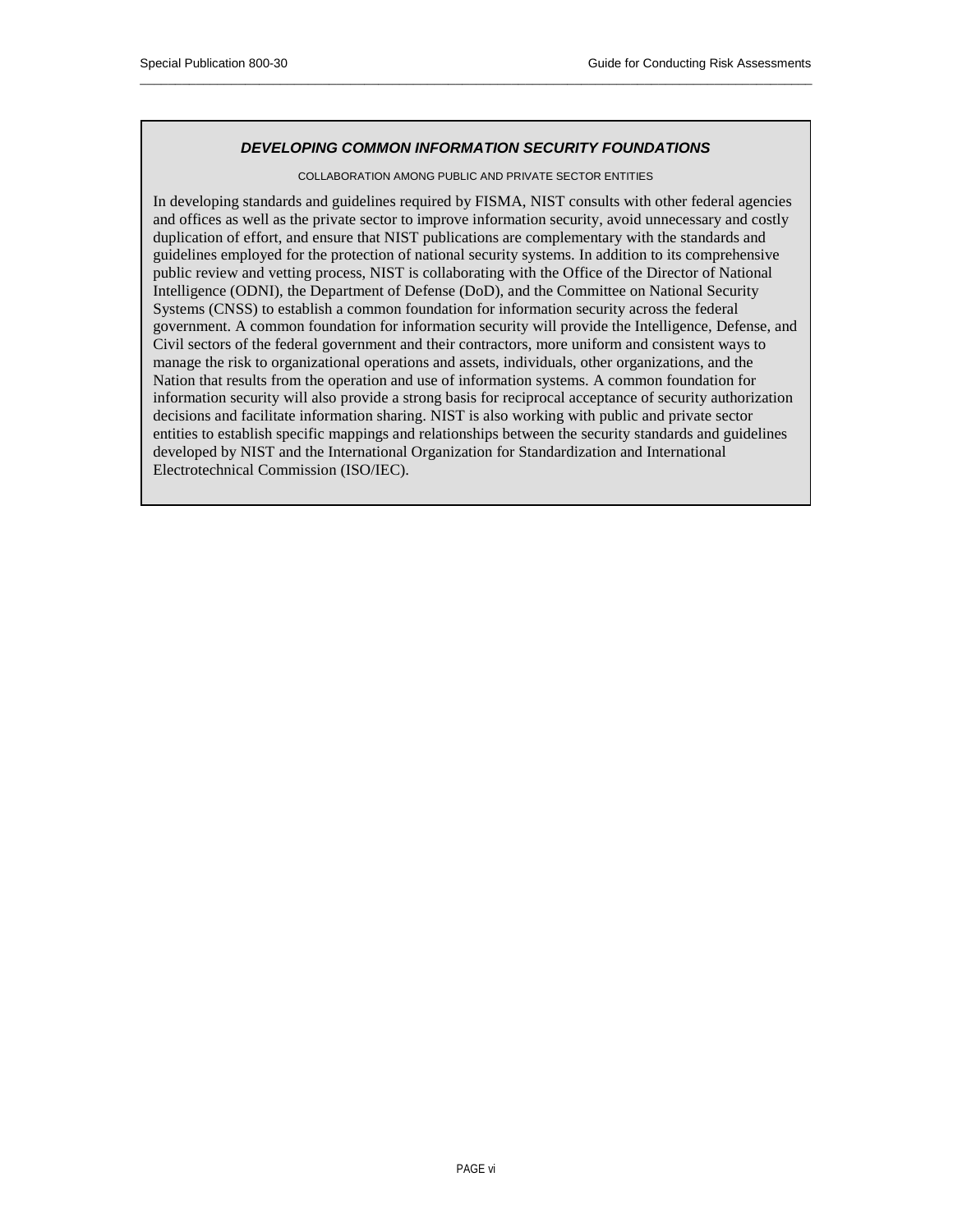### *DEVELOPING COMMON INFORMATION SECURITY FOUNDATIONS*

COLLABORATION AMONG PUBLIC AND PRIVATE SECTOR ENTITIES

In developing standards and guidelines required by FISMA, NIST consults with other federal agencies and offices as well as the private sector to improve information security, avoid unnecessary and costly duplication of effort, and ensure that NIST publications are complementary with the standards and guidelines employed for the protection of national security systems. In addition to its comprehensive public review and vetting process, NIST is collaborating with the Office of the Director of National Intelligence (ODNI), the Department of Defense (DoD), and the Committee on National Security Systems (CNSS) to establish a common foundation for information security across the federal government. A common foundation for information security will provide the Intelligence, Defense, and Civil sectors of the federal government and their contractors, more uniform and consistent ways to manage the risk to organizational operations and assets, individuals, other organizations, and the Nation that results from the operation and use of information systems. A common foundation for information security will also provide a strong basis for reciprocal acceptance of security authorization decisions and facilitate information sharing. NIST is also working with public and private sector entities to establish specific mappings and relationships between the security standards and guidelines developed by NIST and the International Organization for Standardization and International Electrotechnical Commission (ISO/IEC).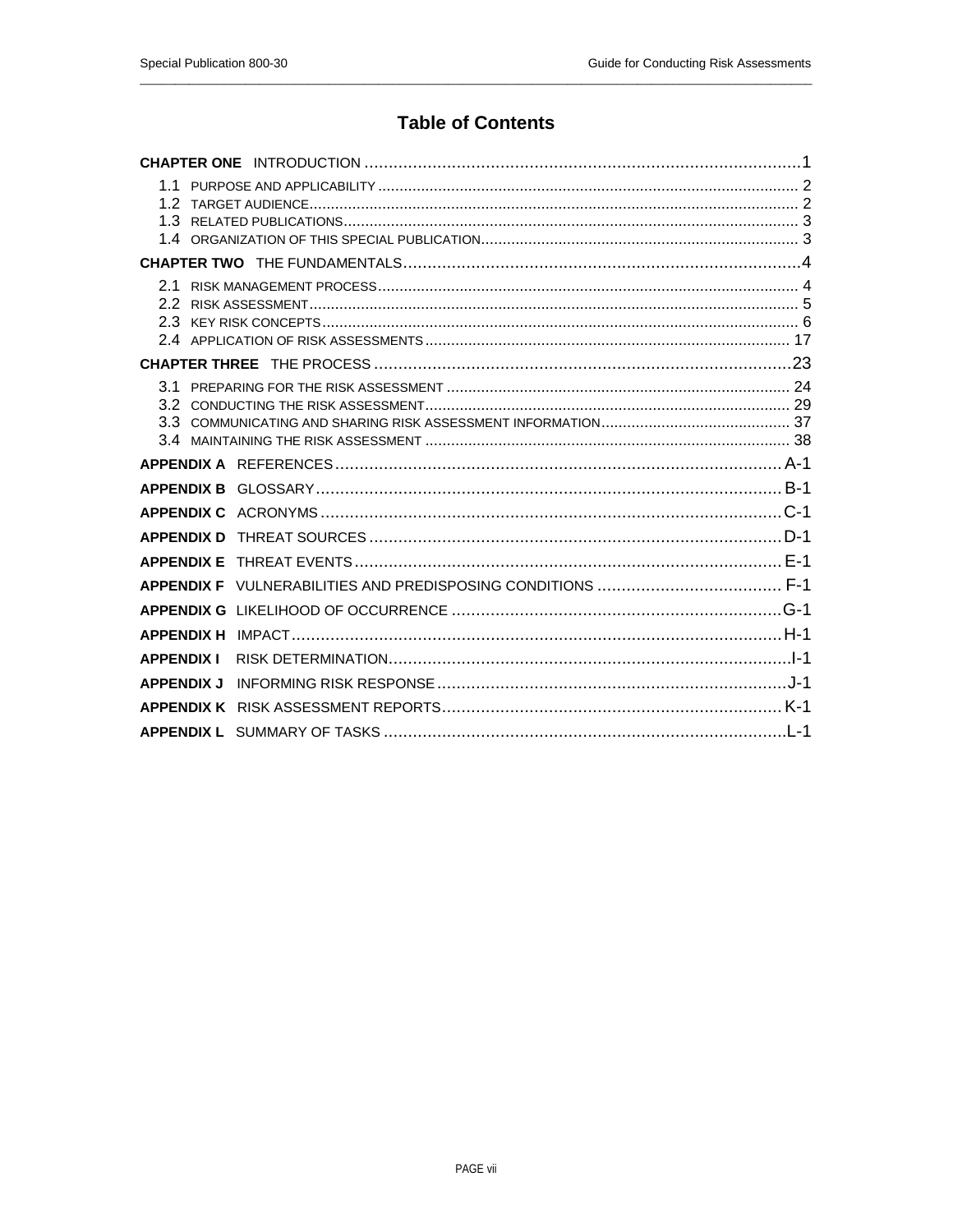# Table of Contents

**CHAPTER ONE** INTRODUCTION ........................................................................................1

- 1.1 PURPOSE AND APPLICABILITY ........................................................................................ 2
- 1.2 TARGET AUDIENCE........................................................................................................ 2
- 1.3 RELATED PUBLICATIONS................................................................................................ 3
- 1.4 ORGANIZATION OF THIS SPECIAL PUBLICATION................................................................. 3

**CHAPTER TWO** THE FUNDAMENTALS........................................................................................4

- 2.1 RISK MANAGEMENT PROCESS........................................................................................ 4
- 2.2 RISK ASSESSMENT........................................................................................................ 5
- 2.3 KEY RISK CONCEPTS..................................................................................................... 6
- 2.4 APPLICATION OF RISK ASSESSMENTS ............................................................................. 17

**CHAPTER THREE** THE PROCESS ........................................................................................23

- 3.1 PREPARING FOR THE RISK ASSESSMENT ......................................................................... 24
- 3.2 CONDUCTING THE RISK ASSESSMENT.............................................................................. 29
- 3.3 COMMUNICATING AND SHARING RISK ASSESSMENT INFORMATION..................................... 37
- 3.4 MAINTAINING THE RISK ASSESSMENT .............................................................................. 38

**APPENDIX A** REFERENCES ........................................................................................ A-1

**APPENDIX B** GLOSSARY ........................................................................................ B-1

**APPENDIX C** ACRONYMS ........................................................................................ C-1

**APPENDIX D** THREAT SOURCES ........................................................................................ D-1

**APPENDIX E** THREAT EVENTS ........................................................................................ E-1

**APPENDIX F** VULNERABILITIES AND PREDISPOSING CONDITIONS ...................................... F-1

**APPENDIX G** LIKELIHOOD OF OCCURRENCE ........................................................................ G-1

**APPENDIX H** IMPACT ........................................................................................ H-1

**APPENDIX I** RISK DETERMINATION ........................................................................................ I-1

**APPENDIX J** INFORMING RISK RESPONSE ........................................................................ J-1

**APPENDIX K** RISK ASSESSMENT REPORTS ........................................................................ K-1

**APPENDIX L** SUMMARY OF TASKS ........................................................................................ L-1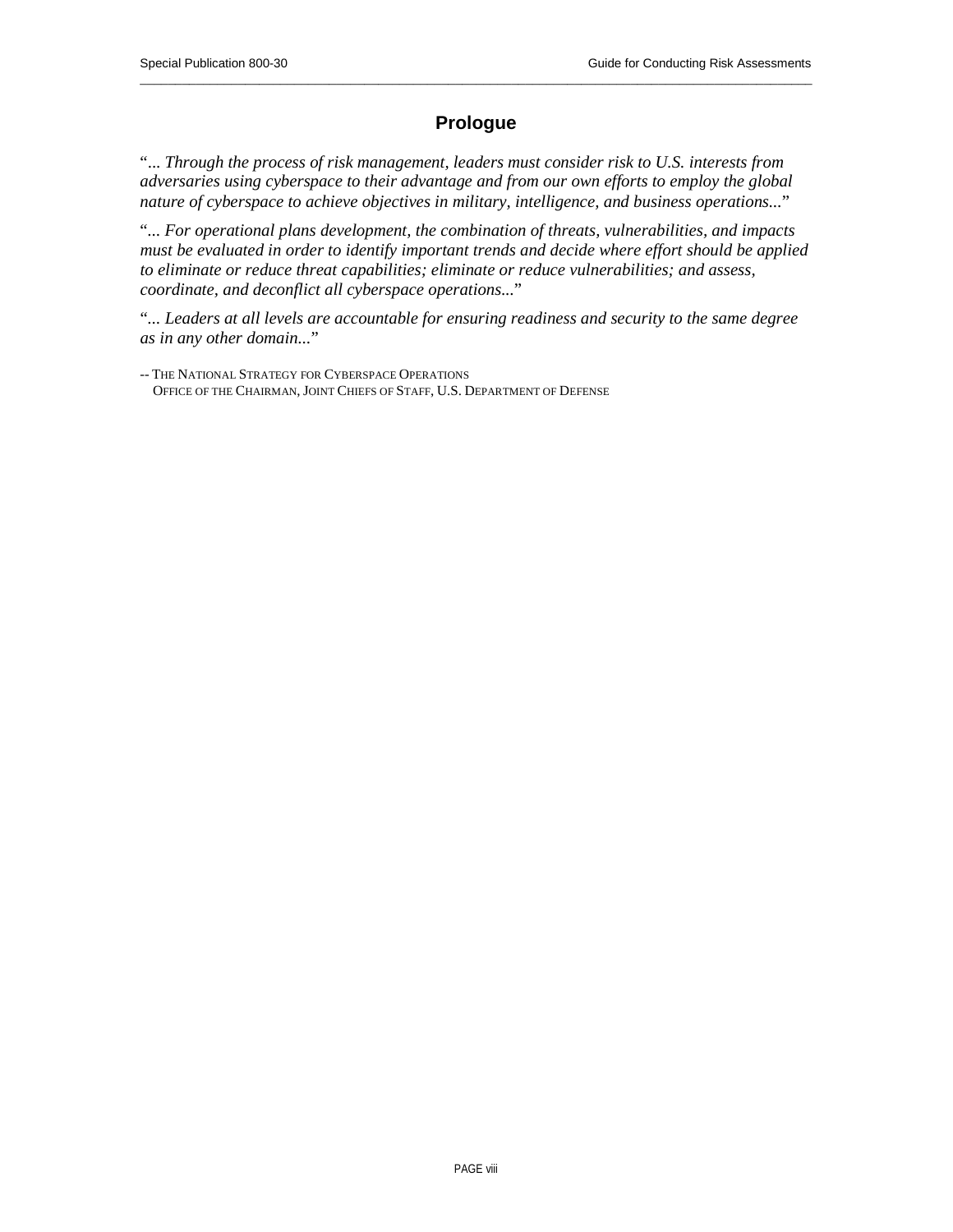## Prologue

"*... Through the process of risk management, leaders must consider risk to U.S. interests from adversaries using cyberspace to their advantage and from our own efforts to employ the global nature of cyberspace to achieve objectives in military, intelligence, and business operations...*"

"*... For operational plans development, the combination of threats, vulnerabilities, and impacts must be evaluated in order to identify important trends and decide where effort should be applied to eliminate or reduce threat capabilities; eliminate or reduce vulnerabilities; and assess, coordinate, and deconflict all cyberspace operations...*"

"*... Leaders at all levels are accountable for ensuring readiness and security to the same degree as in any other domain...*"

-- THE NATIONAL STRATEGY FOR CYBERSPACE OPERATIONS
OFFICE OF THE CHAIRMAN, JOINT CHIEFS OF STAFF, U.S. DEPARTMENT OF DEFENSE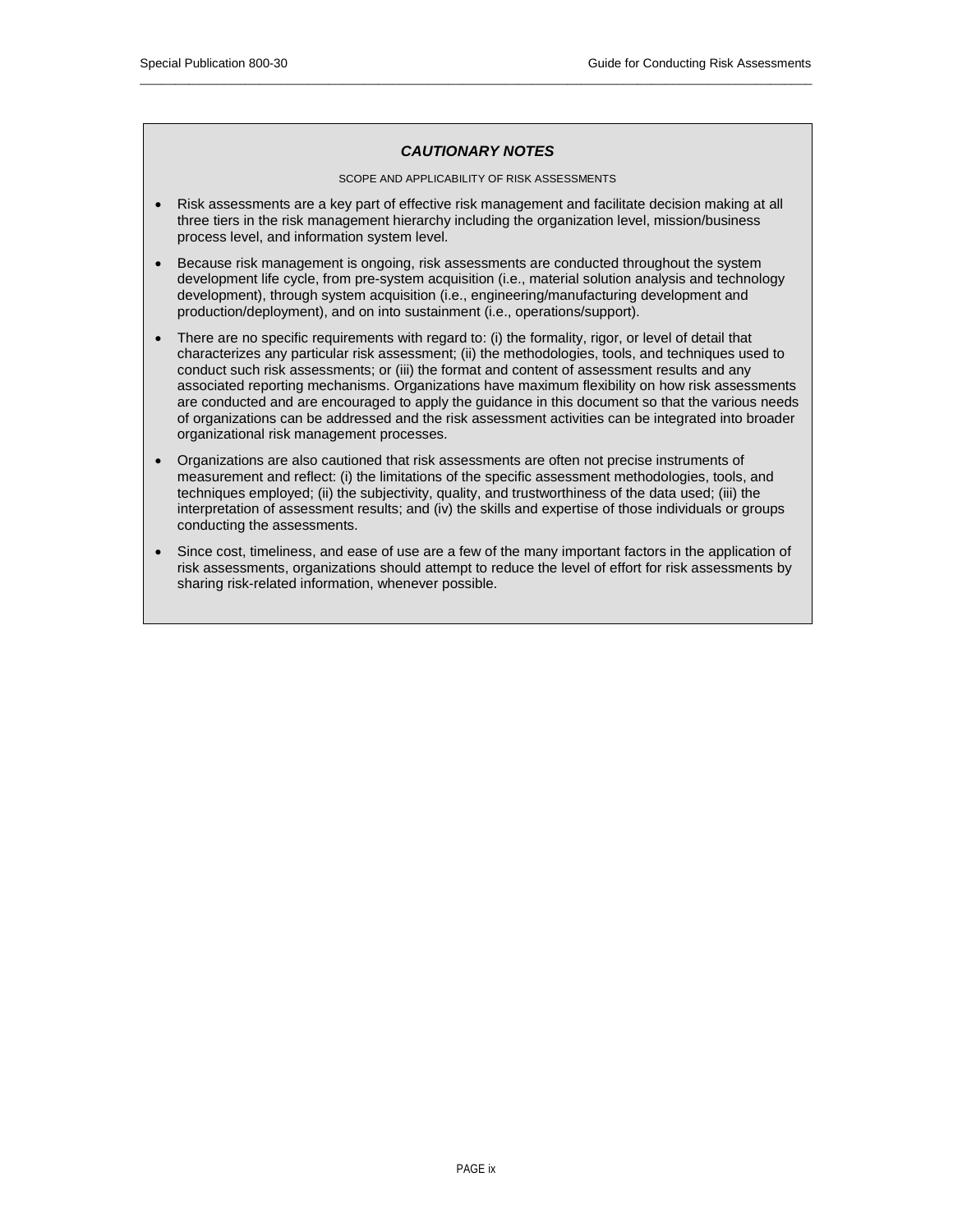### *CAUTIONARY NOTES*

SCOPE AND APPLICABILITY OF RISK ASSESSMENTS

- Risk assessments are a key part of effective risk management and facilitate decision making at all three tiers in the risk management hierarchy including the organization level, mission/business process level, and information system level.
- Because risk management is ongoing, risk assessments are conducted throughout the system development life cycle, from pre-system acquisition (i.e., material solution analysis and technology development), through system acquisition (i.e., engineering/manufacturing development and production/deployment), and on into sustainment (i.e., operations/support).
- There are no specific requirements with regard to: (i) the formality, rigor, or level of detail that characterizes any particular risk assessment; (ii) the methodologies, tools, and techniques used to conduct such risk assessments; or (iii) the format and content of assessment results and any associated reporting mechanisms. Organizations have maximum flexibility on how risk assessments are conducted and are encouraged to apply the guidance in this document so that the various needs of organizations can be addressed and the risk assessment activities can be integrated into broader organizational risk management processes.
- Organizations are also cautioned that risk assessments are often not precise instruments of measurement and reflect: (i) the limitations of the specific assessment methodologies, tools, and techniques employed; (ii) the subjectivity, quality, and trustworthiness of the data used; (iii) the interpretation of assessment results; and (iv) the skills and expertise of those individuals or groups conducting the assessments.
- Since cost, timeliness, and ease of use are a few of the many important factors in the application of risk assessments, organizations should attempt to reduce the level of effort for risk assessments by sharing risk-related information, whenever possible.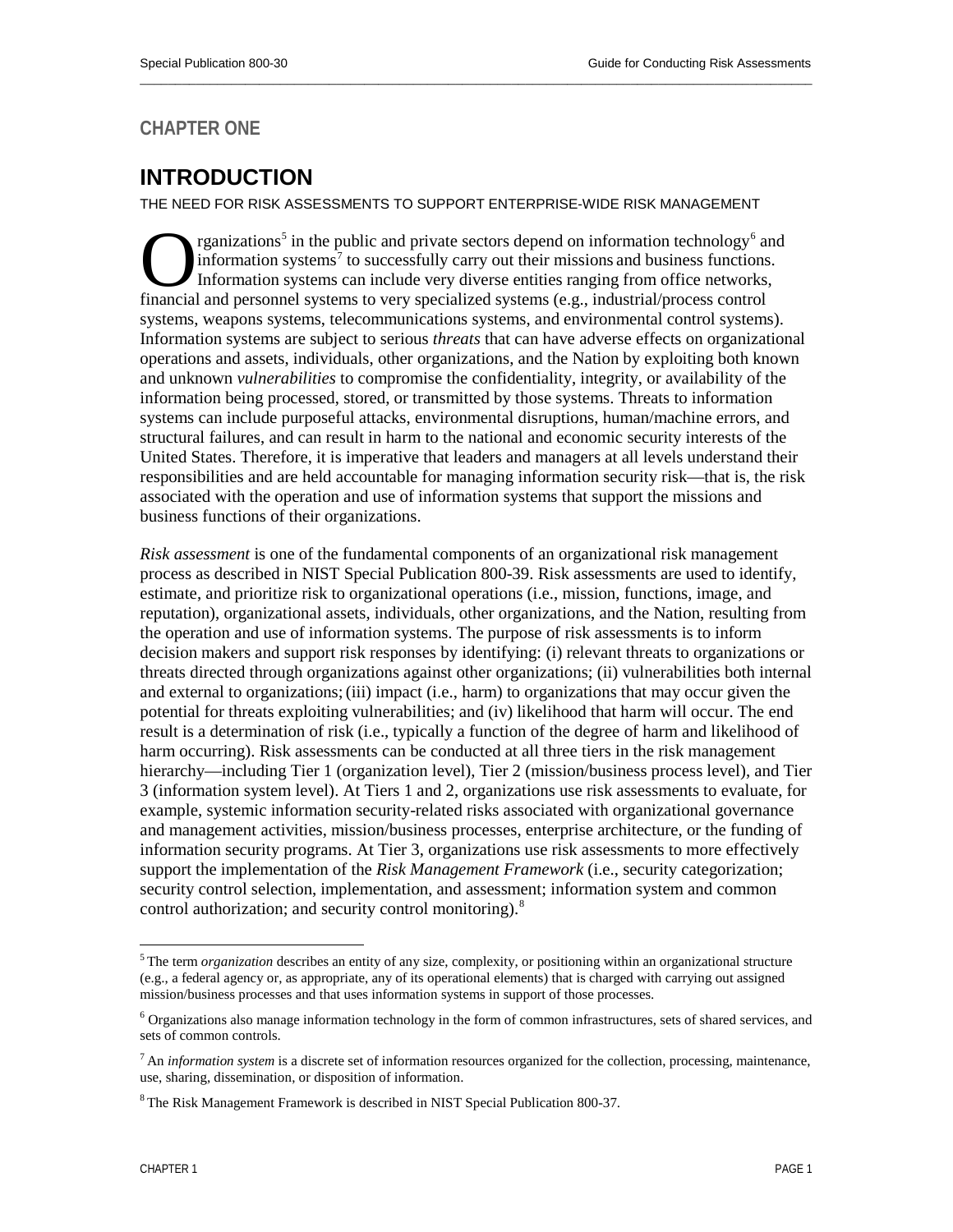## CHAPTER ONE

# INTRODUCTION

THE NEED FOR RISK ASSESSMENTS TO SUPPORT ENTERPRISE-WIDE RISK MANAGEMENT

Organizations[5] in the public and private sectors depend on information technology[6] and information systems[7] to successfully carry out their missions and business functions. Information systems can include very diverse entities ranging from office networks, financial and personnel systems to very specialized systems (e.g., industrial/process control systems, weapons systems, telecommunications systems, and environmental control systems). Information systems are subject to serious *threats* that can have adverse effects on organizational operations and assets, individuals, other organizations, and the Nation by exploiting both known and unknown *vulnerabilities* to compromise the confidentiality, integrity, or availability of the information being processed, stored, or transmitted by those systems. Threats to information systems can include purposeful attacks, environmental disruptions, human/machine errors, and structural failures, and can result in harm to the national and economic security interests of the United States. Therefore, it is imperative that leaders and managers at all levels understand their responsibilities and are held accountable for managing information security risk—that is, the risk associated with the operation and use of information systems that support the missions and business functions of their organizations.

*Risk assessment* is one of the fundamental components of an organizational risk management process as described in NIST Special Publication 800-39. Risk assessments are used to identify, estimate, and prioritize risk to organizational operations (i.e., mission, functions, image, and reputation), organizational assets, individuals, other organizations, and the Nation, resulting from the operation and use of information systems. The purpose of risk assessments is to inform decision makers and support risk responses by identifying: (i) relevant threats to organizations or threats directed through organizations against other organizations; (ii) vulnerabilities both internal and external to organizations; (iii) impact (i.e., harm) to organizations that may occur given the potential for threats exploiting vulnerabilities; and (iv) likelihood that harm will occur. The end result is a determination of risk (i.e., typically a function of the degree of harm and likelihood of harm occurring). Risk assessments can be conducted at all three tiers in the risk management hierarchy—including Tier 1 (organization level), Tier 2 (mission/business process level), and Tier 3 (information system level). At Tiers 1 and 2, organizations use risk assessments to evaluate, for example, systemic information security-related risks associated with organizational governance and management activities, mission/business processes, enterprise architecture, or the funding of information security programs. At Tier 3, organizations use risk assessments to more effectively support the implementation of the *Risk Management Framework* (i.e., security categorization; security control selection, implementation, and assessment; information system and common control authorization; and security control monitoring).[8]

---

[5] The term *organization* describes an entity of any size, complexity, or positioning within an organizational structure (e.g., a federal agency or, as appropriate, any of its operational elements) that is charged with carrying out assigned mission/business processes and that uses information systems in support of those processes.

[6] Organizations also manage information technology in the form of common infrastructures, sets of shared services, and sets of common controls.

[7] An *information system* is a discrete set of information resources organized for the collection, processing, maintenance, use, sharing, dissemination, or disposition of information.

[8] The Risk Management Framework is described in NIST Special Publication 800-37.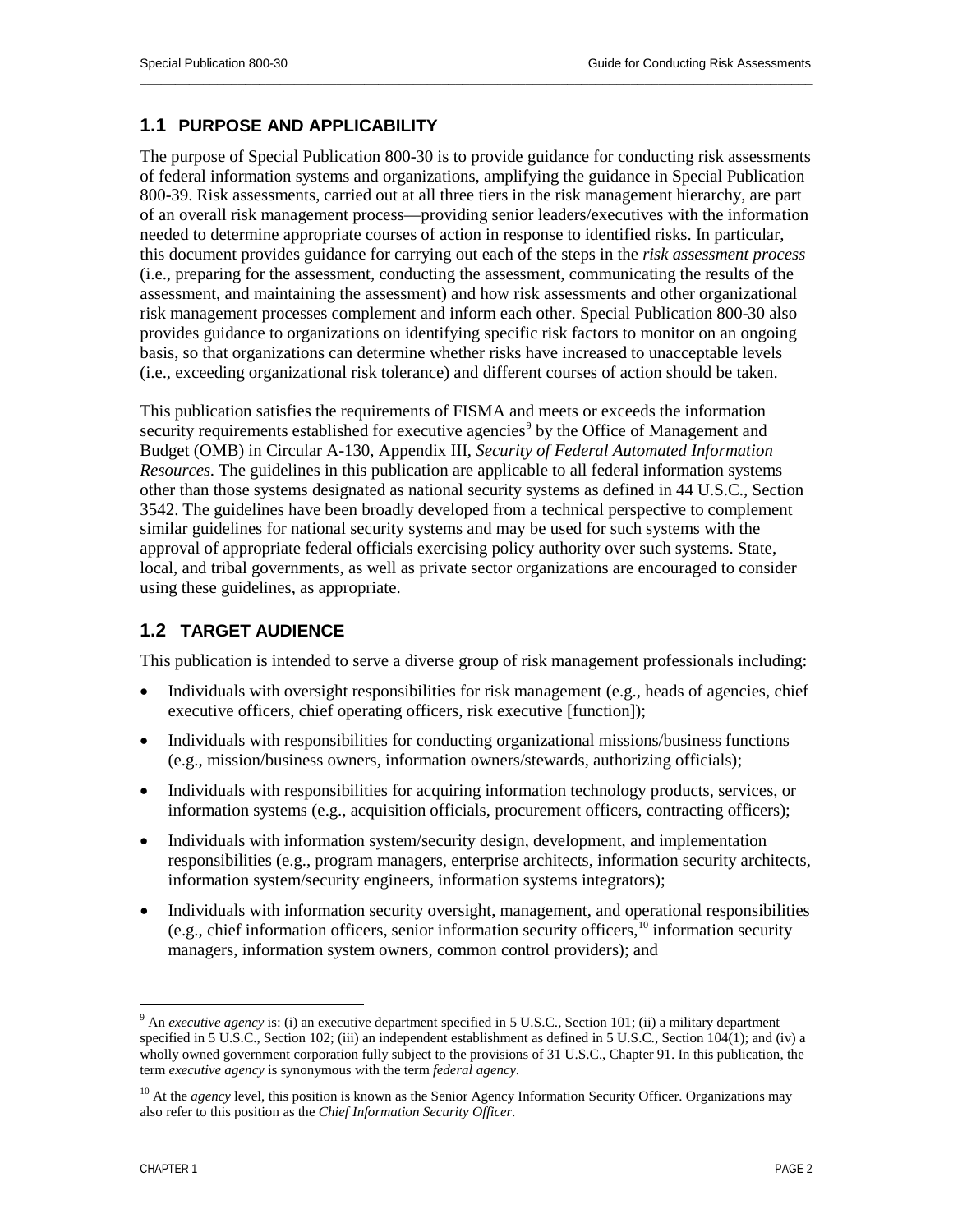## 1.1 PURPOSE AND APPLICABILITY

The purpose of Special Publication 800-30 is to provide guidance for conducting risk assessments of federal information systems and organizations, amplifying the guidance in Special Publication 800-39. Risk assessments, carried out at all three tiers in the risk management hierarchy, are part of an overall risk management process—providing senior leaders/executives with the information needed to determine appropriate courses of action in response to identified risks. In particular, this document provides guidance for carrying out each of the steps in the *risk assessment process* (i.e., preparing for the assessment, conducting the assessment, communicating the results of the assessment, and maintaining the assessment) and how risk assessments and other organizational risk management processes complement and inform each other. Special Publication 800-30 also provides guidance to organizations on identifying specific risk factors to monitor on an ongoing basis, so that organizations can determine whether risks have increased to unacceptable levels (i.e., exceeding organizational risk tolerance) and different courses of action should be taken.

This publication satisfies the requirements of FISMA and meets or exceeds the information security requirements established for executive agencies[9] by the Office of Management and Budget (OMB) in Circular A-130, Appendix III, *Security of Federal Automated Information Resources.* The guidelines in this publication are applicable to all federal information systems other than those systems designated as national security systems as defined in 44 U.S.C., Section 3542. The guidelines have been broadly developed from a technical perspective to complement similar guidelines for national security systems and may be used for such systems with the approval of appropriate federal officials exercising policy authority over such systems. State, local, and tribal governments, as well as private sector organizations are encouraged to consider using these guidelines, as appropriate.

## 1.2 TARGET AUDIENCE

This publication is intended to serve a diverse group of risk management professionals including:

- Individuals with oversight responsibilities for risk management (e.g., heads of agencies, chief executive officers, chief operating officers, risk executive [function]);
- Individuals with responsibilities for conducting organizational missions/business functions (e.g., mission/business owners, information owners/stewards, authorizing officials);
- Individuals with responsibilities for acquiring information technology products, services, or information systems (e.g., acquisition officials, procurement officers, contracting officers);
- Individuals with information system/security design, development, and implementation responsibilities (e.g., program managers, enterprise architects, information security architects, information system/security engineers, information systems integrators);
- Individuals with information security oversight, management, and operational responsibilities (e.g., chief information officers, senior information security officers,[10] information security managers, information system owners, common control providers); and

---

[9] An *executive agency* is: (i) an executive department specified in 5 U.S.C., Section 101; (ii) a military department specified in 5 U.S.C., Section 102; (iii) an independent establishment as defined in 5 U.S.C., Section 104(1); and (iv) a wholly owned government corporation fully subject to the provisions of 31 U.S.C., Chapter 91. In this publication, the term *executive agency* is synonymous with the term *federal agency*.

[10] At the *agency* level, this position is known as the Senior Agency Information Security Officer. Organizations may also refer to this position as the *Chief Information Security Officer*.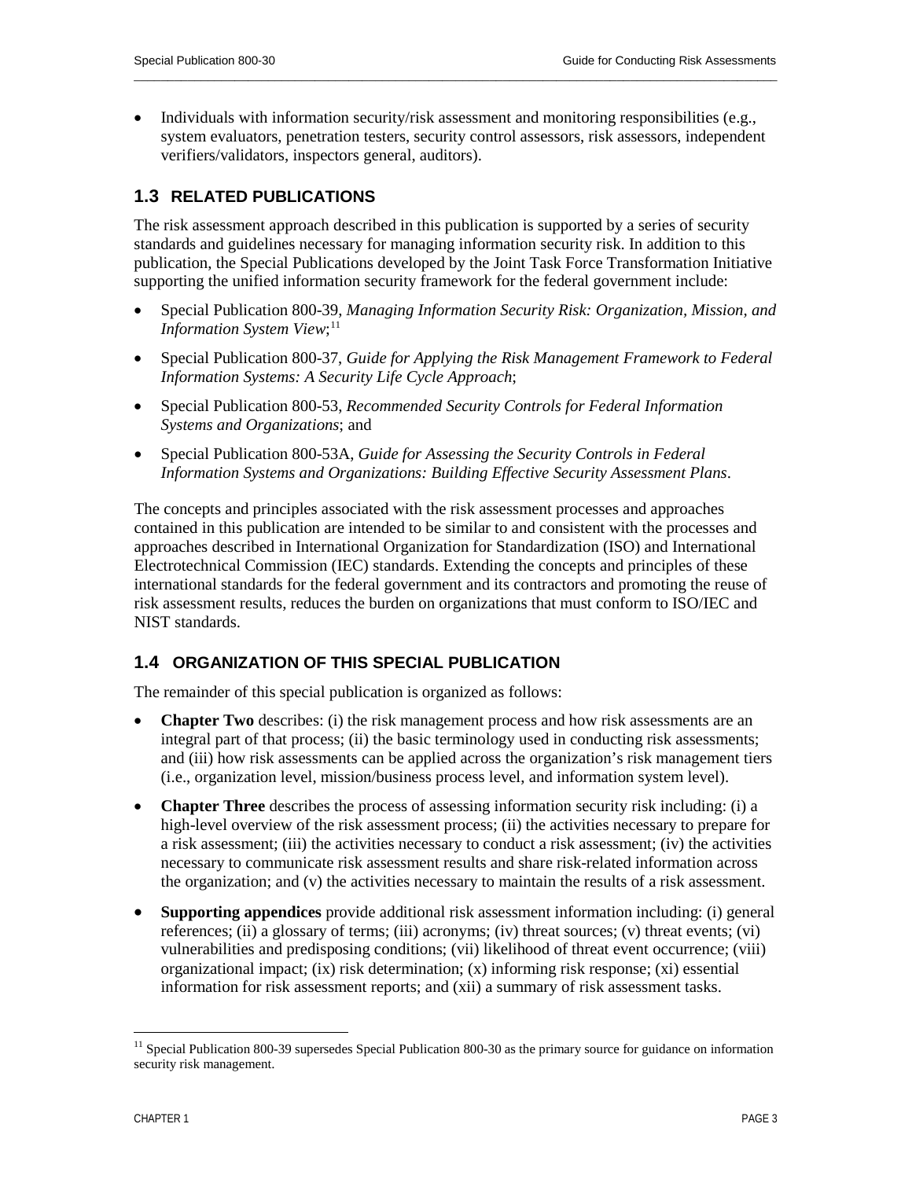- Individuals with information security/risk assessment and monitoring responsibilities (e.g., system evaluators, penetration testers, security control assessors, risk assessors, independent verifiers/validators, inspectors general, auditors).

## 1.3 RELATED PUBLICATIONS

The risk assessment approach described in this publication is supported by a series of security standards and guidelines necessary for managing information security risk. In addition to this publication, the Special Publications developed by the Joint Task Force Transformation Initiative supporting the unified information security framework for the federal government include:

- Special Publication 800-39, *Managing Information Security Risk: Organization, Mission, and Information System View*;[11]
- Special Publication 800-37, *Guide for Applying the Risk Management Framework to Federal Information Systems: A Security Life Cycle Approach*;
- Special Publication 800-53, *Recommended Security Controls for Federal Information Systems and Organizations*; and
- Special Publication 800-53A, *Guide for Assessing the Security Controls in Federal Information Systems and Organizations: Building Effective Security Assessment Plans*.

The concepts and principles associated with the risk assessment processes and approaches contained in this publication are intended to be similar to and consistent with the processes and approaches described in International Organization for Standardization (ISO) and International Electrotechnical Commission (IEC) standards. Extending the concepts and principles of these international standards for the federal government and its contractors and promoting the reuse of risk assessment results, reduces the burden on organizations that must conform to ISO/IEC and NIST standards.

## 1.4 ORGANIZATION OF THIS SPECIAL PUBLICATION

The remainder of this special publication is organized as follows:

- **Chapter Two** describes: (i) the risk management process and how risk assessments are an integral part of that process; (ii) the basic terminology used in conducting risk assessments; and (iii) how risk assessments can be applied across the organization's risk management tiers (i.e., organization level, mission/business process level, and information system level).
- **Chapter Three** describes the process of assessing information security risk including: (i) a high-level overview of the risk assessment process; (ii) the activities necessary to prepare for a risk assessment; (iii) the activities necessary to conduct a risk assessment; (iv) the activities necessary to communicate risk assessment results and share risk-related information across the organization; and (v) the activities necessary to maintain the results of a risk assessment.
- **Supporting appendices** provide additional risk assessment information including: (i) general references; (ii) a glossary of terms; (iii) acronyms; (iv) threat sources; (v) threat events; (vi) vulnerabilities and predisposing conditions; (vii) likelihood of threat event occurrence; (viii) organizational impact; (ix) risk determination; (x) informing risk response; (xi) essential information for risk assessment reports; and (xii) a summary of risk assessment tasks.

[11] Special Publication 800-39 supersedes Special Publication 800-30 as the primary source for guidance on information security risk management.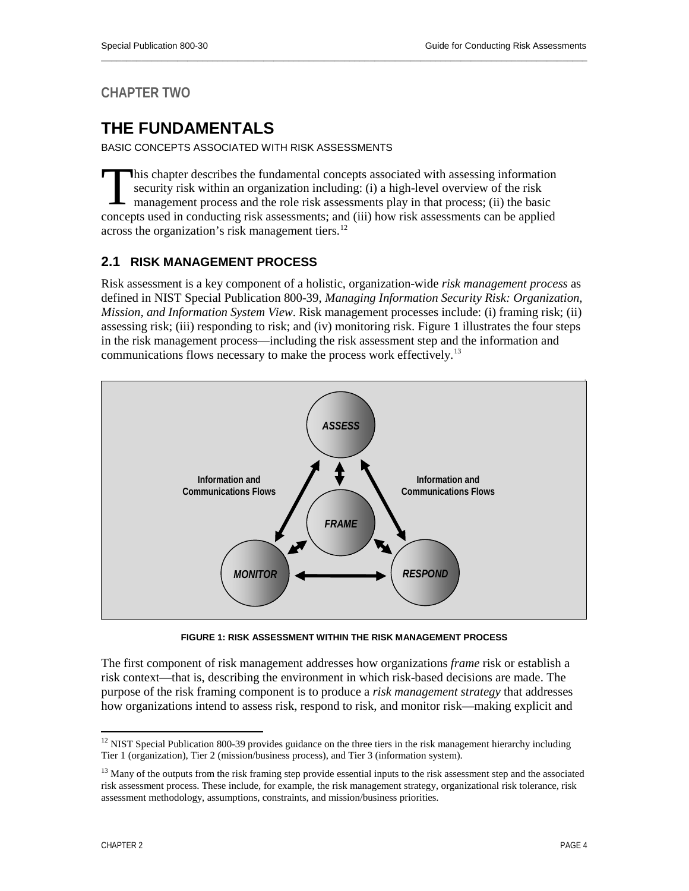# CHAPTER TWO

# THE FUNDAMENTALS

BASIC CONCEPTS ASSOCIATED WITH RISK ASSESSMENTS

This chapter describes the fundamental concepts associated with assessing information security risk within an organization including: (i) a high-level overview of the risk management process and the role risk assessments play in that process; (ii) the basic concepts used in conducting risk assessments; and (iii) how risk assessments can be applied across the organization's risk management tiers.[12]

## 2.1 RISK MANAGEMENT PROCESS

Risk assessment is a key component of a holistic, organization-wide *risk management process* as defined in NIST Special Publication 800-39, *Managing Information Security Risk: Organization, Mission, and Information System View*. Risk management processes include: (i) framing risk; (ii) assessing risk; (iii) responding to risk; and (iv) monitoring risk. Figure 1 illustrates the four steps in the risk management process—including the risk assessment step and the information and communications flows necessary to make the process work effectively.[13]

FIGURE 1: RISK ASSESSMENT WITHIN THE RISK MANAGEMENT PROCESS

The first component of risk management addresses how organizations *frame* risk or establish a risk context—that is, describing the environment in which risk-based decisions are made. The purpose of the risk framing component is to produce a *risk management strategy* that addresses how organizations intend to assess risk, respond to risk, and monitor risk—making explicit and

---

[12] NIST Special Publication 800-39 provides guidance on the three tiers in the risk management hierarchy including Tier 1 (organization), Tier 2 (mission/business process), and Tier 3 (information system).

[13] Many of the outputs from the risk framing step provide essential inputs to the risk assessment step and the associated risk assessment process. These include, for example, the risk management strategy, organizational risk tolerance, risk assessment methodology, assumptions, constraints, and mission/business priorities.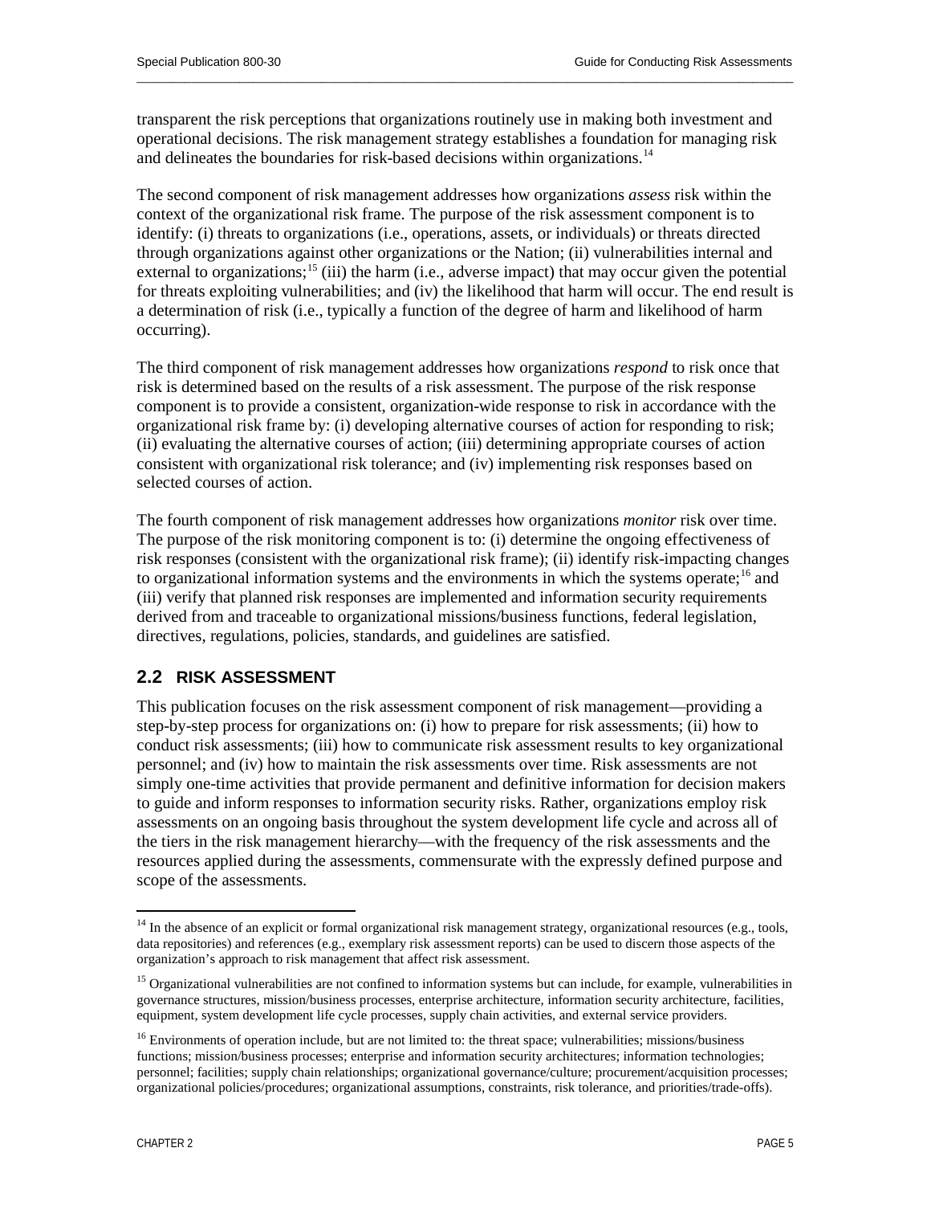transparent the risk perceptions that organizations routinely use in making both investment and operational decisions. The risk management strategy establishes a foundation for managing risk and delineates the boundaries for risk-based decisions within organizations.[14]

The second component of risk management addresses how organizations *assess* risk within the context of the organizational risk frame. The purpose of the risk assessment component is to identify: (i) threats to organizations (i.e., operations, assets, or individuals) or threats directed through organizations against other organizations or the Nation; (ii) vulnerabilities internal and external to organizations;[15] (iii) the harm (i.e., adverse impact) that may occur given the potential for threats exploiting vulnerabilities; and (iv) the likelihood that harm will occur. The end result is a determination of risk (i.e., typically a function of the degree of harm and likelihood of harm occurring).

The third component of risk management addresses how organizations *respond* to risk once that risk is determined based on the results of a risk assessment. The purpose of the risk response component is to provide a consistent, organization-wide response to risk in accordance with the organizational risk frame by: (i) developing alternative courses of action for responding to risk; (ii) evaluating the alternative courses of action; (iii) determining appropriate courses of action consistent with organizational risk tolerance; and (iv) implementing risk responses based on selected courses of action.

The fourth component of risk management addresses how organizations *monitor* risk over time. The purpose of the risk monitoring component is to: (i) determine the ongoing effectiveness of risk responses (consistent with the organizational risk frame); (ii) identify risk-impacting changes to organizational information systems and the environments in which the systems operate;[16] and (iii) verify that planned risk responses are implemented and information security requirements derived from and traceable to organizational missions/business functions, federal legislation, directives, regulations, policies, standards, and guidelines are satisfied.

## 2.2 RISK ASSESSMENT

This publication focuses on the risk assessment component of risk management—providing a step-by-step process for organizations on: (i) how to prepare for risk assessments; (ii) how to conduct risk assessments; (iii) how to communicate risk assessment results to key organizational personnel; and (iv) how to maintain the risk assessments over time. Risk assessments are not simply one-time activities that provide permanent and definitive information for decision makers to guide and inform responses to information security risks. Rather, organizations employ risk assessments on an ongoing basis throughout the system development life cycle and across all of the tiers in the risk management hierarchy—with the frequency of the risk assessments and the resources applied during the assessments, commensurate with the expressly defined purpose and scope of the assessments.

---

[14] In the absence of an explicit or formal organizational risk management strategy, organizational resources (e.g., tools, data repositories) and references (e.g., exemplary risk assessment reports) can be used to discern those aspects of the organization's approach to risk management that affect risk assessment.

[15] Organizational vulnerabilities are not confined to information systems but can include, for example, vulnerabilities in governance structures, mission/business processes, enterprise architecture, information security architecture, facilities, equipment, system development life cycle processes, supply chain activities, and external service providers.

[16] Environments of operation include, but are not limited to: the threat space; vulnerabilities; missions/business functions; mission/business processes; enterprise and information security architectures; information technologies; personnel; facilities; supply chain relationships; organizational governance/culture; procurement/acquisition processes; organizational policies/procedures; organizational assumptions, constraints, risk tolerance, and priorities/trade-offs).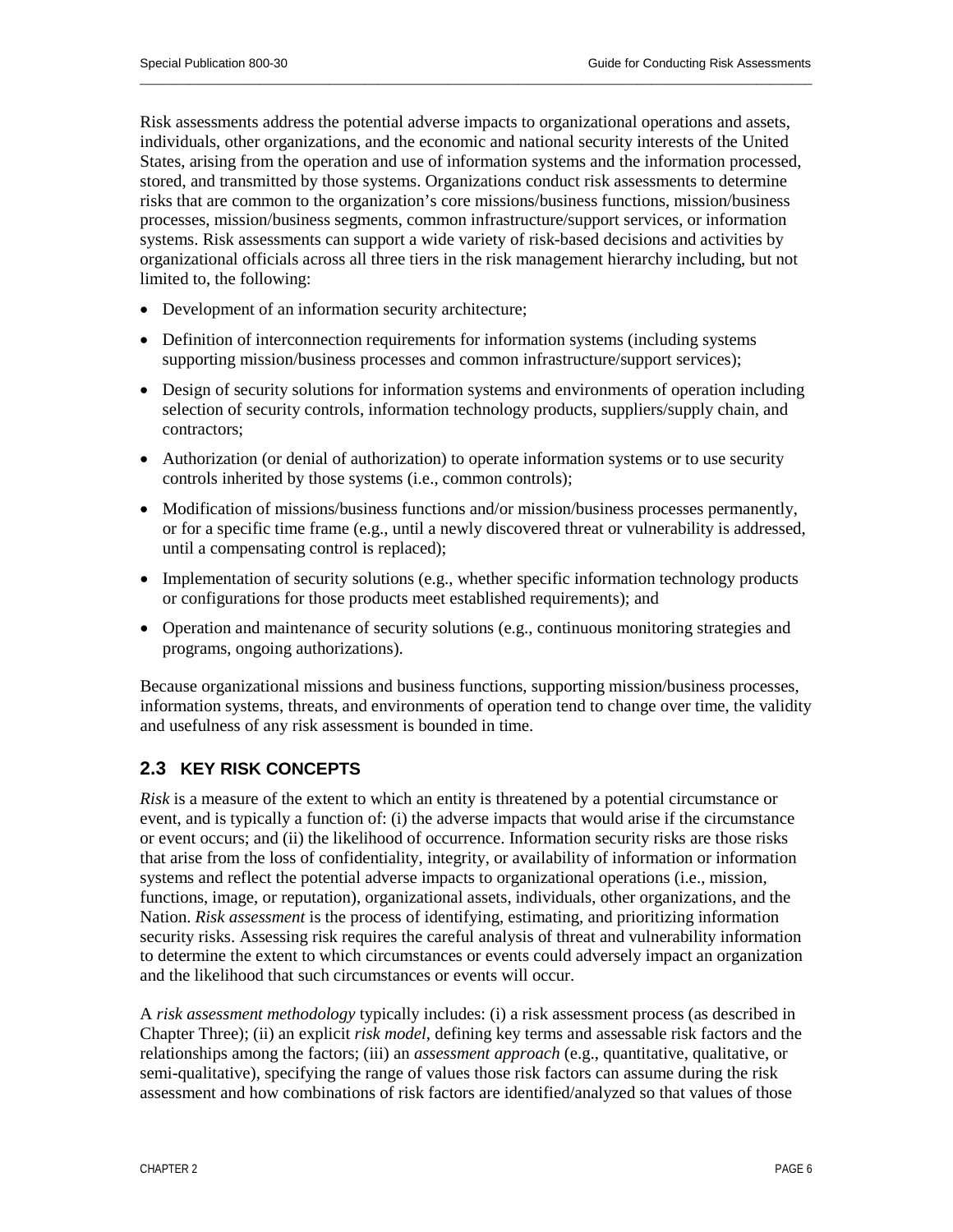Risk assessments address the potential adverse impacts to organizational operations and assets, individuals, other organizations, and the economic and national security interests of the United States, arising from the operation and use of information systems and the information processed, stored, and transmitted by those systems. Organizations conduct risk assessments to determine risks that are common to the organization's core missions/business functions, mission/business processes, mission/business segments, common infrastructure/support services, or information systems. Risk assessments can support a wide variety of risk-based decisions and activities by organizational officials across all three tiers in the risk management hierarchy including, but not limited to, the following:

- Development of an information security architecture;
- Definition of interconnection requirements for information systems (including systems supporting mission/business processes and common infrastructure/support services);
- Design of security solutions for information systems and environments of operation including selection of security controls, information technology products, suppliers/supply chain, and contractors;
- Authorization (or denial of authorization) to operate information systems or to use security controls inherited by those systems (i.e., common controls);
- Modification of missions/business functions and/or mission/business processes permanently, or for a specific time frame (e.g., until a newly discovered threat or vulnerability is addressed, until a compensating control is replaced);
- Implementation of security solutions (e.g., whether specific information technology products or configurations for those products meet established requirements); and
- Operation and maintenance of security solutions (e.g., continuous monitoring strategies and programs, ongoing authorizations).

Because organizational missions and business functions, supporting mission/business processes, information systems, threats, and environments of operation tend to change over time, the validity and usefulness of any risk assessment is bounded in time.

## 2.3 KEY RISK CONCEPTS

*Risk* is a measure of the extent to which an entity is threatened by a potential circumstance or event, and is typically a function of: (i) the adverse impacts that would arise if the circumstance or event occurs; and (ii) the likelihood of occurrence. Information security risks are those risks that arise from the loss of confidentiality, integrity, or availability of information or information systems and reflect the potential adverse impacts to organizational operations (i.e., mission, functions, image, or reputation), organizational assets, individuals, other organizations, and the Nation. *Risk assessment* is the process of identifying, estimating, and prioritizing information security risks. Assessing risk requires the careful analysis of threat and vulnerability information to determine the extent to which circumstances or events could adversely impact an organization and the likelihood that such circumstances or events will occur.

A *risk assessment methodology* typically includes: (i) a risk assessment process (as described in Chapter Three); (ii) an explicit *risk model*, defining key terms and assessable risk factors and the relationships among the factors; (iii) an *assessment approach* (e.g., quantitative, qualitative, or semi-qualitative), specifying the range of values those risk factors can assume during the risk assessment and how combinations of risk factors are identified/analyzed so that values of those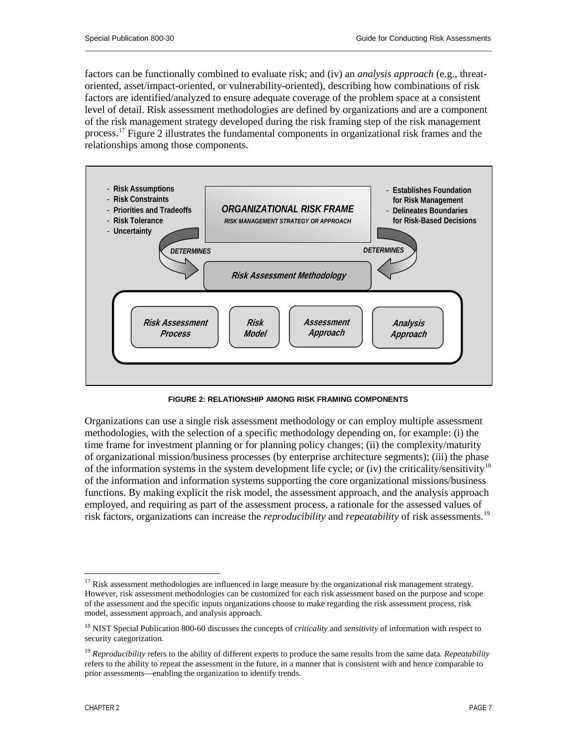factors can be functionally combined to evaluate risk; and (iv) an *analysis approach* (e.g., threat-oriented, asset/impact-oriented, or vulnerability-oriented), describing how combinations of risk factors are identified/analyzed to ensure adequate coverage of the problem space at a consistent level of detail. Risk assessment methodologies are defined by organizations and are a component of the risk management strategy developed during the risk framing step of the risk management process.[17] Figure 2 illustrates the fundamental components in organizational risk frames and the relationships among those components.

- Risk Assumptions
- Risk Constraints
- Priorities and Tradeoffs
- Risk Tolerance
- Uncertainty

**ORGANIZATIONAL RISK FRAME**
RISK MANAGEMENT STRATEGY OR APPROACH

- Establishes Foundation for Risk Management
- Delineates Boundaries for Risk-Based Decisions

DETERMINES — **Risk Assessment Methodology** — DETERMINES

**Risk Assessment Process** | **Risk Model** | **Assessment Approach** | **Analysis Approach**

**FIGURE 2: RELATIONSHIP AMONG RISK FRAMING COMPONENTS**

Organizations can use a single risk assessment methodology or can employ multiple assessment methodologies, with the selection of a specific methodology depending on, for example: (i) the time frame for investment planning or for planning policy changes; (ii) the complexity/maturity of organizational mission/business processes (by enterprise architecture segments); (iii) the phase of the information systems in the system development life cycle; or (iv) the criticality/sensitivity[18] of the information and information systems supporting the core organizational missions/business functions. By making explicit the risk model, the assessment approach, and the analysis approach employed, and requiring as part of the assessment process, a rationale for the assessed values of risk factors, organizations can increase the *reproducibility* and *repeatability* of risk assessments.[19]

---

[17] Risk assessment methodologies are influenced in large measure by the organizational risk management strategy. However, risk assessment methodologies can be customized for each risk assessment based on the purpose and scope of the assessment and the specific inputs organizations choose to make regarding the risk assessment process, risk model, assessment approach, and analysis approach.

[18] NIST Special Publication 800-60 discusses the concepts of *criticality* and *sensitivity* of information with respect to security categorization.

[19] *Reproducibility* refers to the ability of different experts to produce the same results from the same data. *Repeatability* refers to the ability to repeat the assessment in the future, in a manner that is consistent with and hence comparable to prior assessments—enabling the organization to identify trends.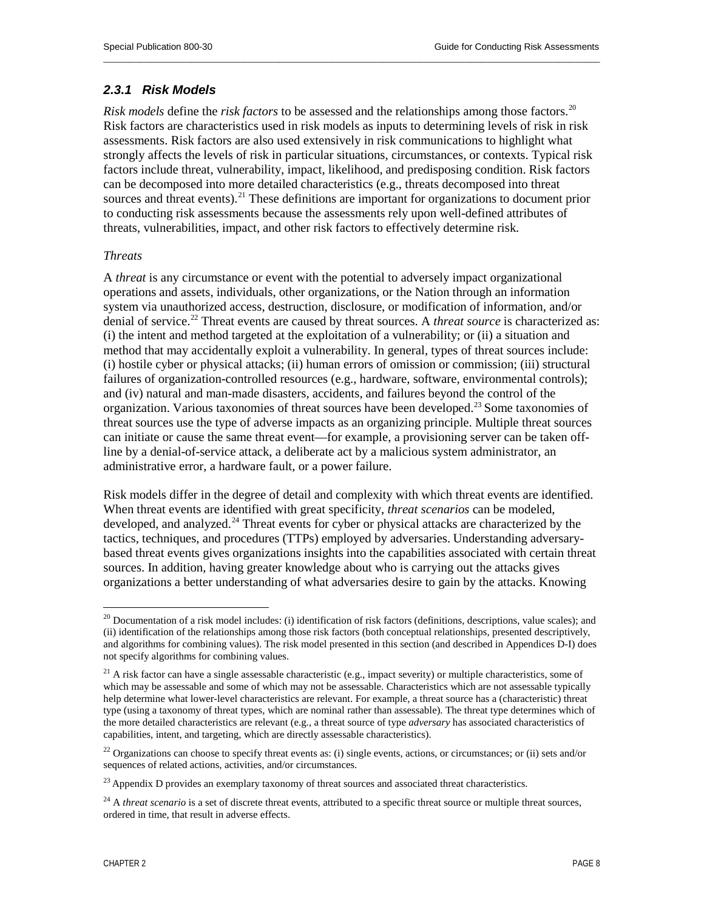### *2.3.1 Risk Models*

*Risk models* define the *risk factors* to be assessed and the relationships among those factors.[20] Risk factors are characteristics used in risk models as inputs to determining levels of risk in risk assessments. Risk factors are also used extensively in risk communications to highlight what strongly affects the levels of risk in particular situations, circumstances, or contexts. Typical risk factors include threat, vulnerability, impact, likelihood, and predisposing condition. Risk factors can be decomposed into more detailed characteristics (e.g., threats decomposed into threat sources and threat events).[21] These definitions are important for organizations to document prior to conducting risk assessments because the assessments rely upon well-defined attributes of threats, vulnerabilities, impact, and other risk factors to effectively determine risk.

*Threats*

A *threat* is any circumstance or event with the potential to adversely impact organizational operations and assets, individuals, other organizations, or the Nation through an information system via unauthorized access, destruction, disclosure, or modification of information, and/or denial of service.[22] Threat events are caused by threat sources. A *threat source* is characterized as: (i) the intent and method targeted at the exploitation of a vulnerability; or (ii) a situation and method that may accidentally exploit a vulnerability. In general, types of threat sources include: (i) hostile cyber or physical attacks; (ii) human errors of omission or commission; (iii) structural failures of organization-controlled resources (e.g., hardware, software, environmental controls); and (iv) natural and man-made disasters, accidents, and failures beyond the control of the organization. Various taxonomies of threat sources have been developed.[23] Some taxonomies of threat sources use the type of adverse impacts as an organizing principle. Multiple threat sources can initiate or cause the same threat event—for example, a provisioning server can be taken off-line by a denial-of-service attack, a deliberate act by a malicious system administrator, an administrative error, a hardware fault, or a power failure.

Risk models differ in the degree of detail and complexity with which threat events are identified. When threat events are identified with great specificity, *threat scenarios* can be modeled, developed, and analyzed.[24] Threat events for cyber or physical attacks are characterized by the tactics, techniques, and procedures (TTPs) employed by adversaries. Understanding adversary-based threat events gives organizations insights into the capabilities associated with certain threat sources. In addition, having greater knowledge about who is carrying out the attacks gives organizations a better understanding of what adversaries desire to gain by the attacks. Knowing

---

[20] Documentation of a risk model includes: (i) identification of risk factors (definitions, descriptions, value scales); and (ii) identification of the relationships among those risk factors (both conceptual relationships, presented descriptively, and algorithms for combining values). The risk model presented in this section (and described in Appendices D-I) does not specify algorithms for combining values.

[21] A risk factor can have a single assessable characteristic (e.g., impact severity) or multiple characteristics, some of which may be assessable and some of which may not be assessable. Characteristics which are not assessable typically help determine what lower-level characteristics are relevant. For example, a threat source has a (characteristic) threat type (using a taxonomy of threat types, which are nominal rather than assessable). The threat type determines which of the more detailed characteristics are relevant (e.g., a threat source of type *adversary* has associated characteristics of capabilities, intent, and targeting, which are directly assessable characteristics).

[22] Organizations can choose to specify threat events as: (i) single events, actions, or circumstances; or (ii) sets and/or sequences of related actions, activities, and/or circumstances.

[23] Appendix D provides an exemplary taxonomy of threat sources and associated threat characteristics.

[24] A *threat scenario* is a set of discrete threat events, attributed to a specific threat source or multiple threat sources, ordered in time, that result in adverse effects.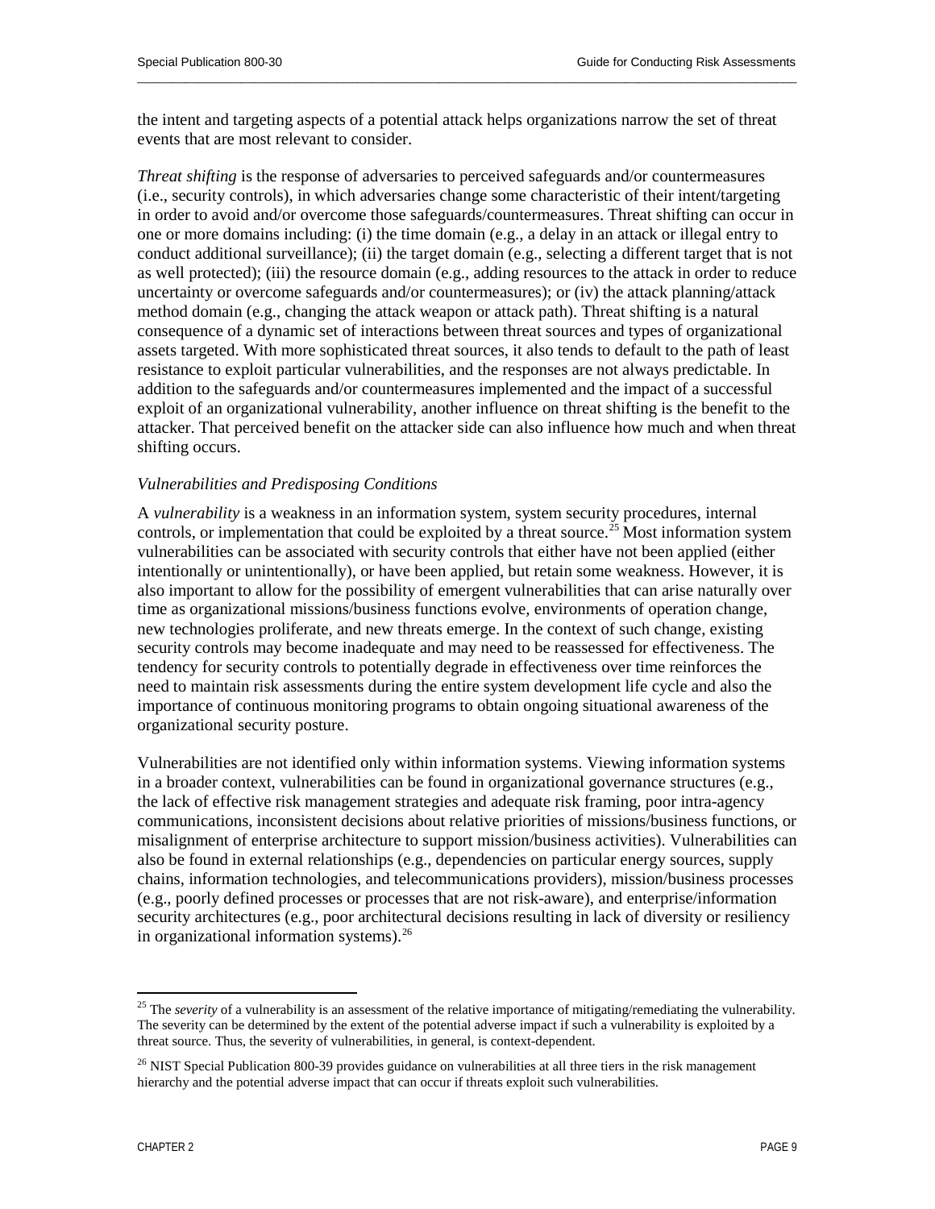the intent and targeting aspects of a potential attack helps organizations narrow the set of threat events that are most relevant to consider.

*Threat shifting* is the response of adversaries to perceived safeguards and/or countermeasures (i.e., security controls), in which adversaries change some characteristic of their intent/targeting in order to avoid and/or overcome those safeguards/countermeasures. Threat shifting can occur in one or more domains including: (i) the time domain (e.g., a delay in an attack or illegal entry to conduct additional surveillance); (ii) the target domain (e.g., selecting a different target that is not as well protected); (iii) the resource domain (e.g., adding resources to the attack in order to reduce uncertainty or overcome safeguards and/or countermeasures); or (iv) the attack planning/attack method domain (e.g., changing the attack weapon or attack path). Threat shifting is a natural consequence of a dynamic set of interactions between threat sources and types of organizational assets targeted. With more sophisticated threat sources, it also tends to default to the path of least resistance to exploit particular vulnerabilities, and the responses are not always predictable. In addition to the safeguards and/or countermeasures implemented and the impact of a successful exploit of an organizational vulnerability, another influence on threat shifting is the benefit to the attacker. That perceived benefit on the attacker side can also influence how much and when threat shifting occurs.

*Vulnerabilities and Predisposing Conditions*

A *vulnerability* is a weakness in an information system, system security procedures, internal controls, or implementation that could be exploited by a threat source.[25] Most information system vulnerabilities can be associated with security controls that either have not been applied (either intentionally or unintentionally), or have been applied, but retain some weakness. However, it is also important to allow for the possibility of emergent vulnerabilities that can arise naturally over time as organizational missions/business functions evolve, environments of operation change, new technologies proliferate, and new threats emerge. In the context of such change, existing security controls may become inadequate and may need to be reassessed for effectiveness. The tendency for security controls to potentially degrade in effectiveness over time reinforces the need to maintain risk assessments during the entire system development life cycle and also the importance of continuous monitoring programs to obtain ongoing situational awareness of the organizational security posture.

Vulnerabilities are not identified only within information systems. Viewing information systems in a broader context, vulnerabilities can be found in organizational governance structures (e.g., the lack of effective risk management strategies and adequate risk framing, poor intra-agency communications, inconsistent decisions about relative priorities of missions/business functions, or misalignment of enterprise architecture to support mission/business activities). Vulnerabilities can also be found in external relationships (e.g., dependencies on particular energy sources, supply chains, information technologies, and telecommunications providers), mission/business processes (e.g., poorly defined processes or processes that are not risk-aware), and enterprise/information security architectures (e.g., poor architectural decisions resulting in lack of diversity or resiliency in organizational information systems).[26]

---

[25] The *severity* of a vulnerability is an assessment of the relative importance of mitigating/remediating the vulnerability. The severity can be determined by the extent of the potential adverse impact if such a vulnerability is exploited by a threat source. Thus, the severity of vulnerabilities, in general, is context-dependent.

[26] NIST Special Publication 800-39 provides guidance on vulnerabilities at all three tiers in the risk management hierarchy and the potential adverse impact that can occur if threats exploit such vulnerabilities.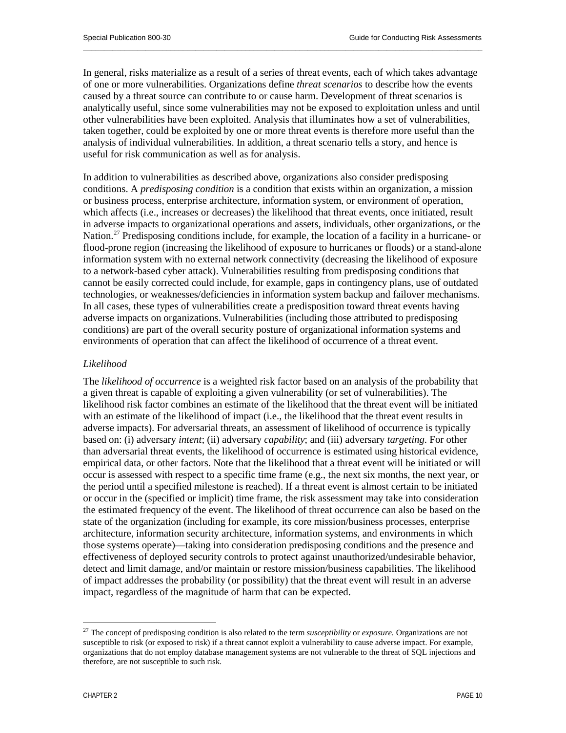In general, risks materialize as a result of a series of threat events, each of which takes advantage of one or more vulnerabilities. Organizations define *threat scenarios* to describe how the events caused by a threat source can contribute to or cause harm. Development of threat scenarios is analytically useful, since some vulnerabilities may not be exposed to exploitation unless and until other vulnerabilities have been exploited. Analysis that illuminates how a set of vulnerabilities, taken together, could be exploited by one or more threat events is therefore more useful than the analysis of individual vulnerabilities. In addition, a threat scenario tells a story, and hence is useful for risk communication as well as for analysis.

In addition to vulnerabilities as described above, organizations also consider predisposing conditions. A *predisposing condition* is a condition that exists within an organization, a mission or business process, enterprise architecture, information system, or environment of operation, which affects (i.e., increases or decreases) the likelihood that threat events, once initiated, result in adverse impacts to organizational operations and assets, individuals, other organizations, or the Nation.[27] Predisposing conditions include, for example, the location of a facility in a hurricane- or flood-prone region (increasing the likelihood of exposure to hurricanes or floods) or a stand-alone information system with no external network connectivity (decreasing the likelihood of exposure to a network-based cyber attack). Vulnerabilities resulting from predisposing conditions that cannot be easily corrected could include, for example, gaps in contingency plans, use of outdated technologies, or weaknesses/deficiencies in information system backup and failover mechanisms. In all cases, these types of vulnerabilities create a predisposition toward threat events having adverse impacts on organizations. Vulnerabilities (including those attributed to predisposing conditions) are part of the overall security posture of organizational information systems and environments of operation that can affect the likelihood of occurrence of a threat event.

*Likelihood*

The *likelihood of occurrence* is a weighted risk factor based on an analysis of the probability that a given threat is capable of exploiting a given vulnerability (or set of vulnerabilities). The likelihood risk factor combines an estimate of the likelihood that the threat event will be initiated with an estimate of the likelihood of impact (i.e., the likelihood that the threat event results in adverse impacts). For adversarial threats, an assessment of likelihood of occurrence is typically based on: (i) adversary *intent*; (ii) adversary *capability*; and (iii) adversary *targeting*. For other than adversarial threat events, the likelihood of occurrence is estimated using historical evidence, empirical data, or other factors. Note that the likelihood that a threat event will be initiated or will occur is assessed with respect to a specific time frame (e.g., the next six months, the next year, or the period until a specified milestone is reached). If a threat event is almost certain to be initiated or occur in the (specified or implicit) time frame, the risk assessment may take into consideration the estimated frequency of the event. The likelihood of threat occurrence can also be based on the state of the organization (including for example, its core mission/business processes, enterprise architecture, information security architecture, information systems, and environments in which those systems operate)—taking into consideration predisposing conditions and the presence and effectiveness of deployed security controls to protect against unauthorized/undesirable behavior, detect and limit damage, and/or maintain or restore mission/business capabilities. The likelihood of impact addresses the probability (or possibility) that the threat event will result in an adverse impact, regardless of the magnitude of harm that can be expected.

[27] The concept of predisposing condition is also related to the term *susceptibility* or *exposure.* Organizations are not susceptible to risk (or exposed to risk) if a threat cannot exploit a vulnerability to cause adverse impact. For example, organizations that do not employ database management systems are not vulnerable to the threat of SQL injections and therefore, are not susceptible to such risk.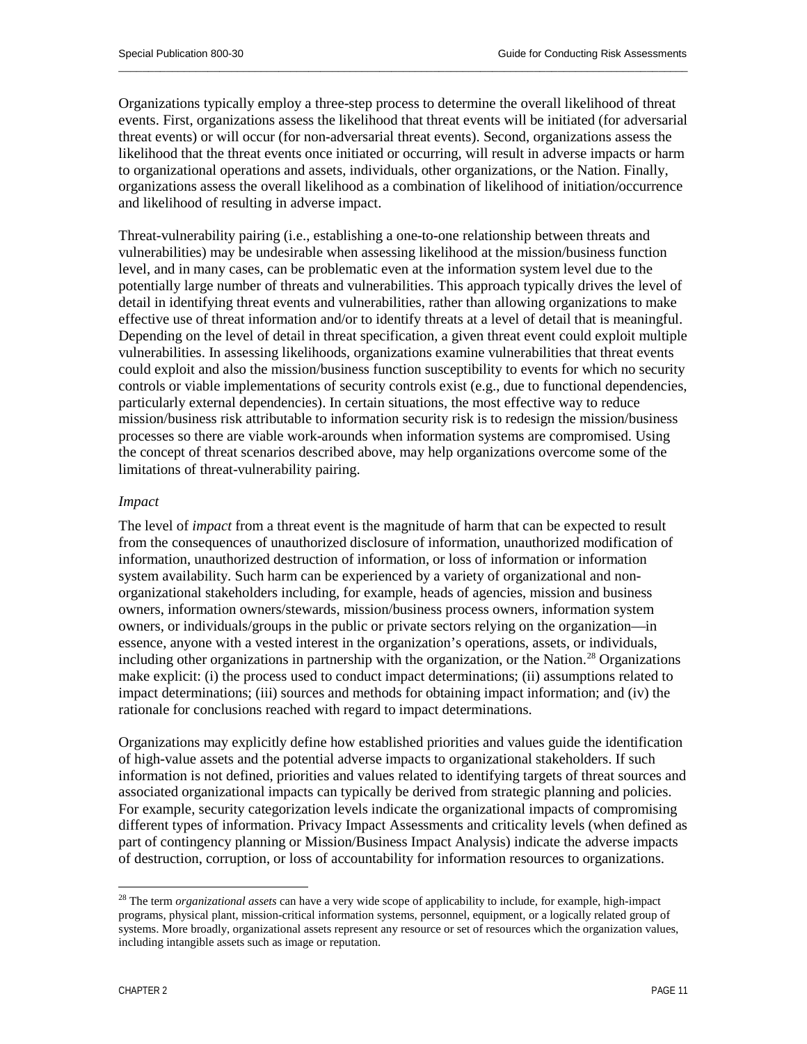Organizations typically employ a three-step process to determine the overall likelihood of threat events. First, organizations assess the likelihood that threat events will be initiated (for adversarial threat events) or will occur (for non-adversarial threat events). Second, organizations assess the likelihood that the threat events once initiated or occurring, will result in adverse impacts or harm to organizational operations and assets, individuals, other organizations, or the Nation. Finally, organizations assess the overall likelihood as a combination of likelihood of initiation/occurrence and likelihood of resulting in adverse impact.

Threat-vulnerability pairing (i.e., establishing a one-to-one relationship between threats and vulnerabilities) may be undesirable when assessing likelihood at the mission/business function level, and in many cases, can be problematic even at the information system level due to the potentially large number of threats and vulnerabilities. This approach typically drives the level of detail in identifying threat events and vulnerabilities, rather than allowing organizations to make effective use of threat information and/or to identify threats at a level of detail that is meaningful. Depending on the level of detail in threat specification, a given threat event could exploit multiple vulnerabilities. In assessing likelihoods, organizations examine vulnerabilities that threat events could exploit and also the mission/business function susceptibility to events for which no security controls or viable implementations of security controls exist (e.g., due to functional dependencies, particularly external dependencies). In certain situations, the most effective way to reduce mission/business risk attributable to information security risk is to redesign the mission/business processes so there are viable work-arounds when information systems are compromised. Using the concept of threat scenarios described above, may help organizations overcome some of the limitations of threat-vulnerability pairing.

*Impact*

The level of *impact* from a threat event is the magnitude of harm that can be expected to result from the consequences of unauthorized disclosure of information, unauthorized modification of information, unauthorized destruction of information, or loss of information or information system availability. Such harm can be experienced by a variety of organizational and non-organizational stakeholders including, for example, heads of agencies, mission and business owners, information owners/stewards, mission/business process owners, information system owners, or individuals/groups in the public or private sectors relying on the organization—in essence, anyone with a vested interest in the organization's operations, assets, or individuals, including other organizations in partnership with the organization, or the Nation.[28] Organizations make explicit: (i) the process used to conduct impact determinations; (ii) assumptions related to impact determinations; (iii) sources and methods for obtaining impact information; and (iv) the rationale for conclusions reached with regard to impact determinations.

Organizations may explicitly define how established priorities and values guide the identification of high-value assets and the potential adverse impacts to organizational stakeholders. If such information is not defined, priorities and values related to identifying targets of threat sources and associated organizational impacts can typically be derived from strategic planning and policies. For example, security categorization levels indicate the organizational impacts of compromising different types of information. Privacy Impact Assessments and criticality levels (when defined as part of contingency planning or Mission/Business Impact Analysis) indicate the adverse impacts of destruction, corruption, or loss of accountability for information resources to organizations.

---

[28] The term *organizational assets* can have a very wide scope of applicability to include, for example, high-impact programs, physical plant, mission-critical information systems, personnel, equipment, or a logically related group of systems. More broadly, organizational assets represent any resource or set of resources which the organization values, including intangible assets such as image or reputation.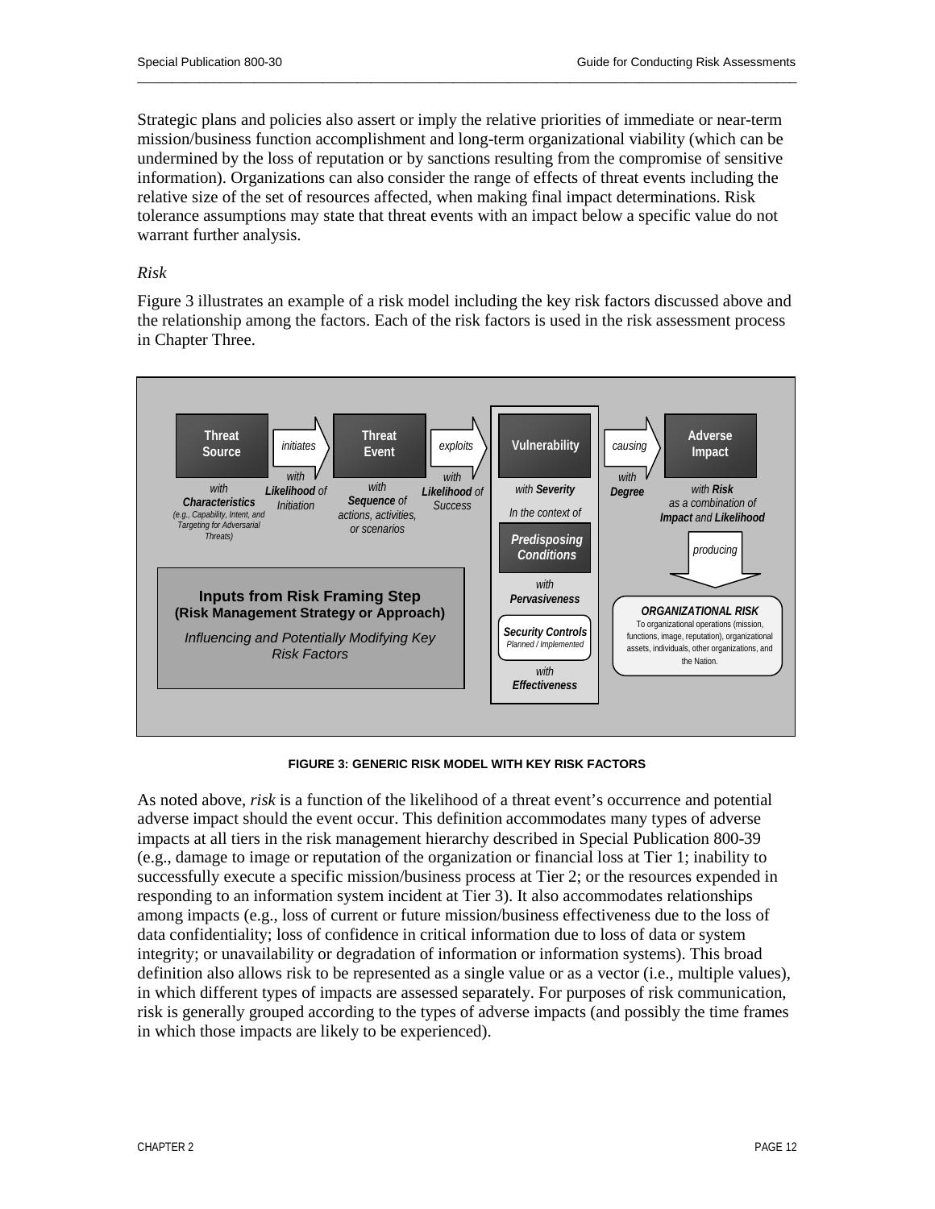Strategic plans and policies also assert or imply the relative priorities of immediate or near-term mission/business function accomplishment and long-term organizational viability (which can be undermined by the loss of reputation or by sanctions resulting from the compromise of sensitive information). Organizations can also consider the range of effects of threat events including the relative size of the set of resources affected, when making final impact determinations. Risk tolerance assumptions may state that threat events with an impact below a specific value do not warrant further analysis.

*Risk*

Figure 3 illustrates an example of a risk model including the key risk factors discussed above and the relationship among the factors. Each of the risk factors is used in the risk assessment process in Chapter Three.

**FIGURE 3: GENERIC RISK MODEL WITH KEY RISK FACTORS**

As noted above, *risk* is a function of the likelihood of a threat event's occurrence and potential adverse impact should the event occur. This definition accommodates many types of adverse impacts at all tiers in the risk management hierarchy described in Special Publication 800-39 (e.g., damage to image or reputation of the organization or financial loss at Tier 1; inability to successfully execute a specific mission/business process at Tier 2; or the resources expended in responding to an information system incident at Tier 3). It also accommodates relationships among impacts (e.g., loss of current or future mission/business effectiveness due to the loss of data confidentiality; loss of confidence in critical information due to loss of data or system integrity; or unavailability or degradation of information or information systems). This broad definition also allows risk to be represented as a single value or as a vector (i.e., multiple values), in which different types of impacts are assessed separately. For purposes of risk communication, risk is generally grouped according to the types of adverse impacts (and possibly the time frames in which those impacts are likely to be experienced).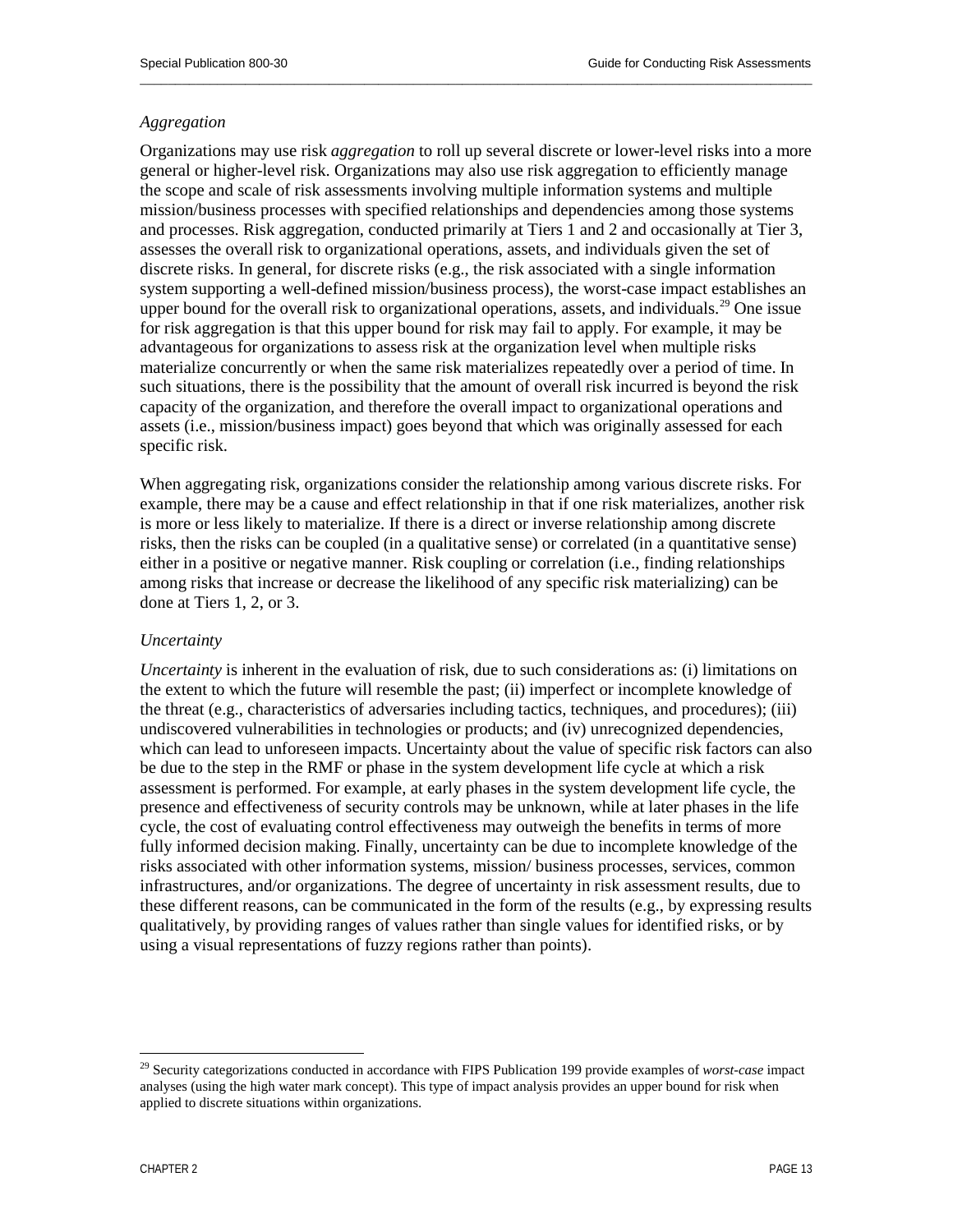*Aggregation*

Organizations may use risk *aggregation* to roll up several discrete or lower-level risks into a more general or higher-level risk. Organizations may also use risk aggregation to efficiently manage the scope and scale of risk assessments involving multiple information systems and multiple mission/business processes with specified relationships and dependencies among those systems and processes. Risk aggregation, conducted primarily at Tiers 1 and 2 and occasionally at Tier 3, assesses the overall risk to organizational operations, assets, and individuals given the set of discrete risks. In general, for discrete risks (e.g., the risk associated with a single information system supporting a well-defined mission/business process), the worst-case impact establishes an upper bound for the overall risk to organizational operations, assets, and individuals.[29] One issue for risk aggregation is that this upper bound for risk may fail to apply. For example, it may be advantageous for organizations to assess risk at the organization level when multiple risks materialize concurrently or when the same risk materializes repeatedly over a period of time. In such situations, there is the possibility that the amount of overall risk incurred is beyond the risk capacity of the organization, and therefore the overall impact to organizational operations and assets (i.e., mission/business impact) goes beyond that which was originally assessed for each specific risk.

When aggregating risk, organizations consider the relationship among various discrete risks. For example, there may be a cause and effect relationship in that if one risk materializes, another risk is more or less likely to materialize. If there is a direct or inverse relationship among discrete risks, then the risks can be coupled (in a qualitative sense) or correlated (in a quantitative sense) either in a positive or negative manner. Risk coupling or correlation (i.e., finding relationships among risks that increase or decrease the likelihood of any specific risk materializing) can be done at Tiers 1, 2, or 3.

*Uncertainty*

*Uncertainty* is inherent in the evaluation of risk, due to such considerations as: (i) limitations on the extent to which the future will resemble the past; (ii) imperfect or incomplete knowledge of the threat (e.g., characteristics of adversaries including tactics, techniques, and procedures); (iii) undiscovered vulnerabilities in technologies or products; and (iv) unrecognized dependencies, which can lead to unforeseen impacts. Uncertainty about the value of specific risk factors can also be due to the step in the RMF or phase in the system development life cycle at which a risk assessment is performed. For example, at early phases in the system development life cycle, the presence and effectiveness of security controls may be unknown, while at later phases in the life cycle, the cost of evaluating control effectiveness may outweigh the benefits in terms of more fully informed decision making. Finally, uncertainty can be due to incomplete knowledge of the risks associated with other information systems, mission/ business processes, services, common infrastructures, and/or organizations. The degree of uncertainty in risk assessment results, due to these different reasons, can be communicated in the form of the results (e.g., by expressing results qualitatively, by providing ranges of values rather than single values for identified risks, or by using a visual representations of fuzzy regions rather than points).

---

[29] Security categorizations conducted in accordance with FIPS Publication 199 provide examples of *worst-case* impact analyses (using the high water mark concept). This type of impact analysis provides an upper bound for risk when applied to discrete situations within organizations.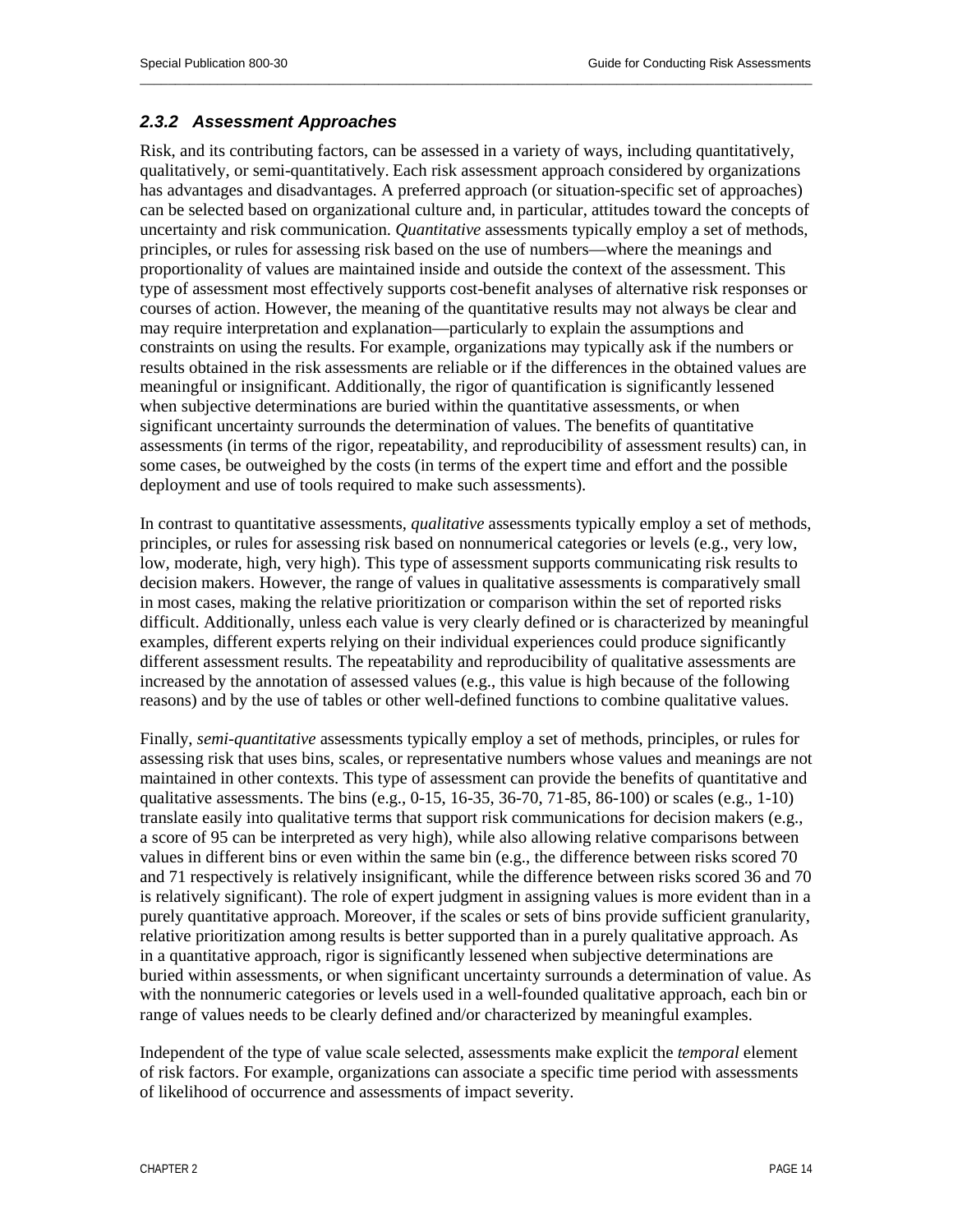### *2.3.2 Assessment Approaches*

Risk, and its contributing factors, can be assessed in a variety of ways, including quantitatively, qualitatively, or semi-quantitatively. Each risk assessment approach considered by organizations has advantages and disadvantages. A preferred approach (or situation-specific set of approaches) can be selected based on organizational culture and, in particular, attitudes toward the concepts of uncertainty and risk communication. *Quantitative* assessments typically employ a set of methods, principles, or rules for assessing risk based on the use of numbers—where the meanings and proportionality of values are maintained inside and outside the context of the assessment. This type of assessment most effectively supports cost-benefit analyses of alternative risk responses or courses of action. However, the meaning of the quantitative results may not always be clear and may require interpretation and explanation—particularly to explain the assumptions and constraints on using the results. For example, organizations may typically ask if the numbers or results obtained in the risk assessments are reliable or if the differences in the obtained values are meaningful or insignificant. Additionally, the rigor of quantification is significantly lessened when subjective determinations are buried within the quantitative assessments, or when significant uncertainty surrounds the determination of values. The benefits of quantitative assessments (in terms of the rigor, repeatability, and reproducibility of assessment results) can, in some cases, be outweighed by the costs (in terms of the expert time and effort and the possible deployment and use of tools required to make such assessments).

In contrast to quantitative assessments, *qualitative* assessments typically employ a set of methods, principles, or rules for assessing risk based on nonnumerical categories or levels (e.g., very low, low, moderate, high, very high). This type of assessment supports communicating risk results to decision makers. However, the range of values in qualitative assessments is comparatively small in most cases, making the relative prioritization or comparison within the set of reported risks difficult. Additionally, unless each value is very clearly defined or is characterized by meaningful examples, different experts relying on their individual experiences could produce significantly different assessment results. The repeatability and reproducibility of qualitative assessments are increased by the annotation of assessed values (e.g., this value is high because of the following reasons) and by the use of tables or other well-defined functions to combine qualitative values.

Finally, *semi-quantitative* assessments typically employ a set of methods, principles, or rules for assessing risk that uses bins, scales, or representative numbers whose values and meanings are not maintained in other contexts. This type of assessment can provide the benefits of quantitative and qualitative assessments. The bins (e.g., 0-15, 16-35, 36-70, 71-85, 86-100) or scales (e.g., 1-10) translate easily into qualitative terms that support risk communications for decision makers (e.g., a score of 95 can be interpreted as very high), while also allowing relative comparisons between values in different bins or even within the same bin (e.g., the difference between risks scored 70 and 71 respectively is relatively insignificant, while the difference between risks scored 36 and 70 is relatively significant). The role of expert judgment in assigning values is more evident than in a purely quantitative approach. Moreover, if the scales or sets of bins provide sufficient granularity, relative prioritization among results is better supported than in a purely qualitative approach. As in a quantitative approach, rigor is significantly lessened when subjective determinations are buried within assessments, or when significant uncertainty surrounds a determination of value. As with the nonnumeric categories or levels used in a well-founded qualitative approach, each bin or range of values needs to be clearly defined and/or characterized by meaningful examples.

Independent of the type of value scale selected, assessments make explicit the *temporal* element of risk factors. For example, organizations can associate a specific time period with assessments of likelihood of occurrence and assessments of impact severity.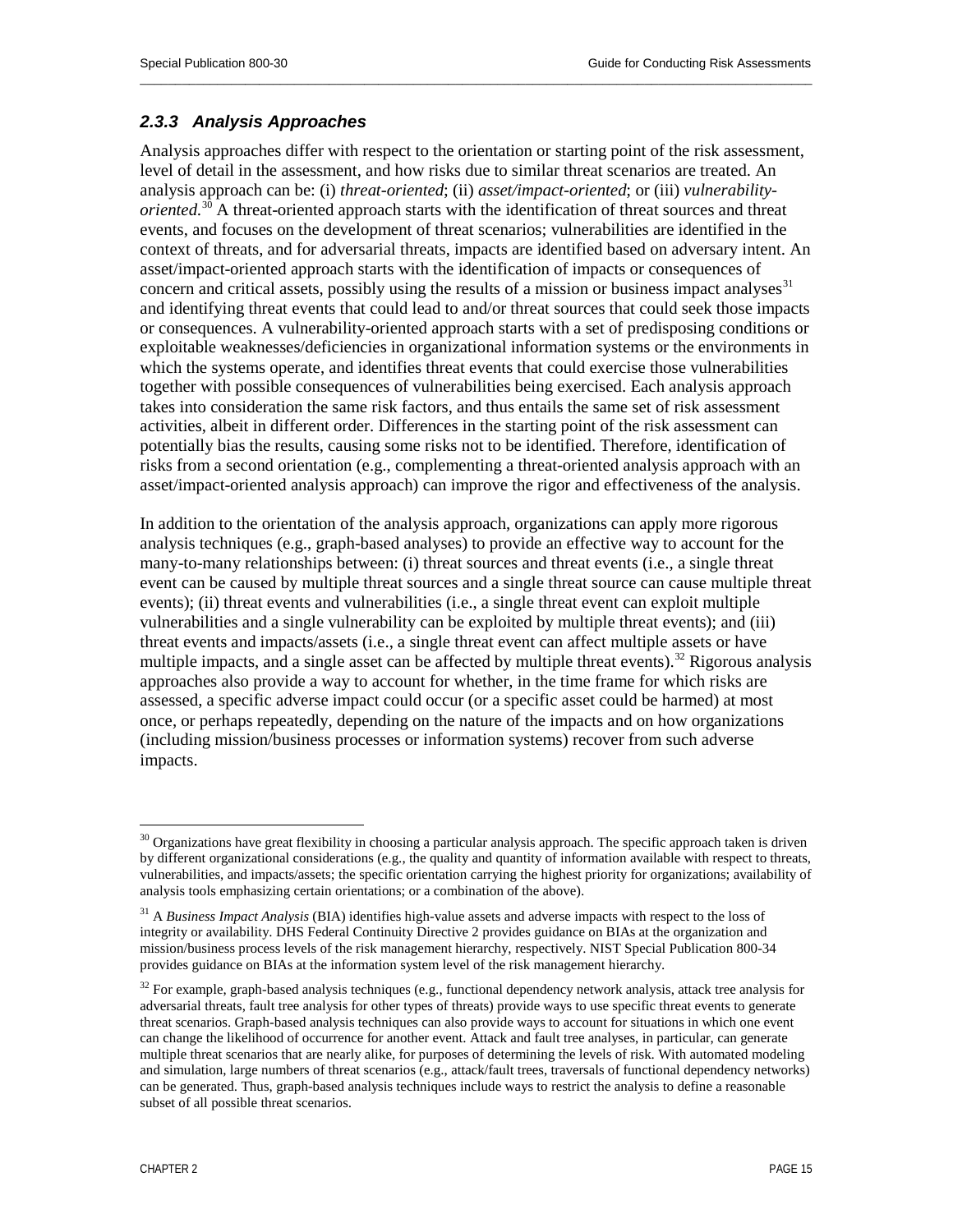### *2.3.3 Analysis Approaches*

Analysis approaches differ with respect to the orientation or starting point of the risk assessment, level of detail in the assessment, and how risks due to similar threat scenarios are treated. An analysis approach can be: (i) *threat-oriented*; (ii) *asset/impact-oriented*; or (iii) *vulnerability-oriented*.[30] A threat-oriented approach starts with the identification of threat sources and threat events, and focuses on the development of threat scenarios; vulnerabilities are identified in the context of threats, and for adversarial threats, impacts are identified based on adversary intent. An asset/impact-oriented approach starts with the identification of impacts or consequences of concern and critical assets, possibly using the results of a mission or business impact analyses[31] and identifying threat events that could lead to and/or threat sources that could seek those impacts or consequences. A vulnerability-oriented approach starts with a set of predisposing conditions or exploitable weaknesses/deficiencies in organizational information systems or the environments in which the systems operate, and identifies threat events that could exercise those vulnerabilities together with possible consequences of vulnerabilities being exercised. Each analysis approach takes into consideration the same risk factors, and thus entails the same set of risk assessment activities, albeit in different order. Differences in the starting point of the risk assessment can potentially bias the results, causing some risks not to be identified. Therefore, identification of risks from a second orientation (e.g., complementing a threat-oriented analysis approach with an asset/impact-oriented analysis approach) can improve the rigor and effectiveness of the analysis.

In addition to the orientation of the analysis approach, organizations can apply more rigorous analysis techniques (e.g., graph-based analyses) to provide an effective way to account for the many-to-many relationships between: (i) threat sources and threat events (i.e., a single threat event can be caused by multiple threat sources and a single threat source can cause multiple threat events); (ii) threat events and vulnerabilities (i.e., a single threat event can exploit multiple vulnerabilities and a single vulnerability can be exploited by multiple threat events); and (iii) threat events and impacts/assets (i.e., a single threat event can affect multiple assets or have multiple impacts, and a single asset can be affected by multiple threat events).[32] Rigorous analysis approaches also provide a way to account for whether, in the time frame for which risks are assessed, a specific adverse impact could occur (or a specific asset could be harmed) at most once, or perhaps repeatedly, depending on the nature of the impacts and on how organizations (including mission/business processes or information systems) recover from such adverse impacts.

---

[30] Organizations have great flexibility in choosing a particular analysis approach. The specific approach taken is driven by different organizational considerations (e.g., the quality and quantity of information available with respect to threats, vulnerabilities, and impacts/assets; the specific orientation carrying the highest priority for organizations; availability of analysis tools emphasizing certain orientations; or a combination of the above).

[31] A *Business Impact Analysis* (BIA) identifies high-value assets and adverse impacts with respect to the loss of integrity or availability. DHS Federal Continuity Directive 2 provides guidance on BIAs at the organization and mission/business process levels of the risk management hierarchy, respectively. NIST Special Publication 800-34 provides guidance on BIAs at the information system level of the risk management hierarchy.

[32] For example, graph-based analysis techniques (e.g., functional dependency network analysis, attack tree analysis for adversarial threats, fault tree analysis for other types of threats) provide ways to use specific threat events to generate threat scenarios. Graph-based analysis techniques can also provide ways to account for situations in which one event can change the likelihood of occurrence for another event. Attack and fault tree analyses, in particular, can generate multiple threat scenarios that are nearly alike, for purposes of determining the levels of risk. With automated modeling and simulation, large numbers of threat scenarios (e.g., attack/fault trees, traversals of functional dependency networks) can be generated. Thus, graph-based analysis techniques include ways to restrict the analysis to define a reasonable subset of all possible threat scenarios.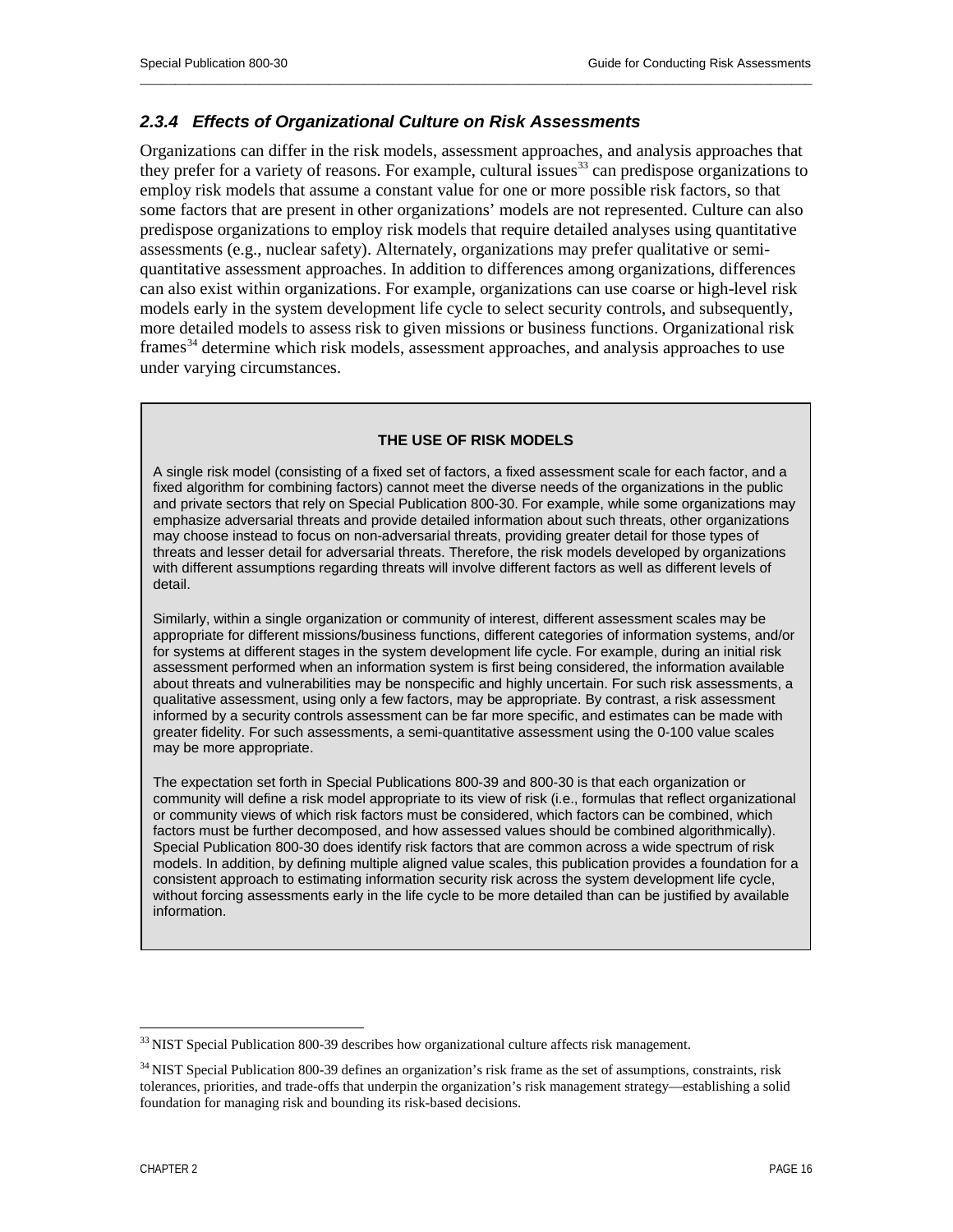### *2.3.4 Effects of Organizational Culture on Risk Assessments*

Organizations can differ in the risk models, assessment approaches, and analysis approaches that they prefer for a variety of reasons. For example, cultural issues[33] can predispose organizations to employ risk models that assume a constant value for one or more possible risk factors, so that some factors that are present in other organizations' models are not represented. Culture can also predispose organizations to employ risk models that require detailed analyses using quantitative assessments (e.g., nuclear safety). Alternately, organizations may prefer qualitative or semi-quantitative assessment approaches. In addition to differences among organizations, differences can also exist within organizations. For example, organizations can use coarse or high-level risk models early in the system development life cycle to select security controls, and subsequently, more detailed models to assess risk to given missions or business functions. Organizational risk frames[34] determine which risk models, assessment approaches, and analysis approaches to use under varying circumstances.

**THE USE OF RISK MODELS**

A single risk model (consisting of a fixed set of factors, a fixed assessment scale for each factor, and a fixed algorithm for combining factors) cannot meet the diverse needs of the organizations in the public and private sectors that rely on Special Publication 800-30. For example, while some organizations may emphasize adversarial threats and provide detailed information about such threats, other organizations may choose instead to focus on non-adversarial threats, providing greater detail for those types of threats and lesser detail for adversarial threats. Therefore, the risk models developed by organizations with different assumptions regarding threats will involve different factors as well as different levels of detail.

Similarly, within a single organization or community of interest, different assessment scales may be appropriate for different missions/business functions, different categories of information systems, and/or for systems at different stages in the system development life cycle. For example, during an initial risk assessment performed when an information system is first being considered, the information available about threats and vulnerabilities may be nonspecific and highly uncertain. For such risk assessments, a qualitative assessment, using only a few factors, may be appropriate. By contrast, a risk assessment informed by a security controls assessment can be far more specific, and estimates can be made with greater fidelity. For such assessments, a semi-quantitative assessment using the 0-100 value scales may be more appropriate.

The expectation set forth in Special Publications 800-39 and 800-30 is that each organization or community will define a risk model appropriate to its view of risk (i.e., formulas that reflect organizational or community views of which risk factors must be considered, which factors can be combined, which factors must be further decomposed, and how assessed values should be combined algorithmically). Special Publication 800-30 does identify risk factors that are common across a wide spectrum of risk models. In addition, by defining multiple aligned value scales, this publication provides a foundation for a consistent approach to estimating information security risk across the system development life cycle, without forcing assessments early in the life cycle to be more detailed than can be justified by available information.

---

[33] NIST Special Publication 800-39 describes how organizational culture affects risk management.

[34] NIST Special Publication 800-39 defines an organization's risk frame as the set of assumptions, constraints, risk tolerances, priorities, and trade-offs that underpin the organization's risk management strategy—establishing a solid foundation for managing risk and bounding its risk-based decisions.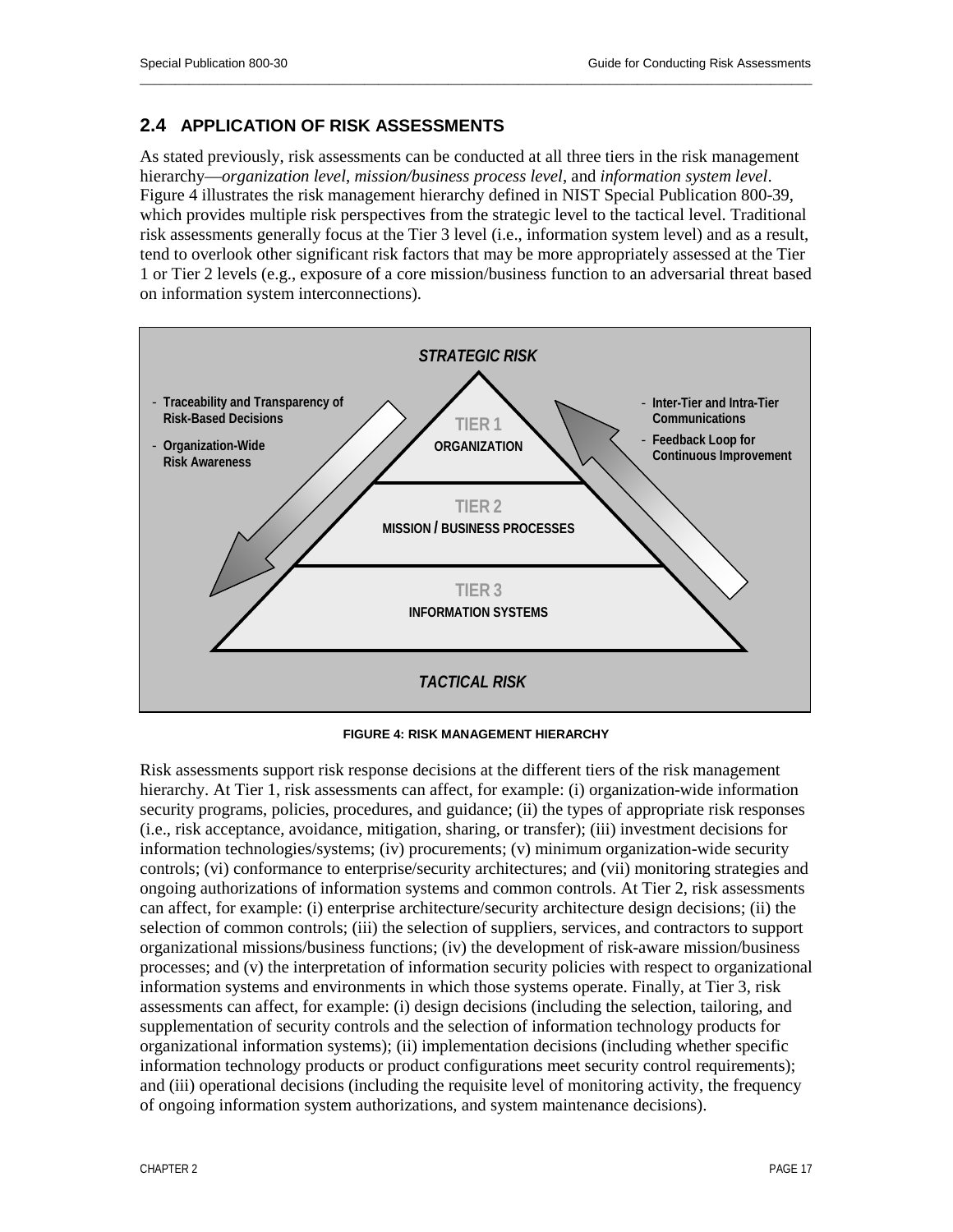## 2.4 APPLICATION OF RISK ASSESSMENTS

As stated previously, risk assessments can be conducted at all three tiers in the risk management hierarchy—*organization level*, *mission/business process level*, and *information system level*. Figure 4 illustrates the risk management hierarchy defined in NIST Special Publication 800-39, which provides multiple risk perspectives from the strategic level to the tactical level. Traditional risk assessments generally focus at the Tier 3 level (i.e., information system level) and as a result, tend to overlook other significant risk factors that may be more appropriately assessed at the Tier 1 or Tier 2 levels (e.g., exposure of a core mission/business function to an adversarial threat based on information system interconnections).

**FIGURE 4: RISK MANAGEMENT HIERARCHY**

Risk assessments support risk response decisions at the different tiers of the risk management hierarchy. At Tier 1, risk assessments can affect, for example: (i) organization-wide information security programs, policies, procedures, and guidance; (ii) the types of appropriate risk responses (i.e., risk acceptance, avoidance, mitigation, sharing, or transfer); (iii) investment decisions for information technologies/systems; (iv) procurements; (v) minimum organization-wide security controls; (vi) conformance to enterprise/security architectures; and (vii) monitoring strategies and ongoing authorizations of information systems and common controls. At Tier 2, risk assessments can affect, for example: (i) enterprise architecture/security architecture design decisions; (ii) the selection of common controls; (iii) the selection of suppliers, services, and contractors to support organizational missions/business functions; (iv) the development of risk-aware mission/business processes; and (v) the interpretation of information security policies with respect to organizational information systems and environments in which those systems operate. Finally, at Tier 3, risk assessments can affect, for example: (i) design decisions (including the selection, tailoring, and supplementation of security controls and the selection of information technology products for organizational information systems); (ii) implementation decisions (including whether specific information technology products or product configurations meet security control requirements); and (iii) operational decisions (including the requisite level of monitoring activity, the frequency of ongoing information system authorizations, and system maintenance decisions).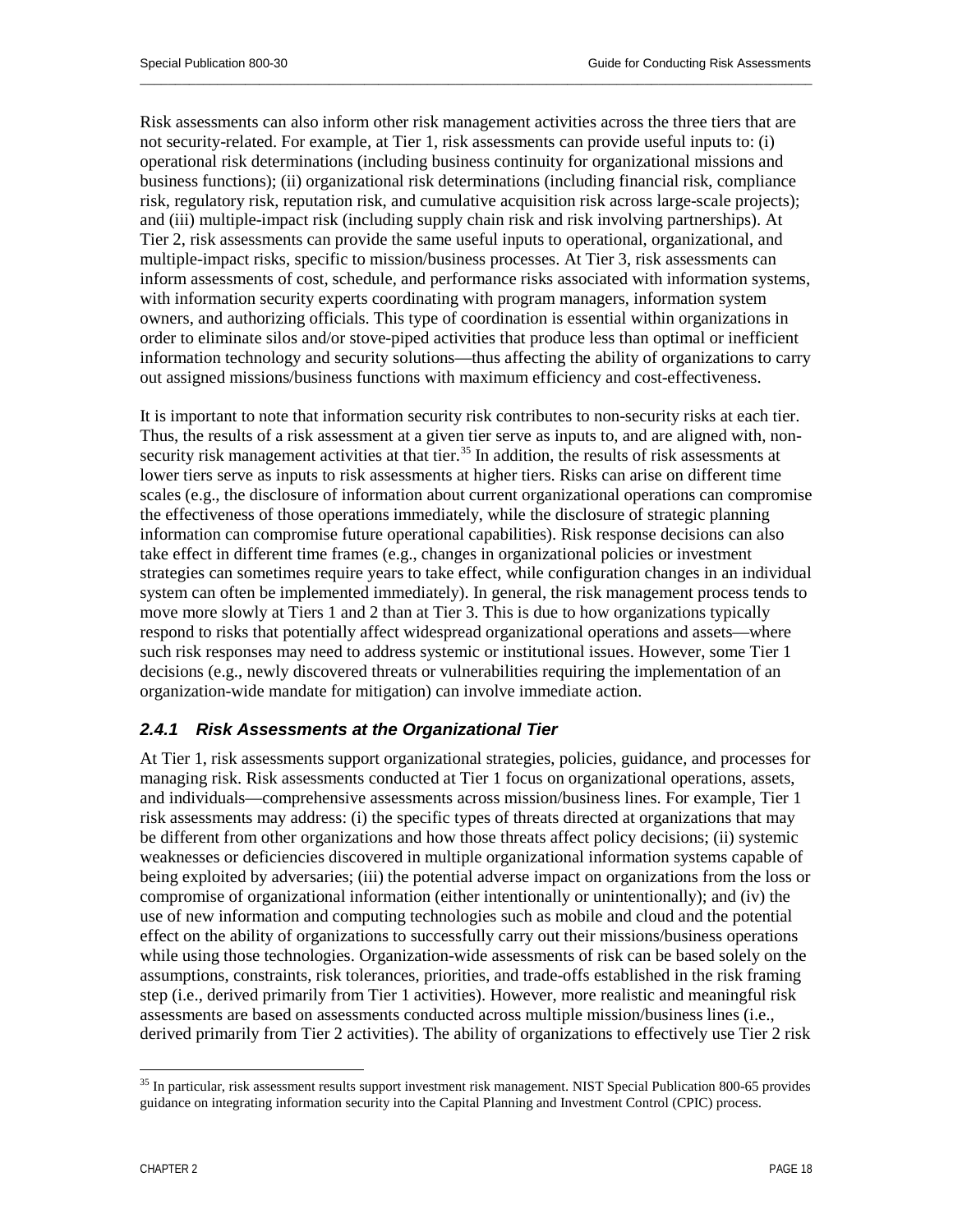Risk assessments can also inform other risk management activities across the three tiers that are not security-related. For example, at Tier 1, risk assessments can provide useful inputs to: (i) operational risk determinations (including business continuity for organizational missions and business functions); (ii) organizational risk determinations (including financial risk, compliance risk, regulatory risk, reputation risk, and cumulative acquisition risk across large-scale projects); and (iii) multiple-impact risk (including supply chain risk and risk involving partnerships). At Tier 2, risk assessments can provide the same useful inputs to operational, organizational, and multiple-impact risks, specific to mission/business processes. At Tier 3, risk assessments can inform assessments of cost, schedule, and performance risks associated with information systems, with information security experts coordinating with program managers, information system owners, and authorizing officials. This type of coordination is essential within organizations in order to eliminate silos and/or stove-piped activities that produce less than optimal or inefficient information technology and security solutions—thus affecting the ability of organizations to carry out assigned missions/business functions with maximum efficiency and cost-effectiveness.

It is important to note that information security risk contributes to non-security risks at each tier. Thus, the results of a risk assessment at a given tier serve as inputs to, and are aligned with, non-security risk management activities at that tier.[35] In addition, the results of risk assessments at lower tiers serve as inputs to risk assessments at higher tiers. Risks can arise on different time scales (e.g., the disclosure of information about current organizational operations can compromise the effectiveness of those operations immediately, while the disclosure of strategic planning information can compromise future operational capabilities). Risk response decisions can also take effect in different time frames (e.g., changes in organizational policies or investment strategies can sometimes require years to take effect, while configuration changes in an individual system can often be implemented immediately). In general, the risk management process tends to move more slowly at Tiers 1 and 2 than at Tier 3. This is due to how organizations typically respond to risks that potentially affect widespread organizational operations and assets—where such risk responses may need to address systemic or institutional issues. However, some Tier 1 decisions (e.g., newly discovered threats or vulnerabilities requiring the implementation of an organization-wide mandate for mitigation) can involve immediate action.

### *2.4.1 Risk Assessments at the Organizational Tier*

At Tier 1, risk assessments support organizational strategies, policies, guidance, and processes for managing risk. Risk assessments conducted at Tier 1 focus on organizational operations, assets, and individuals—comprehensive assessments across mission/business lines. For example, Tier 1 risk assessments may address: (i) the specific types of threats directed at organizations that may be different from other organizations and how those threats affect policy decisions; (ii) systemic weaknesses or deficiencies discovered in multiple organizational information systems capable of being exploited by adversaries; (iii) the potential adverse impact on organizations from the loss or compromise of organizational information (either intentionally or unintentionally); and (iv) the use of new information and computing technologies such as mobile and cloud and the potential effect on the ability of organizations to successfully carry out their missions/business operations while using those technologies. Organization-wide assessments of risk can be based solely on the assumptions, constraints, risk tolerances, priorities, and trade-offs established in the risk framing step (i.e., derived primarily from Tier 1 activities). However, more realistic and meaningful risk assessments are based on assessments conducted across multiple mission/business lines (i.e., derived primarily from Tier 2 activities). The ability of organizations to effectively use Tier 2 risk

---

[35] In particular, risk assessment results support investment risk management. NIST Special Publication 800-65 provides guidance on integrating information security into the Capital Planning and Investment Control (CPIC) process.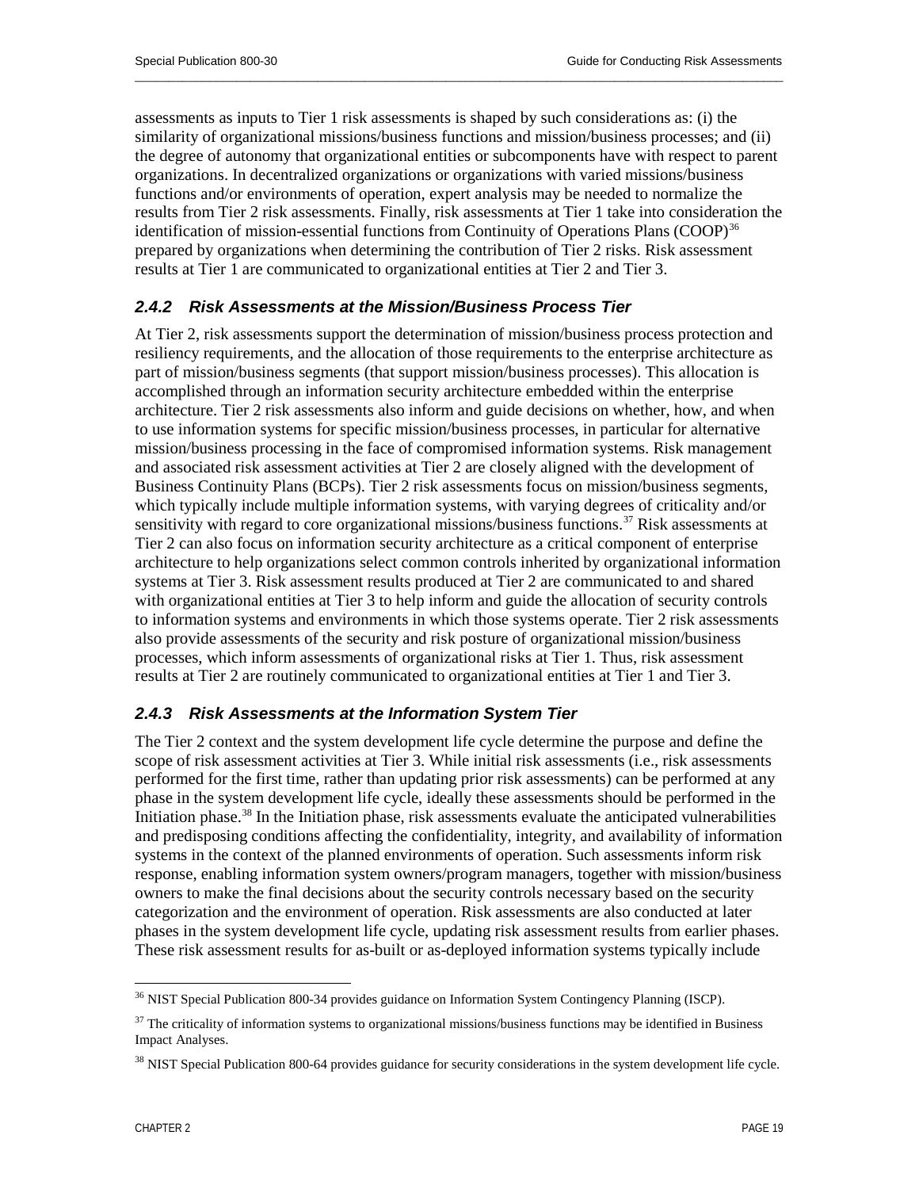assessments as inputs to Tier 1 risk assessments is shaped by such considerations as: (i) the similarity of organizational missions/business functions and mission/business processes; and (ii) the degree of autonomy that organizational entities or subcomponents have with respect to parent organizations. In decentralized organizations or organizations with varied missions/business functions and/or environments of operation, expert analysis may be needed to normalize the results from Tier 2 risk assessments. Finally, risk assessments at Tier 1 take into consideration the identification of mission-essential functions from Continuity of Operations Plans (COOP)[36] prepared by organizations when determining the contribution of Tier 2 risks. Risk assessment results at Tier 1 are communicated to organizational entities at Tier 2 and Tier 3.

### *2.4.2 Risk Assessments at the Mission/Business Process Tier*

At Tier 2, risk assessments support the determination of mission/business process protection and resiliency requirements, and the allocation of those requirements to the enterprise architecture as part of mission/business segments (that support mission/business processes). This allocation is accomplished through an information security architecture embedded within the enterprise architecture. Tier 2 risk assessments also inform and guide decisions on whether, how, and when to use information systems for specific mission/business processes, in particular for alternative mission/business processing in the face of compromised information systems. Risk management and associated risk assessment activities at Tier 2 are closely aligned with the development of Business Continuity Plans (BCPs). Tier 2 risk assessments focus on mission/business segments, which typically include multiple information systems, with varying degrees of criticality and/or sensitivity with regard to core organizational missions/business functions.[37] Risk assessments at Tier 2 can also focus on information security architecture as a critical component of enterprise architecture to help organizations select common controls inherited by organizational information systems at Tier 3. Risk assessment results produced at Tier 2 are communicated to and shared with organizational entities at Tier 3 to help inform and guide the allocation of security controls to information systems and environments in which those systems operate. Tier 2 risk assessments also provide assessments of the security and risk posture of organizational mission/business processes, which inform assessments of organizational risks at Tier 1. Thus, risk assessment results at Tier 2 are routinely communicated to organizational entities at Tier 1 and Tier 3.

### *2.4.3 Risk Assessments at the Information System Tier*

The Tier 2 context and the system development life cycle determine the purpose and define the scope of risk assessment activities at Tier 3. While initial risk assessments (i.e., risk assessments performed for the first time, rather than updating prior risk assessments) can be performed at any phase in the system development life cycle, ideally these assessments should be performed in the Initiation phase.[38] In the Initiation phase, risk assessments evaluate the anticipated vulnerabilities and predisposing conditions affecting the confidentiality, integrity, and availability of information systems in the context of the planned environments of operation. Such assessments inform risk response, enabling information system owners/program managers, together with mission/business owners to make the final decisions about the security controls necessary based on the security categorization and the environment of operation. Risk assessments are also conducted at later phases in the system development life cycle, updating risk assessment results from earlier phases. These risk assessment results for as-built or as-deployed information systems typically include

---

[36] NIST Special Publication 800-34 provides guidance on Information System Contingency Planning (ISCP).

[37] The criticality of information systems to organizational missions/business functions may be identified in Business Impact Analyses.

[38] NIST Special Publication 800-64 provides guidance for security considerations in the system development life cycle.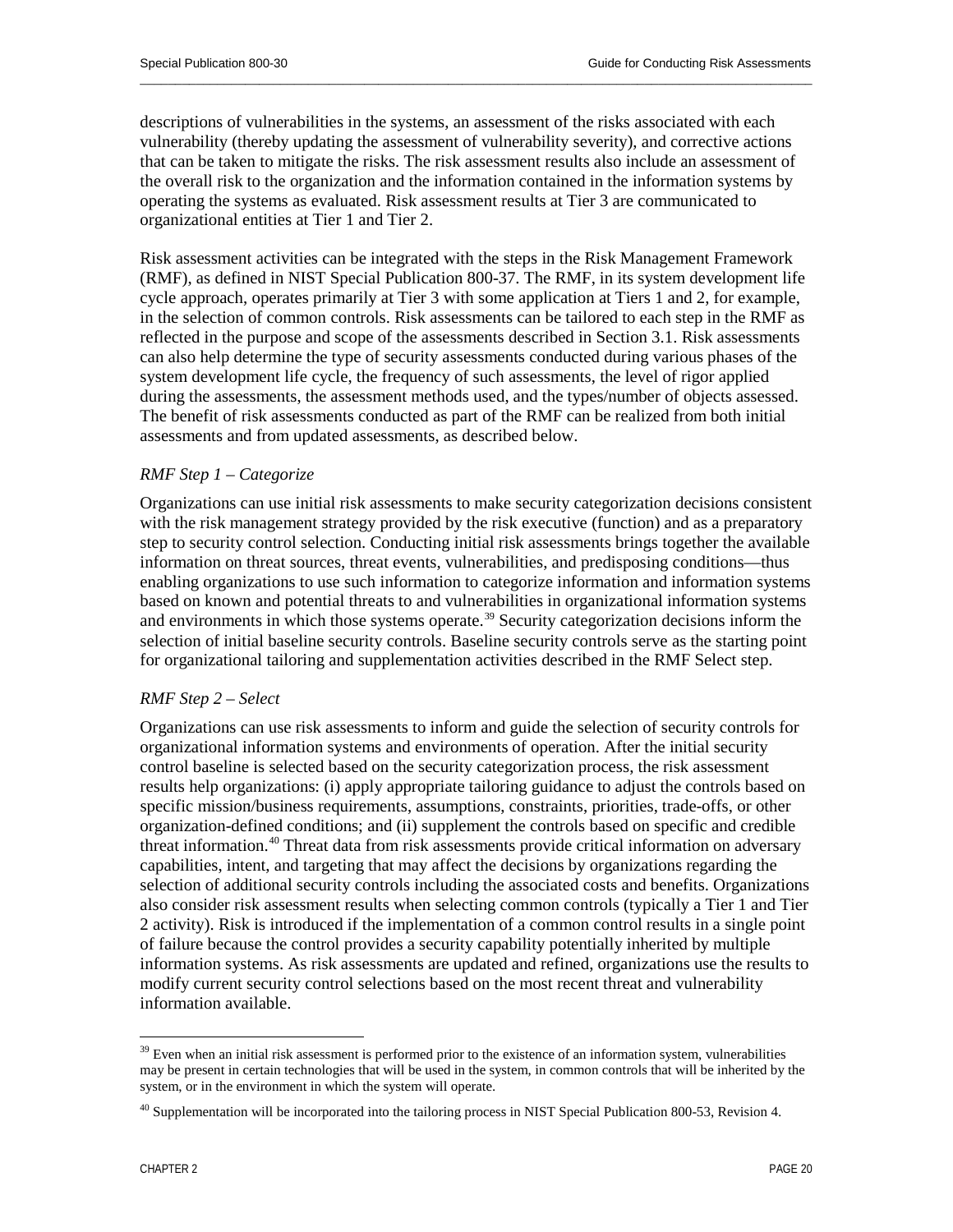descriptions of vulnerabilities in the systems, an assessment of the risks associated with each vulnerability (thereby updating the assessment of vulnerability severity), and corrective actions that can be taken to mitigate the risks. The risk assessment results also include an assessment of the overall risk to the organization and the information contained in the information systems by operating the systems as evaluated. Risk assessment results at Tier 3 are communicated to organizational entities at Tier 1 and Tier 2.

Risk assessment activities can be integrated with the steps in the Risk Management Framework (RMF), as defined in NIST Special Publication 800-37. The RMF, in its system development life cycle approach, operates primarily at Tier 3 with some application at Tiers 1 and 2, for example, in the selection of common controls. Risk assessments can be tailored to each step in the RMF as reflected in the purpose and scope of the assessments described in Section 3.1. Risk assessments can also help determine the type of security assessments conducted during various phases of the system development life cycle, the frequency of such assessments, the level of rigor applied during the assessments, the assessment methods used, and the types/number of objects assessed. The benefit of risk assessments conducted as part of the RMF can be realized from both initial assessments and from updated assessments, as described below.

*RMF Step 1 – Categorize*

Organizations can use initial risk assessments to make security categorization decisions consistent with the risk management strategy provided by the risk executive (function) and as a preparatory step to security control selection. Conducting initial risk assessments brings together the available information on threat sources, threat events, vulnerabilities, and predisposing conditions—thus enabling organizations to use such information to categorize information and information systems based on known and potential threats to and vulnerabilities in organizational information systems and environments in which those systems operate.[39] Security categorization decisions inform the selection of initial baseline security controls. Baseline security controls serve as the starting point for organizational tailoring and supplementation activities described in the RMF Select step.

*RMF Step 2 – Select*

Organizations can use risk assessments to inform and guide the selection of security controls for organizational information systems and environments of operation. After the initial security control baseline is selected based on the security categorization process, the risk assessment results help organizations: (i) apply appropriate tailoring guidance to adjust the controls based on specific mission/business requirements, assumptions, constraints, priorities, trade-offs, or other organization-defined conditions; and (ii) supplement the controls based on specific and credible threat information.[40] Threat data from risk assessments provide critical information on adversary capabilities, intent, and targeting that may affect the decisions by organizations regarding the selection of additional security controls including the associated costs and benefits. Organizations also consider risk assessment results when selecting common controls (typically a Tier 1 and Tier 2 activity). Risk is introduced if the implementation of a common control results in a single point of failure because the control provides a security capability potentially inherited by multiple information systems. As risk assessments are updated and refined, organizations use the results to modify current security control selections based on the most recent threat and vulnerability information available.

---

[39] Even when an initial risk assessment is performed prior to the existence of an information system, vulnerabilities may be present in certain technologies that will be used in the system, in common controls that will be inherited by the system, or in the environment in which the system will operate.

[40] Supplementation will be incorporated into the tailoring process in NIST Special Publication 800-53, Revision 4.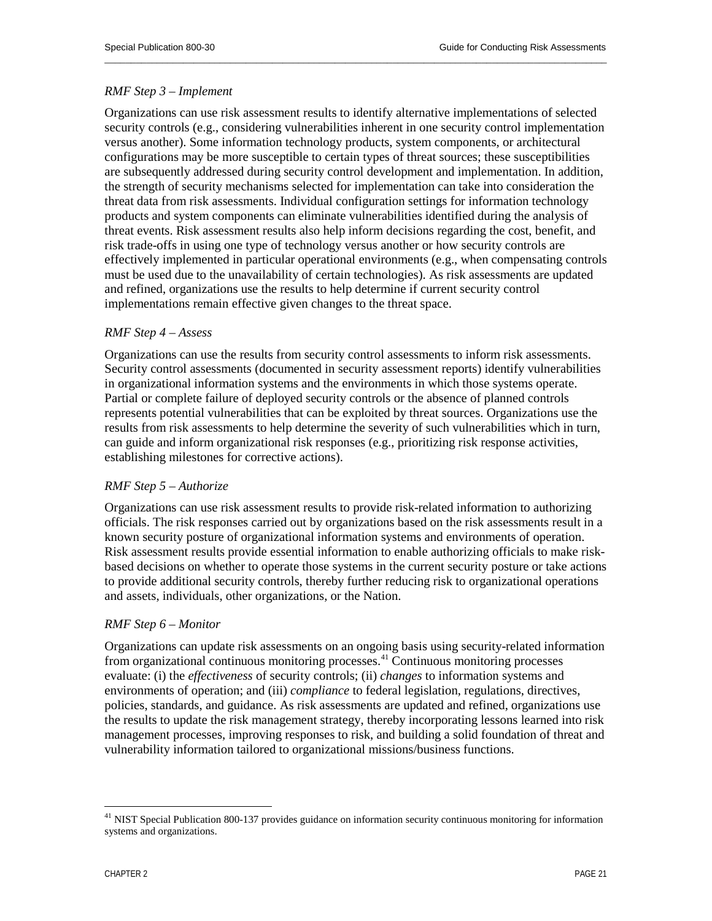*RMF Step 3 – Implement*

Organizations can use risk assessment results to identify alternative implementations of selected security controls (e.g., considering vulnerabilities inherent in one security control implementation versus another). Some information technology products, system components, or architectural configurations may be more susceptible to certain types of threat sources; these susceptibilities are subsequently addressed during security control development and implementation. In addition, the strength of security mechanisms selected for implementation can take into consideration the threat data from risk assessments. Individual configuration settings for information technology products and system components can eliminate vulnerabilities identified during the analysis of threat events. Risk assessment results also help inform decisions regarding the cost, benefit, and risk trade-offs in using one type of technology versus another or how security controls are effectively implemented in particular operational environments (e.g., when compensating controls must be used due to the unavailability of certain technologies). As risk assessments are updated and refined, organizations use the results to help determine if current security control implementations remain effective given changes to the threat space.

*RMF Step 4 – Assess*

Organizations can use the results from security control assessments to inform risk assessments. Security control assessments (documented in security assessment reports) identify vulnerabilities in organizational information systems and the environments in which those systems operate. Partial or complete failure of deployed security controls or the absence of planned controls represents potential vulnerabilities that can be exploited by threat sources. Organizations use the results from risk assessments to help determine the severity of such vulnerabilities which in turn, can guide and inform organizational risk responses (e.g., prioritizing risk response activities, establishing milestones for corrective actions).

*RMF Step 5 – Authorize*

Organizations can use risk assessment results to provide risk-related information to authorizing officials. The risk responses carried out by organizations based on the risk assessments result in a known security posture of organizational information systems and environments of operation. Risk assessment results provide essential information to enable authorizing officials to make risk-based decisions on whether to operate those systems in the current security posture or take actions to provide additional security controls, thereby further reducing risk to organizational operations and assets, individuals, other organizations, or the Nation.

*RMF Step 6 – Monitor*

Organizations can update risk assessments on an ongoing basis using security-related information from organizational continuous monitoring processes.[41] Continuous monitoring processes evaluate: (i) the *effectiveness* of security controls; (ii) *changes* to information systems and environments of operation; and (iii) *compliance* to federal legislation, regulations, directives, policies, standards, and guidance. As risk assessments are updated and refined, organizations use the results to update the risk management strategy, thereby incorporating lessons learned into risk management processes, improving responses to risk, and building a solid foundation of threat and vulnerability information tailored to organizational missions/business functions.

---

[41] NIST Special Publication 800-137 provides guidance on information security continuous monitoring for information systems and organizations.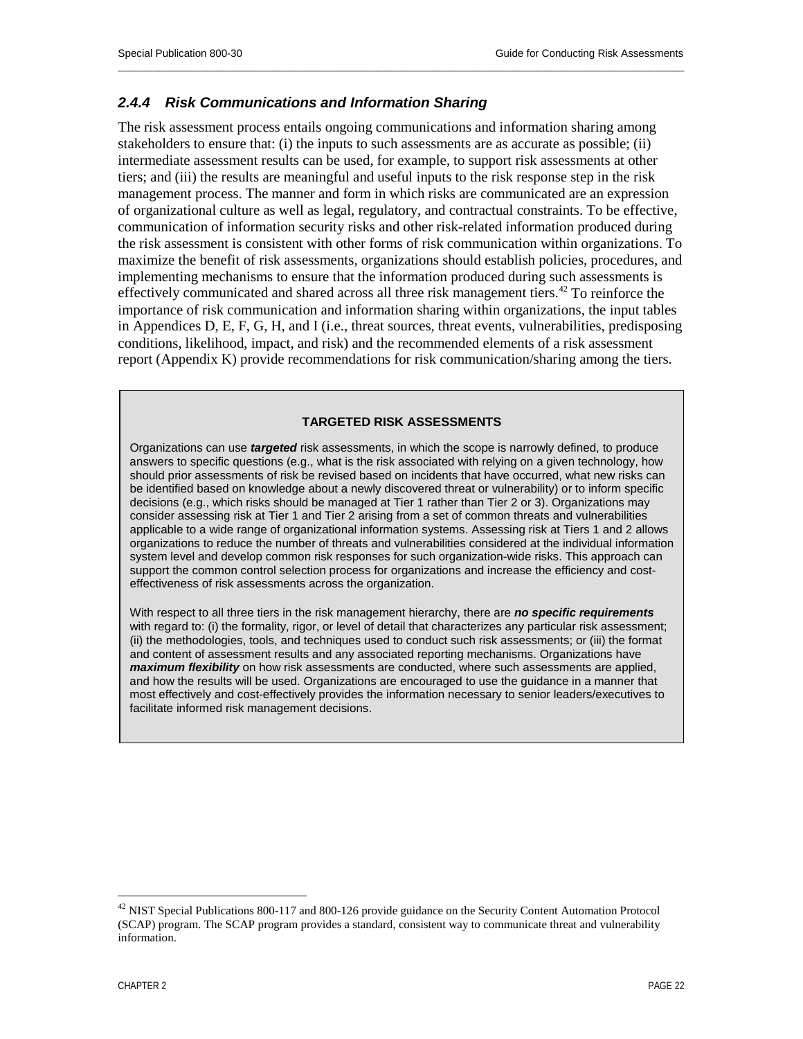### *2.4.4 Risk Communications and Information Sharing*

The risk assessment process entails ongoing communications and information sharing among stakeholders to ensure that: (i) the inputs to such assessments are as accurate as possible; (ii) intermediate assessment results can be used, for example, to support risk assessments at other tiers; and (iii) the results are meaningful and useful inputs to the risk response step in the risk management process. The manner and form in which risks are communicated are an expression of organizational culture as well as legal, regulatory, and contractual constraints. To be effective, communication of information security risks and other risk-related information produced during the risk assessment is consistent with other forms of risk communication within organizations. To maximize the benefit of risk assessments, organizations should establish policies, procedures, and implementing mechanisms to ensure that the information produced during such assessments is effectively communicated and shared across all three risk management tiers.[42] To reinforce the importance of risk communication and information sharing within organizations, the input tables in Appendices D, E, F, G, H, and I (i.e., threat sources, threat events, vulnerabilities, predisposing conditions, likelihood, impact, and risk) and the recommended elements of a risk assessment report (Appendix K) provide recommendations for risk communication/sharing among the tiers.

**TARGETED RISK ASSESSMENTS**

Organizations can use ***targeted*** risk assessments, in which the scope is narrowly defined, to produce answers to specific questions (e.g., what is the risk associated with relying on a given technology, how should prior assessments of risk be revised based on incidents that have occurred, what new risks can be identified based on knowledge about a newly discovered threat or vulnerability) or to inform specific decisions (e.g., which risks should be managed at Tier 1 rather than Tier 2 or 3). Organizations may consider assessing risk at Tier 1 and Tier 2 arising from a set of common threats and vulnerabilities applicable to a wide range of organizational information systems. Assessing risk at Tiers 1 and 2 allows organizations to reduce the number of threats and vulnerabilities considered at the individual information system level and develop common risk responses for such organization-wide risks. This approach can support the common control selection process for organizations and increase the efficiency and cost-effectiveness of risk assessments across the organization.

With respect to all three tiers in the risk management hierarchy, there are ***no specific requirements*** with regard to: (i) the formality, rigor, or level of detail that characterizes any particular risk assessment; (ii) the methodologies, tools, and techniques used to conduct such risk assessments; or (iii) the format and content of assessment results and any associated reporting mechanisms. Organizations have ***maximum flexibility*** on how risk assessments are conducted, where such assessments are applied, and how the results will be used. Organizations are encouraged to use the guidance in a manner that most effectively and cost-effectively provides the information necessary to senior leaders/executives to facilitate informed risk management decisions.

[42] NIST Special Publications 800-117 and 800-126 provide guidance on the Security Content Automation Protocol (SCAP) program. The SCAP program provides a standard, consistent way to communicate threat and vulnerability information.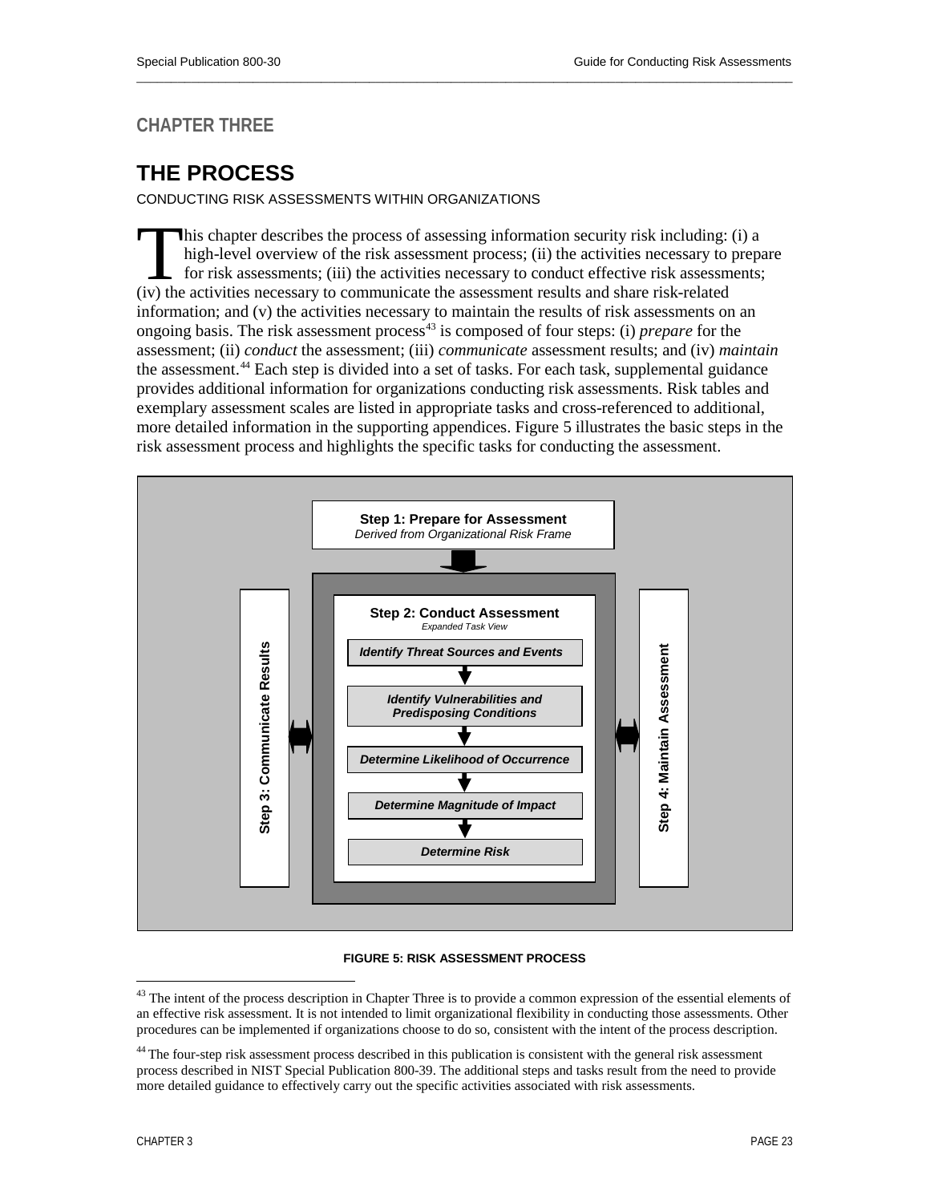# CHAPTER THREE

## THE PROCESS

CONDUCTING RISK ASSESSMENTS WITHIN ORGANIZATIONS

This chapter describes the process of assessing information security risk including: (i) a high-level overview of the risk assessment process; (ii) the activities necessary to prepare for risk assessments; (iii) the activities necessary to conduct effective risk assessments; (iv) the activities necessary to communicate the assessment results and share risk-related information; and (v) the activities necessary to maintain the results of risk assessments on an ongoing basis. The risk assessment process[43] is composed of four steps: (i) *prepare* for the assessment; (ii) *conduct* the assessment; (iii) *communicate* assessment results; and (iv) *maintain* the assessment.[44] Each step is divided into a set of tasks. For each task, supplemental guidance provides additional information for organizations conducting risk assessments. Risk tables and exemplary assessment scales are listed in appropriate tasks and cross-referenced to additional, more detailed information in the supporting appendices. Figure 5 illustrates the basic steps in the risk assessment process and highlights the specific tasks for conducting the assessment.

**Step 1: Prepare for Assessment**
*Derived from Organizational Risk Frame*

**Step 2: Conduct Assessment**
*Expanded Task View*

- *Identify Threat Sources and Events*
- *Identify Vulnerabilities and Predisposing Conditions*
- *Determine Likelihood of Occurrence*
- *Determine Magnitude of Impact*
- *Determine Risk*

**Step 3: Communicate Results**

**Step 4: Maintain Assessment**

**FIGURE 5: RISK ASSESSMENT PROCESS**

---

[43] The intent of the process description in Chapter Three is to provide a common expression of the essential elements of an effective risk assessment. It is not intended to limit organizational flexibility in conducting those assessments. Other procedures can be implemented if organizations choose to do so, consistent with the intent of the process description.

[44] The four-step risk assessment process described in this publication is consistent with the general risk assessment process described in NIST Special Publication 800-39. The additional steps and tasks result from the need to provide more detailed guidance to effectively carry out the specific activities associated with risk assessments.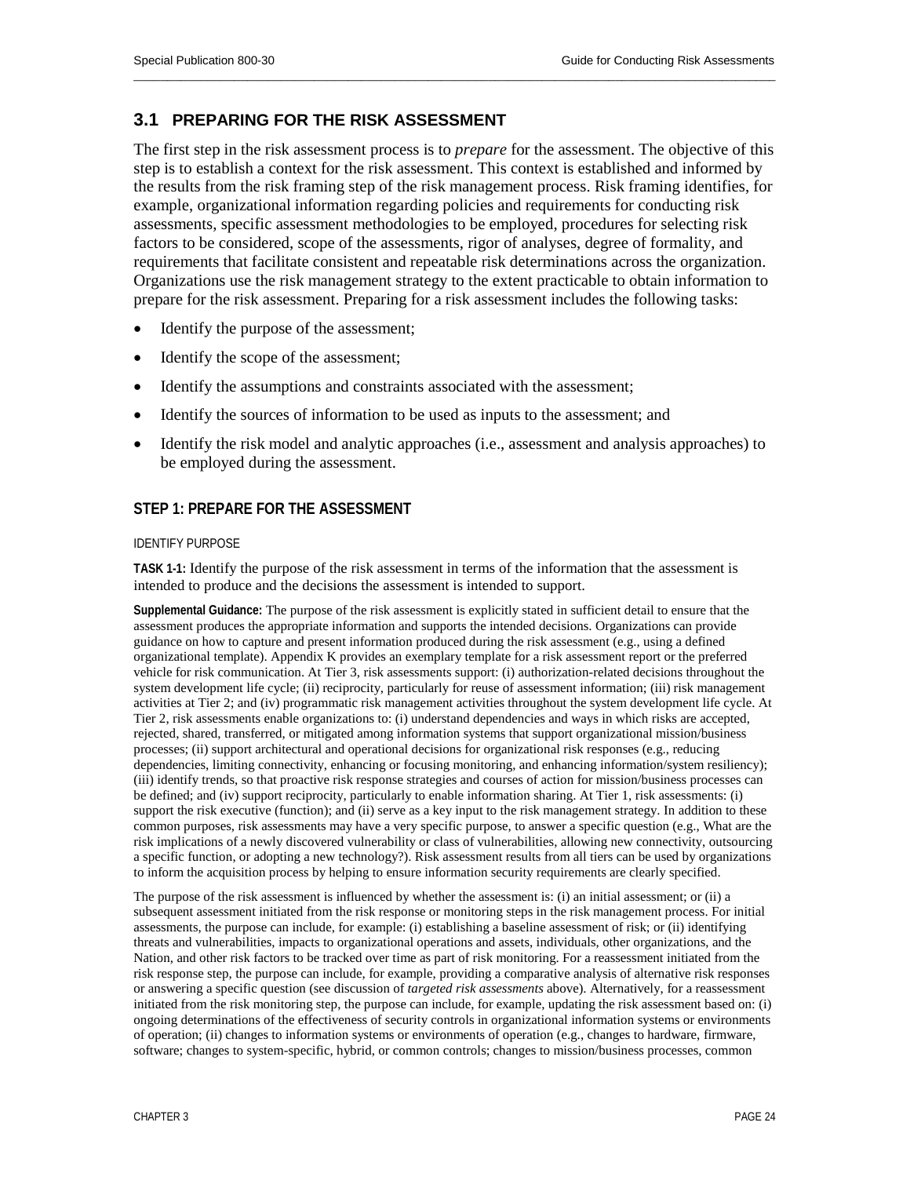## 3.1 PREPARING FOR THE RISK ASSESSMENT

The first step in the risk assessment process is to *prepare* for the assessment. The objective of this step is to establish a context for the risk assessment. This context is established and informed by the results from the risk framing step of the risk management process. Risk framing identifies, for example, organizational information regarding policies and requirements for conducting risk assessments, specific assessment methodologies to be employed, procedures for selecting risk factors to be considered, scope of the assessments, rigor of analyses, degree of formality, and requirements that facilitate consistent and repeatable risk determinations across the organization. Organizations use the risk management strategy to the extent practicable to obtain information to prepare for the risk assessment. Preparing for a risk assessment includes the following tasks:

- Identify the purpose of the assessment;
- Identify the scope of the assessment;
- Identify the assumptions and constraints associated with the assessment;
- Identify the sources of information to be used as inputs to the assessment; and
- Identify the risk model and analytic approaches (i.e., assessment and analysis approaches) to be employed during the assessment.

### STEP 1: PREPARE FOR THE ASSESSMENT

IDENTIFY PURPOSE

**TASK 1-1:** Identify the purpose of the risk assessment in terms of the information that the assessment is intended to produce and the decisions the assessment is intended to support.

**Supplemental Guidance:** The purpose of the risk assessment is explicitly stated in sufficient detail to ensure that the assessment produces the appropriate information and supports the intended decisions. Organizations can provide guidance on how to capture and present information produced during the risk assessment (e.g., using a defined organizational template). Appendix K provides an exemplary template for a risk assessment report or the preferred vehicle for risk communication. At Tier 3, risk assessments support: (i) authorization-related decisions throughout the system development life cycle; (ii) reciprocity, particularly for reuse of assessment information; (iii) risk management activities at Tier 2; and (iv) programmatic risk management activities throughout the system development life cycle. At Tier 2, risk assessments enable organizations to: (i) understand dependencies and ways in which risks are accepted, rejected, shared, transferred, or mitigated among information systems that support organizational mission/business processes; (ii) support architectural and operational decisions for organizational risk responses (e.g., reducing dependencies, limiting connectivity, enhancing or focusing monitoring, and enhancing information/system resiliency); (iii) identify trends, so that proactive risk response strategies and courses of action for mission/business processes can be defined; and (iv) support reciprocity, particularly to enable information sharing. At Tier 1, risk assessments: (i) support the risk executive (function); and (ii) serve as a key input to the risk management strategy. In addition to these common purposes, risk assessments may have a very specific purpose, to answer a specific question (e.g., What are the risk implications of a newly discovered vulnerability or class of vulnerabilities, allowing new connectivity, outsourcing a specific function, or adopting a new technology?). Risk assessment results from all tiers can be used by organizations to inform the acquisition process by helping to ensure information security requirements are clearly specified.

The purpose of the risk assessment is influenced by whether the assessment is: (i) an initial assessment; or (ii) a subsequent assessment initiated from the risk response or monitoring steps in the risk management process. For initial assessments, the purpose can include, for example: (i) establishing a baseline assessment of risk; or (ii) identifying threats and vulnerabilities, impacts to organizational operations and assets, individuals, other organizations, and the Nation, and other risk factors to be tracked over time as part of risk monitoring. For a reassessment initiated from the risk response step, the purpose can include, for example, providing a comparative analysis of alternative risk responses or answering a specific question (see discussion of *targeted risk assessments* above). Alternatively, for a reassessment initiated from the risk monitoring step, the purpose can include, for example, updating the risk assessment based on: (i) ongoing determinations of the effectiveness of security controls in organizational information systems or environments of operation; (ii) changes to information systems or environments of operation (e.g., changes to hardware, firmware, software; changes to system-specific, hybrid, or common controls; changes to mission/business processes, common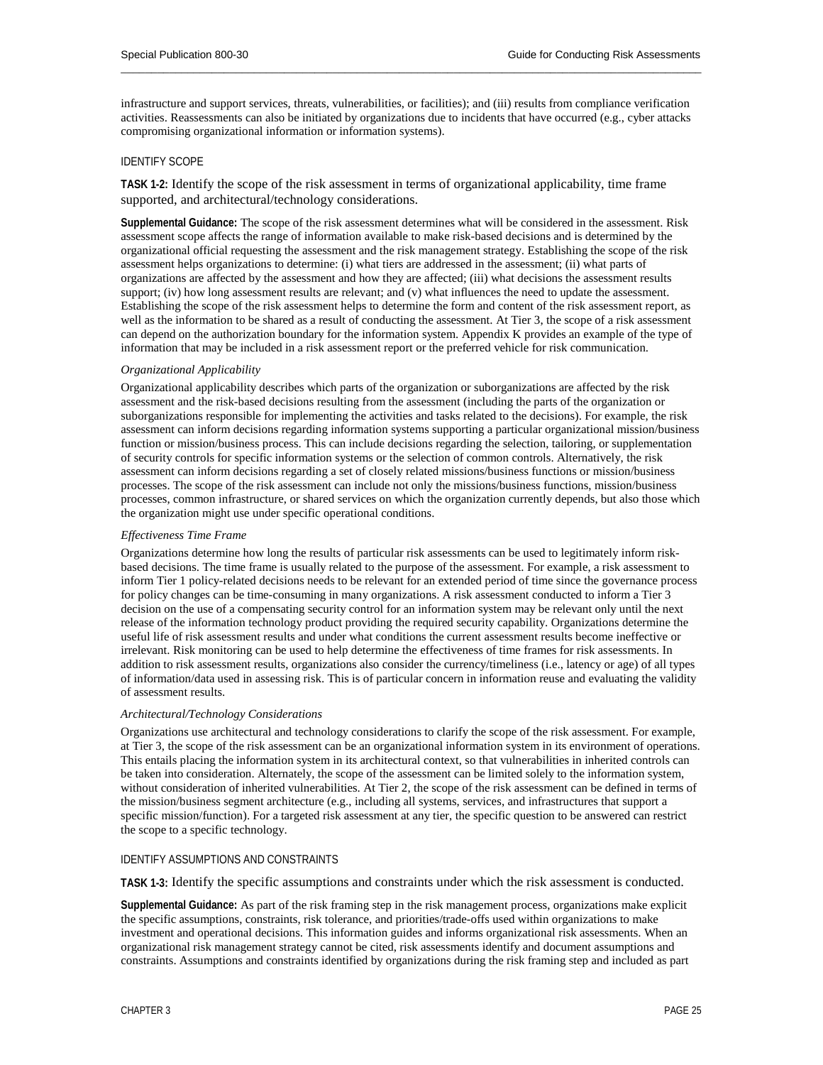infrastructure and support services, threats, vulnerabilities, or facilities); and (iii) results from compliance verification activities. Reassessments can also be initiated by organizations due to incidents that have occurred (e.g., cyber attacks compromising organizational information or information systems).

#### IDENTIFY SCOPE

**TASK 1-2:** Identify the scope of the risk assessment in terms of organizational applicability, time frame supported, and architectural/technology considerations.

**Supplemental Guidance:** The scope of the risk assessment determines what will be considered in the assessment. Risk assessment scope affects the range of information available to make risk-based decisions and is determined by the organizational official requesting the assessment and the risk management strategy. Establishing the scope of the risk assessment helps organizations to determine: (i) what tiers are addressed in the assessment; (ii) what parts of organizations are affected by the assessment and how they are affected; (iii) what decisions the assessment results support; (iv) how long assessment results are relevant; and (v) what influences the need to update the assessment. Establishing the scope of the risk assessment helps to determine the form and content of the risk assessment report, as well as the information to be shared as a result of conducting the assessment. At Tier 3, the scope of a risk assessment can depend on the authorization boundary for the information system. Appendix K provides an example of the type of information that may be included in a risk assessment report or the preferred vehicle for risk communication.

*Organizational Applicability*

Organizational applicability describes which parts of the organization or suborganizations are affected by the risk assessment and the risk-based decisions resulting from the assessment (including the parts of the organization or suborganizations responsible for implementing the activities and tasks related to the decisions). For example, the risk assessment can inform decisions regarding information systems supporting a particular organizational mission/business function or mission/business process. This can include decisions regarding the selection, tailoring, or supplementation of security controls for specific information systems or the selection of common controls. Alternatively, the risk assessment can inform decisions regarding a set of closely related missions/business functions or mission/business processes. The scope of the risk assessment can include not only the missions/business functions, mission/business processes, common infrastructure, or shared services on which the organization currently depends, but also those which the organization might use under specific operational conditions.

*Effectiveness Time Frame*

Organizations determine how long the results of particular risk assessments can be used to legitimately inform risk-based decisions. The time frame is usually related to the purpose of the assessment. For example, a risk assessment to inform Tier 1 policy-related decisions needs to be relevant for an extended period of time since the governance process for policy changes can be time-consuming in many organizations. A risk assessment conducted to inform a Tier 3 decision on the use of a compensating security control for an information system may be relevant only until the next release of the information technology product providing the required security capability. Organizations determine the useful life of risk assessment results and under what conditions the current assessment results become ineffective or irrelevant. Risk monitoring can be used to help determine the effectiveness of time frames for risk assessments. In addition to risk assessment results, organizations also consider the currency/timeliness (i.e., latency or age) of all types of information/data used in assessing risk. This is of particular concern in information reuse and evaluating the validity of assessment results.

*Architectural/Technology Considerations*

Organizations use architectural and technology considerations to clarify the scope of the risk assessment. For example, at Tier 3, the scope of the risk assessment can be an organizational information system in its environment of operations. This entails placing the information system in its architectural context, so that vulnerabilities in inherited controls can be taken into consideration. Alternately, the scope of the assessment can be limited solely to the information system, without consideration of inherited vulnerabilities. At Tier 2, the scope of the risk assessment can be defined in terms of the mission/business segment architecture (e.g., including all systems, services, and infrastructures that support a specific mission/function). For a targeted risk assessment at any tier, the specific question to be answered can restrict the scope to a specific technology.

#### IDENTIFY ASSUMPTIONS AND CONSTRAINTS

**TASK 1-3:** Identify the specific assumptions and constraints under which the risk assessment is conducted.

**Supplemental Guidance:** As part of the risk framing step in the risk management process, organizations make explicit the specific assumptions, constraints, risk tolerance, and priorities/trade-offs used within organizations to make investment and operational decisions. This information guides and informs organizational risk assessments. When an organizational risk management strategy cannot be cited, risk assessments identify and document assumptions and constraints. Assumptions and constraints identified by organizations during the risk framing step and included as part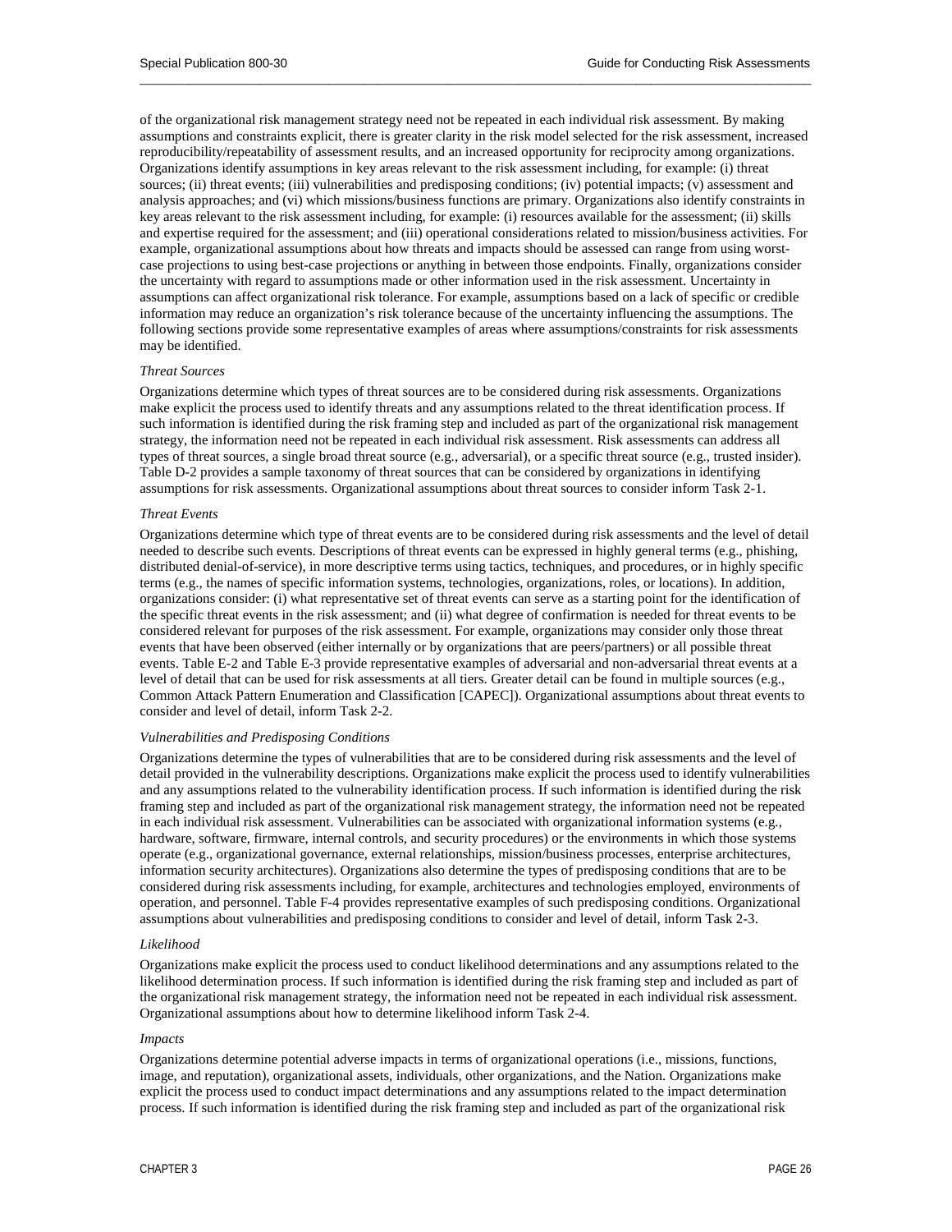of the organizational risk management strategy need not be repeated in each individual risk assessment. By making assumptions and constraints explicit, there is greater clarity in the risk model selected for the risk assessment, increased reproducibility/repeatability of assessment results, and an increased opportunity for reciprocity among organizations. Organizations identify assumptions in key areas relevant to the risk assessment including, for example: (i) threat sources; (ii) threat events; (iii) vulnerabilities and predisposing conditions; (iv) potential impacts; (v) assessment and analysis approaches; and (vi) which missions/business functions are primary. Organizations also identify constraints in key areas relevant to the risk assessment including, for example: (i) resources available for the assessment; (ii) skills and expertise required for the assessment; and (iii) operational considerations related to mission/business activities. For example, organizational assumptions about how threats and impacts should be assessed can range from using worst-case projections to using best-case projections or anything in between those endpoints. Finally, organizations consider the uncertainty with regard to assumptions made or other information used in the risk assessment. Uncertainty in assumptions can affect organizational risk tolerance. For example, assumptions based on a lack of specific or credible information may reduce an organization's risk tolerance because of the uncertainty influencing the assumptions. The following sections provide some representative examples of areas where assumptions/constraints for risk assessments may be identified.

*Threat Sources*

Organizations determine which types of threat sources are to be considered during risk assessments. Organizations make explicit the process used to identify threats and any assumptions related to the threat identification process. If such information is identified during the risk framing step and included as part of the organizational risk management strategy, the information need not be repeated in each individual risk assessment. Risk assessments can address all types of threat sources, a single broad threat source (e.g., adversarial), or a specific threat source (e.g., trusted insider). Table D-2 provides a sample taxonomy of threat sources that can be considered by organizations in identifying assumptions for risk assessments. Organizational assumptions about threat sources to consider inform Task 2-1.

*Threat Events*

Organizations determine which type of threat events are to be considered during risk assessments and the level of detail needed to describe such events. Descriptions of threat events can be expressed in highly general terms (e.g., phishing, distributed denial-of-service), in more descriptive terms using tactics, techniques, and procedures, or in highly specific terms (e.g., the names of specific information systems, technologies, organizations, roles, or locations). In addition, organizations consider: (i) what representative set of threat events can serve as a starting point for the identification of the specific threat events in the risk assessment; and (ii) what degree of confirmation is needed for threat events to be considered relevant for purposes of the risk assessment. For example, organizations may consider only those threat events that have been observed (either internally or by organizations that are peers/partners) or all possible threat events. Table E-2 and Table E-3 provide representative examples of adversarial and non-adversarial threat events at a level of detail that can be used for risk assessments at all tiers. Greater detail can be found in multiple sources (e.g., Common Attack Pattern Enumeration and Classification [CAPEC]). Organizational assumptions about threat events to consider and level of detail, inform Task 2-2.

*Vulnerabilities and Predisposing Conditions*

Organizations determine the types of vulnerabilities that are to be considered during risk assessments and the level of detail provided in the vulnerability descriptions. Organizations make explicit the process used to identify vulnerabilities and any assumptions related to the vulnerability identification process. If such information is identified during the risk framing step and included as part of the organizational risk management strategy, the information need not be repeated in each individual risk assessment. Vulnerabilities can be associated with organizational information systems (e.g., hardware, software, firmware, internal controls, and security procedures) or the environments in which those systems operate (e.g., organizational governance, external relationships, mission/business processes, enterprise architectures, information security architectures). Organizations also determine the types of predisposing conditions that are to be considered during risk assessments including, for example, architectures and technologies employed, environments of operation, and personnel. Table F-4 provides representative examples of such predisposing conditions. Organizational assumptions about vulnerabilities and predisposing conditions to consider and level of detail, inform Task 2-3.

*Likelihood*

Organizations make explicit the process used to conduct likelihood determinations and any assumptions related to the likelihood determination process. If such information is identified during the risk framing step and included as part of the organizational risk management strategy, the information need not be repeated in each individual risk assessment. Organizational assumptions about how to determine likelihood inform Task 2-4.

*Impacts*

Organizations determine potential adverse impacts in terms of organizational operations (i.e., missions, functions, image, and reputation), organizational assets, individuals, other organizations, and the Nation. Organizations make explicit the process used to conduct impact determinations and any assumptions related to the impact determination process. If such information is identified during the risk framing step and included as part of the organizational risk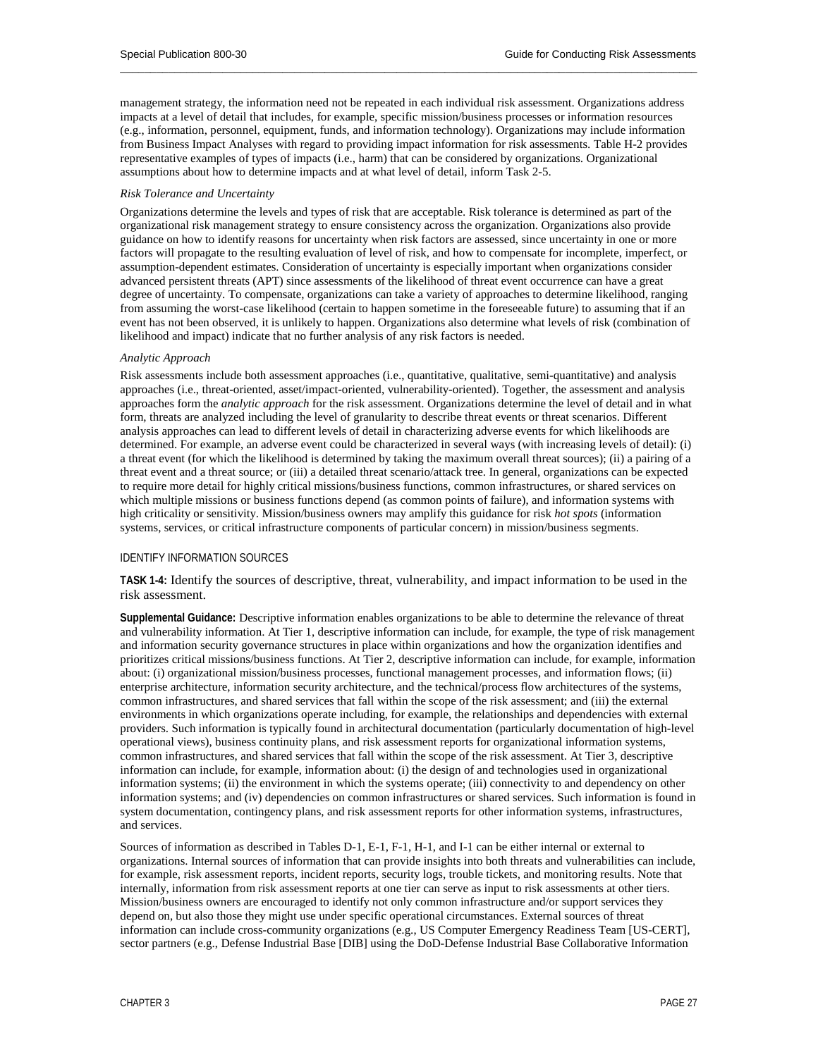management strategy, the information need not be repeated in each individual risk assessment. Organizations address impacts at a level of detail that includes, for example, specific mission/business processes or information resources (e.g., information, personnel, equipment, funds, and information technology). Organizations may include information from Business Impact Analyses with regard to providing impact information for risk assessments. Table H-2 provides representative examples of types of impacts (i.e., harm) that can be considered by organizations. Organizational assumptions about how to determine impacts and at what level of detail, inform Task 2-5.

*Risk Tolerance and Uncertainty*

Organizations determine the levels and types of risk that are acceptable. Risk tolerance is determined as part of the organizational risk management strategy to ensure consistency across the organization. Organizations also provide guidance on how to identify reasons for uncertainty when risk factors are assessed, since uncertainty in one or more factors will propagate to the resulting evaluation of level of risk, and how to compensate for incomplete, imperfect, or assumption-dependent estimates. Consideration of uncertainty is especially important when organizations consider advanced persistent threats (APT) since assessments of the likelihood of threat event occurrence can have a great degree of uncertainty. To compensate, organizations can take a variety of approaches to determine likelihood, ranging from assuming the worst-case likelihood (certain to happen sometime in the foreseeable future) to assuming that if an event has not been observed, it is unlikely to happen. Organizations also determine what levels of risk (combination of likelihood and impact) indicate that no further analysis of any risk factors is needed.

*Analytic Approach*

Risk assessments include both assessment approaches (i.e., quantitative, qualitative, semi-quantitative) and analysis approaches (i.e., threat-oriented, asset/impact-oriented, vulnerability-oriented). Together, the assessment and analysis approaches form the *analytic approach* for the risk assessment. Organizations determine the level of detail and in what form, threats are analyzed including the level of granularity to describe threat events or threat scenarios. Different analysis approaches can lead to different levels of detail in characterizing adverse events for which likelihoods are determined. For example, an adverse event could be characterized in several ways (with increasing levels of detail): (i) a threat event (for which the likelihood is determined by taking the maximum overall threat sources); (ii) a pairing of a threat event and a threat source; or (iii) a detailed threat scenario/attack tree. In general, organizations can be expected to require more detail for highly critical missions/business functions, common infrastructures, or shared services on which multiple missions or business functions depend (as common points of failure), and information systems with high criticality or sensitivity. Mission/business owners may amplify this guidance for risk *hot spots* (information systems, services, or critical infrastructure components of particular concern) in mission/business segments.

IDENTIFY INFORMATION SOURCES

**TASK 1-4:** Identify the sources of descriptive, threat, vulnerability, and impact information to be used in the risk assessment.

**Supplemental Guidance:** Descriptive information enables organizations to be able to determine the relevance of threat and vulnerability information. At Tier 1, descriptive information can include, for example, the type of risk management and information security governance structures in place within organizations and how the organization identifies and prioritizes critical missions/business functions. At Tier 2, descriptive information can include, for example, information about: (i) organizational mission/business processes, functional management processes, and information flows; (ii) enterprise architecture, information security architecture, and the technical/process flow architectures of the systems, common infrastructures, and shared services that fall within the scope of the risk assessment; and (iii) the external environments in which organizations operate including, for example, the relationships and dependencies with external providers. Such information is typically found in architectural documentation (particularly documentation of high-level operational views), business continuity plans, and risk assessment reports for organizational information systems, common infrastructures, and shared services that fall within the scope of the risk assessment. At Tier 3, descriptive information can include, for example, information about: (i) the design of and technologies used in organizational information systems; (ii) the environment in which the systems operate; (iii) connectivity to and dependency on other information systems; and (iv) dependencies on common infrastructures or shared services. Such information is found in system documentation, contingency plans, and risk assessment reports for other information systems, infrastructures, and services.

Sources of information as described in Tables D-1, E-1, F-1, H-1, and I-1 can be either internal or external to organizations. Internal sources of information that can provide insights into both threats and vulnerabilities can include, for example, risk assessment reports, incident reports, security logs, trouble tickets, and monitoring results. Note that internally, information from risk assessment reports at one tier can serve as input to risk assessments at other tiers. Mission/business owners are encouraged to identify not only common infrastructure and/or support services they depend on, but also those they might use under specific operational circumstances. External sources of threat information can include cross-community organizations (e.g., US Computer Emergency Readiness Team [US-CERT], sector partners (e.g., Defense Industrial Base [DIB] using the DoD-Defense Industrial Base Collaborative Information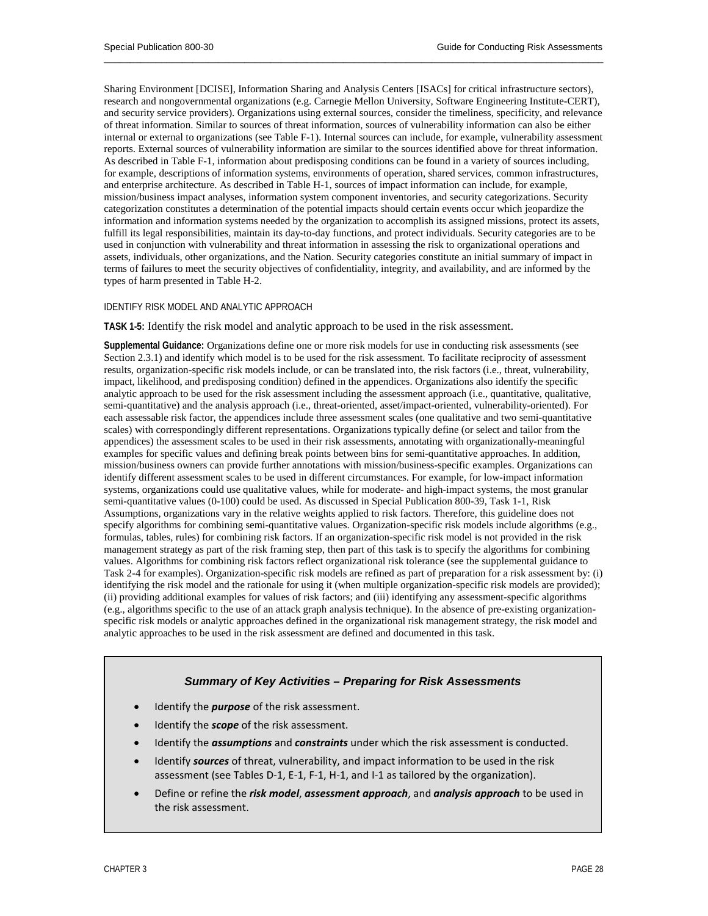Sharing Environment [DCISE], Information Sharing and Analysis Centers [ISACs] for critical infrastructure sectors), research and nongovernmental organizations (e.g. Carnegie Mellon University, Software Engineering Institute-CERT), and security service providers). Organizations using external sources, consider the timeliness, specificity, and relevance of threat information. Similar to sources of threat information, sources of vulnerability information can also be either internal or external to organizations (see Table F-1). Internal sources can include, for example, vulnerability assessment reports. External sources of vulnerability information are similar to the sources identified above for threat information. As described in Table F-1, information about predisposing conditions can be found in a variety of sources including, for example, descriptions of information systems, environments of operation, shared services, common infrastructures, and enterprise architecture. As described in Table H-1, sources of impact information can include, for example, mission/business impact analyses, information system component inventories, and security categorizations. Security categorization constitutes a determination of the potential impacts should certain events occur which jeopardize the information and information systems needed by the organization to accomplish its assigned missions, protect its assets, fulfill its legal responsibilities, maintain its day-to-day functions, and protect individuals. Security categories are to be used in conjunction with vulnerability and threat information in assessing the risk to organizational operations and assets, individuals, other organizations, and the Nation. Security categories constitute an initial summary of impact in terms of failures to meet the security objectives of confidentiality, integrity, and availability, and are informed by the types of harm presented in Table H-2.

#### IDENTIFY RISK MODEL AND ANALYTIC APPROACH

**TASK 1-5:** Identify the risk model and analytic approach to be used in the risk assessment.

**Supplemental Guidance:** Organizations define one or more risk models for use in conducting risk assessments (see Section 2.3.1) and identify which model is to be used for the risk assessment. To facilitate reciprocity of assessment results, organization-specific risk models include, or can be translated into, the risk factors (i.e., threat, vulnerability, impact, likelihood, and predisposing condition) defined in the appendices. Organizations also identify the specific analytic approach to be used for the risk assessment including the assessment approach (i.e., quantitative, qualitative, semi-quantitative) and the analysis approach (i.e., threat-oriented, asset/impact-oriented, vulnerability-oriented). For each assessable risk factor, the appendices include three assessment scales (one qualitative and two semi-quantitative scales) with correspondingly different representations. Organizations typically define (or select and tailor from the appendices) the assessment scales to be used in their risk assessments, annotating with organizationally-meaningful examples for specific values and defining break points between bins for semi-quantitative approaches. In addition, mission/business owners can provide further annotations with mission/business-specific examples. Organizations can identify different assessment scales to be used in different circumstances. For example, for low-impact information systems, organizations could use qualitative values, while for moderate- and high-impact systems, the most granular semi-quantitative values (0-100) could be used. As discussed in Special Publication 800-39, Task 1-1, Risk Assumptions, organizations vary in the relative weights applied to risk factors. Therefore, this guideline does not specify algorithms for combining semi-quantitative values. Organization-specific risk models include algorithms (e.g., formulas, tables, rules) for combining risk factors. If an organization-specific risk model is not provided in the risk management strategy as part of the risk framing step, then part of this task is to specify the algorithms for combining values. Algorithms for combining risk factors reflect organizational risk tolerance (see the supplemental guidance to Task 2-4 for examples). Organization-specific risk models are refined as part of preparation for a risk assessment by: (i) identifying the risk model and the rationale for using it (when multiple organization-specific risk models are provided); (ii) providing additional examples for values of risk factors; and (iii) identifying any assessment-specific algorithms (e.g., algorithms specific to the use of an attack graph analysis technique). In the absence of pre-existing organization-specific risk models or analytic approaches defined in the organizational risk management strategy, the risk model and analytic approaches to be used in the risk assessment are defined and documented in this task.

### *Summary of Key Activities – Preparing for Risk Assessments*

- Identify the ***purpose*** of the risk assessment.
- Identify the ***scope*** of the risk assessment.
- Identify the ***assumptions*** and ***constraints*** under which the risk assessment is conducted.
- Identify ***sources*** of threat, vulnerability, and impact information to be used in the risk assessment (see Tables D-1, E-1, F-1, H-1, and I-1 as tailored by the organization).
- Define or refine the ***risk model***, ***assessment approach***, and ***analysis approach*** to be used in the risk assessment.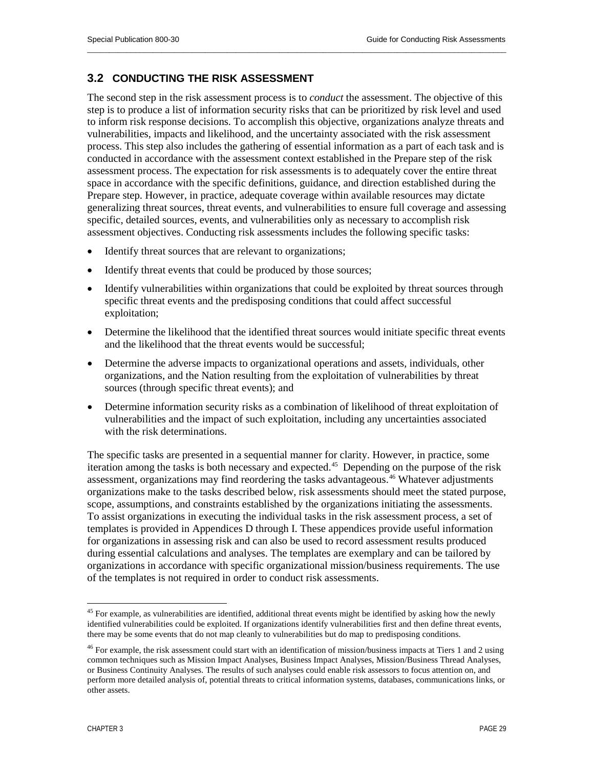## 3.2 CONDUCTING THE RISK ASSESSMENT

The second step in the risk assessment process is to *conduct* the assessment. The objective of this step is to produce a list of information security risks that can be prioritized by risk level and used to inform risk response decisions. To accomplish this objective, organizations analyze threats and vulnerabilities, impacts and likelihood, and the uncertainty associated with the risk assessment process. This step also includes the gathering of essential information as a part of each task and is conducted in accordance with the assessment context established in the Prepare step of the risk assessment process. The expectation for risk assessments is to adequately cover the entire threat space in accordance with the specific definitions, guidance, and direction established during the Prepare step. However, in practice, adequate coverage within available resources may dictate generalizing threat sources, threat events, and vulnerabilities to ensure full coverage and assessing specific, detailed sources, events, and vulnerabilities only as necessary to accomplish risk assessment objectives. Conducting risk assessments includes the following specific tasks:

- Identify threat sources that are relevant to organizations;
- Identify threat events that could be produced by those sources;
- Identify vulnerabilities within organizations that could be exploited by threat sources through specific threat events and the predisposing conditions that could affect successful exploitation;
- Determine the likelihood that the identified threat sources would initiate specific threat events and the likelihood that the threat events would be successful;
- Determine the adverse impacts to organizational operations and assets, individuals, other organizations, and the Nation resulting from the exploitation of vulnerabilities by threat sources (through specific threat events); and
- Determine information security risks as a combination of likelihood of threat exploitation of vulnerabilities and the impact of such exploitation, including any uncertainties associated with the risk determinations.

The specific tasks are presented in a sequential manner for clarity. However, in practice, some iteration among the tasks is both necessary and expected.[45] Depending on the purpose of the risk assessment, organizations may find reordering the tasks advantageous.[46] Whatever adjustments organizations make to the tasks described below, risk assessments should meet the stated purpose, scope, assumptions, and constraints established by the organizations initiating the assessments. To assist organizations in executing the individual tasks in the risk assessment process, a set of templates is provided in Appendices D through I. These appendices provide useful information for organizations in assessing risk and can also be used to record assessment results produced during essential calculations and analyses. The templates are exemplary and can be tailored by organizations in accordance with specific organizational mission/business requirements. The use of the templates is not required in order to conduct risk assessments.

---

[45] For example, as vulnerabilities are identified, additional threat events might be identified by asking how the newly identified vulnerabilities could be exploited. If organizations identify vulnerabilities first and then define threat events, there may be some events that do not map cleanly to vulnerabilities but do map to predisposing conditions.

[46] For example, the risk assessment could start with an identification of mission/business impacts at Tiers 1 and 2 using common techniques such as Mission Impact Analyses, Business Impact Analyses, Mission/Business Thread Analyses, or Business Continuity Analyses. The results of such analyses could enable risk assessors to focus attention on, and perform more detailed analysis of, potential threats to critical information systems, databases, communications links, or other assets.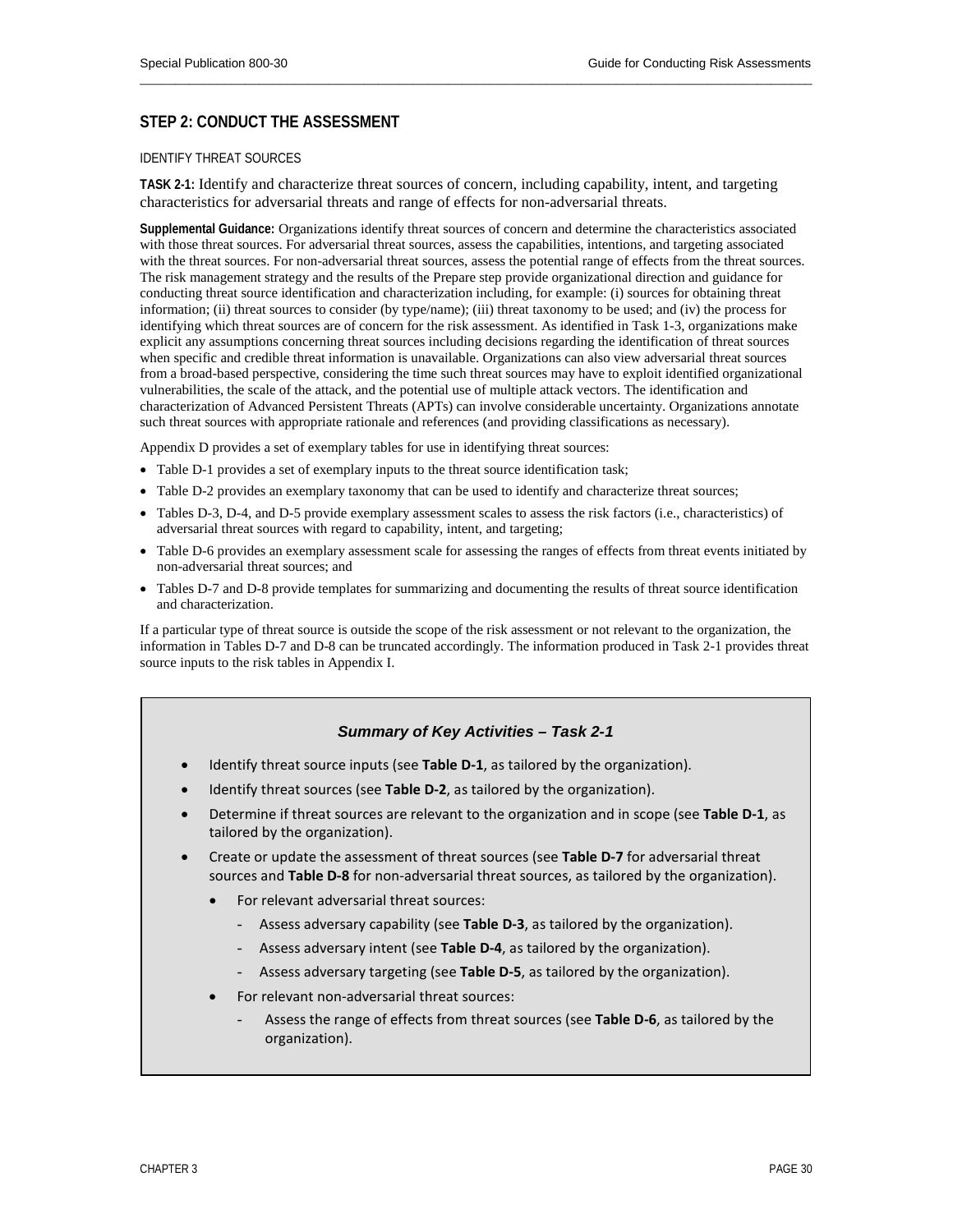## STEP 2: CONDUCT THE ASSESSMENT

IDENTIFY THREAT SOURCES

**TASK 2-1:** Identify and characterize threat sources of concern, including capability, intent, and targeting characteristics for adversarial threats and range of effects for non-adversarial threats.

**Supplemental Guidance:** Organizations identify threat sources of concern and determine the characteristics associated with those threat sources. For adversarial threat sources, assess the capabilities, intentions, and targeting associated with the threat sources. For non-adversarial threat sources, assess the potential range of effects from the threat sources. The risk management strategy and the results of the Prepare step provide organizational direction and guidance for conducting threat source identification and characterization including, for example: (i) sources for obtaining threat information; (ii) threat sources to consider (by type/name); (iii) threat taxonomy to be used; and (iv) the process for identifying which threat sources are of concern for the risk assessment. As identified in Task 1-3, organizations make explicit any assumptions concerning threat sources including decisions regarding the identification of threat sources when specific and credible threat information is unavailable. Organizations can also view adversarial threat sources from a broad-based perspective, considering the time such threat sources may have to exploit identified organizational vulnerabilities, the scale of the attack, and the potential use of multiple attack vectors. The identification and characterization of Advanced Persistent Threats (APTs) can involve considerable uncertainty. Organizations annotate such threat sources with appropriate rationale and references (and providing classifications as necessary).

Appendix D provides a set of exemplary tables for use in identifying threat sources:

- Table D-1 provides a set of exemplary inputs to the threat source identification task;
- Table D-2 provides an exemplary taxonomy that can be used to identify and characterize threat sources;
- Tables D-3, D-4, and D-5 provide exemplary assessment scales to assess the risk factors (i.e., characteristics) of adversarial threat sources with regard to capability, intent, and targeting;
- Table D-6 provides an exemplary assessment scale for assessing the ranges of effects from threat events initiated by non-adversarial threat sources; and
- Tables D-7 and D-8 provide templates for summarizing and documenting the results of threat source identification and characterization.

If a particular type of threat source is outside the scope of the risk assessment or not relevant to the organization, the information in Tables D-7 and D-8 can be truncated accordingly. The information produced in Task 2-1 provides threat source inputs to the risk tables in Appendix I.

### *Summary of Key Activities – Task 2-1*

- Identify threat source inputs (see **Table D-1**, as tailored by the organization).
- Identify threat sources (see **Table D-2**, as tailored by the organization).
- Determine if threat sources are relevant to the organization and in scope (see **Table D-1**, as tailored by the organization).
- Create or update the assessment of threat sources (see **Table D-7** for adversarial threat sources and **Table D-8** for non-adversarial threat sources, as tailored by the organization).
  - For relevant adversarial threat sources:
    - Assess adversary capability (see **Table D-3**, as tailored by the organization).
    - Assess adversary intent (see **Table D-4**, as tailored by the organization).
    - Assess adversary targeting (see **Table D-5**, as tailored by the organization).
  - For relevant non-adversarial threat sources:
    - Assess the range of effects from threat sources (see **Table D-6**, as tailored by the organization).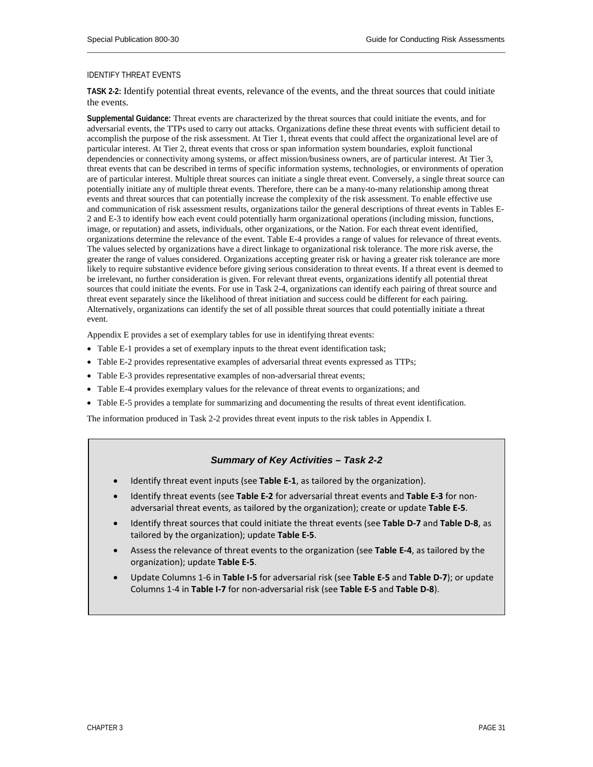IDENTIFY THREAT EVENTS

**TASK 2-2:** Identify potential threat events, relevance of the events, and the threat sources that could initiate the events.

**Supplemental Guidance:** Threat events are characterized by the threat sources that could initiate the events, and for adversarial events, the TTPs used to carry out attacks. Organizations define these threat events with sufficient detail to accomplish the purpose of the risk assessment. At Tier 1, threat events that could affect the organizational level are of particular interest. At Tier 2, threat events that cross or span information system boundaries, exploit functional dependencies or connectivity among systems, or affect mission/business owners, are of particular interest. At Tier 3, threat events that can be described in terms of specific information systems, technologies, or environments of operation are of particular interest. Multiple threat sources can initiate a single threat event. Conversely, a single threat source can potentially initiate any of multiple threat events. Therefore, there can be a many-to-many relationship among threat events and threat sources that can potentially increase the complexity of the risk assessment. To enable effective use and communication of risk assessment results, organizations tailor the general descriptions of threat events in Tables E-2 and E-3 to identify how each event could potentially harm organizational operations (including mission, functions, image, or reputation) and assets, individuals, other organizations, or the Nation. For each threat event identified, organizations determine the relevance of the event. Table E-4 provides a range of values for relevance of threat events. The values selected by organizations have a direct linkage to organizational risk tolerance. The more risk averse, the greater the range of values considered. Organizations accepting greater risk or having a greater risk tolerance are more likely to require substantive evidence before giving serious consideration to threat events. If a threat event is deemed to be irrelevant, no further consideration is given. For relevant threat events, organizations identify all potential threat sources that could initiate the events. For use in Task 2-4, organizations can identify each pairing of threat source and threat event separately since the likelihood of threat initiation and success could be different for each pairing. Alternatively, organizations can identify the set of all possible threat sources that could potentially initiate a threat event.

Appendix E provides a set of exemplary tables for use in identifying threat events:

- Table E-1 provides a set of exemplary inputs to the threat event identification task;
- Table E-2 provides representative examples of adversarial threat events expressed as TTPs;
- Table E-3 provides representative examples of non-adversarial threat events;
- Table E-4 provides exemplary values for the relevance of threat events to organizations; and
- Table E-5 provides a template for summarizing and documenting the results of threat event identification.

The information produced in Task 2-2 provides threat event inputs to the risk tables in Appendix I.

***Summary of Key Activities – Task 2-2***

- Identify threat event inputs (see **Table E-1**, as tailored by the organization).
- Identify threat events (see **Table E-2** for adversarial threat events and **Table E-3** for non-adversarial threat events, as tailored by the organization); create or update **Table E-5**.
- Identify threat sources that could initiate the threat events (see **Table D-7** and **Table D-8**, as tailored by the organization); update **Table E-5**.
- Assess the relevance of threat events to the organization (see **Table E-4**, as tailored by the organization); update **Table E-5**.
- Update Columns 1-6 in **Table I-5** for adversarial risk (see **Table E-5** and **Table D-7**); or update Columns 1-4 in **Table I-7** for non-adversarial risk (see **Table E-5** and **Table D-8**).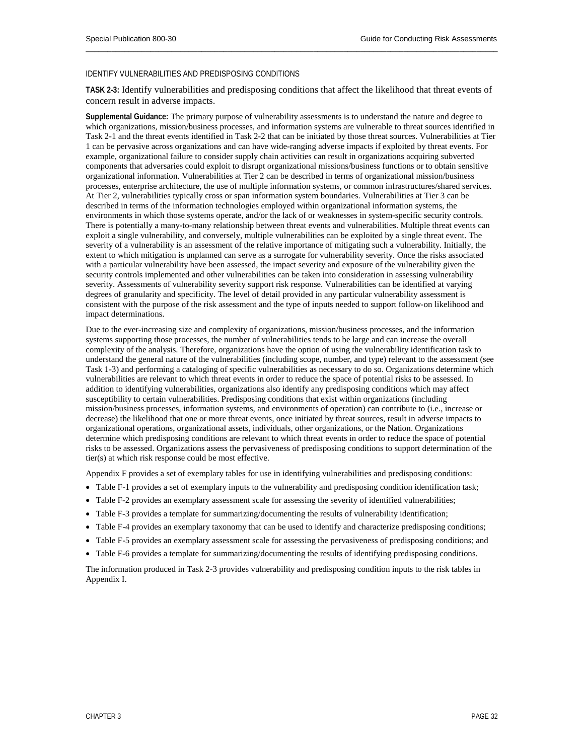IDENTIFY VULNERABILITIES AND PREDISPOSING CONDITIONS

**TASK 2-3:** Identify vulnerabilities and predisposing conditions that affect the likelihood that threat events of concern result in adverse impacts.

**Supplemental Guidance:** The primary purpose of vulnerability assessments is to understand the nature and degree to which organizations, mission/business processes, and information systems are vulnerable to threat sources identified in Task 2-1 and the threat events identified in Task 2-2 that can be initiated by those threat sources. Vulnerabilities at Tier 1 can be pervasive across organizations and can have wide-ranging adverse impacts if exploited by threat events. For example, organizational failure to consider supply chain activities can result in organizations acquiring subverted components that adversaries could exploit to disrupt organizational missions/business functions or to obtain sensitive organizational information. Vulnerabilities at Tier 2 can be described in terms of organizational mission/business processes, enterprise architecture, the use of multiple information systems, or common infrastructures/shared services. At Tier 2, vulnerabilities typically cross or span information system boundaries. Vulnerabilities at Tier 3 can be described in terms of the information technologies employed within organizational information systems, the environments in which those systems operate, and/or the lack of or weaknesses in system-specific security controls. There is potentially a many-to-many relationship between threat events and vulnerabilities. Multiple threat events can exploit a single vulnerability, and conversely, multiple vulnerabilities can be exploited by a single threat event. The severity of a vulnerability is an assessment of the relative importance of mitigating such a vulnerability. Initially, the extent to which mitigation is unplanned can serve as a surrogate for vulnerability severity. Once the risks associated with a particular vulnerability have been assessed, the impact severity and exposure of the vulnerability given the security controls implemented and other vulnerabilities can be taken into consideration in assessing vulnerability severity. Assessments of vulnerability severity support risk response. Vulnerabilities can be identified at varying degrees of granularity and specificity. The level of detail provided in any particular vulnerability assessment is consistent with the purpose of the risk assessment and the type of inputs needed to support follow-on likelihood and impact determinations.

Due to the ever-increasing size and complexity of organizations, mission/business processes, and the information systems supporting those processes, the number of vulnerabilities tends to be large and can increase the overall complexity of the analysis. Therefore, organizations have the option of using the vulnerability identification task to understand the general nature of the vulnerabilities (including scope, number, and type) relevant to the assessment (see Task 1-3) and performing a cataloging of specific vulnerabilities as necessary to do so. Organizations determine which vulnerabilities are relevant to which threat events in order to reduce the space of potential risks to be assessed. In addition to identifying vulnerabilities, organizations also identify any predisposing conditions which may affect susceptibility to certain vulnerabilities. Predisposing conditions that exist within organizations (including mission/business processes, information systems, and environments of operation) can contribute to (i.e., increase or decrease) the likelihood that one or more threat events, once initiated by threat sources, result in adverse impacts to organizational operations, organizational assets, individuals, other organizations, or the Nation. Organizations determine which predisposing conditions are relevant to which threat events in order to reduce the space of potential risks to be assessed. Organizations assess the pervasiveness of predisposing conditions to support determination of the tier(s) at which risk response could be most effective.

Appendix F provides a set of exemplary tables for use in identifying vulnerabilities and predisposing conditions:

- Table F-1 provides a set of exemplary inputs to the vulnerability and predisposing condition identification task;
- Table F-2 provides an exemplary assessment scale for assessing the severity of identified vulnerabilities;
- Table F-3 provides a template for summarizing/documenting the results of vulnerability identification;
- Table F-4 provides an exemplary taxonomy that can be used to identify and characterize predisposing conditions;
- Table F-5 provides an exemplary assessment scale for assessing the pervasiveness of predisposing conditions; and
- Table F-6 provides a template for summarizing/documenting the results of identifying predisposing conditions.

The information produced in Task 2-3 provides vulnerability and predisposing condition inputs to the risk tables in Appendix I.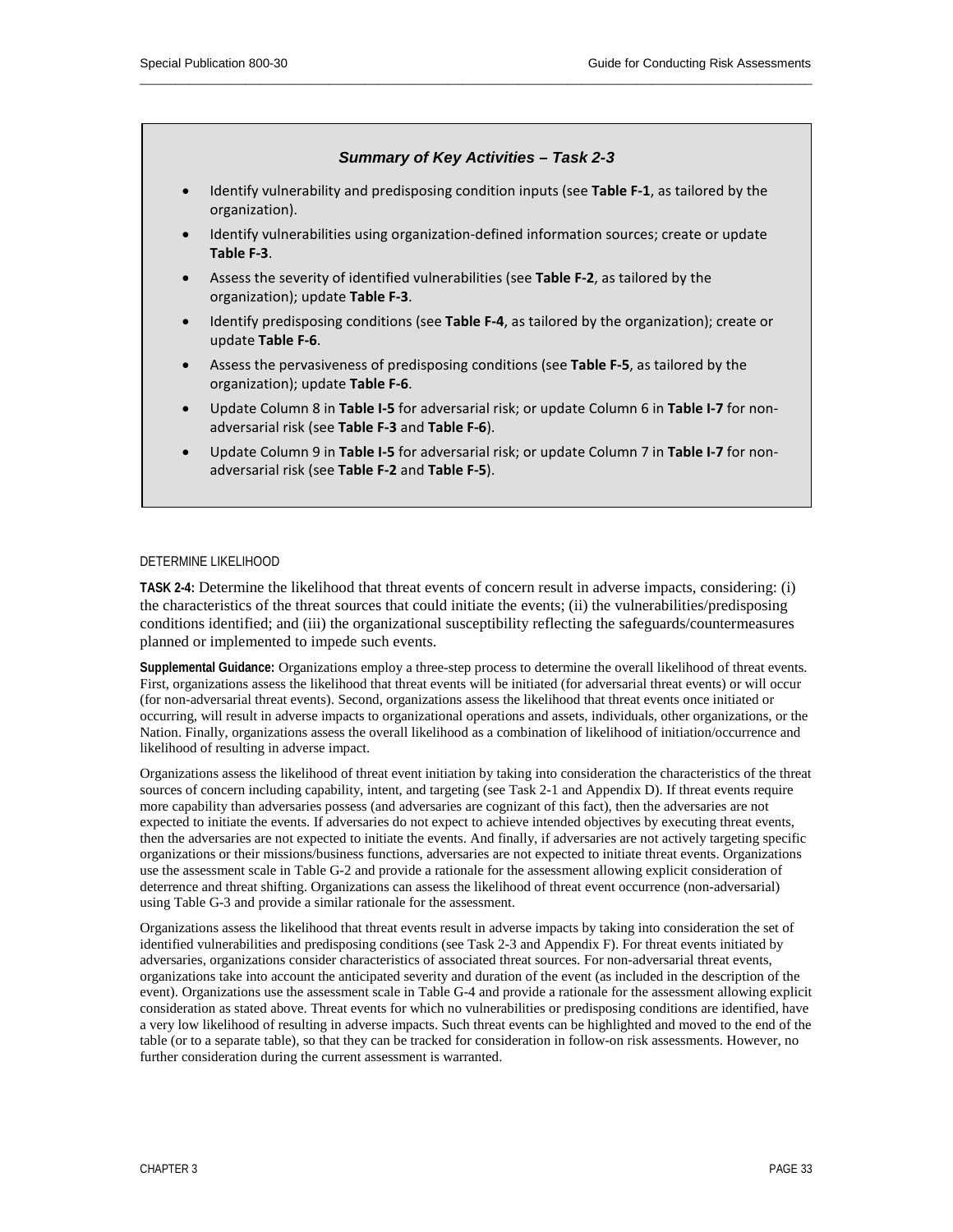> ***Summary of Key Activities – Task 2-3***
>
> - Identify vulnerability and predisposing condition inputs (see **Table F-1**, as tailored by the organization).
> - Identify vulnerabilities using organization-defined information sources; create or update **Table F-3**.
> - Assess the severity of identified vulnerabilities (see **Table F-2**, as tailored by the organization); update **Table F-3**.
> - Identify predisposing conditions (see **Table F-4**, as tailored by the organization); create or update **Table F-6**.
> - Assess the pervasiveness of predisposing conditions (see **Table F-5**, as tailored by the organization); update **Table F-6**.
> - Update Column 8 in **Table I-5** for adversarial risk; or update Column 6 in **Table I-7** for non-adversarial risk (see **Table F-3** and **Table F-6**).
> - Update Column 9 in **Table I-5** for adversarial risk; or update Column 7 in **Table I-7** for non-adversarial risk (see **Table F-2** and **Table F-5**).

DETERMINE LIKELIHOOD

**TASK 2-4:** Determine the likelihood that threat events of concern result in adverse impacts, considering: (i) the characteristics of the threat sources that could initiate the events; (ii) the vulnerabilities/predisposing conditions identified; and (iii) the organizational susceptibility reflecting the safeguards/countermeasures planned or implemented to impede such events.

**Supplemental Guidance:** Organizations employ a three-step process to determine the overall likelihood of threat events. First, organizations assess the likelihood that threat events will be initiated (for adversarial threat events) or will occur (for non-adversarial threat events). Second, organizations assess the likelihood that threat events once initiated or occurring, will result in adverse impacts to organizational operations and assets, individuals, other organizations, or the Nation. Finally, organizations assess the overall likelihood as a combination of likelihood of initiation/occurrence and likelihood of resulting in adverse impact.

Organizations assess the likelihood of threat event initiation by taking into consideration the characteristics of the threat sources of concern including capability, intent, and targeting (see Task 2-1 and Appendix D). If threat events require more capability than adversaries possess (and adversaries are cognizant of this fact), then the adversaries are not expected to initiate the events. If adversaries do not expect to achieve intended objectives by executing threat events, then the adversaries are not expected to initiate the events. And finally, if adversaries are not actively targeting specific organizations or their missions/business functions, adversaries are not expected to initiate threat events. Organizations use the assessment scale in Table G-2 and provide a rationale for the assessment allowing explicit consideration of deterrence and threat shifting. Organizations can assess the likelihood of threat event occurrence (non-adversarial) using Table G-3 and provide a similar rationale for the assessment.

Organizations assess the likelihood that threat events result in adverse impacts by taking into consideration the set of identified vulnerabilities and predisposing conditions (see Task 2-3 and Appendix F). For threat events initiated by adversaries, organizations consider characteristics of associated threat sources. For non-adversarial threat events, organizations take into account the anticipated severity and duration of the event (as included in the description of the event). Organizations use the assessment scale in Table G-4 and provide a rationale for the assessment allowing explicit consideration as stated above. Threat events for which no vulnerabilities or predisposing conditions are identified, have a very low likelihood of resulting in adverse impacts. Such threat events can be highlighted and moved to the end of the table (or to a separate table), so that they can be tracked for consideration in follow-on risk assessments. However, no further consideration during the current assessment is warranted.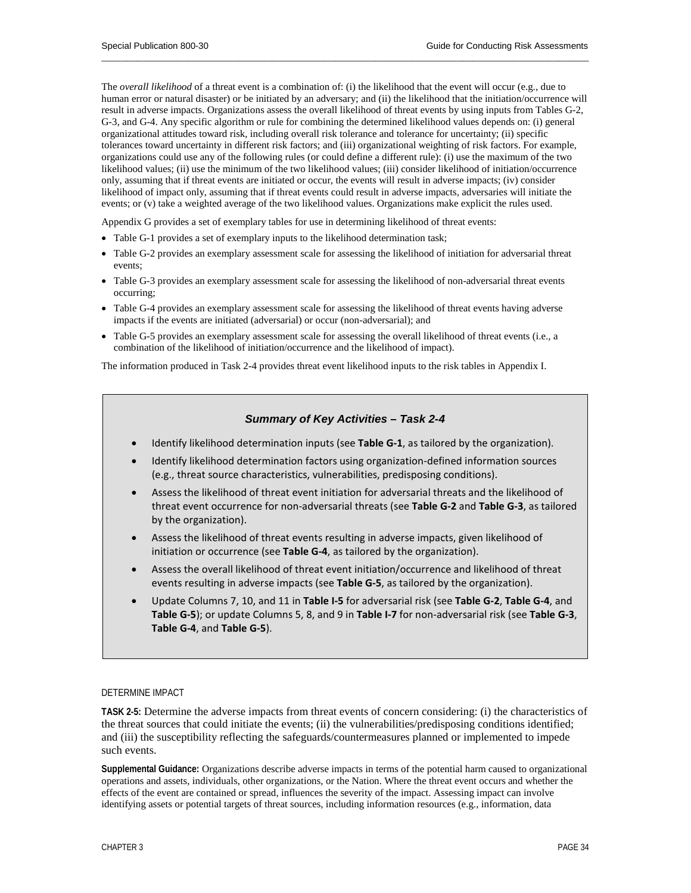The *overall likelihood* of a threat event is a combination of: (i) the likelihood that the event will occur (e.g., due to human error or natural disaster) or be initiated by an adversary; and (ii) the likelihood that the initiation/occurrence will result in adverse impacts. Organizations assess the overall likelihood of threat events by using inputs from Tables G-2, G-3, and G-4. Any specific algorithm or rule for combining the determined likelihood values depends on: (i) general organizational attitudes toward risk, including overall risk tolerance and tolerance for uncertainty; (ii) specific tolerances toward uncertainty in different risk factors; and (iii) organizational weighting of risk factors. For example, organizations could use any of the following rules (or could define a different rule): (i) use the maximum of the two likelihood values; (ii) use the minimum of the two likelihood values; (iii) consider likelihood of initiation/occurrence only, assuming that if threat events are initiated or occur, the events will result in adverse impacts; (iv) consider likelihood of impact only, assuming that if threat events could result in adverse impacts, adversaries will initiate the events; or (v) take a weighted average of the two likelihood values. Organizations make explicit the rules used.

Appendix G provides a set of exemplary tables for use in determining likelihood of threat events:

- Table G-1 provides a set of exemplary inputs to the likelihood determination task;
- Table G-2 provides an exemplary assessment scale for assessing the likelihood of initiation for adversarial threat events;
- Table G-3 provides an exemplary assessment scale for assessing the likelihood of non-adversarial threat events occurring;
- Table G-4 provides an exemplary assessment scale for assessing the likelihood of threat events having adverse impacts if the events are initiated (adversarial) or occur (non-adversarial); and
- Table G-5 provides an exemplary assessment scale for assessing the overall likelihood of threat events (i.e., a combination of the likelihood of initiation/occurrence and the likelihood of impact).

The information produced in Task 2-4 provides threat event likelihood inputs to the risk tables in Appendix I.

### *Summary of Key Activities – Task 2-4*

- Identify likelihood determination inputs (see **Table G-1**, as tailored by the organization).
- Identify likelihood determination factors using organization-defined information sources (e.g., threat source characteristics, vulnerabilities, predisposing conditions).
- Assess the likelihood of threat event initiation for adversarial threats and the likelihood of threat event occurrence for non-adversarial threats (see **Table G-2** and **Table G-3**, as tailored by the organization).
- Assess the likelihood of threat events resulting in adverse impacts, given likelihood of initiation or occurrence (see **Table G-4**, as tailored by the organization).
- Assess the overall likelihood of threat event initiation/occurrence and likelihood of threat events resulting in adverse impacts (see **Table G-5**, as tailored by the organization).
- Update Columns 7, 10, and 11 in **Table I-5** for adversarial risk (see **Table G-2**, **Table G-4**, and **Table G-5**); or update Columns 5, 8, and 9 in **Table I-7** for non-adversarial risk (see **Table G-3**, **Table G-4**, and **Table G-5**).

DETERMINE IMPACT

**TASK 2-5:** Determine the adverse impacts from threat events of concern considering: (i) the characteristics of the threat sources that could initiate the events; (ii) the vulnerabilities/predisposing conditions identified; and (iii) the susceptibility reflecting the safeguards/countermeasures planned or implemented to impede such events.

**Supplemental Guidance:** Organizations describe adverse impacts in terms of the potential harm caused to organizational operations and assets, individuals, other organizations, or the Nation. Where the threat event occurs and whether the effects of the event are contained or spread, influences the severity of the impact. Assessing impact can involve identifying assets or potential targets of threat sources, including information resources (e.g., information, data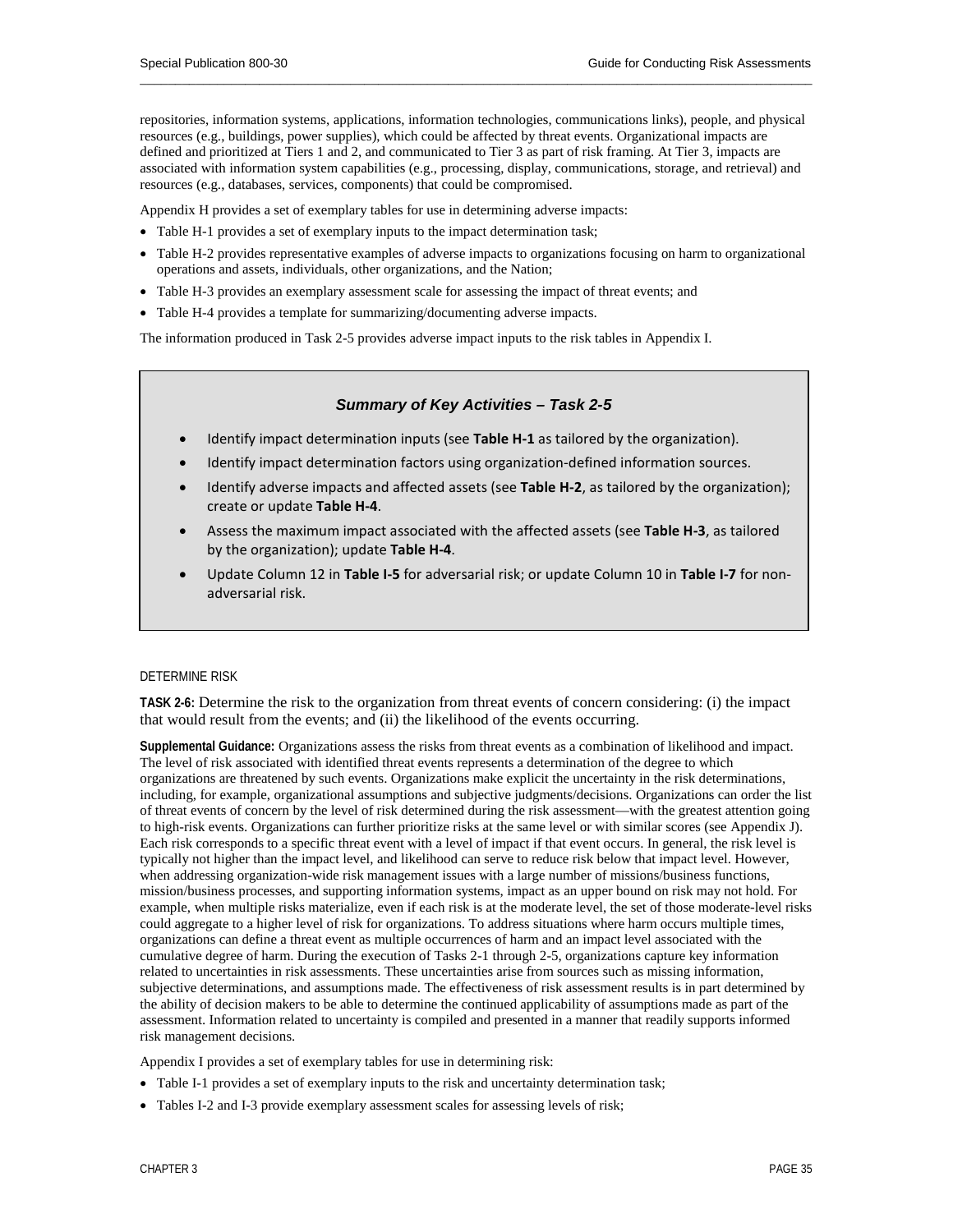repositories, information systems, applications, information technologies, communications links), people, and physical resources (e.g., buildings, power supplies), which could be affected by threat events. Organizational impacts are defined and prioritized at Tiers 1 and 2, and communicated to Tier 3 as part of risk framing. At Tier 3, impacts are associated with information system capabilities (e.g., processing, display, communications, storage, and retrieval) and resources (e.g., databases, services, components) that could be compromised.

Appendix H provides a set of exemplary tables for use in determining adverse impacts:

- Table H-1 provides a set of exemplary inputs to the impact determination task;
- Table H-2 provides representative examples of adverse impacts to organizations focusing on harm to organizational operations and assets, individuals, other organizations, and the Nation;
- Table H-3 provides an exemplary assessment scale for assessing the impact of threat events; and
- Table H-4 provides a template for summarizing/documenting adverse impacts.

The information produced in Task 2-5 provides adverse impact inputs to the risk tables in Appendix I.

> ***Summary of Key Activities – Task 2-5***
>
> - Identify impact determination inputs (see **Table H-1** as tailored by the organization).
> - Identify impact determination factors using organization-defined information sources.
> - Identify adverse impacts and affected assets (see **Table H-2**, as tailored by the organization); create or update **Table H-4**.
> - Assess the maximum impact associated with the affected assets (see **Table H-3**, as tailored by the organization); update **Table H-4**.
> - Update Column 12 in **Table I-5** for adversarial risk; or update Column 10 in **Table I-7** for non-adversarial risk.

DETERMINE RISK

**TASK 2-6:** Determine the risk to the organization from threat events of concern considering: (i) the impact that would result from the events; and (ii) the likelihood of the events occurring.

**Supplemental Guidance:** Organizations assess the risks from threat events as a combination of likelihood and impact. The level of risk associated with identified threat events represents a determination of the degree to which organizations are threatened by such events. Organizations make explicit the uncertainty in the risk determinations, including, for example, organizational assumptions and subjective judgments/decisions. Organizations can order the list of threat events of concern by the level of risk determined during the risk assessment—with the greatest attention going to high-risk events. Organizations can further prioritize risks at the same level or with similar scores (see Appendix J). Each risk corresponds to a specific threat event with a level of impact if that event occurs. In general, the risk level is typically not higher than the impact level, and likelihood can serve to reduce risk below that impact level. However, when addressing organization-wide risk management issues with a large number of missions/business functions, mission/business processes, and supporting information systems, impact as an upper bound on risk may not hold. For example, when multiple risks materialize, even if each risk is at the moderate level, the set of those moderate-level risks could aggregate to a higher level of risk for organizations. To address situations where harm occurs multiple times, organizations can define a threat event as multiple occurrences of harm and an impact level associated with the cumulative degree of harm. During the execution of Tasks 2-1 through 2-5, organizations capture key information related to uncertainties in risk assessments. These uncertainties arise from sources such as missing information, subjective determinations, and assumptions made. The effectiveness of risk assessment results is in part determined by the ability of decision makers to be able to determine the continued applicability of assumptions made as part of the assessment. Information related to uncertainty is compiled and presented in a manner that readily supports informed risk management decisions.

Appendix I provides a set of exemplary tables for use in determining risk:

- Table I-1 provides a set of exemplary inputs to the risk and uncertainty determination task;
- Tables I-2 and I-3 provide exemplary assessment scales for assessing levels of risk;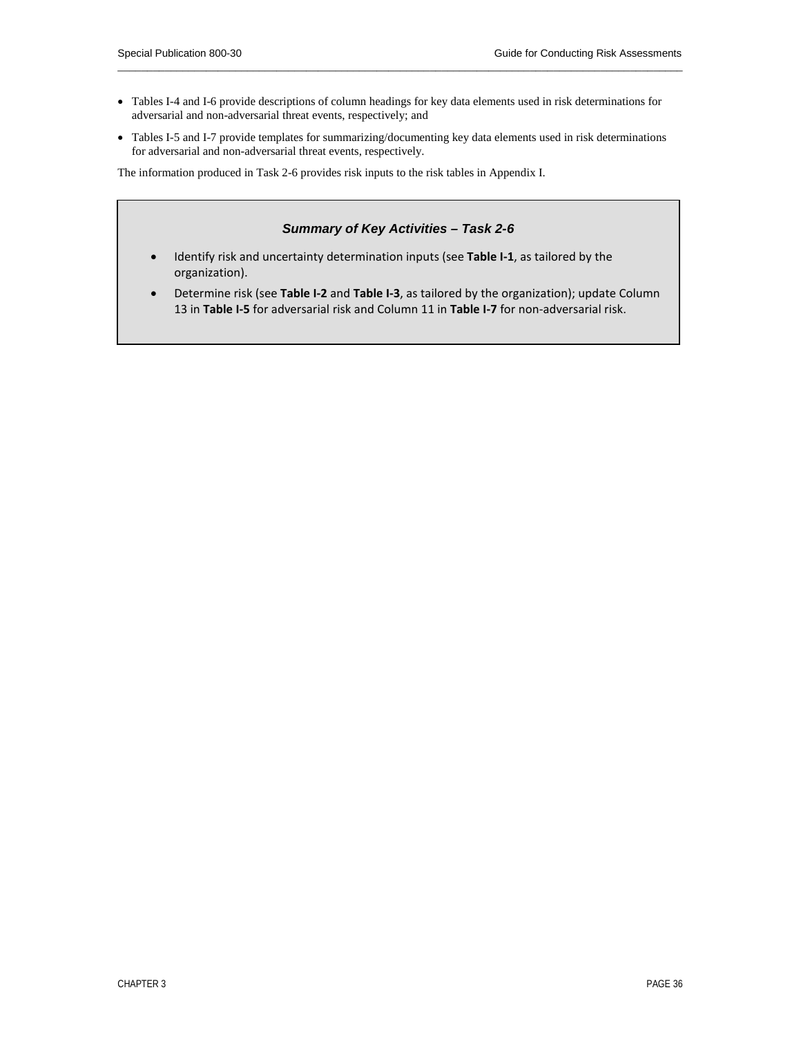- Tables I-4 and I-6 provide descriptions of column headings for key data elements used in risk determinations for adversarial and non-adversarial threat events, respectively; and
- Tables I-5 and I-7 provide templates for summarizing/documenting key data elements used in risk determinations for adversarial and non-adversarial threat events, respectively.

The information produced in Task 2-6 provides risk inputs to the risk tables in Appendix I.

> ***Summary of Key Activities – Task 2-6***
>
> - Identify risk and uncertainty determination inputs (see **Table I-1**, as tailored by the organization).
> - Determine risk (see **Table I-2** and **Table I-3**, as tailored by the organization); update Column 13 in **Table I-5** for adversarial risk and Column 11 in **Table I-7** for non-adversarial risk.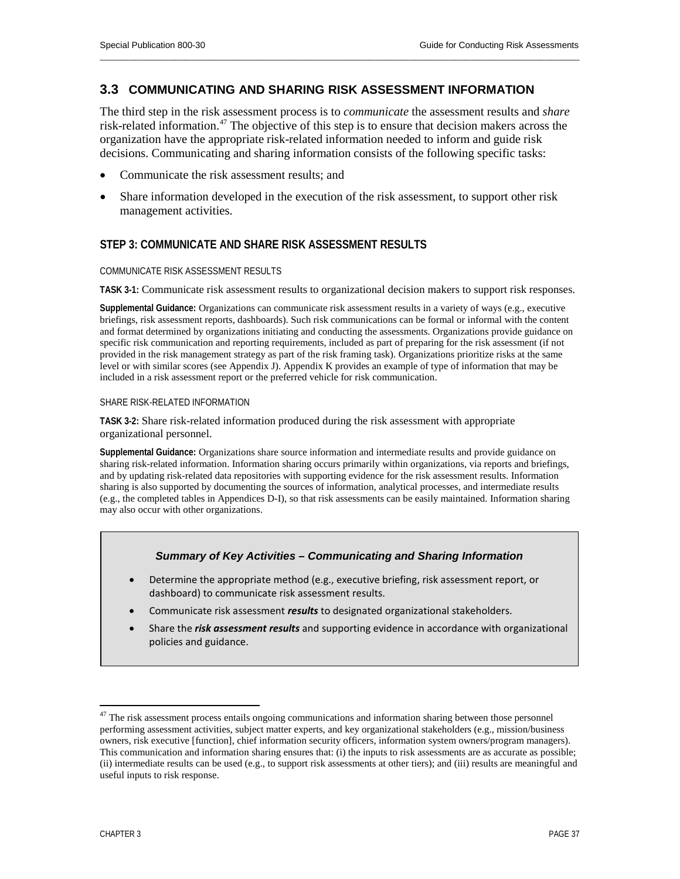## 3.3 COMMUNICATING AND SHARING RISK ASSESSMENT INFORMATION

The third step in the risk assessment process is to *communicate* the assessment results and *share* risk-related information.[47] The objective of this step is to ensure that decision makers across the organization have the appropriate risk-related information needed to inform and guide risk decisions. Communicating and sharing information consists of the following specific tasks:

- Communicate the risk assessment results; and
- Share information developed in the execution of the risk assessment, to support other risk management activities.

### STEP 3: COMMUNICATE AND SHARE RISK ASSESSMENT RESULTS

COMMUNICATE RISK ASSESSMENT RESULTS

**TASK 3-1:** Communicate risk assessment results to organizational decision makers to support risk responses.

**Supplemental Guidance:** Organizations can communicate risk assessment results in a variety of ways (e.g., executive briefings, risk assessment reports, dashboards). Such risk communications can be formal or informal with the content and format determined by organizations initiating and conducting the assessments. Organizations provide guidance on specific risk communication and reporting requirements, included as part of preparing for the risk assessment (if not provided in the risk management strategy as part of the risk framing task). Organizations prioritize risks at the same level or with similar scores (see Appendix J). Appendix K provides an example of type of information that may be included in a risk assessment report or the preferred vehicle for risk communication.

SHARE RISK-RELATED INFORMATION

**TASK 3-2:** Share risk-related information produced during the risk assessment with appropriate organizational personnel.

**Supplemental Guidance:** Organizations share source information and intermediate results and provide guidance on sharing risk-related information. Information sharing occurs primarily within organizations, via reports and briefings, and by updating risk-related data repositories with supporting evidence for the risk assessment results. Information sharing is also supported by documenting the sources of information, analytical processes, and intermediate results (e.g., the completed tables in Appendices D-I), so that risk assessments can be easily maintained. Information sharing may also occur with other organizations.

***Summary of Key Activities – Communicating and Sharing Information***

- Determine the appropriate method (e.g., executive briefing, risk assessment report, or dashboard) to communicate risk assessment results.
- Communicate risk assessment ***results*** to designated organizational stakeholders.
- Share the ***risk assessment results*** and supporting evidence in accordance with organizational policies and guidance.

---

[47] The risk assessment process entails ongoing communications and information sharing between those personnel performing assessment activities, subject matter experts, and key organizational stakeholders (e.g., mission/business owners, risk executive [function], chief information security officers, information system owners/program managers). This communication and information sharing ensures that: (i) the inputs to risk assessments are as accurate as possible; (ii) intermediate results can be used (e.g., to support risk assessments at other tiers); and (iii) results are meaningful and useful inputs to risk response.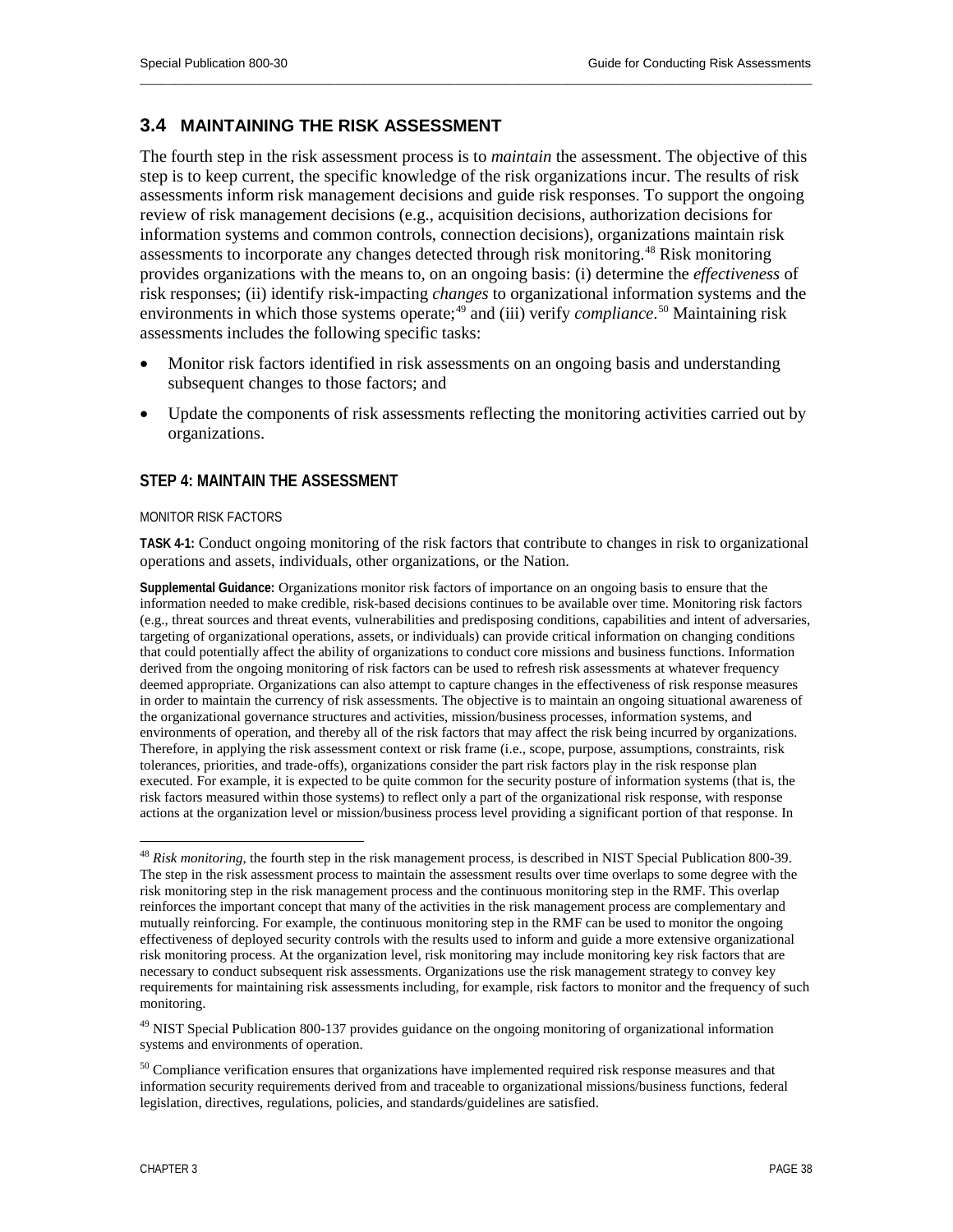## 3.4 MAINTAINING THE RISK ASSESSMENT

The fourth step in the risk assessment process is to *maintain* the assessment. The objective of this step is to keep current, the specific knowledge of the risk organizations incur. The results of risk assessments inform risk management decisions and guide risk responses. To support the ongoing review of risk management decisions (e.g., acquisition decisions, authorization decisions for information systems and common controls, connection decisions), organizations maintain risk assessments to incorporate any changes detected through risk monitoring.[48] Risk monitoring provides organizations with the means to, on an ongoing basis: (i) determine the *effectiveness* of risk responses; (ii) identify risk-impacting *changes* to organizational information systems and the environments in which those systems operate;[49] and (iii) verify *compliance*.[50] Maintaining risk assessments includes the following specific tasks:

- Monitor risk factors identified in risk assessments on an ongoing basis and understanding subsequent changes to those factors; and
- Update the components of risk assessments reflecting the monitoring activities carried out by organizations.

### STEP 4: MAINTAIN THE ASSESSMENT

MONITOR RISK FACTORS

**TASK 4-1:** Conduct ongoing monitoring of the risk factors that contribute to changes in risk to organizational operations and assets, individuals, other organizations, or the Nation.

**Supplemental Guidance:** Organizations monitor risk factors of importance on an ongoing basis to ensure that the information needed to make credible, risk-based decisions continues to be available over time. Monitoring risk factors (e.g., threat sources and threat events, vulnerabilities and predisposing conditions, capabilities and intent of adversaries, targeting of organizational operations, assets, or individuals) can provide critical information on changing conditions that could potentially affect the ability of organizations to conduct core missions and business functions. Information derived from the ongoing monitoring of risk factors can be used to refresh risk assessments at whatever frequency deemed appropriate. Organizations can also attempt to capture changes in the effectiveness of risk response measures in order to maintain the currency of risk assessments. The objective is to maintain an ongoing situational awareness of the organizational governance structures and activities, mission/business processes, information systems, and environments of operation, and thereby all of the risk factors that may affect the risk being incurred by organizations. Therefore, in applying the risk assessment context or risk frame (i.e., scope, purpose, assumptions, constraints, risk tolerances, priorities, and trade-offs), organizations consider the part risk factors play in the risk response plan executed. For example, it is expected to be quite common for the security posture of information systems (that is, the risk factors measured within those systems) to reflect only a part of the organizational risk response, with response actions at the organization level or mission/business process level providing a significant portion of that response. In

---

[48] *Risk monitoring*, the fourth step in the risk management process, is described in NIST Special Publication 800-39. The step in the risk assessment process to maintain the assessment results over time overlaps to some degree with the risk monitoring step in the risk management process and the continuous monitoring step in the RMF. This overlap reinforces the important concept that many of the activities in the risk management process are complementary and mutually reinforcing. For example, the continuous monitoring step in the RMF can be used to monitor the ongoing effectiveness of deployed security controls with the results used to inform and guide a more extensive organizational risk monitoring process. At the organization level, risk monitoring may include monitoring key risk factors that are necessary to conduct subsequent risk assessments. Organizations use the risk management strategy to convey key requirements for maintaining risk assessments including, for example, risk factors to monitor and the frequency of such monitoring.

[49] NIST Special Publication 800-137 provides guidance on the ongoing monitoring of organizational information systems and environments of operation.

[50] Compliance verification ensures that organizations have implemented required risk response measures and that information security requirements derived from and traceable to organizational missions/business functions, federal legislation, directives, regulations, policies, and standards/guidelines are satisfied.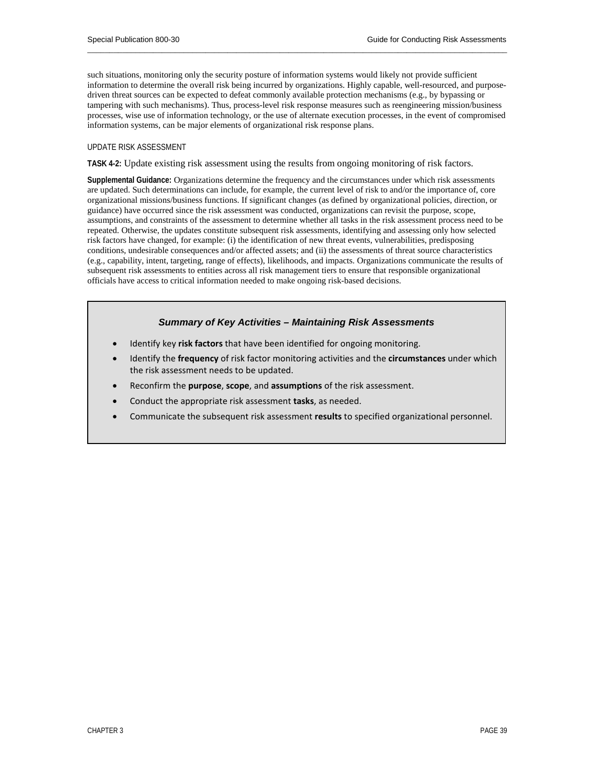such situations, monitoring only the security posture of information systems would likely not provide sufficient information to determine the overall risk being incurred by organizations. Highly capable, well-resourced, and purpose-driven threat sources can be expected to defeat commonly available protection mechanisms (e.g., by bypassing or tampering with such mechanisms). Thus, process-level risk response measures such as reengineering mission/business processes, wise use of information technology, or the use of alternate execution processes, in the event of compromised information systems, can be major elements of organizational risk response plans.

UPDATE RISK ASSESSMENT

**TASK 4-2:** Update existing risk assessment using the results from ongoing monitoring of risk factors.

**Supplemental Guidance:** Organizations determine the frequency and the circumstances under which risk assessments are updated. Such determinations can include, for example, the current level of risk to and/or the importance of, core organizational missions/business functions. If significant changes (as defined by organizational policies, direction, or guidance) have occurred since the risk assessment was conducted, organizations can revisit the purpose, scope, assumptions, and constraints of the assessment to determine whether all tasks in the risk assessment process need to be repeated. Otherwise, the updates constitute subsequent risk assessments, identifying and assessing only how selected risk factors have changed, for example: (i) the identification of new threat events, vulnerabilities, predisposing conditions, undesirable consequences and/or affected assets; and (ii) the assessments of threat source characteristics (e.g., capability, intent, targeting, range of effects), likelihoods, and impacts. Organizations communicate the results of subsequent risk assessments to entities across all risk management tiers to ensure that responsible organizational officials have access to critical information needed to make ongoing risk-based decisions.

***Summary of Key Activities – Maintaining Risk Assessments***

- Identify key **risk factors** that have been identified for ongoing monitoring.
- Identify the **frequency** of risk factor monitoring activities and the **circumstances** under which the risk assessment needs to be updated.
- Reconfirm the **purpose**, **scope**, and **assumptions** of the risk assessment.
- Conduct the appropriate risk assessment **tasks**, as needed.
- Communicate the subsequent risk assessment **results** to specified organizational personnel.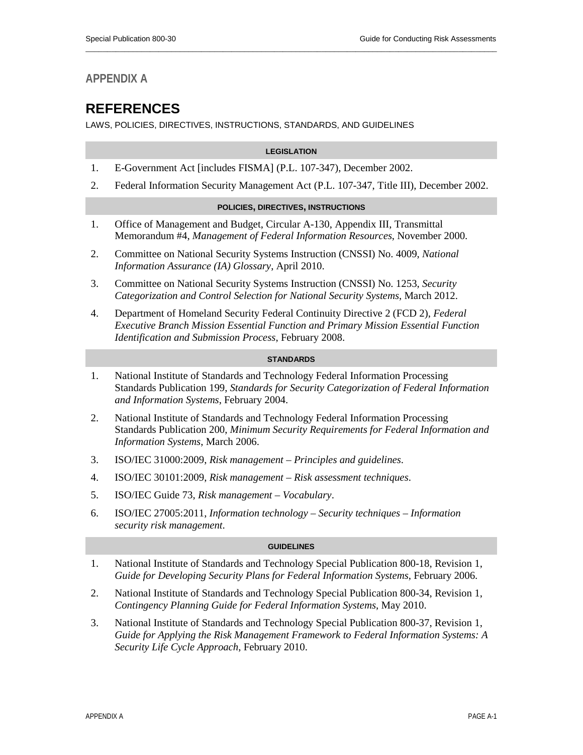## APPENDIX A

# REFERENCES

LAWS, POLICIES, DIRECTIVES, INSTRUCTIONS, STANDARDS, AND GUIDELINES

### LEGISLATION

1. E-Government Act [includes FISMA] (P.L. 107-347), December 2002.
2. Federal Information Security Management Act (P.L. 107-347, Title III), December 2002.

### POLICIES, DIRECTIVES, INSTRUCTIONS

1. Office of Management and Budget, Circular A-130, Appendix III, Transmittal Memorandum #4, *Management of Federal Information Resources*, November 2000.
2. Committee on National Security Systems Instruction (CNSSI) No. 4009, *National Information Assurance (IA) Glossary*, April 2010.
3. Committee on National Security Systems Instruction (CNSSI) No. 1253, *Security Categorization and Control Selection for National Security Systems*, March 2012.
4. Department of Homeland Security Federal Continuity Directive 2 (FCD 2), *Federal Executive Branch Mission Essential Function and Primary Mission Essential Function Identification and Submission Process*, February 2008.

### STANDARDS

1. National Institute of Standards and Technology Federal Information Processing Standards Publication 199, *Standards for Security Categorization of Federal Information and Information Systems*, February 2004.
2. National Institute of Standards and Technology Federal Information Processing Standards Publication 200, *Minimum Security Requirements for Federal Information and Information Systems*, March 2006.
3. ISO/IEC 31000:2009, *Risk management – Principles and guidelines*.
4. ISO/IEC 30101:2009, *Risk management – Risk assessment techniques*.
5. ISO/IEC Guide 73, *Risk management – Vocabulary*.
6. ISO/IEC 27005:2011, *Information technology – Security techniques – Information security risk management*.

### GUIDELINES

1. National Institute of Standards and Technology Special Publication 800-18, Revision 1, *Guide for Developing Security Plans for Federal Information Systems*, February 2006.
2. National Institute of Standards and Technology Special Publication 800-34, Revision 1, *Contingency Planning Guide for Federal Information Systems*, May 2010.
3. National Institute of Standards and Technology Special Publication 800-37, Revision 1, *Guide for Applying the Risk Management Framework to Federal Information Systems: A Security Life Cycle Approach*, February 2010.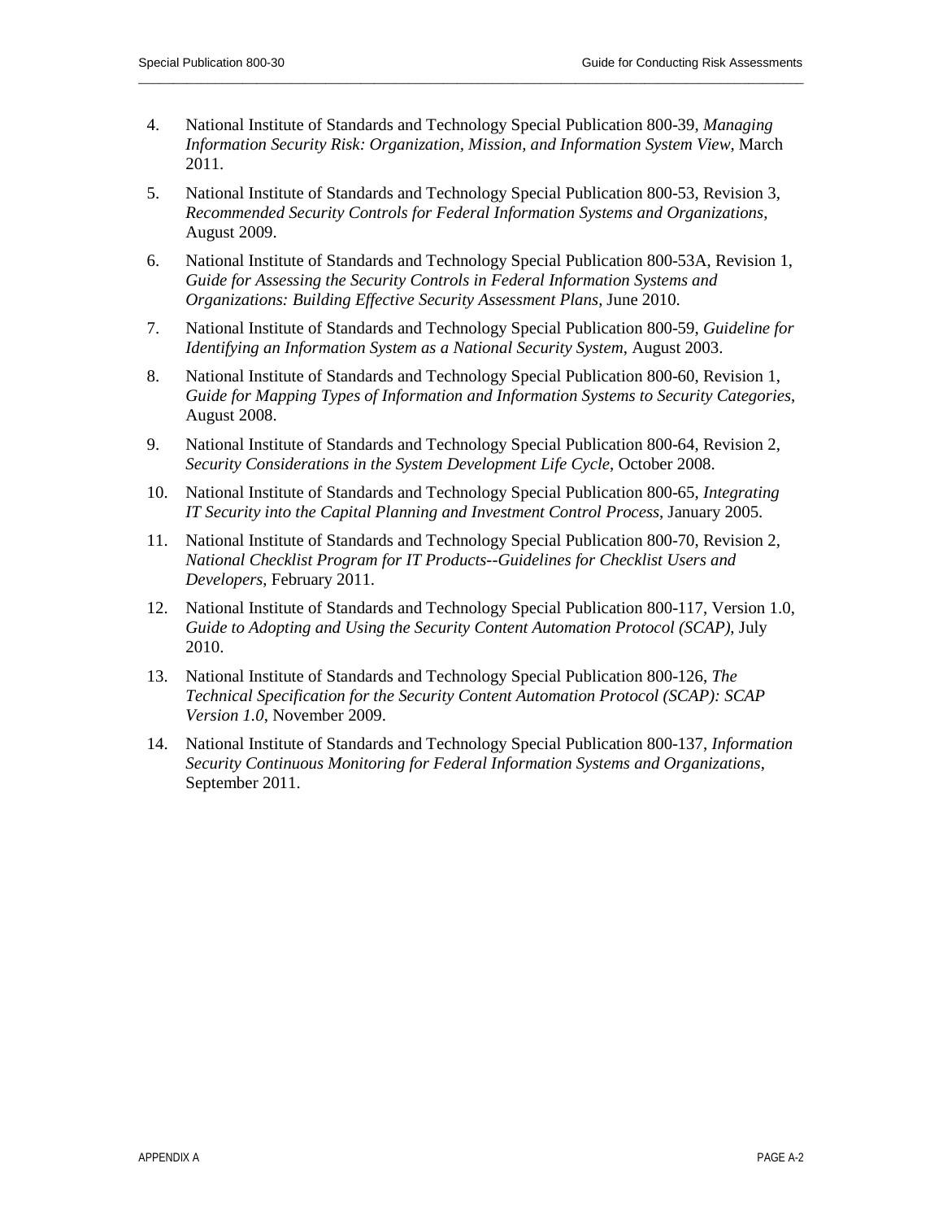4. National Institute of Standards and Technology Special Publication 800-39, *Managing Information Security Risk: Organization, Mission, and Information System View*, March 2011.

5. National Institute of Standards and Technology Special Publication 800-53, Revision 3, *Recommended Security Controls for Federal Information Systems and Organizations*, August 2009.

6. National Institute of Standards and Technology Special Publication 800-53A, Revision 1, *Guide for Assessing the Security Controls in Federal Information Systems and Organizations: Building Effective Security Assessment Plans*, June 2010.

7. National Institute of Standards and Technology Special Publication 800-59, *Guideline for Identifying an Information System as a National Security System*, August 2003.

8. National Institute of Standards and Technology Special Publication 800-60, Revision 1, *Guide for Mapping Types of Information and Information Systems to Security Categories*, August 2008.

9. National Institute of Standards and Technology Special Publication 800-64, Revision 2, *Security Considerations in the System Development Life Cycle*, October 2008.

10. National Institute of Standards and Technology Special Publication 800-65, *Integrating IT Security into the Capital Planning and Investment Control Process*, January 2005.

11. National Institute of Standards and Technology Special Publication 800-70, Revision 2, *National Checklist Program for IT Products--Guidelines for Checklist Users and Developers*, February 2011.

12. National Institute of Standards and Technology Special Publication 800-117, Version 1.0, *Guide to Adopting and Using the Security Content Automation Protocol (SCAP)*, July 2010.

13. National Institute of Standards and Technology Special Publication 800-126, *The Technical Specification for the Security Content Automation Protocol (SCAP): SCAP Version 1.0*, November 2009.

14. National Institute of Standards and Technology Special Publication 800-137, *Information Security Continuous Monitoring for Federal Information Systems and Organizations*, September 2011.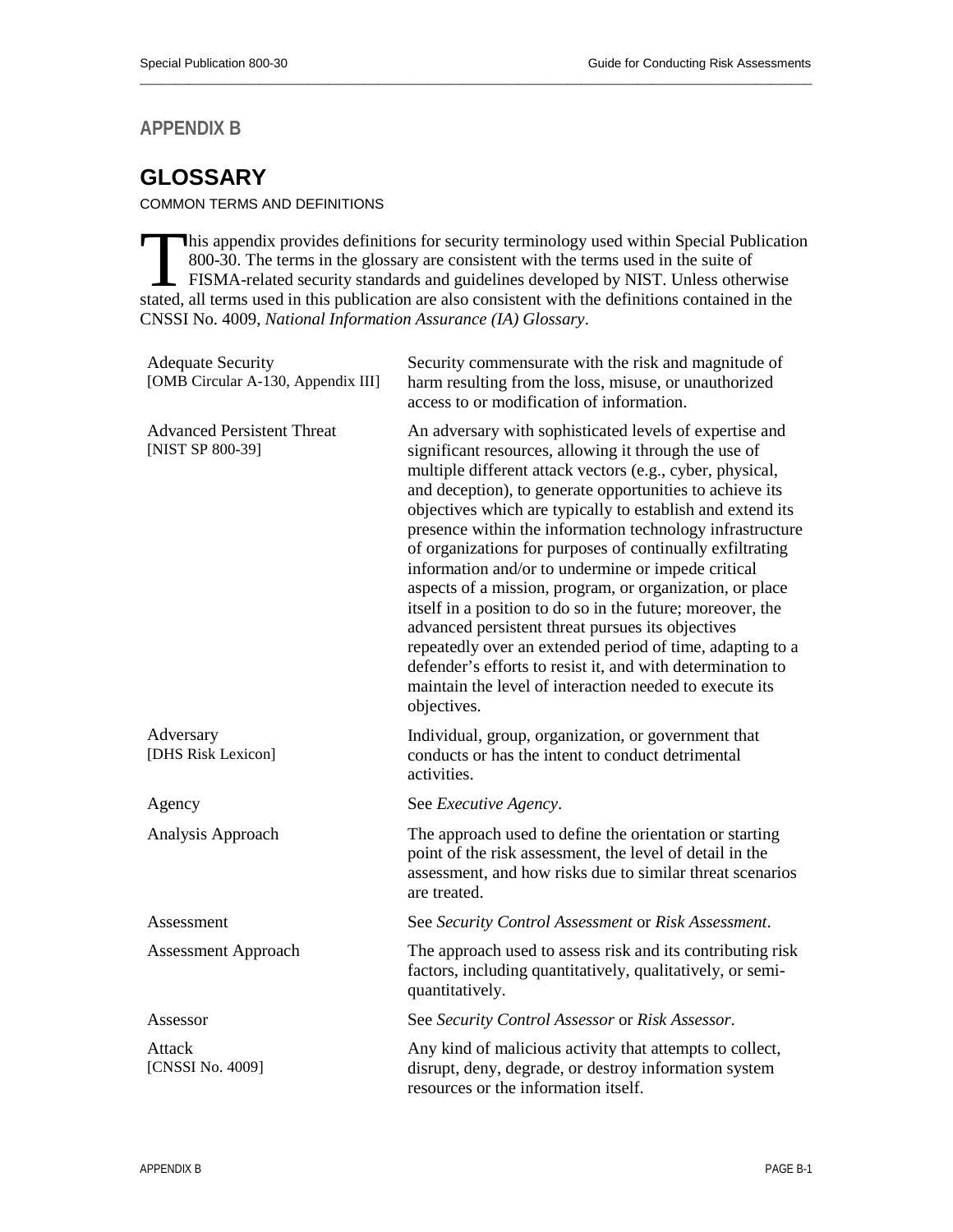## APPENDIX B

# GLOSSARY

COMMON TERMS AND DEFINITIONS

This appendix provides definitions for security terminology used within Special Publication 800-30. The terms in the glossary are consistent with the terms used in the suite of FISMA-related security standards and guidelines developed by NIST. Unless otherwise stated, all terms used in this publication are also consistent with the definitions contained in the CNSSI No. 4009, *National Information Assurance (IA) Glossary*.

| | |
|---|---|
| Adequate Security [OMB Circular A-130, Appendix III] | Security commensurate with the risk and magnitude of harm resulting from the loss, misuse, or unauthorized access to or modification of information. |
| Advanced Persistent Threat [NIST SP 800-39] | An adversary with sophisticated levels of expertise and significant resources, allowing it through the use of multiple different attack vectors (e.g., cyber, physical, and deception), to generate opportunities to achieve its objectives which are typically to establish and extend its presence within the information technology infrastructure of organizations for purposes of continually exfiltrating information and/or to undermine or impede critical aspects of a mission, program, or organization, or place itself in a position to do so in the future; moreover, the advanced persistent threat pursues its objectives repeatedly over an extended period of time, adapting to a defender's efforts to resist it, and with determination to maintain the level of interaction needed to execute its objectives. |
| Adversary [DHS Risk Lexicon] | Individual, group, organization, or government that conducts or has the intent to conduct detrimental activities. |
| Agency | See *Executive Agency*. |
| Analysis Approach | The approach used to define the orientation or starting point of the risk assessment, the level of detail in the assessment, and how risks due to similar threat scenarios are treated. |
| Assessment | See *Security Control Assessment* or *Risk Assessment*. |
| Assessment Approach | The approach used to assess risk and its contributing risk factors, including quantitatively, qualitatively, or semi-quantitatively. |
| Assessor | See *Security Control Assessor* or *Risk Assessor*. |
| Attack [CNSSI No. 4009] | Any kind of malicious activity that attempts to collect, disrupt, deny, degrade, or destroy information system resources or the information itself. |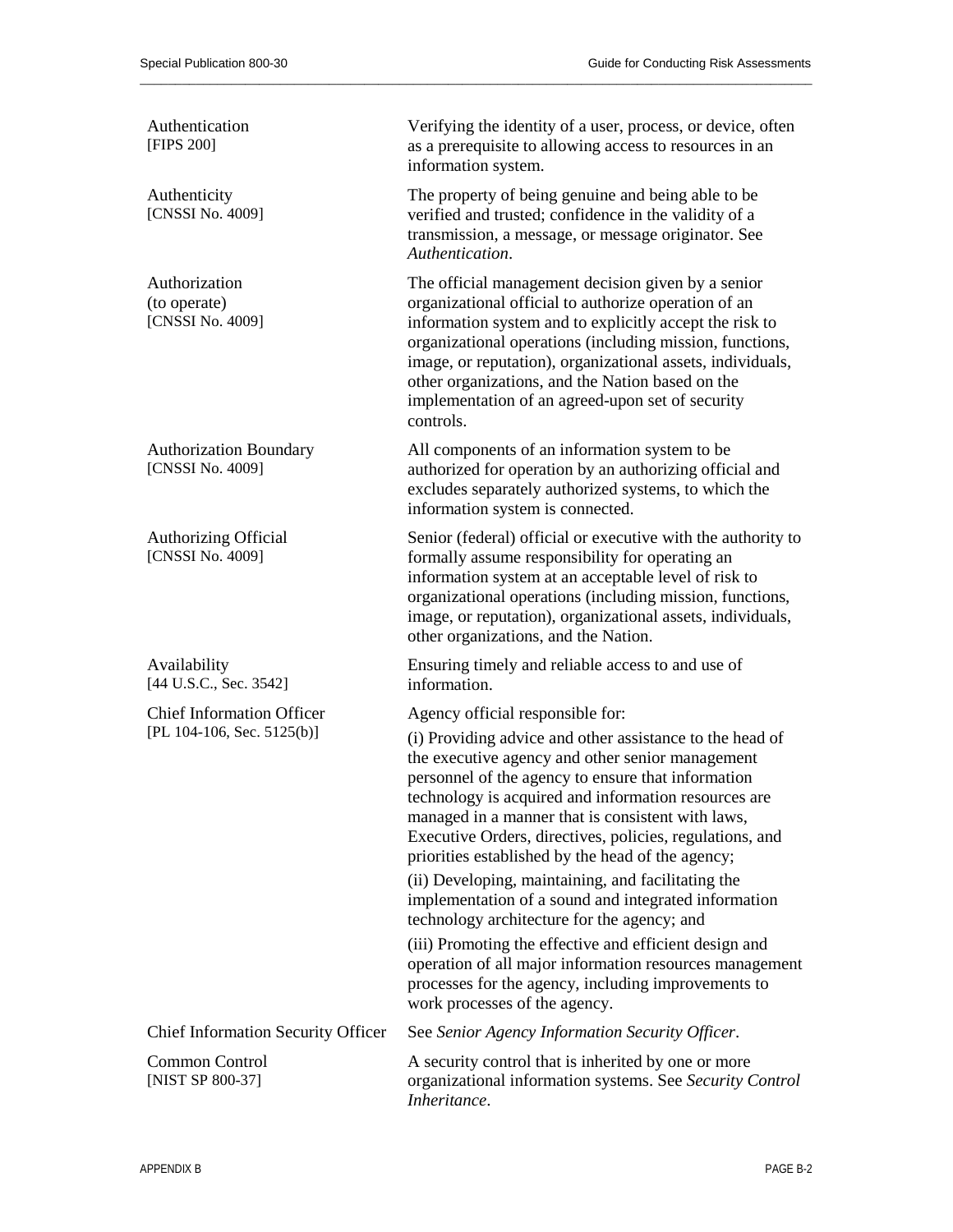| | |
|---|---|
| Authentication [FIPS 200] | Verifying the identity of a user, process, or device, often as a prerequisite to allowing access to resources in an information system. |
| Authenticity [CNSSI No. 4009] | The property of being genuine and being able to be verified and trusted; confidence in the validity of a transmission, a message, or message originator. See *Authentication*. |
| Authorization (to operate) [CNSSI No. 4009] | The official management decision given by a senior organizational official to authorize operation of an information system and to explicitly accept the risk to organizational operations (including mission, functions, image, or reputation), organizational assets, individuals, other organizations, and the Nation based on the implementation of an agreed-upon set of security controls. |
| Authorization Boundary [CNSSI No. 4009] | All components of an information system to be authorized for operation by an authorizing official and excludes separately authorized systems, to which the information system is connected. |
| Authorizing Official [CNSSI No. 4009] | Senior (federal) official or executive with the authority to formally assume responsibility for operating an information system at an acceptable level of risk to organizational operations (including mission, functions, image, or reputation), organizational assets, individuals, other organizations, and the Nation. |
| Availability [44 U.S.C., Sec. 3542] | Ensuring timely and reliable access to and use of information. |
| Chief Information Officer [PL 104-106, Sec. 5125(b)] | Agency official responsible for: (i) Providing advice and other assistance to the head of the executive agency and other senior management personnel of the agency to ensure that information technology is acquired and information resources are managed in a manner that is consistent with laws, Executive Orders, directives, policies, regulations, and priorities established by the head of the agency; (ii) Developing, maintaining, and facilitating the implementation of a sound and integrated information technology architecture for the agency; and (iii) Promoting the effective and efficient design and operation of all major information resources management processes for the agency, including improvements to work processes of the agency. |
| Chief Information Security Officer | See *Senior Agency Information Security Officer*. |
| Common Control [NIST SP 800-37] | A security control that is inherited by one or more organizational information systems. See *Security Control Inheritance*. |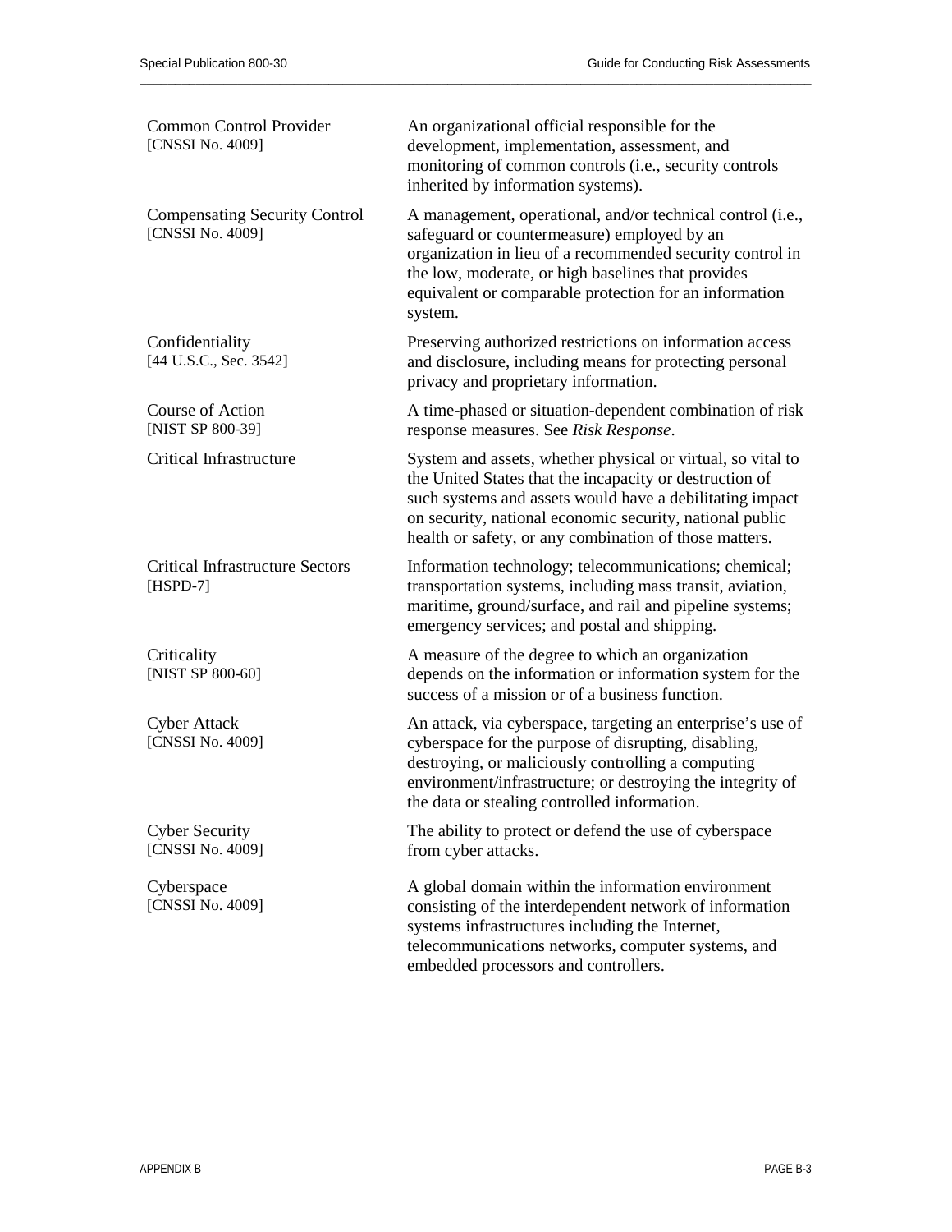| | |
|---|---|
| Common Control Provider<br>[CNSSI No. 4009] | An organizational official responsible for the development, implementation, assessment, and monitoring of common controls (i.e., security controls inherited by information systems). |
| Compensating Security Control<br>[CNSSI No. 4009] | A management, operational, and/or technical control (i.e., safeguard or countermeasure) employed by an organization in lieu of a recommended security control in the low, moderate, or high baselines that provides equivalent or comparable protection for an information system. |
| Confidentiality<br>[44 U.S.C., Sec. 3542] | Preserving authorized restrictions on information access and disclosure, including means for protecting personal privacy and proprietary information. |
| Course of Action<br>[NIST SP 800-39] | A time-phased or situation-dependent combination of risk response measures. See *Risk Response*. |
| Critical Infrastructure | System and assets, whether physical or virtual, so vital to the United States that the incapacity or destruction of such systems and assets would have a debilitating impact on security, national economic security, national public health or safety, or any combination of those matters. |
| Critical Infrastructure Sectors<br>[HSPD-7] | Information technology; telecommunications; chemical; transportation systems, including mass transit, aviation, maritime, ground/surface, and rail and pipeline systems; emergency services; and postal and shipping. |
| Criticality<br>[NIST SP 800-60] | A measure of the degree to which an organization depends on the information or information system for the success of a mission or of a business function. |
| Cyber Attack<br>[CNSSI No. 4009] | An attack, via cyberspace, targeting an enterprise's use of cyberspace for the purpose of disrupting, disabling, destroying, or maliciously controlling a computing environment/infrastructure; or destroying the integrity of the data or stealing controlled information. |
| Cyber Security<br>[CNSSI No. 4009] | The ability to protect or defend the use of cyberspace from cyber attacks. |
| Cyberspace<br>[CNSSI No. 4009] | A global domain within the information environment consisting of the interdependent network of information systems infrastructures including the Internet, telecommunications networks, computer systems, and embedded processors and controllers. |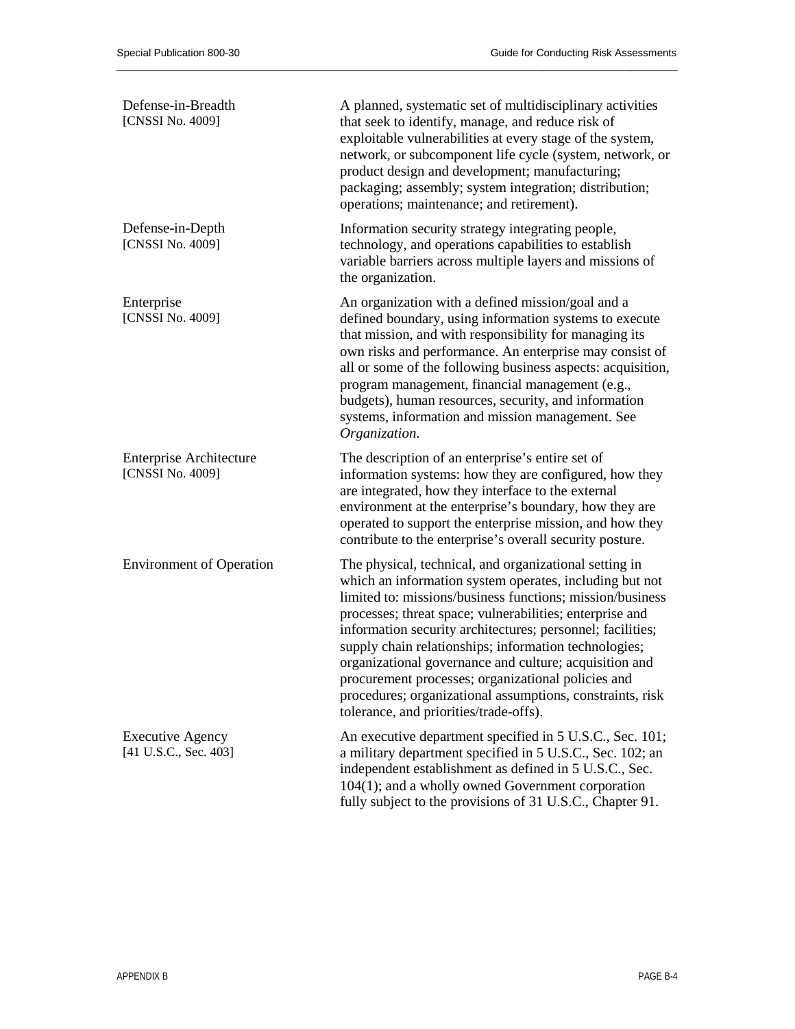| | |
|---|---|
| Defense-in-Breadth<br>[CNSSI No. 4009] | A planned, systematic set of multidisciplinary activities that seek to identify, manage, and reduce risk of exploitable vulnerabilities at every stage of the system, network, or subcomponent life cycle (system, network, or product design and development; manufacturing; packaging; assembly; system integration; distribution; operations; maintenance; and retirement). |
| Defense-in-Depth<br>[CNSSI No. 4009] | Information security strategy integrating people, technology, and operations capabilities to establish variable barriers across multiple layers and missions of the organization. |
| Enterprise<br>[CNSSI No. 4009] | An organization with a defined mission/goal and a defined boundary, using information systems to execute that mission, and with responsibility for managing its own risks and performance. An enterprise may consist of all or some of the following business aspects: acquisition, program management, financial management (e.g., budgets), human resources, security, and information systems, information and mission management. See *Organization*. |
| Enterprise Architecture<br>[CNSSI No. 4009] | The description of an enterprise's entire set of information systems: how they are configured, how they are integrated, how they interface to the external environment at the enterprise's boundary, how they are operated to support the enterprise mission, and how they contribute to the enterprise's overall security posture. |
| Environment of Operation | The physical, technical, and organizational setting in which an information system operates, including but not limited to: missions/business functions; mission/business processes; threat space; vulnerabilities; enterprise and information security architectures; personnel; facilities; supply chain relationships; information technologies; organizational governance and culture; acquisition and procurement processes; organizational policies and procedures; organizational assumptions, constraints, risk tolerance, and priorities/trade-offs). |
| Executive Agency<br>[41 U.S.C., Sec. 403] | An executive department specified in 5 U.S.C., Sec. 101; a military department specified in 5 U.S.C., Sec. 102; an independent establishment as defined in 5 U.S.C., Sec. 104(1); and a wholly owned Government corporation fully subject to the provisions of 31 U.S.C., Chapter 91. |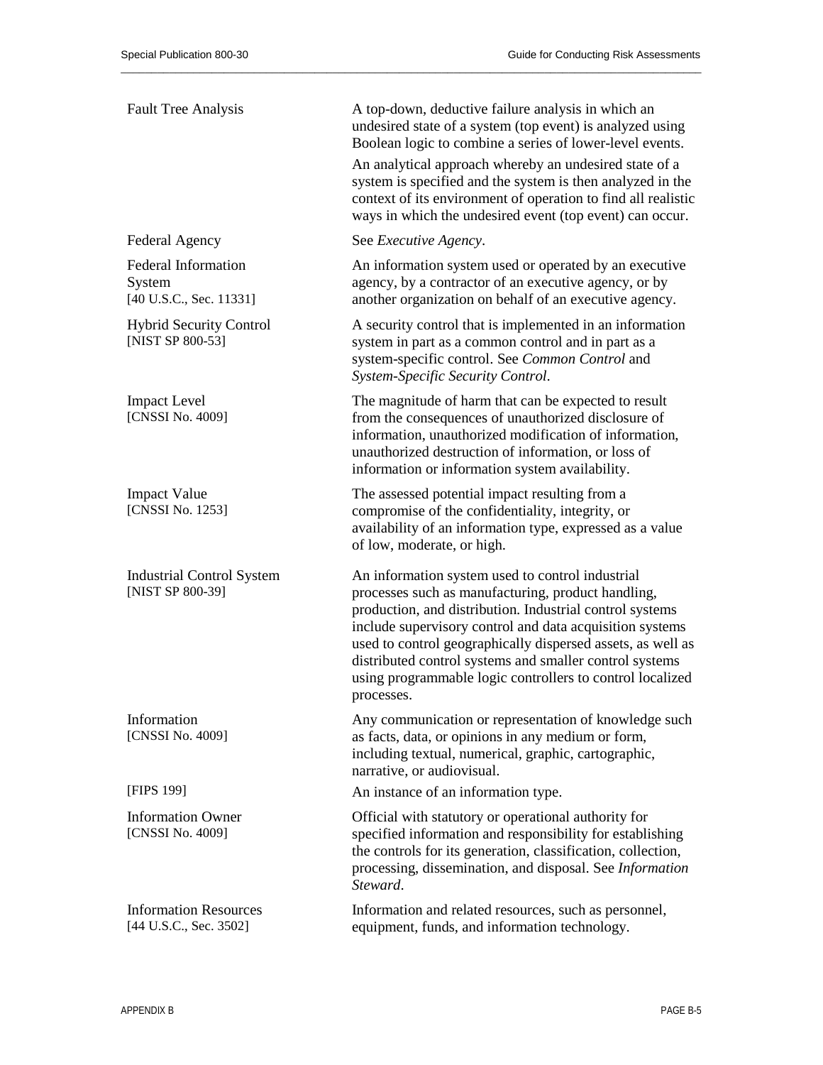| | |
|---|---|
| Fault Tree Analysis | A top-down, deductive failure analysis in which an undesired state of a system (top event) is analyzed using Boolean logic to combine a series of lower-level events. |
| | An analytical approach whereby an undesired state of a system is specified and the system is then analyzed in the context of its environment of operation to find all realistic ways in which the undesired event (top event) can occur. |
| Federal Agency | See *Executive Agency*. |
| Federal Information System [40 U.S.C., Sec. 11331] | An information system used or operated by an executive agency, by a contractor of an executive agency, or by another organization on behalf of an executive agency. |
| Hybrid Security Control [NIST SP 800-53] | A security control that is implemented in an information system in part as a common control and in part as a system-specific control. See *Common Control* and *System-Specific Security Control*. |
| Impact Level [CNSSI No. 4009] | The magnitude of harm that can be expected to result from the consequences of unauthorized disclosure of information, unauthorized modification of information, unauthorized destruction of information, or loss of information or information system availability. |
| Impact Value [CNSSI No. 1253] | The assessed potential impact resulting from a compromise of the confidentiality, integrity, or availability of an information type, expressed as a value of low, moderate, or high. |
| Industrial Control System [NIST SP 800-39] | An information system used to control industrial processes such as manufacturing, product handling, production, and distribution. Industrial control systems include supervisory control and data acquisition systems used to control geographically dispersed assets, as well as distributed control systems and smaller control systems using programmable logic controllers to control localized processes. |
| Information [CNSSI No. 4009] | Any communication or representation of knowledge such as facts, data, or opinions in any medium or form, including textual, numerical, graphic, cartographic, narrative, or audiovisual. |
| [FIPS 199] | An instance of an information type. |
| Information Owner [CNSSI No. 4009] | Official with statutory or operational authority for specified information and responsibility for establishing the controls for its generation, classification, collection, processing, dissemination, and disposal. See *Information Steward*. |
| Information Resources [44 U.S.C., Sec. 3502] | Information and related resources, such as personnel, equipment, funds, and information technology. |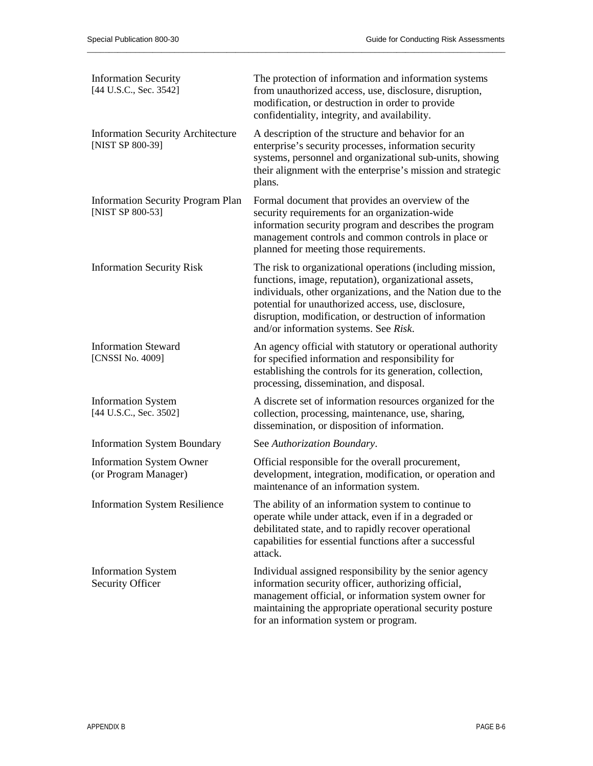| | |
|---|---|
| Information Security<br>[44 U.S.C., Sec. 3542] | The protection of information and information systems from unauthorized access, use, disclosure, disruption, modification, or destruction in order to provide confidentiality, integrity, and availability. |
| Information Security Architecture<br>[NIST SP 800-39] | A description of the structure and behavior for an enterprise's security processes, information security systems, personnel and organizational sub-units, showing their alignment with the enterprise's mission and strategic plans. |
| Information Security Program Plan<br>[NIST SP 800-53] | Formal document that provides an overview of the security requirements for an organization-wide information security program and describes the program management controls and common controls in place or planned for meeting those requirements. |
| Information Security Risk | The risk to organizational operations (including mission, functions, image, reputation), organizational assets, individuals, other organizations, and the Nation due to the potential for unauthorized access, use, disclosure, disruption, modification, or destruction of information and/or information systems. See *Risk*. |
| Information Steward<br>[CNSSI No. 4009] | An agency official with statutory or operational authority for specified information and responsibility for establishing the controls for its generation, collection, processing, dissemination, and disposal. |
| Information System<br>[44 U.S.C., Sec. 3502] | A discrete set of information resources organized for the collection, processing, maintenance, use, sharing, dissemination, or disposition of information. |
| Information System Boundary | See *Authorization Boundary*. |
| Information System Owner<br>(or Program Manager) | Official responsible for the overall procurement, development, integration, modification, or operation and maintenance of an information system. |
| Information System Resilience | The ability of an information system to continue to operate while under attack, even if in a degraded or debilitated state, and to rapidly recover operational capabilities for essential functions after a successful attack. |
| Information System<br>Security Officer | Individual assigned responsibility by the senior agency information security officer, authorizing official, management official, or information system owner for maintaining the appropriate operational security posture for an information system or program. |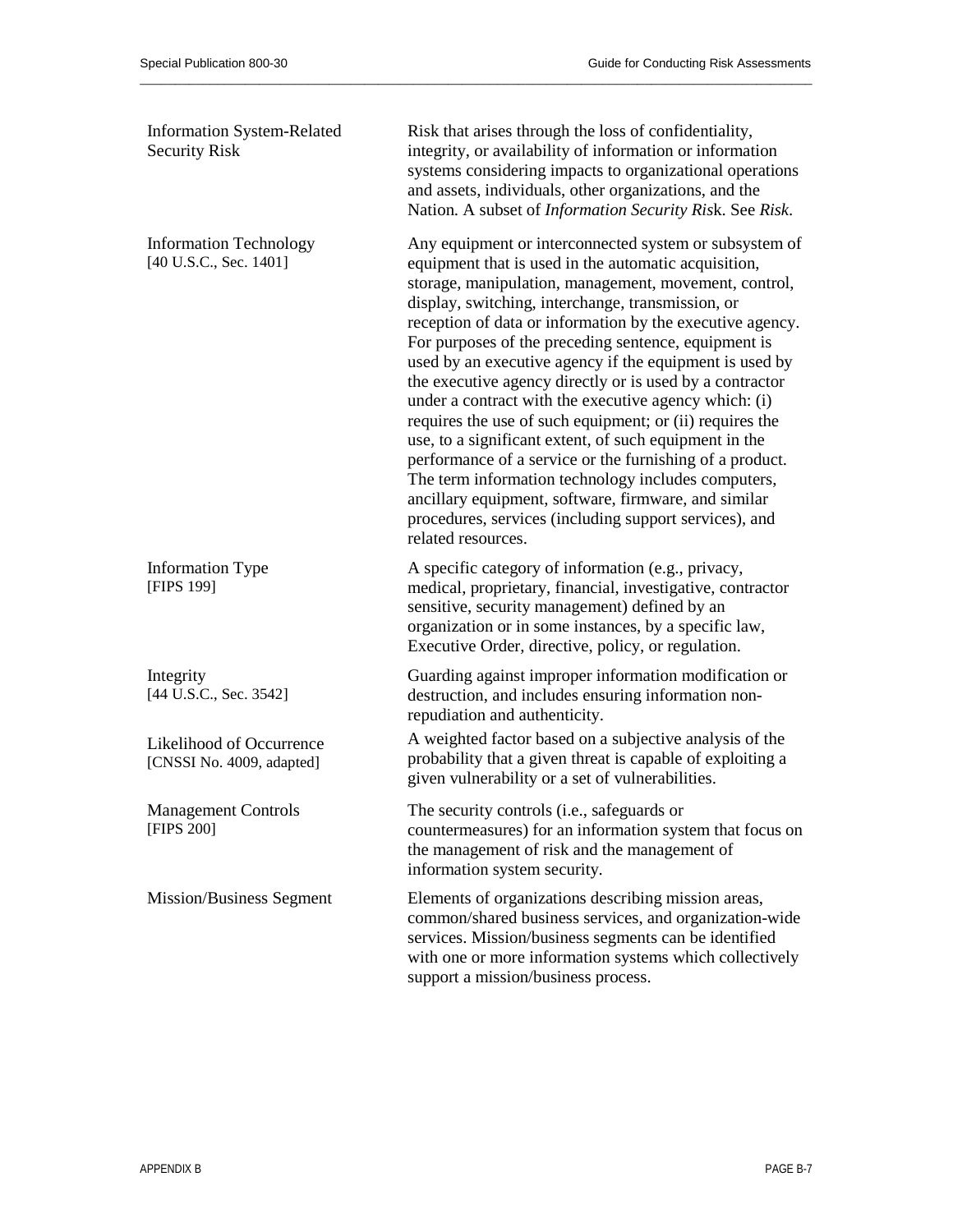| | |
|---|---|
| Information System-Related Security Risk | Risk that arises through the loss of confidentiality, integrity, or availability of information or information systems considering impacts to organizational operations and assets, individuals, other organizations, and the Nation. A subset of *Information Security Risk*. See *Risk*. |
| Information Technology [40 U.S.C., Sec. 1401] | Any equipment or interconnected system or subsystem of equipment that is used in the automatic acquisition, storage, manipulation, management, movement, control, display, switching, interchange, transmission, or reception of data or information by the executive agency. For purposes of the preceding sentence, equipment is used by an executive agency if the equipment is used by the executive agency directly or is used by a contractor under a contract with the executive agency which: (i) requires the use of such equipment; or (ii) requires the use, to a significant extent, of such equipment in the performance of a service or the furnishing of a product. The term information technology includes computers, ancillary equipment, software, firmware, and similar procedures, services (including support services), and related resources. |
| Information Type [FIPS 199] | A specific category of information (e.g., privacy, medical, proprietary, financial, investigative, contractor sensitive, security management) defined by an organization or in some instances, by a specific law, Executive Order, directive, policy, or regulation. |
| Integrity [44 U.S.C., Sec. 3542] | Guarding against improper information modification or destruction, and includes ensuring information non-repudiation and authenticity. |
| Likelihood of Occurrence [CNSSI No. 4009, adapted] | A weighted factor based on a subjective analysis of the probability that a given threat is capable of exploiting a given vulnerability or a set of vulnerabilities. |
| Management Controls [FIPS 200] | The security controls (i.e., safeguards or countermeasures) for an information system that focus on the management of risk and the management of information system security. |
| Mission/Business Segment | Elements of organizations describing mission areas, common/shared business services, and organization-wide services. Mission/business segments can be identified with one or more information systems which collectively support a mission/business process. |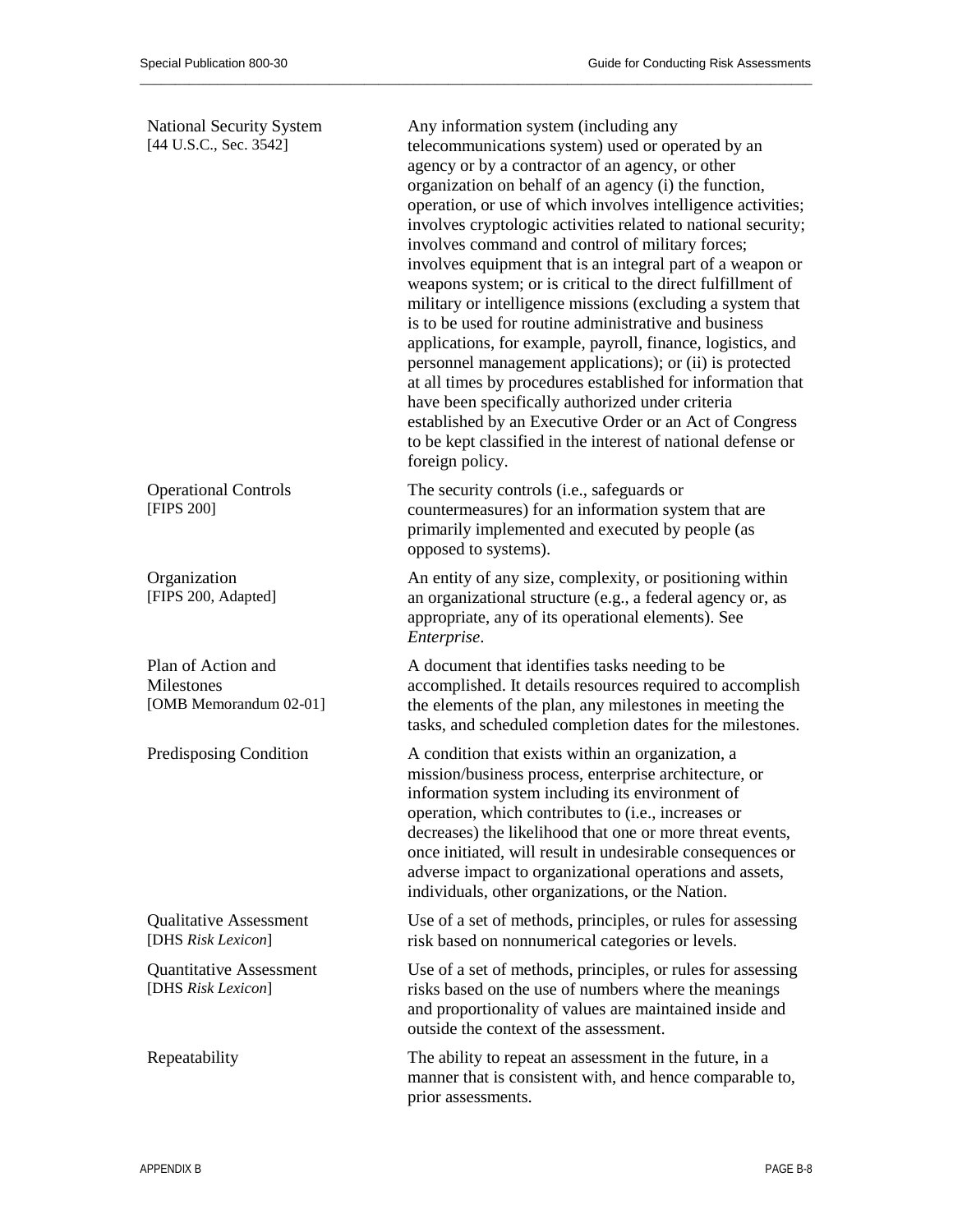| | |
|---|---|
| National Security System<br>[44 U.S.C., Sec. 3542] | Any information system (including any telecommunications system) used or operated by an agency or by a contractor of an agency, or other organization on behalf of an agency (i) the function, operation, or use of which involves intelligence activities; involves cryptologic activities related to national security; involves command and control of military forces; involves equipment that is an integral part of a weapon or weapons system; or is critical to the direct fulfillment of military or intelligence missions (excluding a system that is to be used for routine administrative and business applications, for example, payroll, finance, logistics, and personnel management applications); or (ii) is protected at all times by procedures established for information that have been specifically authorized under criteria established by an Executive Order or an Act of Congress to be kept classified in the interest of national defense or foreign policy. |
| Operational Controls<br>[FIPS 200] | The security controls (i.e., safeguards or countermeasures) for an information system that are primarily implemented and executed by people (as opposed to systems). |
| Organization<br>[FIPS 200, Adapted] | An entity of any size, complexity, or positioning within an organizational structure (e.g., a federal agency or, as appropriate, any of its operational elements). See *Enterprise*. |
| Plan of Action and Milestones<br>[OMB Memorandum 02-01] | A document that identifies tasks needing to be accomplished. It details resources required to accomplish the elements of the plan, any milestones in meeting the tasks, and scheduled completion dates for the milestones. |
| Predisposing Condition | A condition that exists within an organization, a mission/business process, enterprise architecture, or information system including its environment of operation, which contributes to (i.e., increases or decreases) the likelihood that one or more threat events, once initiated, will result in undesirable consequences or adverse impact to organizational operations and assets, individuals, other organizations, or the Nation. |
| Qualitative Assessment<br>[DHS *Risk Lexicon*] | Use of a set of methods, principles, or rules for assessing risk based on nonnumerical categories or levels. |
| Quantitative Assessment<br>[DHS *Risk Lexicon*] | Use of a set of methods, principles, or rules for assessing risks based on the use of numbers where the meanings and proportionality of values are maintained inside and outside the context of the assessment. |
| Repeatability | The ability to repeat an assessment in the future, in a manner that is consistent with, and hence comparable to, prior assessments. |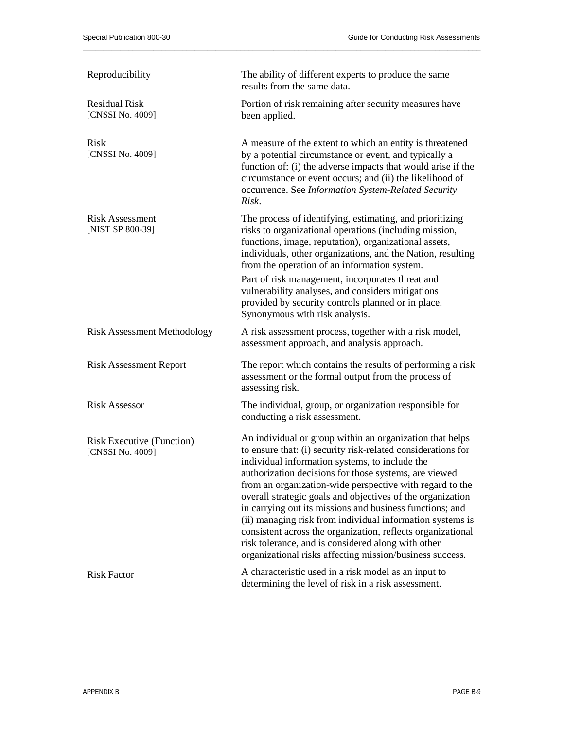| | |
|---|---|
| Reproducibility | The ability of different experts to produce the same results from the same data. |
| Residual Risk [CNSSI No. 4009] | Portion of risk remaining after security measures have been applied. |
| Risk [CNSSI No. 4009] | A measure of the extent to which an entity is threatened by a potential circumstance or event, and typically a function of: (i) the adverse impacts that would arise if the circumstance or event occurs; and (ii) the likelihood of occurrence. See *Information System-Related Security Risk*. |
| Risk Assessment [NIST SP 800-39] | The process of identifying, estimating, and prioritizing risks to organizational operations (including mission, functions, image, reputation), organizational assets, individuals, other organizations, and the Nation, resulting from the operation of an information system.<br>Part of risk management, incorporates threat and vulnerability analyses, and considers mitigations provided by security controls planned or in place. Synonymous with risk analysis. |
| Risk Assessment Methodology | A risk assessment process, together with a risk model, assessment approach, and analysis approach. |
| Risk Assessment Report | The report which contains the results of performing a risk assessment or the formal output from the process of assessing risk. |
| Risk Assessor | The individual, group, or organization responsible for conducting a risk assessment. |
| Risk Executive (Function) [CNSSI No. 4009] | An individual or group within an organization that helps to ensure that: (i) security risk-related considerations for individual information systems, to include the authorization decisions for those systems, are viewed from an organization-wide perspective with regard to the overall strategic goals and objectives of the organization in carrying out its missions and business functions; and (ii) managing risk from individual information systems is consistent across the organization, reflects organizational risk tolerance, and is considered along with other organizational risks affecting mission/business success. |
| Risk Factor | A characteristic used in a risk model as an input to determining the level of risk in a risk assessment. |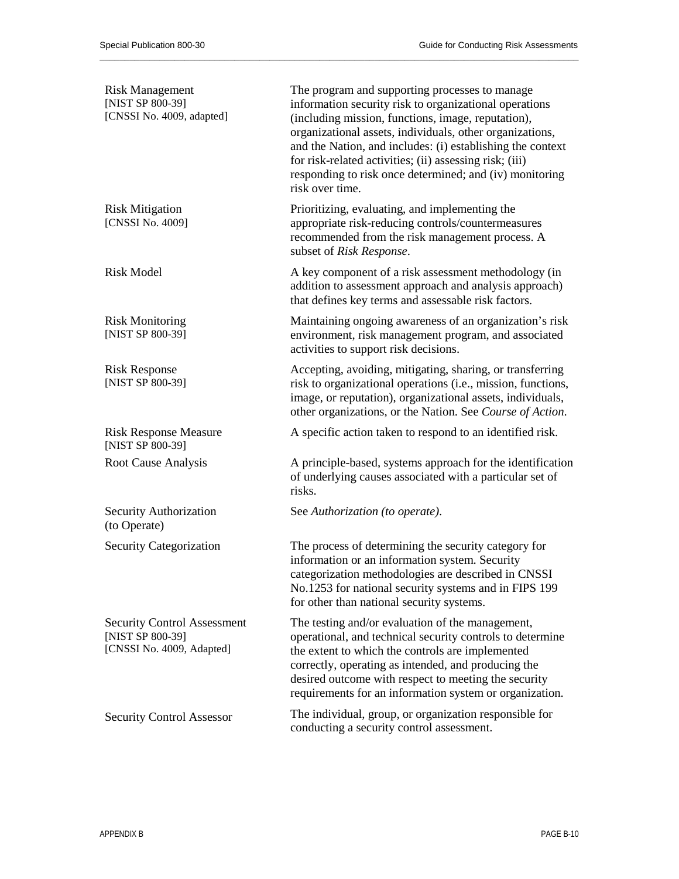| | |
|---|---|
| Risk Management<br>[NIST SP 800-39]<br>[CNSSI No. 4009, adapted] | The program and supporting processes to manage information security risk to organizational operations (including mission, functions, image, reputation), organizational assets, individuals, other organizations, and the Nation, and includes: (i) establishing the context for risk-related activities; (ii) assessing risk; (iii) responding to risk once determined; and (iv) monitoring risk over time. |
| Risk Mitigation<br>[CNSSI No. 4009] | Prioritizing, evaluating, and implementing the appropriate risk-reducing controls/countermeasures recommended from the risk management process. A subset of *Risk Response*. |
| Risk Model | A key component of a risk assessment methodology (in addition to assessment approach and analysis approach) that defines key terms and assessable risk factors. |
| Risk Monitoring<br>[NIST SP 800-39] | Maintaining ongoing awareness of an organization's risk environment, risk management program, and associated activities to support risk decisions. |
| Risk Response<br>[NIST SP 800-39] | Accepting, avoiding, mitigating, sharing, or transferring risk to organizational operations (i.e., mission, functions, image, or reputation), organizational assets, individuals, other organizations, or the Nation. See *Course of Action*. |
| Risk Response Measure<br>[NIST SP 800-39] | A specific action taken to respond to an identified risk. |
| Root Cause Analysis | A principle-based, systems approach for the identification of underlying causes associated with a particular set of risks. |
| Security Authorization (to Operate) | See *Authorization (to operate)*. |
| Security Categorization | The process of determining the security category for information or an information system. Security categorization methodologies are described in CNSSI No.1253 for national security systems and in FIPS 199 for other than national security systems. |
| Security Control Assessment<br>[NIST SP 800-39]<br>[CNSSI No. 4009, Adapted] | The testing and/or evaluation of the management, operational, and technical security controls to determine the extent to which the controls are implemented correctly, operating as intended, and producing the desired outcome with respect to meeting the security requirements for an information system or organization. |
| Security Control Assessor | The individual, group, or organization responsible for conducting a security control assessment. |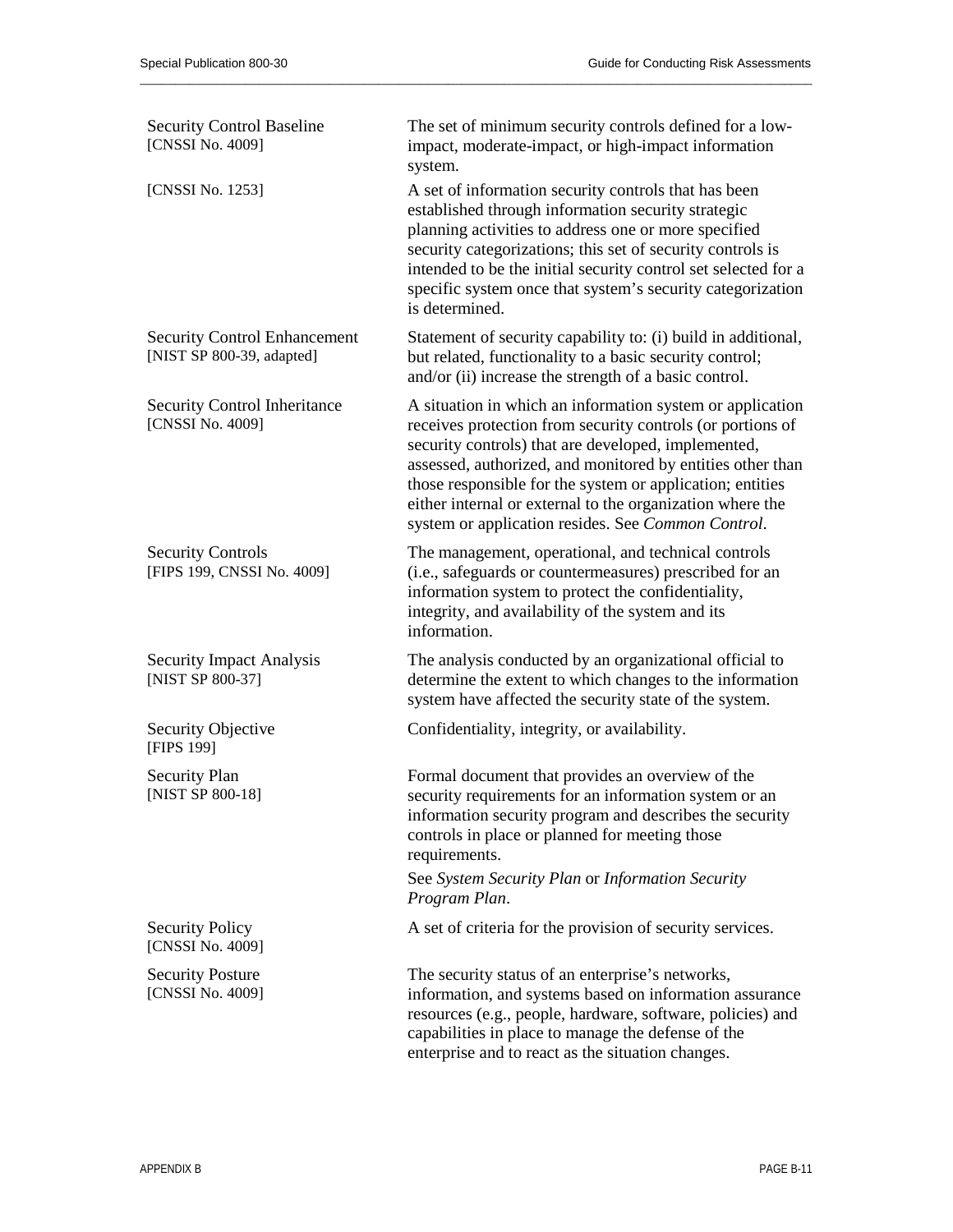| | |
|---|---|
| Security Control Baseline<br>[CNSSI No. 4009] | The set of minimum security controls defined for a low-impact, moderate-impact, or high-impact information system. |
| [CNSSI No. 1253] | A set of information security controls that has been established through information security strategic planning activities to address one or more specified security categorizations; this set of security controls is intended to be the initial security control set selected for a specific system once that system's security categorization is determined. |
| Security Control Enhancement<br>[NIST SP 800-39, adapted] | Statement of security capability to: (i) build in additional, but related, functionality to a basic security control; and/or (ii) increase the strength of a basic control. |
| Security Control Inheritance<br>[CNSSI No. 4009] | A situation in which an information system or application receives protection from security controls (or portions of security controls) that are developed, implemented, assessed, authorized, and monitored by entities other than those responsible for the system or application; entities either internal or external to the organization where the system or application resides. See *Common Control*. |
| Security Controls<br>[FIPS 199, CNSSI No. 4009] | The management, operational, and technical controls (i.e., safeguards or countermeasures) prescribed for an information system to protect the confidentiality, integrity, and availability of the system and its information. |
| Security Impact Analysis<br>[NIST SP 800-37] | The analysis conducted by an organizational official to determine the extent to which changes to the information system have affected the security state of the system. |
| Security Objective<br>[FIPS 199] | Confidentiality, integrity, or availability. |
| Security Plan<br>[NIST SP 800-18] | Formal document that provides an overview of the security requirements for an information system or an information security program and describes the security controls in place or planned for meeting those requirements.<br>See *System Security Plan* or *Information Security Program Plan*. |
| Security Policy<br>[CNSSI No. 4009] | A set of criteria for the provision of security services. |
| Security Posture<br>[CNSSI No. 4009] | The security status of an enterprise's networks, information, and systems based on information assurance resources (e.g., people, hardware, software, policies) and capabilities in place to manage the defense of the enterprise and to react as the situation changes. |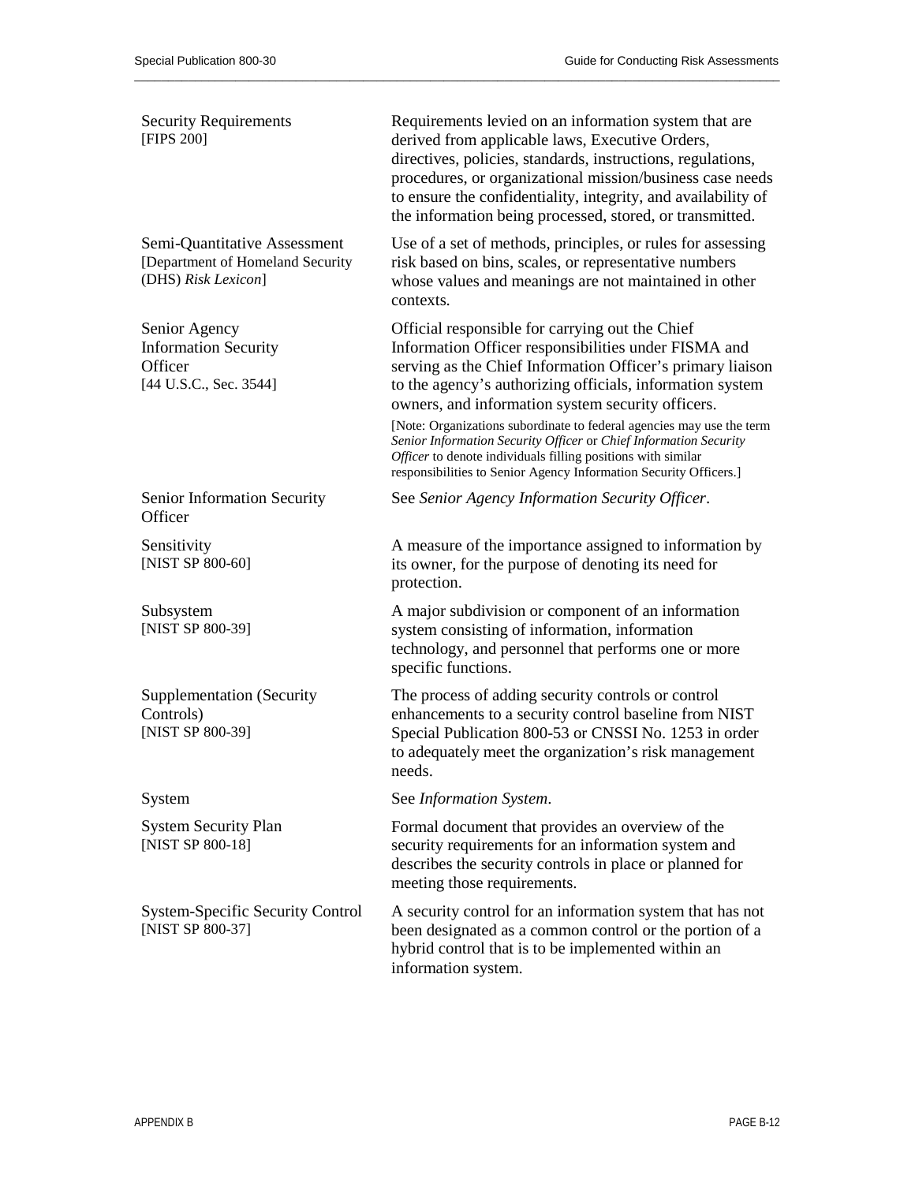| | |
|---|---|
| Security Requirements [FIPS 200] | Requirements levied on an information system that are derived from applicable laws, Executive Orders, directives, policies, standards, instructions, regulations, procedures, or organizational mission/business case needs to ensure the confidentiality, integrity, and availability of the information being processed, stored, or transmitted. |
| Semi-Quantitative Assessment [Department of Homeland Security (DHS) *Risk Lexicon*] | Use of a set of methods, principles, or rules for assessing risk based on bins, scales, or representative numbers whose values and meanings are not maintained in other contexts. |
| Senior Agency Information Security Officer [44 U.S.C., Sec. 3544] | Official responsible for carrying out the Chief Information Officer responsibilities under FISMA and serving as the Chief Information Officer's primary liaison to the agency's authorizing officials, information system owners, and information system security officers. [Note: Organizations subordinate to federal agencies may use the term *Senior Information Security Officer* or *Chief Information Security Officer* to denote individuals filling positions with similar responsibilities to Senior Agency Information Security Officers.] |
| Senior Information Security Officer | See *Senior Agency Information Security Officer*. |
| Sensitivity [NIST SP 800-60] | A measure of the importance assigned to information by its owner, for the purpose of denoting its need for protection. |
| Subsystem [NIST SP 800-39] | A major subdivision or component of an information system consisting of information, information technology, and personnel that performs one or more specific functions. |
| Supplementation (Security Controls) [NIST SP 800-39] | The process of adding security controls or control enhancements to a security control baseline from NIST Special Publication 800-53 or CNSSI No. 1253 in order to adequately meet the organization's risk management needs. |
| System | See *Information System*. |
| System Security Plan [NIST SP 800-18] | Formal document that provides an overview of the security requirements for an information system and describes the security controls in place or planned for meeting those requirements. |
| System-Specific Security Control [NIST SP 800-37] | A security control for an information system that has not been designated as a common control or the portion of a hybrid control that is to be implemented within an information system. |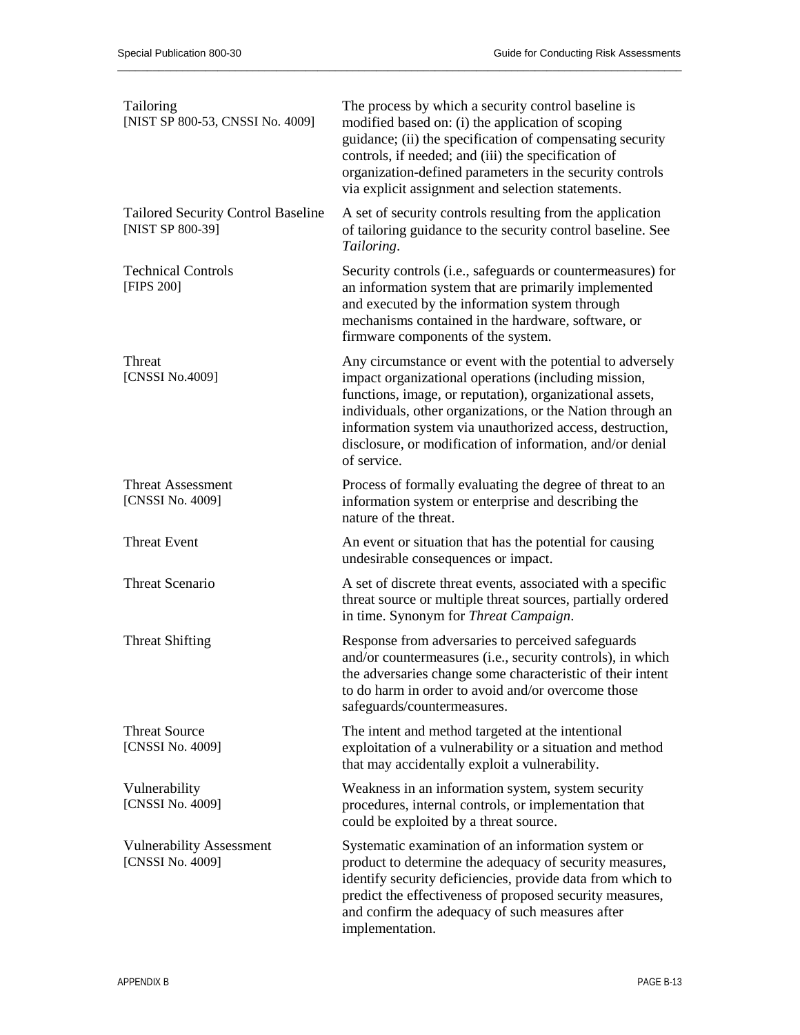| | |
|---|---|
| Tailoring<br>[NIST SP 800-53, CNSSI No. 4009] | The process by which a security control baseline is modified based on: (i) the application of scoping guidance; (ii) the specification of compensating security controls, if needed; and (iii) the specification of organization-defined parameters in the security controls via explicit assignment and selection statements. |
| Tailored Security Control Baseline<br>[NIST SP 800-39] | A set of security controls resulting from the application of tailoring guidance to the security control baseline. See *Tailoring*. |
| Technical Controls<br>[FIPS 200] | Security controls (i.e., safeguards or countermeasures) for an information system that are primarily implemented and executed by the information system through mechanisms contained in the hardware, software, or firmware components of the system. |
| Threat<br>[CNSSI No.4009] | Any circumstance or event with the potential to adversely impact organizational operations (including mission, functions, image, or reputation), organizational assets, individuals, other organizations, or the Nation through an information system via unauthorized access, destruction, disclosure, or modification of information, and/or denial of service. |
| Threat Assessment<br>[CNSSI No. 4009] | Process of formally evaluating the degree of threat to an information system or enterprise and describing the nature of the threat. |
| Threat Event | An event or situation that has the potential for causing undesirable consequences or impact. |
| Threat Scenario | A set of discrete threat events, associated with a specific threat source or multiple threat sources, partially ordered in time. Synonym for *Threat Campaign*. |
| Threat Shifting | Response from adversaries to perceived safeguards and/or countermeasures (i.e., security controls), in which the adversaries change some characteristic of their intent to do harm in order to avoid and/or overcome those safeguards/countermeasures. |
| Threat Source<br>[CNSSI No. 4009] | The intent and method targeted at the intentional exploitation of a vulnerability or a situation and method that may accidentally exploit a vulnerability. |
| Vulnerability<br>[CNSSI No. 4009] | Weakness in an information system, system security procedures, internal controls, or implementation that could be exploited by a threat source. |
| Vulnerability Assessment<br>[CNSSI No. 4009] | Systematic examination of an information system or product to determine the adequacy of security measures, identify security deficiencies, provide data from which to predict the effectiveness of proposed security measures, and confirm the adequacy of such measures after implementation. |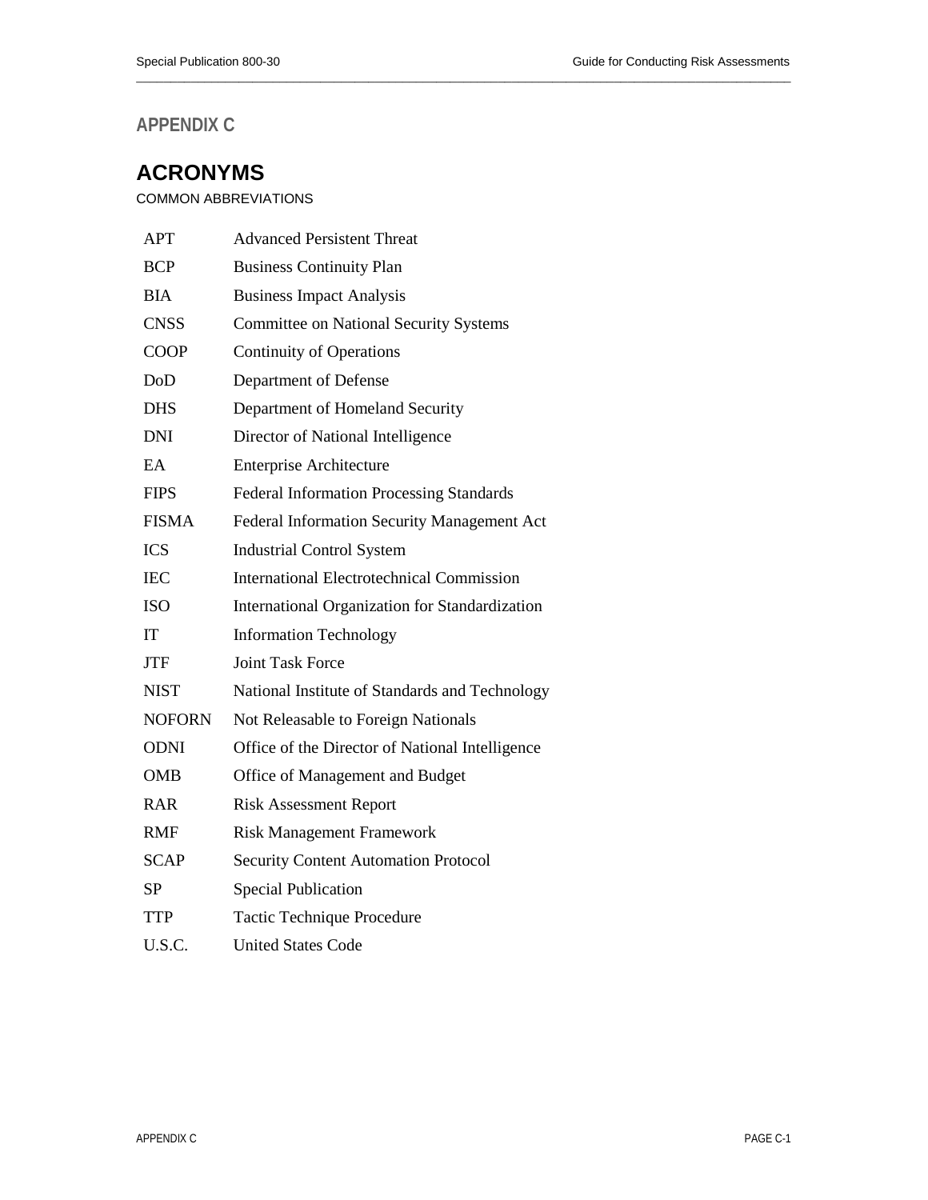## APPENDIX C

# ACRONYMS

COMMON ABBREVIATIONS

| | |
|---|---|
| APT | Advanced Persistent Threat |
| BCP | Business Continuity Plan |
| BIA | Business Impact Analysis |
| CNSS | Committee on National Security Systems |
| COOP | Continuity of Operations |
| DoD | Department of Defense |
| DHS | Department of Homeland Security |
| DNI | Director of National Intelligence |
| EA | Enterprise Architecture |
| FIPS | Federal Information Processing Standards |
| FISMA | Federal Information Security Management Act |
| ICS | Industrial Control System |
| IEC | International Electrotechnical Commission |
| ISO | International Organization for Standardization |
| IT | Information Technology |
| JTF | Joint Task Force |
| NIST | National Institute of Standards and Technology |
| NOFORN | Not Releasable to Foreign Nationals |
| ODNI | Office of the Director of National Intelligence |
| OMB | Office of Management and Budget |
| RAR | Risk Assessment Report |
| RMF | Risk Management Framework |
| SCAP | Security Content Automation Protocol |
| SP | Special Publication |
| TTP | Tactic Technique Procedure |
| U.S.C. | United States Code |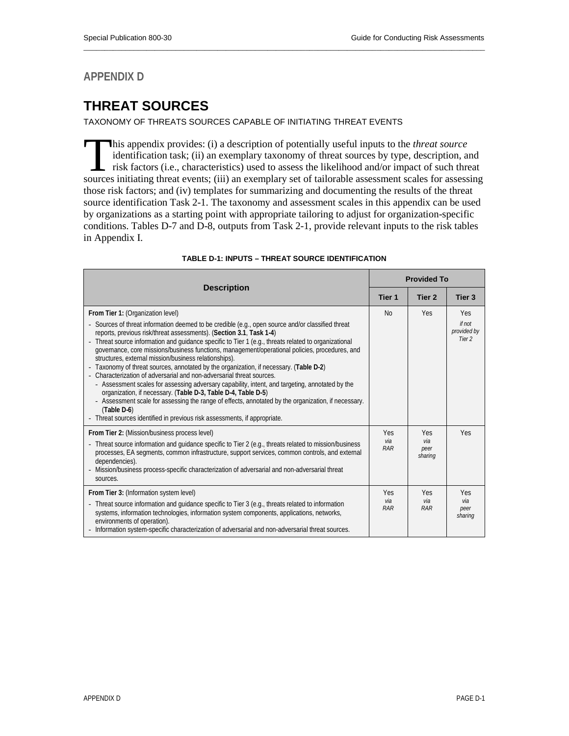# APPENDIX D

# THREAT SOURCES

TAXONOMY OF THREATS SOURCES CAPABLE OF INITIATING THREAT EVENTS

This appendix provides: (i) a description of potentially useful inputs to the *threat source* identification task; (ii) an exemplary taxonomy of threat sources by type, description, and risk factors (i.e., characteristics) used to assess the likelihood and/or impact of such threat sources initiating threat events; (iii) an exemplary set of tailorable assessment scales for assessing those risk factors; and (iv) templates for summarizing and documenting the results of the threat source identification Task 2-1. The taxonomy and assessment scales in this appendix can be used by organizations as a starting point with appropriate tailoring to adjust for organization-specific conditions. Tables D-7 and D-8, outputs from Task 2-1, provide relevant inputs to the risk tables in Appendix I.

**TABLE D-1: INPUTS – THREAT SOURCE IDENTIFICATION**

| Description | Provided To | | |
|---|---|---|---|
| | **Tier 1** | **Tier 2** | **Tier 3** |
| **From Tier 1:** (Organization level)<br>- Sources of threat information deemed to be credible (e.g., open source and/or classified threat reports, previous risk/threat assessments). (**Section 3.1**, **Task 1-4**)<br>- Threat source information and guidance specific to Tier 1 (e.g., threats related to organizational governance, core missions/business functions, management/operational policies, procedures, and structures, external mission/business relationships).<br>- Taxonomy of threat sources, annotated by the organization, if necessary. (**Table D-2**)<br>- Characterization of adversarial and non-adversarial threat sources.<br>  - Assessment scales for assessing adversary capability, intent, and targeting, annotated by the organization, if necessary. (**Table D-3, Table D-4, Table D-5**)<br>  - Assessment scale for assessing the range of effects, annotated by the organization, if necessary. (**Table D-6**)<br>- Threat sources identified in previous risk assessments, if appropriate. | No | Yes | Yes<br>*if not provided by Tier 2* |
| **From Tier 2:** (Mission/business process level)<br>- Threat source information and guidance specific to Tier 2 (e.g., threats related to mission/business processes, EA segments, common infrastructure, support services, common controls, and external dependencies).<br>- Mission/business process-specific characterization of adversarial and non-adversarial threat sources. | Yes<br>*via RAR* | Yes<br>*via peer sharing* | Yes |
| **From Tier 3:** (Information system level)<br>- Threat source information and guidance specific to Tier 3 (e.g., threats related to information systems, information technologies, information system components, applications, networks, environments of operation).<br>- Information system-specific characterization of adversarial and non-adversarial threat sources. | Yes<br>*via RAR* | Yes<br>*via RAR* | Yes<br>*via peer sharing* |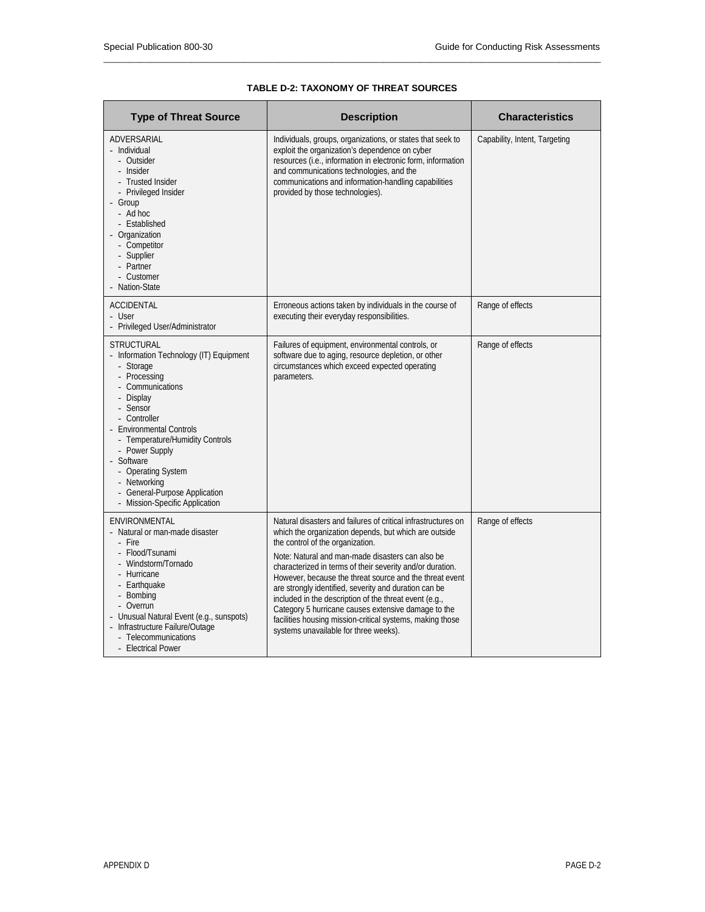**TABLE D-2: TAXONOMY OF THREAT SOURCES**

| Type of Threat Source | Description | Characteristics |
|---|---|---|
| ADVERSARIAL<br>- Individual<br>&nbsp;&nbsp;- Outsider<br>&nbsp;&nbsp;- Insider<br>&nbsp;&nbsp;- Trusted Insider<br>&nbsp;&nbsp;- Privileged Insider<br>- Group<br>&nbsp;&nbsp;- Ad hoc<br>&nbsp;&nbsp;- Established<br>- Organization<br>&nbsp;&nbsp;- Competitor<br>&nbsp;&nbsp;- Supplier<br>&nbsp;&nbsp;- Partner<br>&nbsp;&nbsp;- Customer<br>- Nation-State | Individuals, groups, organizations, or states that seek to exploit the organization's dependence on cyber resources (i.e., information in electronic form, information and communications technologies, and the communications and information-handling capabilities provided by those technologies). | Capability, Intent, Targeting |
| ACCIDENTAL<br>- User<br>- Privileged User/Administrator | Erroneous actions taken by individuals in the course of executing their everyday responsibilities. | Range of effects |
| STRUCTURAL<br>- Information Technology (IT) Equipment<br>&nbsp;&nbsp;- Storage<br>&nbsp;&nbsp;- Processing<br>&nbsp;&nbsp;- Communications<br>&nbsp;&nbsp;- Display<br>&nbsp;&nbsp;- Sensor<br>&nbsp;&nbsp;- Controller<br>- Environmental Controls<br>&nbsp;&nbsp;- Temperature/Humidity Controls<br>&nbsp;&nbsp;- Power Supply<br>- Software<br>&nbsp;&nbsp;- Operating System<br>&nbsp;&nbsp;- Networking<br>&nbsp;&nbsp;- General-Purpose Application<br>&nbsp;&nbsp;- Mission-Specific Application | Failures of equipment, environmental controls, or software due to aging, resource depletion, or other circumstances which exceed expected operating parameters. | Range of effects |
| ENVIRONMENTAL<br>- Natural or man-made disaster<br>&nbsp;&nbsp;- Fire<br>&nbsp;&nbsp;- Flood/Tsunami<br>&nbsp;&nbsp;- Windstorm/Tornado<br>&nbsp;&nbsp;- Hurricane<br>&nbsp;&nbsp;- Earthquake<br>&nbsp;&nbsp;- Bombing<br>&nbsp;&nbsp;- Overrun<br>- Unusual Natural Event (e.g., sunspots)<br>- Infrastructure Failure/Outage<br>&nbsp;&nbsp;- Telecommunications<br>&nbsp;&nbsp;- Electrical Power | Natural disasters and failures of critical infrastructures on which the organization depends, but which are outside the control of the organization.<br>Note: Natural and man-made disasters can also be characterized in terms of their severity and/or duration. However, because the threat source and the threat event are strongly identified, severity and duration can be included in the description of the threat event (e.g., Category 5 hurricane causes extensive damage to the facilities housing mission-critical systems, making those systems unavailable for three weeks). | Range of effects |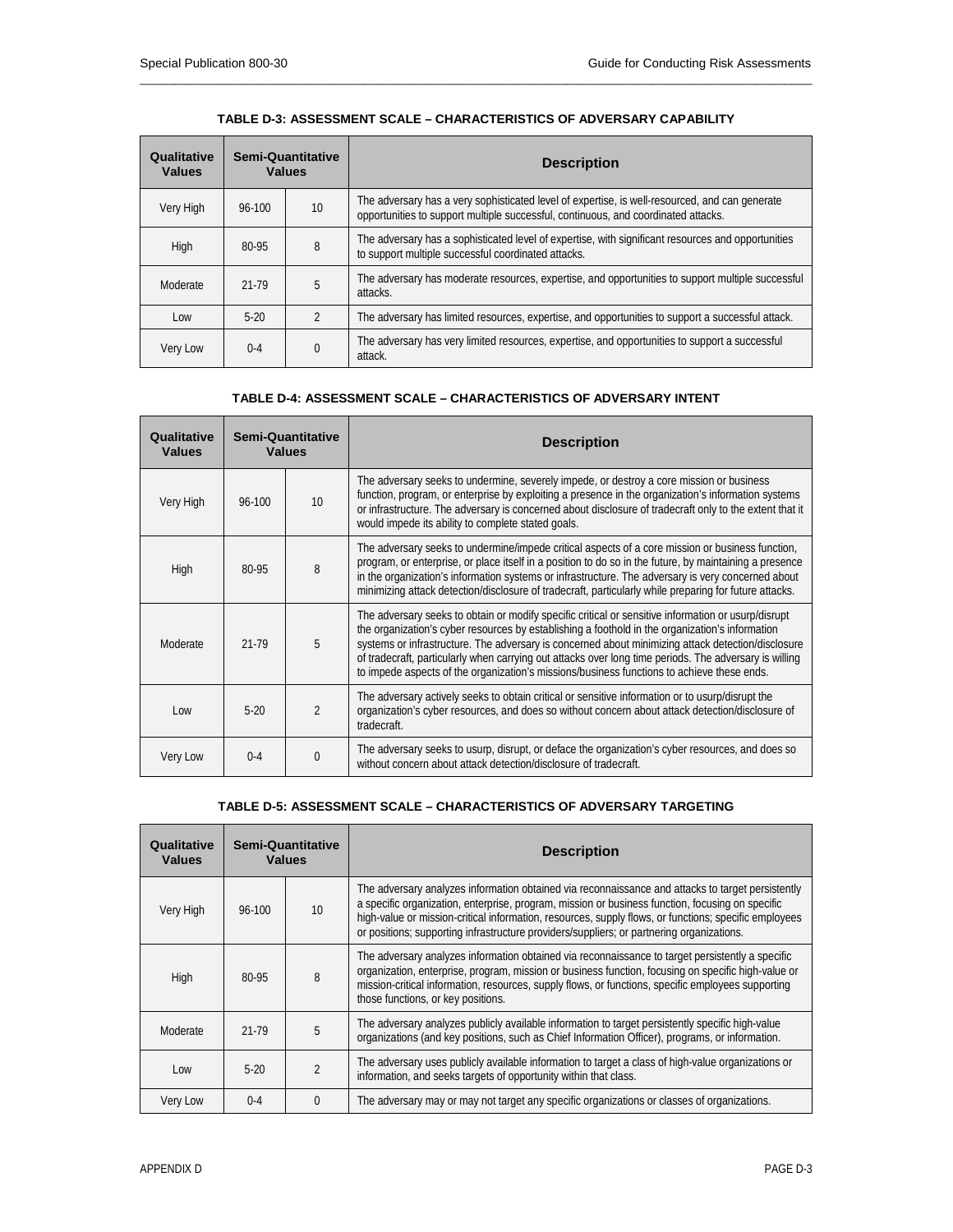**TABLE D-3: ASSESSMENT SCALE – CHARACTERISTICS OF ADVERSARY CAPABILITY**

| Qualitative Values | Semi-Quantitative Values | | Description |
|---|---|---|---|
| Very High | 96-100 | 10 | The adversary has a very sophisticated level of expertise, is well-resourced, and can generate opportunities to support multiple successful, continuous, and coordinated attacks. |
| High | 80-95 | 8 | The adversary has a sophisticated level of expertise, with significant resources and opportunities to support multiple successful coordinated attacks. |
| Moderate | 21-79 | 5 | The adversary has moderate resources, expertise, and opportunities to support multiple successful attacks. |
| Low | 5-20 | 2 | The adversary has limited resources, expertise, and opportunities to support a successful attack. |
| Very Low | 0-4 | 0 | The adversary has very limited resources, expertise, and opportunities to support a successful attack. |

**TABLE D-4: ASSESSMENT SCALE – CHARACTERISTICS OF ADVERSARY INTENT**

| Qualitative Values | Semi-Quantitative Values | | Description |
|---|---|---|---|
| Very High | 96-100 | 10 | The adversary seeks to undermine, severely impede, or destroy a core mission or business function, program, or enterprise by exploiting a presence in the organization's information systems or infrastructure. The adversary is concerned about disclosure of tradecraft only to the extent that it would impede its ability to complete stated goals. |
| High | 80-95 | 8 | The adversary seeks to undermine/impede critical aspects of a core mission or business function, program, or enterprise, or place itself in a position to do so in the future, by maintaining a presence in the organization's information systems or infrastructure. The adversary is very concerned about minimizing attack detection/disclosure of tradecraft, particularly while preparing for future attacks. |
| Moderate | 21-79 | 5 | The adversary seeks to obtain or modify specific critical or sensitive information or usurp/disrupt the organization's cyber resources by establishing a foothold in the organization's information systems or infrastructure. The adversary is concerned about minimizing attack detection/disclosure of tradecraft, particularly when carrying out attacks over long time periods. The adversary is willing to impede aspects of the organization's missions/business functions to achieve these ends. |
| Low | 5-20 | 2 | The adversary actively seeks to obtain critical or sensitive information or to usurp/disrupt the organization's cyber resources, and does so without concern about attack detection/disclosure of tradecraft. |
| Very Low | 0-4 | 0 | The adversary seeks to usurp, disrupt, or deface the organization's cyber resources, and does so without concern about attack detection/disclosure of tradecraft. |

**TABLE D-5: ASSESSMENT SCALE – CHARACTERISTICS OF ADVERSARY TARGETING**

| Qualitative Values | Semi-Quantitative Values | | Description |
|---|---|---|---|
| Very High | 96-100 | 10 | The adversary analyzes information obtained via reconnaissance and attacks to target persistently a specific organization, enterprise, program, mission or business function, focusing on specific high-value or mission-critical information, resources, supply flows, or functions; specific employees or positions; supporting infrastructure providers/suppliers; or partnering organizations. |
| High | 80-95 | 8 | The adversary analyzes information obtained via reconnaissance to target persistently a specific organization, enterprise, program, mission or business function, focusing on specific high-value or mission-critical information, resources, supply flows, or functions, specific employees supporting those functions, or key positions. |
| Moderate | 21-79 | 5 | The adversary analyzes publicly available information to target persistently specific high-value organizations (and key positions, such as Chief Information Officer), programs, or information. |
| Low | 5-20 | 2 | The adversary uses publicly available information to target a class of high-value organizations or information, and seeks targets of opportunity within that class. |
| Very Low | 0-4 | 0 | The adversary may or may not target any specific organizations or classes of organizations. |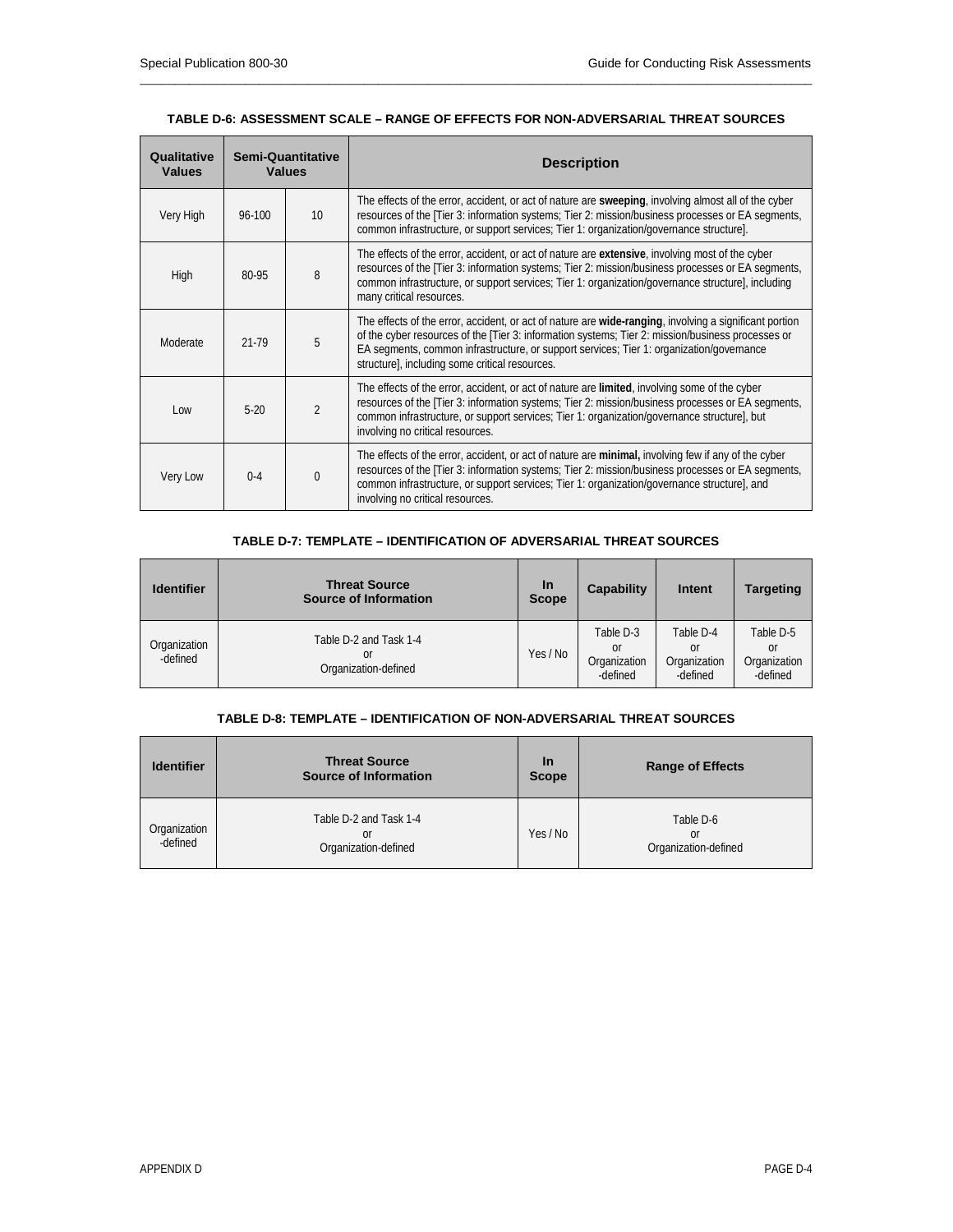**TABLE D-6: ASSESSMENT SCALE – RANGE OF EFFECTS FOR NON-ADVERSARIAL THREAT SOURCES**

| Qualitative Values | Semi-Quantitative Values | | Description |
|---|---|---|---|
| Very High | 96-100 | 10 | The effects of the error, accident, or act of nature are **sweeping**, involving almost all of the cyber resources of the [Tier 3: information systems; Tier 2: mission/business processes or EA segments, common infrastructure, or support services; Tier 1: organization/governance structure]. |
| High | 80-95 | 8 | The effects of the error, accident, or act of nature are **extensive**, involving most of the cyber resources of the [Tier 3: information systems; Tier 2: mission/business processes or EA segments, common infrastructure, or support services; Tier 1: organization/governance structure], including many critical resources. |
| Moderate | 21-79 | 5 | The effects of the error, accident, or act of nature are **wide-ranging**, involving a significant portion of the cyber resources of the [Tier 3: information systems; Tier 2: mission/business processes or EA segments, common infrastructure, or support services; Tier 1: organization/governance structure], including some critical resources. |
| Low | 5-20 | 2 | The effects of the error, accident, or act of nature are **limited**, involving some of the cyber resources of the [Tier 3: information systems; Tier 2: mission/business processes or EA segments, common infrastructure, or support services; Tier 1: organization/governance structure], but involving no critical resources. |
| Very Low | 0-4 | 0 | The effects of the error, accident, or act of nature are **minimal,** involving few if any of the cyber resources of the [Tier 3: information systems; Tier 2: mission/business processes or EA segments, common infrastructure, or support services; Tier 1: organization/governance structure], and involving no critical resources. |

**TABLE D-7: TEMPLATE – IDENTIFICATION OF ADVERSARIAL THREAT SOURCES**

| Identifier | Threat Source<br>Source of Information | In Scope | Capability | Intent | Targeting |
|---|---|---|---|---|---|
| Organization-defined | Table D-2 and Task 1-4<br>or<br>Organization-defined | Yes / No | Table D-3<br>or<br>Organization-defined | Table D-4<br>or<br>Organization-defined | Table D-5<br>or<br>Organization-defined |

**TABLE D-8: TEMPLATE – IDENTIFICATION OF NON-ADVERSARIAL THREAT SOURCES**

| Identifier | Threat Source<br>Source of Information | In Scope | Range of Effects |
|---|---|---|---|
| Organization-defined | Table D-2 and Task 1-4<br>or<br>Organization-defined | Yes / No | Table D-6<br>or<br>Organization-defined |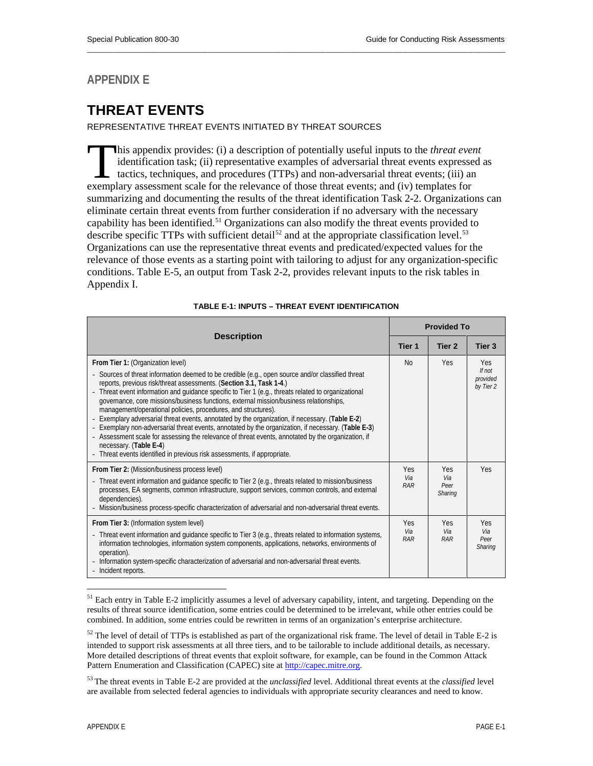## APPENDIX E

# THREAT EVENTS

REPRESENTATIVE THREAT EVENTS INITIATED BY THREAT SOURCES

This appendix provides: (i) a description of potentially useful inputs to the *threat event* identification task; (ii) representative examples of adversarial threat events expressed as tactics, techniques, and procedures (TTPs) and non-adversarial threat events; (iii) an exemplary assessment scale for the relevance of those threat events; and (iv) templates for summarizing and documenting the results of the threat identification Task 2-2. Organizations can eliminate certain threat events from further consideration if no adversary with the necessary capability has been identified.[51] Organizations can also modify the threat events provided to describe specific TTPs with sufficient detail[52] and at the appropriate classification level.[53] Organizations can use the representative threat events and predicated/expected values for the relevance of those events as a starting point with tailoring to adjust for any organization-specific conditions. Table E-5, an output from Task 2-2, provides relevant inputs to the risk tables in Appendix I.

**TABLE E-1: INPUTS – THREAT EVENT IDENTIFICATION**

| Description | Provided To | | |
|---|---|---|---|
| | **Tier 1** | **Tier 2** | **Tier 3** |
| **From Tier 1:** (Organization level)<br>- Sources of threat information deemed to be credible (e.g., open source and/or classified threat reports, previous risk/threat assessments. (**Section 3.1, Task 1-4**.)<br>- Threat event information and guidance specific to Tier 1 (e.g., threats related to organizational governance, core missions/business functions, external mission/business relationships, management/operational policies, procedures, and structures).<br>- Exemplary adversarial threat events, annotated by the organization, if necessary. (**Table E-2**)<br>- Exemplary non-adversarial threat events, annotated by the organization, if necessary. (**Table E-3**)<br>- Assessment scale for assessing the relevance of threat events, annotated by the organization, if necessary. (**Table E-4**)<br>- Threat events identified in previous risk assessments, if appropriate. | No | Yes | Yes<br>*If not provided by Tier 2* |
| **From Tier 2:** (Mission/business process level)<br>- Threat event information and guidance specific to Tier 2 (e.g., threats related to mission/business processes, EA segments, common infrastructure, support services, common controls, and external dependencies).<br>- Mission/business process-specific characterization of adversarial and non-adversarial threat events. | Yes<br>*Via RAR* | Yes<br>*Via Peer Sharing* | Yes |
| **From Tier 3:** (Information system level)<br>- Threat event information and guidance specific to Tier 3 (e.g., threats related to information systems, information technologies, information system components, applications, networks, environments of operation).<br>- Information system-specific characterization of adversarial and non-adversarial threat events.<br>- Incident reports. | Yes<br>*Via RAR* | Yes<br>*Via RAR* | Yes<br>*Via Peer Sharing* |

[51] Each entry in Table E-2 implicitly assumes a level of adversary capability, intent, and targeting. Depending on the results of threat source identification, some entries could be determined to be irrelevant, while other entries could be combined. In addition, some entries could be rewritten in terms of an organization's enterprise architecture.

[52] The level of detail of TTPs is established as part of the organizational risk frame. The level of detail in Table E-2 is intended to support risk assessments at all three tiers, and to be tailorable to include additional details, as necessary. More detailed descriptions of threat events that exploit software, for example, can be found in the Common Attack Pattern Enumeration and Classification (CAPEC) site at http://capec.mitre.org.

[53] The threat events in Table E-2 are provided at the *unclassified* level. Additional threat events at the *classified* level are available from selected federal agencies to individuals with appropriate security clearances and need to know.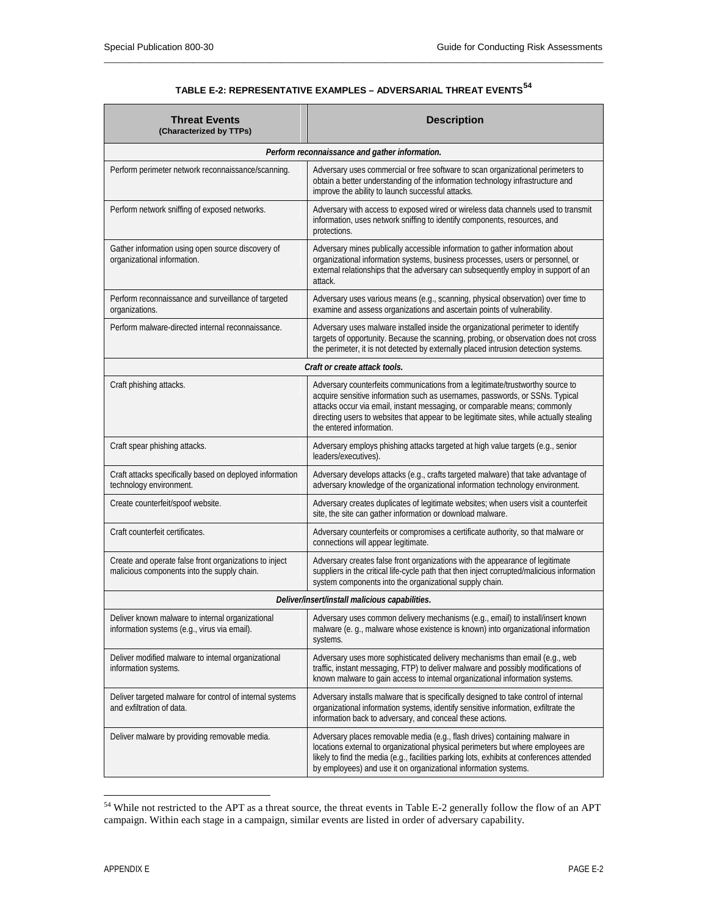**TABLE E-2: REPRESENTATIVE EXAMPLES – ADVERSARIAL THREAT EVENTS**[54]

| **Threat Events** (Characterized by TTPs) | **Description** |
|---|---|
| ***Perform reconnaissance and gather information.*** | |
| Perform perimeter network reconnaissance/scanning. | Adversary uses commercial or free software to scan organizational perimeters to obtain a better understanding of the information technology infrastructure and improve the ability to launch successful attacks. |
| Perform network sniffing of exposed networks. | Adversary with access to exposed wired or wireless data channels used to transmit information, uses network sniffing to identify components, resources, and protections. |
| Gather information using open source discovery of organizational information. | Adversary mines publically accessible information to gather information about organizational information systems, business processes, users or personnel, or external relationships that the adversary can subsequently employ in support of an attack. |
| Perform reconnaissance and surveillance of targeted organizations. | Adversary uses various means (e.g., scanning, physical observation) over time to examine and assess organizations and ascertain points of vulnerability. |
| Perform malware-directed internal reconnaissance. | Adversary uses malware installed inside the organizational perimeter to identify targets of opportunity. Because the scanning, probing, or observation does not cross the perimeter, it is not detected by externally placed intrusion detection systems. |
| ***Craft or create attack tools.*** | |
| Craft phishing attacks. | Adversary counterfeits communications from a legitimate/trustworthy source to acquire sensitive information such as usernames, passwords, or SSNs. Typical attacks occur via email, instant messaging, or comparable means; commonly directing users to websites that appear to be legitimate sites, while actually stealing the entered information. |
| Craft spear phishing attacks. | Adversary employs phishing attacks targeted at high value targets (e.g., senior leaders/executives). |
| Craft attacks specifically based on deployed information technology environment. | Adversary develops attacks (e.g., crafts targeted malware) that take advantage of adversary knowledge of the organizational information technology environment. |
| Create counterfeit/spoof website. | Adversary creates duplicates of legitimate websites; when users visit a counterfeit site, the site can gather information or download malware. |
| Craft counterfeit certificates. | Adversary counterfeits or compromises a certificate authority, so that malware or connections will appear legitimate. |
| Create and operate false front organizations to inject malicious components into the supply chain. | Adversary creates false front organizations with the appearance of legitimate suppliers in the critical life-cycle path that then inject corrupted/malicious information system components into the organizational supply chain. |
| ***Deliver/insert/install malicious capabilities.*** | |
| Deliver known malware to internal organizational information systems (e.g., virus via email). | Adversary uses common delivery mechanisms (e.g., email) to install/insert known malware (e. g., malware whose existence is known) into organizational information systems. |
| Deliver modified malware to internal organizational information systems. | Adversary uses more sophisticated delivery mechanisms than email (e.g., web traffic, instant messaging, FTP) to deliver malware and possibly modifications of known malware to gain access to internal organizational information systems. |
| Deliver targeted malware for control of internal systems and exfiltration of data. | Adversary installs malware that is specifically designed to take control of internal organizational information systems, identify sensitive information, exfiltrate the information back to adversary, and conceal these actions. |
| Deliver malware by providing removable media. | Adversary places removable media (e.g., flash drives) containing malware in locations external to organizational physical perimeters but where employees are likely to find the media (e.g., facilities parking lots, exhibits at conferences attended by employees) and use it on organizational information systems. |

[54] While not restricted to the APT as a threat source, the threat events in Table E-2 generally follow the flow of an APT campaign. Within each stage in a campaign, similar events are listed in order of adversary capability.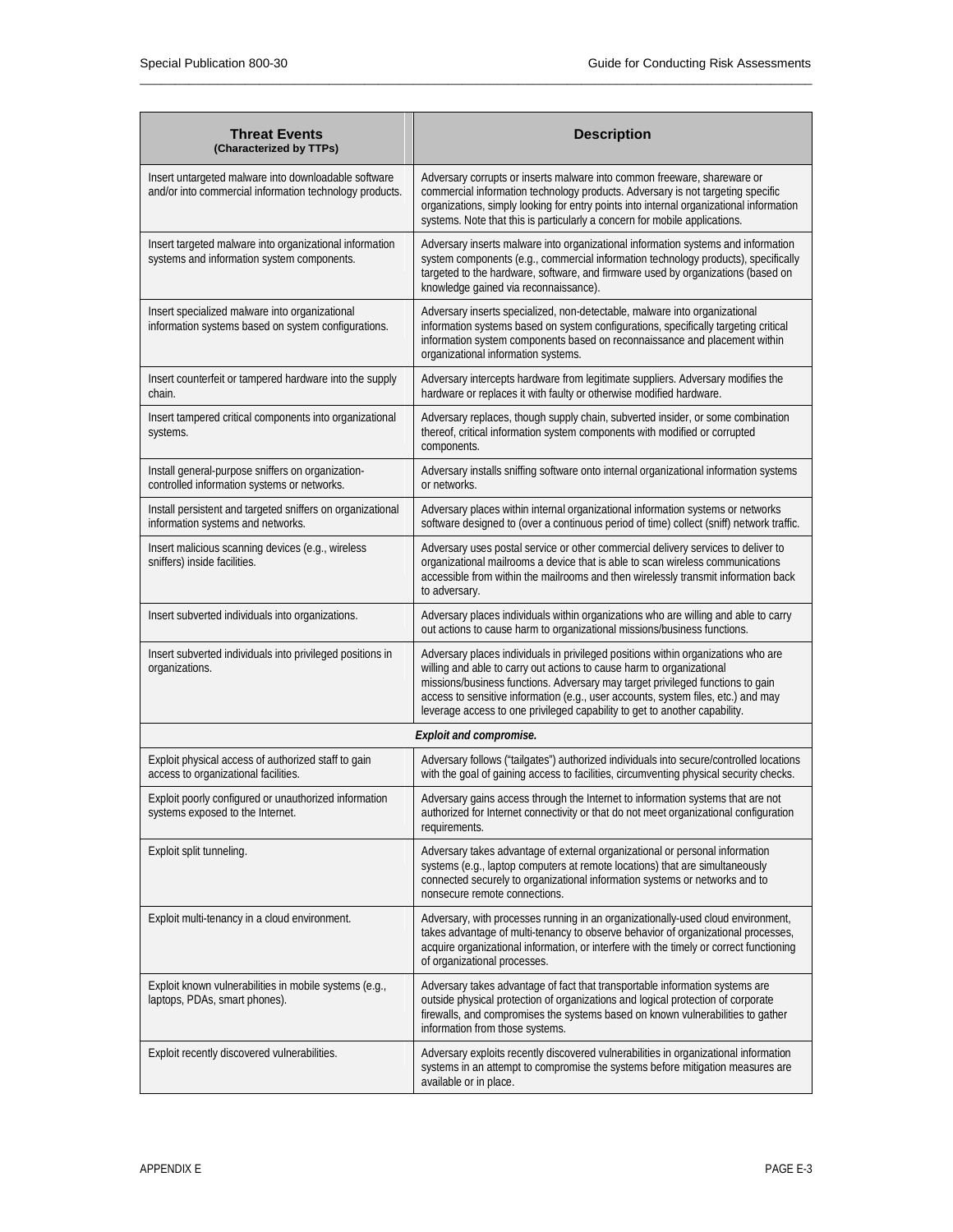| Threat Events (Characterized by TTPs) | Description |
|---|---|
| Insert untargeted malware into downloadable software and/or into commercial information technology products. | Adversary corrupts or inserts malware into common freeware, shareware or commercial information technology products. Adversary is not targeting specific organizations, simply looking for entry points into internal organizational information systems. Note that this is particularly a concern for mobile applications. |
| Insert targeted malware into organizational information systems and information system components. | Adversary inserts malware into organizational information systems and information system components (e.g., commercial information technology products), specifically targeted to the hardware, software, and firmware used by organizations (based on knowledge gained via reconnaissance). |
| Insert specialized malware into organizational information systems based on system configurations. | Adversary inserts specialized, non-detectable, malware into organizational information systems based on system configurations, specifically targeting critical information system components based on reconnaissance and placement within organizational information systems. |
| Insert counterfeit or tampered hardware into the supply chain. | Adversary intercepts hardware from legitimate suppliers. Adversary modifies the hardware or replaces it with faulty or otherwise modified hardware. |
| Insert tampered critical components into organizational systems. | Adversary replaces, though supply chain, subverted insider, or some combination thereof, critical information system components with modified or corrupted components. |
| Install general-purpose sniffers on organization-controlled information systems or networks. | Adversary installs sniffing software onto internal organizational information systems or networks. |
| Install persistent and targeted sniffers on organizational information systems and networks. | Adversary places within internal organizational information systems or networks software designed to (over a continuous period of time) collect (sniff) network traffic. |
| Insert malicious scanning devices (e.g., wireless sniffers) inside facilities. | Adversary uses postal service or other commercial delivery services to deliver to organizational mailrooms a device that is able to scan wireless communications accessible from within the mailrooms and then wirelessly transmit information back to adversary. |
| Insert subverted individuals into organizations. | Adversary places individuals within organizations who are willing and able to carry out actions to cause harm to organizational missions/business functions. |
| Insert subverted individuals into privileged positions in organizations. | Adversary places individuals in privileged positions within organizations who are willing and able to carry out actions to cause harm to organizational missions/business functions. Adversary may target privileged functions to gain access to sensitive information (e.g., user accounts, system files, etc.) and may leverage access to one privileged capability to get to another capability. |
| ***Exploit and compromise.*** | |
| Exploit physical access of authorized staff to gain access to organizational facilities. | Adversary follows ("tailgates") authorized individuals into secure/controlled locations with the goal of gaining access to facilities, circumventing physical security checks. |
| Exploit poorly configured or unauthorized information systems exposed to the Internet. | Adversary gains access through the Internet to information systems that are not authorized for Internet connectivity or that do not meet organizational configuration requirements. |
| Exploit split tunneling. | Adversary takes advantage of external organizational or personal information systems (e.g., laptop computers at remote locations) that are simultaneously connected securely to organizational information systems or networks and to nonsecure remote connections. |
| Exploit multi-tenancy in a cloud environment. | Adversary, with processes running in an organizationally-used cloud environment, takes advantage of multi-tenancy to observe behavior of organizational processes, acquire organizational information, or interfere with the timely or correct functioning of organizational processes. |
| Exploit known vulnerabilities in mobile systems (e.g., laptops, PDAs, smart phones). | Adversary takes advantage of fact that transportable information systems are outside physical protection of organizations and logical protection of corporate firewalls, and compromises the systems based on known vulnerabilities to gather information from those systems. |
| Exploit recently discovered vulnerabilities. | Adversary exploits recently discovered vulnerabilities in organizational information systems in an attempt to compromise the systems before mitigation measures are available or in place. |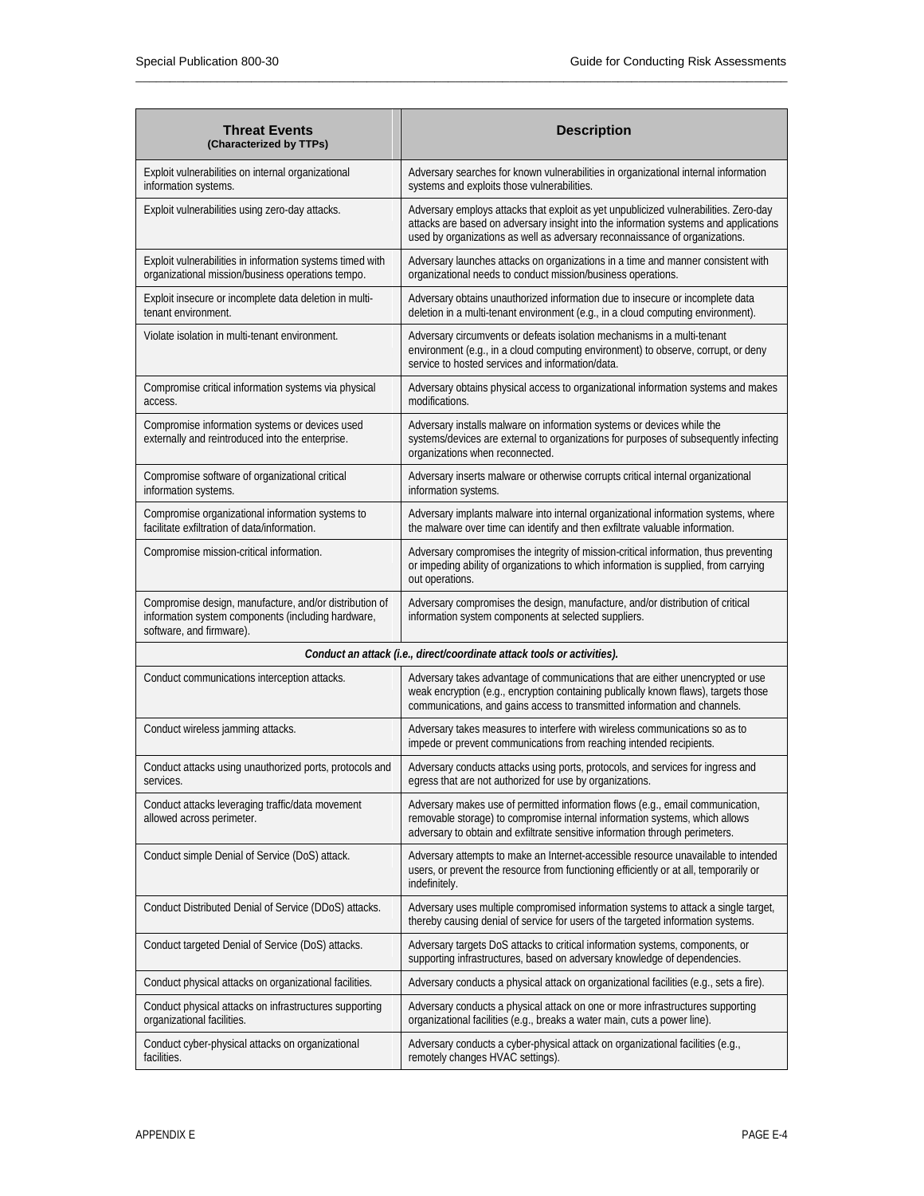| **Threat Events** (Characterized by TTPs) | **Description** |
|---|---|
| Exploit vulnerabilities on internal organizational information systems. | Adversary searches for known vulnerabilities in organizational internal information systems and exploits those vulnerabilities. |
| Exploit vulnerabilities using zero-day attacks. | Adversary employs attacks that exploit as yet unpublicized vulnerabilities. Zero-day attacks are based on adversary insight into the information systems and applications used by organizations as well as adversary reconnaissance of organizations. |
| Exploit vulnerabilities in information systems timed with organizational mission/business operations tempo. | Adversary launches attacks on organizations in a time and manner consistent with organizational needs to conduct mission/business operations. |
| Exploit insecure or incomplete data deletion in multi-tenant environment. | Adversary obtains unauthorized information due to insecure or incomplete data deletion in a multi-tenant environment (e.g., in a cloud computing environment). |
| Violate isolation in multi-tenant environment. | Adversary circumvents or defeats isolation mechanisms in a multi-tenant environment (e.g., in a cloud computing environment) to observe, corrupt, or deny service to hosted services and information/data. |
| Compromise critical information systems via physical access. | Adversary obtains physical access to organizational information systems and makes modifications. |
| Compromise information systems or devices used externally and reintroduced into the enterprise. | Adversary installs malware on information systems or devices while the systems/devices are external to organizations for purposes of subsequently infecting organizations when reconnected. |
| Compromise software of organizational critical information systems. | Adversary inserts malware or otherwise corrupts critical internal organizational information systems. |
| Compromise organizational information systems to facilitate exfiltration of data/information. | Adversary implants malware into internal organizational information systems, where the malware over time can identify and then exfiltrate valuable information. |
| Compromise mission-critical information. | Adversary compromises the integrity of mission-critical information, thus preventing or impeding ability of organizations to which information is supplied, from carrying out operations. |
| Compromise design, manufacture, and/or distribution of information system components (including hardware, software, and firmware). | Adversary compromises the design, manufacture, and/or distribution of critical information system components at selected suppliers. |
| ***Conduct an attack (i.e., direct/coordinate attack tools or activities).*** | |
| Conduct communications interception attacks. | Adversary takes advantage of communications that are either unencrypted or use weak encryption (e.g., encryption containing publically known flaws), targets those communications, and gains access to transmitted information and channels. |
| Conduct wireless jamming attacks. | Adversary takes measures to interfere with wireless communications so as to impede or prevent communications from reaching intended recipients. |
| Conduct attacks using unauthorized ports, protocols and services. | Adversary conducts attacks using ports, protocols, and services for ingress and egress that are not authorized for use by organizations. |
| Conduct attacks leveraging traffic/data movement allowed across perimeter. | Adversary makes use of permitted information flows (e.g., email communication, removable storage) to compromise internal information systems, which allows adversary to obtain and exfiltrate sensitive information through perimeters. |
| Conduct simple Denial of Service (DoS) attack. | Adversary attempts to make an Internet-accessible resource unavailable to intended users, or prevent the resource from functioning efficiently or at all, temporarily or indefinitely. |
| Conduct Distributed Denial of Service (DDoS) attacks. | Adversary uses multiple compromised information systems to attack a single target, thereby causing denial of service for users of the targeted information systems. |
| Conduct targeted Denial of Service (DoS) attacks. | Adversary targets DoS attacks to critical information systems, components, or supporting infrastructures, based on adversary knowledge of dependencies. |
| Conduct physical attacks on organizational facilities. | Adversary conducts a physical attack on organizational facilities (e.g., sets a fire). |
| Conduct physical attacks on infrastructures supporting organizational facilities. | Adversary conducts a physical attack on one or more infrastructures supporting organizational facilities (e.g., breaks a water main, cuts a power line). |
| Conduct cyber-physical attacks on organizational facilities. | Adversary conducts a cyber-physical attack on organizational facilities (e.g., remotely changes HVAC settings). |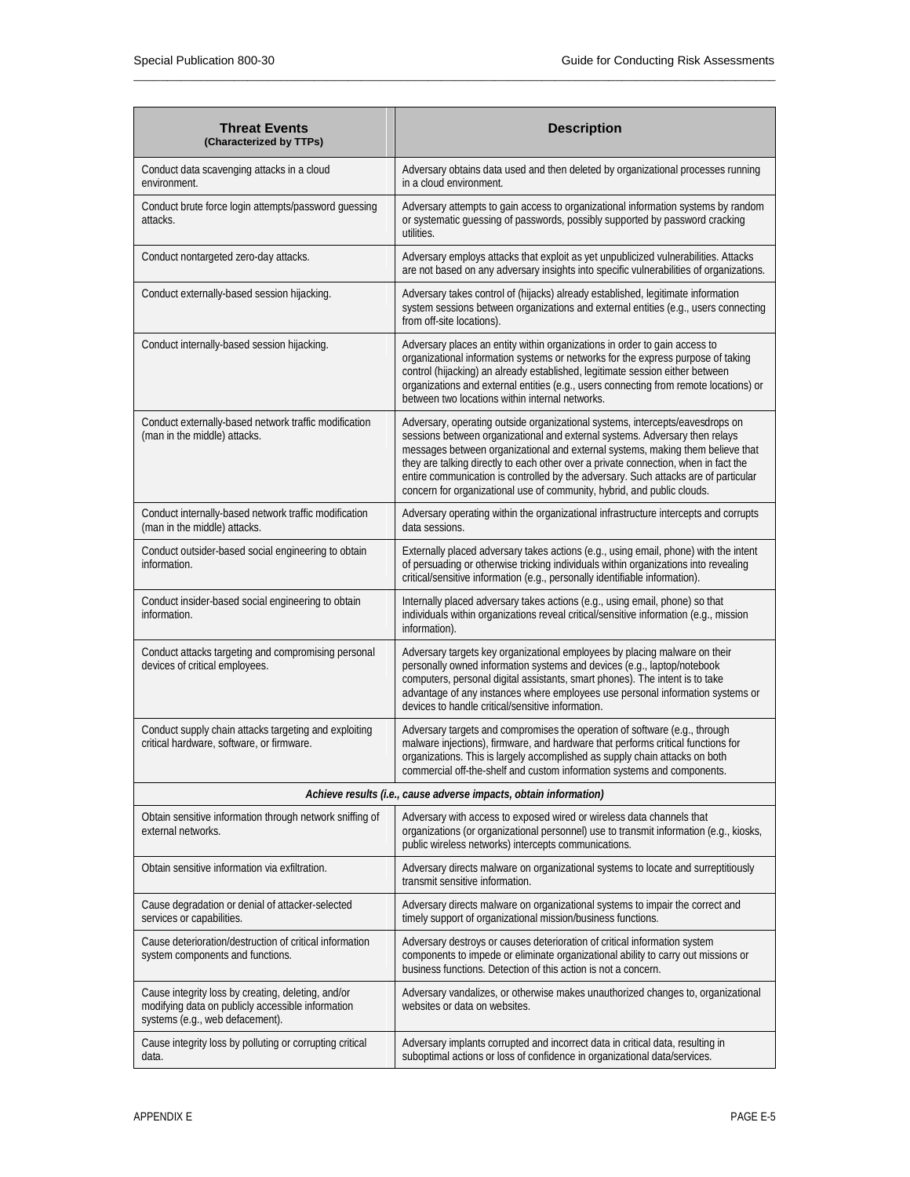| Threat Events (Characterized by TTPs) | Description |
|---|---|
| Conduct data scavenging attacks in a cloud environment. | Adversary obtains data used and then deleted by organizational processes running in a cloud environment. |
| Conduct brute force login attempts/password guessing attacks. | Adversary attempts to gain access to organizational information systems by random or systematic guessing of passwords, possibly supported by password cracking utilities. |
| Conduct nontargeted zero-day attacks. | Adversary employs attacks that exploit as yet unpublicized vulnerabilities. Attacks are not based on any adversary insights into specific vulnerabilities of organizations. |
| Conduct externally-based session hijacking. | Adversary takes control of (hijacks) already established, legitimate information system sessions between organizations and external entities (e.g., users connecting from off-site locations). |
| Conduct internally-based session hijacking. | Adversary places an entity within organizations in order to gain access to organizational information systems or networks for the express purpose of taking control (hijacking) an already established, legitimate session either between organizations and external entities (e.g., users connecting from remote locations) or between two locations within internal networks. |
| Conduct externally-based network traffic modification (man in the middle) attacks. | Adversary, operating outside organizational systems, intercepts/eavesdrops on sessions between organizational and external systems. Adversary then relays messages between organizational and external systems, making them believe that they are talking directly to each other over a private connection, when in fact the entire communication is controlled by the adversary. Such attacks are of particular concern for organizational use of community, hybrid, and public clouds. |
| Conduct internally-based network traffic modification (man in the middle) attacks. | Adversary operating within the organizational infrastructure intercepts and corrupts data sessions. |
| Conduct outsider-based social engineering to obtain information. | Externally placed adversary takes actions (e.g., using email, phone) with the intent of persuading or otherwise tricking individuals within organizations into revealing critical/sensitive information (e.g., personally identifiable information). |
| Conduct insider-based social engineering to obtain information. | Internally placed adversary takes actions (e.g., using email, phone) so that individuals within organizations reveal critical/sensitive information (e.g., mission information). |
| Conduct attacks targeting and compromising personal devices of critical employees. | Adversary targets key organizational employees by placing malware on their personally owned information systems and devices (e.g., laptop/notebook computers, personal digital assistants, smart phones). The intent is to take advantage of any instances where employees use personal information systems or devices to handle critical/sensitive information. |
| Conduct supply chain attacks targeting and exploiting critical hardware, software, or firmware. | Adversary targets and compromises the operation of software (e.g., through malware injections), firmware, and hardware that performs critical functions for organizations. This is largely accomplished as supply chain attacks on both commercial off-the-shelf and custom information systems and components. |
| ***Achieve results (i.e., cause adverse impacts, obtain information)*** | |
| Obtain sensitive information through network sniffing of external networks. | Adversary with access to exposed wired or wireless data channels that organizations (or organizational personnel) use to transmit information (e.g., kiosks, public wireless networks) intercepts communications. |
| Obtain sensitive information via exfiltration. | Adversary directs malware on organizational systems to locate and surreptitiously transmit sensitive information. |
| Cause degradation or denial of attacker-selected services or capabilities. | Adversary directs malware on organizational systems to impair the correct and timely support of organizational mission/business functions. |
| Cause deterioration/destruction of critical information system components and functions. | Adversary destroys or causes deterioration of critical information system components to impede or eliminate organizational ability to carry out missions or business functions. Detection of this action is not a concern. |
| Cause integrity loss by creating, deleting, and/or modifying data on publicly accessible information systems (e.g., web defacement). | Adversary vandalizes, or otherwise makes unauthorized changes to, organizational websites or data on websites. |
| Cause integrity loss by polluting or corrupting critical data. | Adversary implants corrupted and incorrect data in critical data, resulting in suboptimal actions or loss of confidence in organizational data/services. |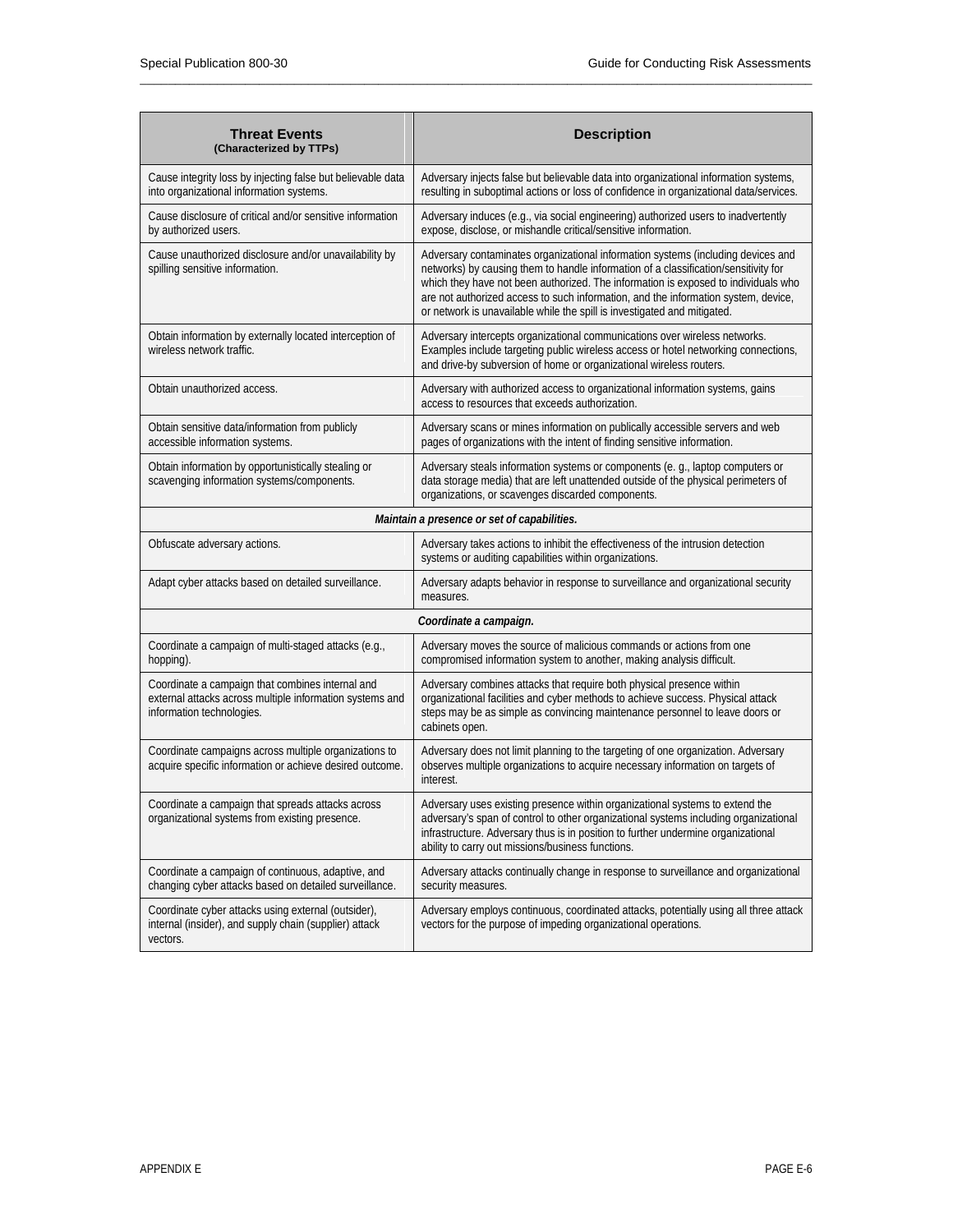| **Threat Events** (Characterized by TTPs) | **Description** |
|---|---|
| Cause integrity loss by injecting false but believable data into organizational information systems. | Adversary injects false but believable data into organizational information systems, resulting in suboptimal actions or loss of confidence in organizational data/services. |
| Cause disclosure of critical and/or sensitive information by authorized users. | Adversary induces (e.g., via social engineering) authorized users to inadvertently expose, disclose, or mishandle critical/sensitive information. |
| Cause unauthorized disclosure and/or unavailability by spilling sensitive information. | Adversary contaminates organizational information systems (including devices and networks) by causing them to handle information of a classification/sensitivity for which they have not been authorized. The information is exposed to individuals who are not authorized access to such information, and the information system, device, or network is unavailable while the spill is investigated and mitigated. |
| Obtain information by externally located interception of wireless network traffic. | Adversary intercepts organizational communications over wireless networks. Examples include targeting public wireless access or hotel networking connections, and drive-by subversion of home or organizational wireless routers. |
| Obtain unauthorized access. | Adversary with authorized access to organizational information systems, gains access to resources that exceeds authorization. |
| Obtain sensitive data/information from publicly accessible information systems. | Adversary scans or mines information on publically accessible servers and web pages of organizations with the intent of finding sensitive information. |
| Obtain information by opportunistically stealing or scavenging information systems/components. | Adversary steals information systems or components (e. g., laptop computers or data storage media) that are left unattended outside of the physical perimeters of organizations, or scavenges discarded components. |
| ***Maintain a presence or set of capabilities.*** | |
| Obfuscate adversary actions. | Adversary takes actions to inhibit the effectiveness of the intrusion detection systems or auditing capabilities within organizations. |
| Adapt cyber attacks based on detailed surveillance. | Adversary adapts behavior in response to surveillance and organizational security measures. |
| ***Coordinate a campaign.*** | |
| Coordinate a campaign of multi-staged attacks (e.g., hopping). | Adversary moves the source of malicious commands or actions from one compromised information system to another, making analysis difficult. |
| Coordinate a campaign that combines internal and external attacks across multiple information systems and information technologies. | Adversary combines attacks that require both physical presence within organizational facilities and cyber methods to achieve success. Physical attack steps may be as simple as convincing maintenance personnel to leave doors or cabinets open. |
| Coordinate campaigns across multiple organizations to acquire specific information or achieve desired outcome. | Adversary does not limit planning to the targeting of one organization. Adversary observes multiple organizations to acquire necessary information on targets of interest. |
| Coordinate a campaign that spreads attacks across organizational systems from existing presence. | Adversary uses existing presence within organizational systems to extend the adversary's span of control to other organizational systems including organizational infrastructure. Adversary thus is in position to further undermine organizational ability to carry out missions/business functions. |
| Coordinate a campaign of continuous, adaptive, and changing cyber attacks based on detailed surveillance. | Adversary attacks continually change in response to surveillance and organizational security measures. |
| Coordinate cyber attacks using external (outsider), internal (insider), and supply chain (supplier) attack vectors. | Adversary employs continuous, coordinated attacks, potentially using all three attack vectors for the purpose of impeding organizational operations. |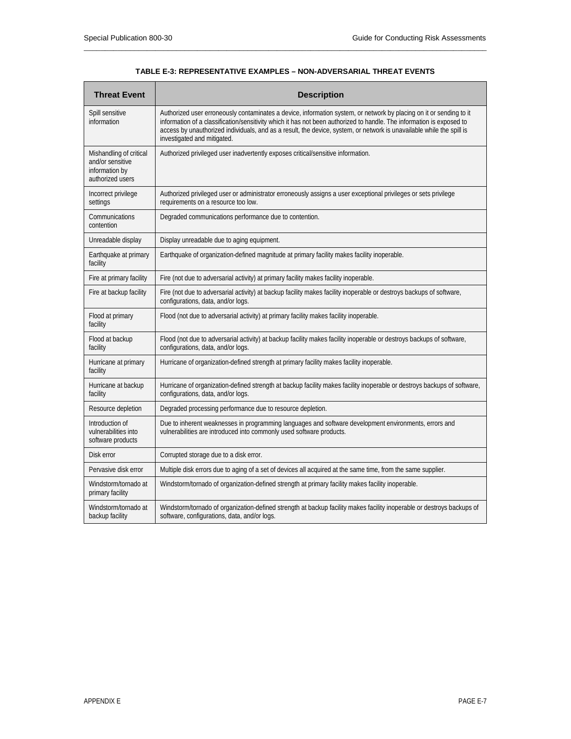**TABLE E-3: REPRESENTATIVE EXAMPLES – NON-ADVERSARIAL THREAT EVENTS**

| Threat Event | Description |
| --- | --- |
| Spill sensitive information | Authorized user erroneously contaminates a device, information system, or network by placing on it or sending to it information of a classification/sensitivity which it has not been authorized to handle. The information is exposed to access by unauthorized individuals, and as a result, the device, system, or network is unavailable while the spill is investigated and mitigated. |
| Mishandling of critical and/or sensitive information by authorized users | Authorized privileged user inadvertently exposes critical/sensitive information. |
| Incorrect privilege settings | Authorized privileged user or administrator erroneously assigns a user exceptional privileges or sets privilege requirements on a resource too low. |
| Communications contention | Degraded communications performance due to contention. |
| Unreadable display | Display unreadable due to aging equipment. |
| Earthquake at primary facility | Earthquake of organization-defined magnitude at primary facility makes facility inoperable. |
| Fire at primary facility | Fire (not due to adversarial activity) at primary facility makes facility inoperable. |
| Fire at backup facility | Fire (not due to adversarial activity) at backup facility makes facility inoperable or destroys backups of software, configurations, data, and/or logs. |
| Flood at primary facility | Flood (not due to adversarial activity) at primary facility makes facility inoperable. |
| Flood at backup facility | Flood (not due to adversarial activity) at backup facility makes facility inoperable or destroys backups of software, configurations, data, and/or logs. |
| Hurricane at primary facility | Hurricane of organization-defined strength at primary facility makes facility inoperable. |
| Hurricane at backup facility | Hurricane of organization-defined strength at backup facility makes facility inoperable or destroys backups of software, configurations, data, and/or logs. |
| Resource depletion | Degraded processing performance due to resource depletion. |
| Introduction of vulnerabilities into software products | Due to inherent weaknesses in programming languages and software development environments, errors and vulnerabilities are introduced into commonly used software products. |
| Disk error | Corrupted storage due to a disk error. |
| Pervasive disk error | Multiple disk errors due to aging of a set of devices all acquired at the same time, from the same supplier. |
| Windstorm/tornado at primary facility | Windstorm/tornado of organization-defined strength at primary facility makes facility inoperable. |
| Windstorm/tornado at backup facility | Windstorm/tornado of organization-defined strength at backup facility makes facility inoperable or destroys backups of software, configurations, data, and/or logs. |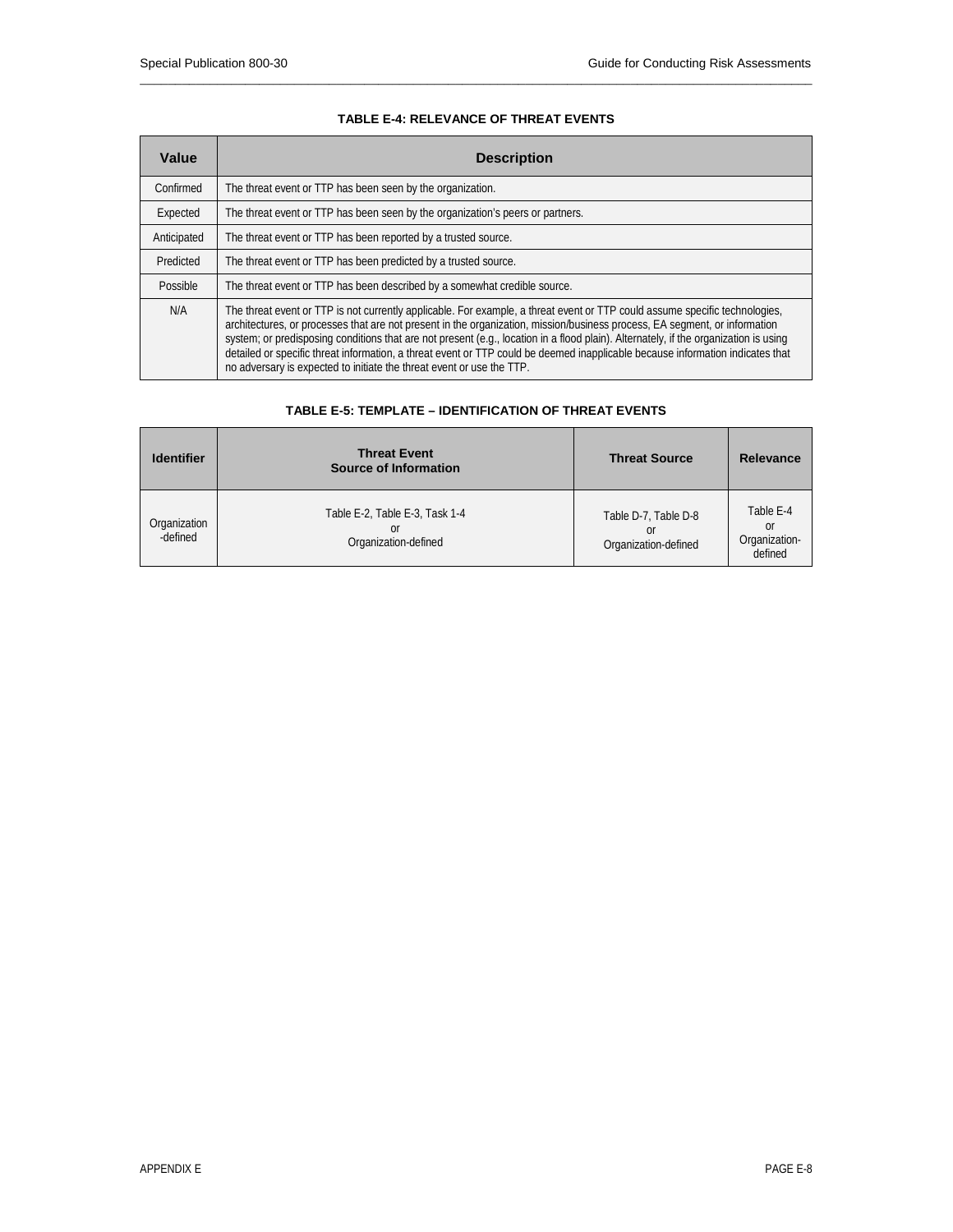**TABLE E-4: RELEVANCE OF THREAT EVENTS**

| Value | Description |
| --- | --- |
| Confirmed | The threat event or TTP has been seen by the organization. |
| Expected | The threat event or TTP has been seen by the organization's peers or partners. |
| Anticipated | The threat event or TTP has been reported by a trusted source. |
| Predicted | The threat event or TTP has been predicted by a trusted source. |
| Possible | The threat event or TTP has been described by a somewhat credible source. |
| N/A | The threat event or TTP is not currently applicable. For example, a threat event or TTP could assume specific technologies, architectures, or processes that are not present in the organization, mission/business process, EA segment, or information system; or predisposing conditions that are not present (e.g., location in a flood plain). Alternately, if the organization is using detailed or specific threat information, a threat event or TTP could be deemed inapplicable because information indicates that no adversary is expected to initiate the threat event or use the TTP. |

**TABLE E-5: TEMPLATE – IDENTIFICATION OF THREAT EVENTS**

| Identifier | Threat Event Source of Information | Threat Source | Relevance |
| --- | --- | --- | --- |
| Organization-defined | Table E-2, Table E-3, Task 1-4 or Organization-defined | Table D-7, Table D-8 or Organization-defined | Table E-4 or Organization-defined |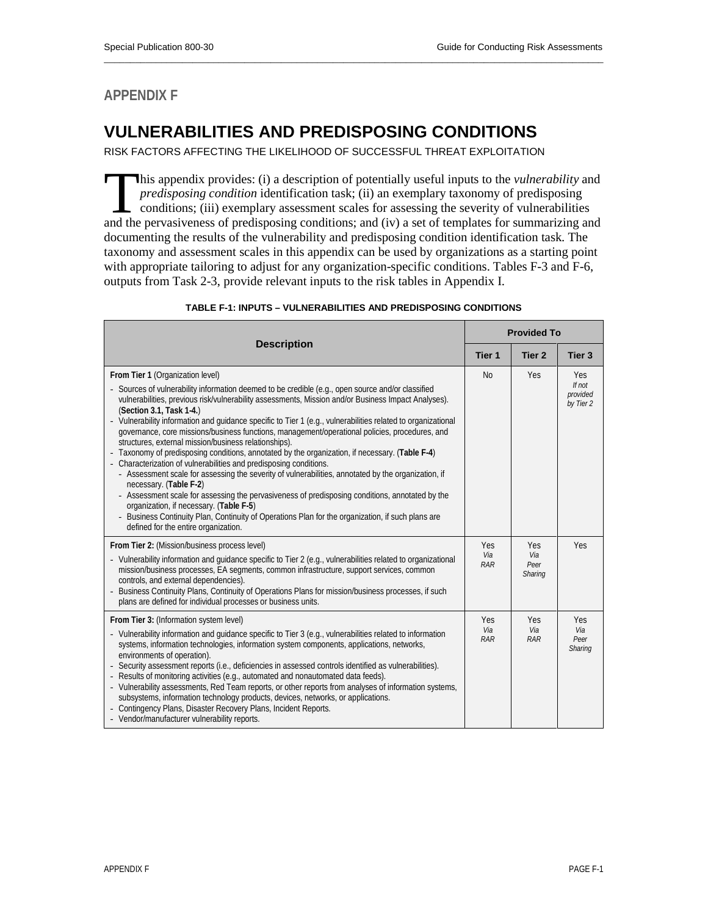## APPENDIX F

# VULNERABILITIES AND PREDISPOSING CONDITIONS

RISK FACTORS AFFECTING THE LIKELIHOOD OF SUCCESSFUL THREAT EXPLOITATION

This appendix provides: (i) a description of potentially useful inputs to the *vulnerability* and *predisposing condition* identification task; (ii) an exemplary taxonomy of predisposing conditions; (iii) exemplary assessment scales for assessing the severity of vulnerabilities and the pervasiveness of predisposing conditions; and (iv) a set of templates for summarizing and documenting the results of the vulnerability and predisposing condition identification task. The taxonomy and assessment scales in this appendix can be used by organizations as a starting point with appropriate tailoring to adjust for any organization-specific conditions. Tables F-3 and F-6, outputs from Task 2-3, provide relevant inputs to the risk tables in Appendix I.

**TABLE F-1: INPUTS – VULNERABILITIES AND PREDISPOSING CONDITIONS**

| Description | Provided To | | |
|---|---|---|---|
| | Tier 1 | Tier 2 | Tier 3 |
| **From Tier 1** (Organization level)<br>- Sources of vulnerability information deemed to be credible (e.g., open source and/or classified vulnerabilities, previous risk/vulnerability assessments, Mission and/or Business Impact Analyses). (**Section 3.1, Task 1-4.**)<br>- Vulnerability information and guidance specific to Tier 1 (e.g., vulnerabilities related to organizational governance, core missions/business functions, management/operational policies, procedures, and structures, external mission/business relationships).<br>- Taxonomy of predisposing conditions, annotated by the organization, if necessary. (**Table F-4**)<br>- Characterization of vulnerabilities and predisposing conditions.<br>&nbsp;&nbsp;- Assessment scale for assessing the severity of vulnerabilities, annotated by the organization, if necessary. (**Table F-2**)<br>&nbsp;&nbsp;- Assessment scale for assessing the pervasiveness of predisposing conditions, annotated by the organization, if necessary. (**Table F-5**)<br>&nbsp;&nbsp;- Business Continuity Plan, Continuity of Operations Plan for the organization, if such plans are defined for the entire organization. | No | Yes | Yes<br>*If not provided by Tier 2* |
| **From Tier 2:** (Mission/business process level)<br>- Vulnerability information and guidance specific to Tier 2 (e.g., vulnerabilities related to organizational mission/business processes, EA segments, common infrastructure, support services, common controls, and external dependencies).<br>- Business Continuity Plans, Continuity of Operations Plans for mission/business processes, if such plans are defined for individual processes or business units. | Yes<br>*Via RAR* | Yes<br>*Via Peer Sharing* | Yes |
| **From Tier 3:** (Information system level)<br>- Vulnerability information and guidance specific to Tier 3 (e.g., vulnerabilities related to information systems, information technologies, information system components, applications, networks, environments of operation).<br>- Security assessment reports (i.e., deficiencies in assessed controls identified as vulnerabilities).<br>- Results of monitoring activities (e.g., automated and nonautomated data feeds).<br>- Vulnerability assessments, Red Team reports, or other reports from analyses of information systems, subsystems, information technology products, devices, networks, or applications.<br>- Contingency Plans, Disaster Recovery Plans, Incident Reports.<br>- Vendor/manufacturer vulnerability reports. | Yes<br>*Via RAR* | Yes<br>*Via RAR* | Yes<br>*Via Peer Sharing* |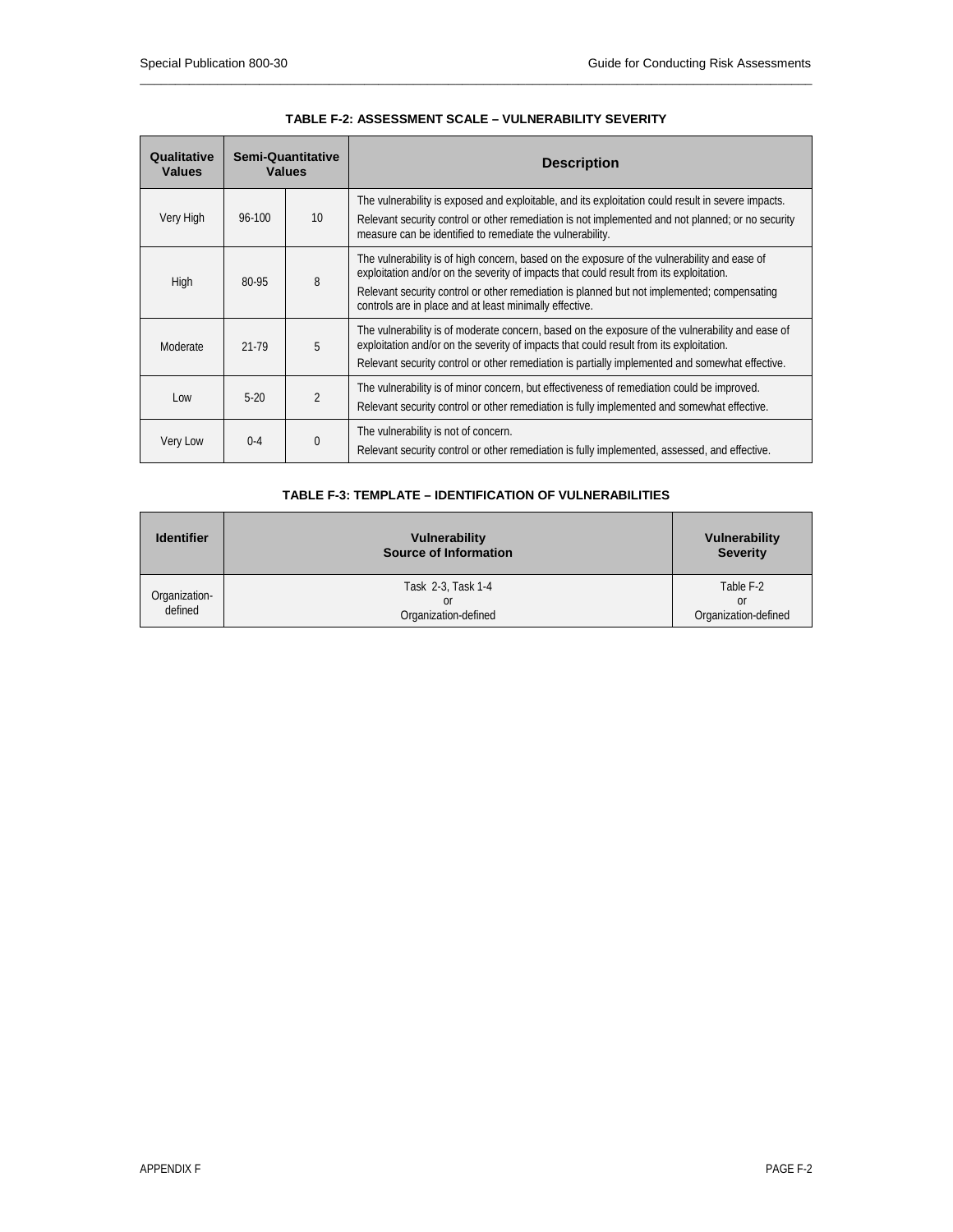**TABLE F-2: ASSESSMENT SCALE – VULNERABILITY SEVERITY**

| Qualitative Values | Semi-Quantitative Values | | Description |
|---|---|---|---|
| Very High | 96-100 | 10 | The vulnerability is exposed and exploitable, and its exploitation could result in severe impacts.<br>Relevant security control or other remediation is not implemented and not planned; or no security measure can be identified to remediate the vulnerability. |
| High | 80-95 | 8 | The vulnerability is of high concern, based on the exposure of the vulnerability and ease of exploitation and/or on the severity of impacts that could result from its exploitation.<br>Relevant security control or other remediation is planned but not implemented; compensating controls are in place and at least minimally effective. |
| Moderate | 21-79 | 5 | The vulnerability is of moderate concern, based on the exposure of the vulnerability and ease of exploitation and/or on the severity of impacts that could result from its exploitation.<br>Relevant security control or other remediation is partially implemented and somewhat effective. |
| Low | 5-20 | 2 | The vulnerability is of minor concern, but effectiveness of remediation could be improved.<br>Relevant security control or other remediation is fully implemented and somewhat effective. |
| Very Low | 0-4 | 0 | The vulnerability is not of concern.<br>Relevant security control or other remediation is fully implemented, assessed, and effective. |

**TABLE F-3: TEMPLATE – IDENTIFICATION OF VULNERABILITIES**

| Identifier | Vulnerability Source of Information | Vulnerability Severity |
|---|---|---|
| Organization-defined | Task 2-3, Task 1-4<br>or<br>Organization-defined | Table F-2<br>or<br>Organization-defined |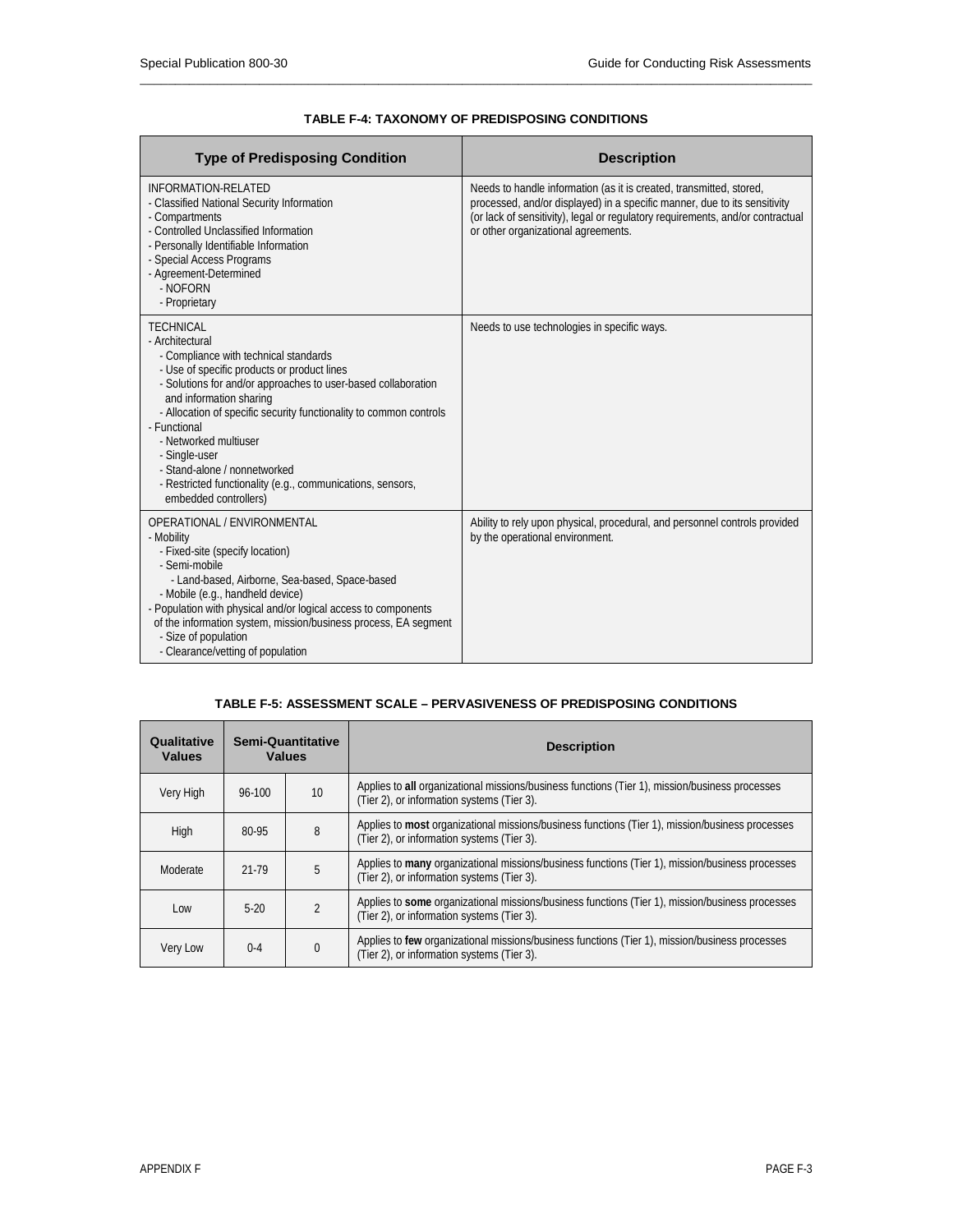**TABLE F-4: TAXONOMY OF PREDISPOSING CONDITIONS**

| Type of Predisposing Condition | Description |
|---|---|
| INFORMATION-RELATED<br>- Classified National Security Information<br>- Compartments<br>- Controlled Unclassified Information<br>- Personally Identifiable Information<br>- Special Access Programs<br>- Agreement-Determined<br>&nbsp;&nbsp;- NOFORN<br>&nbsp;&nbsp;- Proprietary | Needs to handle information (as it is created, transmitted, stored, processed, and/or displayed) in a specific manner, due to its sensitivity (or lack of sensitivity), legal or regulatory requirements, and/or contractual or other organizational agreements. |
| TECHNICAL<br>- Architectural<br>&nbsp;&nbsp;- Compliance with technical standards<br>&nbsp;&nbsp;- Use of specific products or product lines<br>&nbsp;&nbsp;- Solutions for and/or approaches to user-based collaboration and information sharing<br>&nbsp;&nbsp;- Allocation of specific security functionality to common controls<br>- Functional<br>&nbsp;&nbsp;- Networked multiuser<br>&nbsp;&nbsp;- Single-user<br>&nbsp;&nbsp;- Stand-alone / nonnetworked<br>&nbsp;&nbsp;- Restricted functionality (e.g., communications, sensors, embedded controllers) | Needs to use technologies in specific ways. |
| OPERATIONAL / ENVIRONMENTAL<br>- Mobility<br>&nbsp;&nbsp;- Fixed-site (specify location)<br>&nbsp;&nbsp;- Semi-mobile<br>&nbsp;&nbsp;&nbsp;&nbsp;- Land-based, Airborne, Sea-based, Space-based<br>&nbsp;&nbsp;- Mobile (e.g., handheld device)<br>- Population with physical and/or logical access to components of the information system, mission/business process, EA segment<br>&nbsp;&nbsp;- Size of population<br>&nbsp;&nbsp;- Clearance/vetting of population | Ability to rely upon physical, procedural, and personnel controls provided by the operational environment. |

**TABLE F-5: ASSESSMENT SCALE – PERVASIVENESS OF PREDISPOSING CONDITIONS**

| Qualitative Values | Semi-Quantitative Values | | Description |
|---|---|---|---|
| Very High | 96-100 | 10 | Applies to **all** organizational missions/business functions (Tier 1), mission/business processes (Tier 2), or information systems (Tier 3). |
| High | 80-95 | 8 | Applies to **most** organizational missions/business functions (Tier 1), mission/business processes (Tier 2), or information systems (Tier 3). |
| Moderate | 21-79 | 5 | Applies to **many** organizational missions/business functions (Tier 1), mission/business processes (Tier 2), or information systems (Tier 3). |
| Low | 5-20 | 2 | Applies to **some** organizational missions/business functions (Tier 1), mission/business processes (Tier 2), or information systems (Tier 3). |
| Very Low | 0-4 | 0 | Applies to **few** organizational missions/business functions (Tier 1), mission/business processes (Tier 2), or information systems (Tier 3). |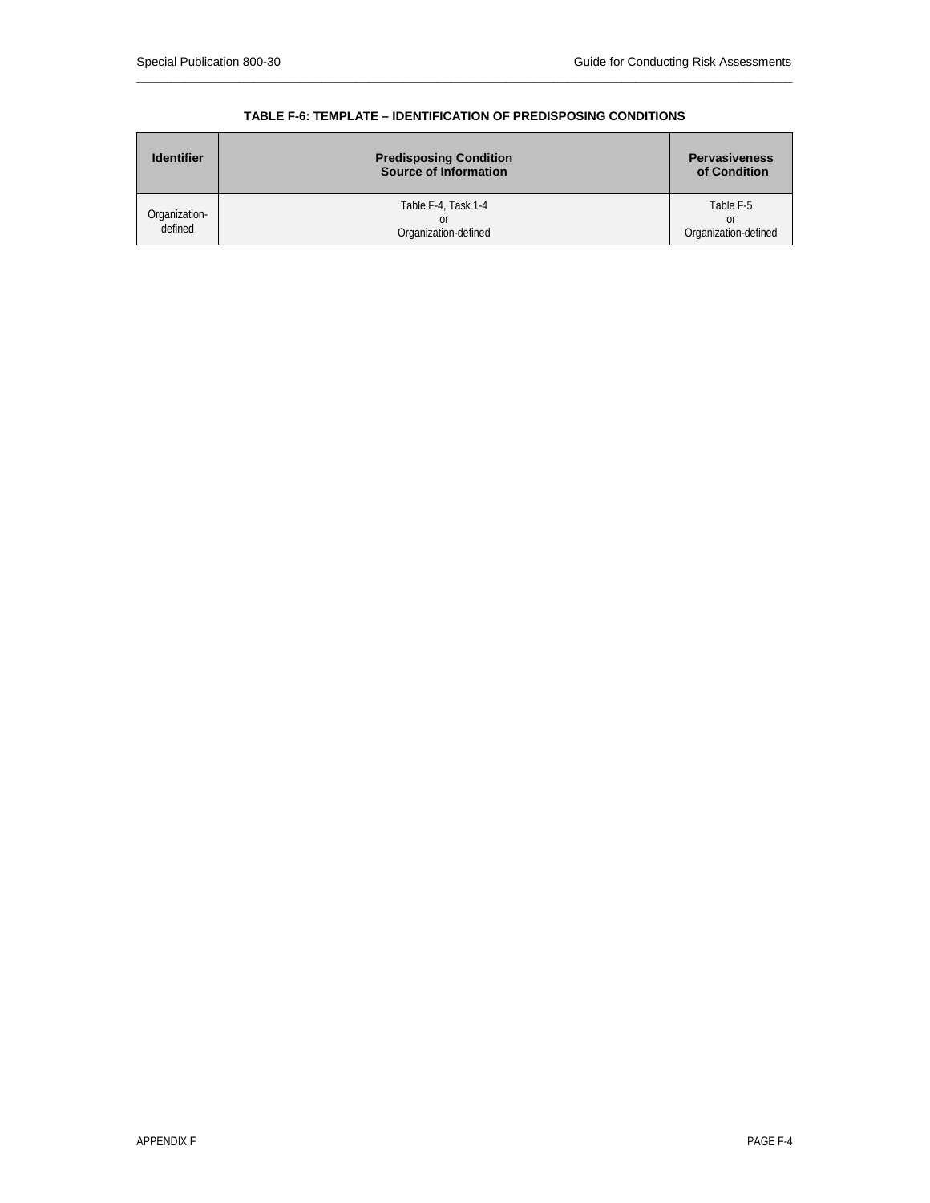**TABLE F-6: TEMPLATE – IDENTIFICATION OF PREDISPOSING CONDITIONS**

| Identifier | Predisposing Condition Source of Information | Pervasiveness of Condition |
|---|---|---|
| Organization-defined | Table F-4, Task 1-4 or Organization-defined | Table F-5 or Organization-defined |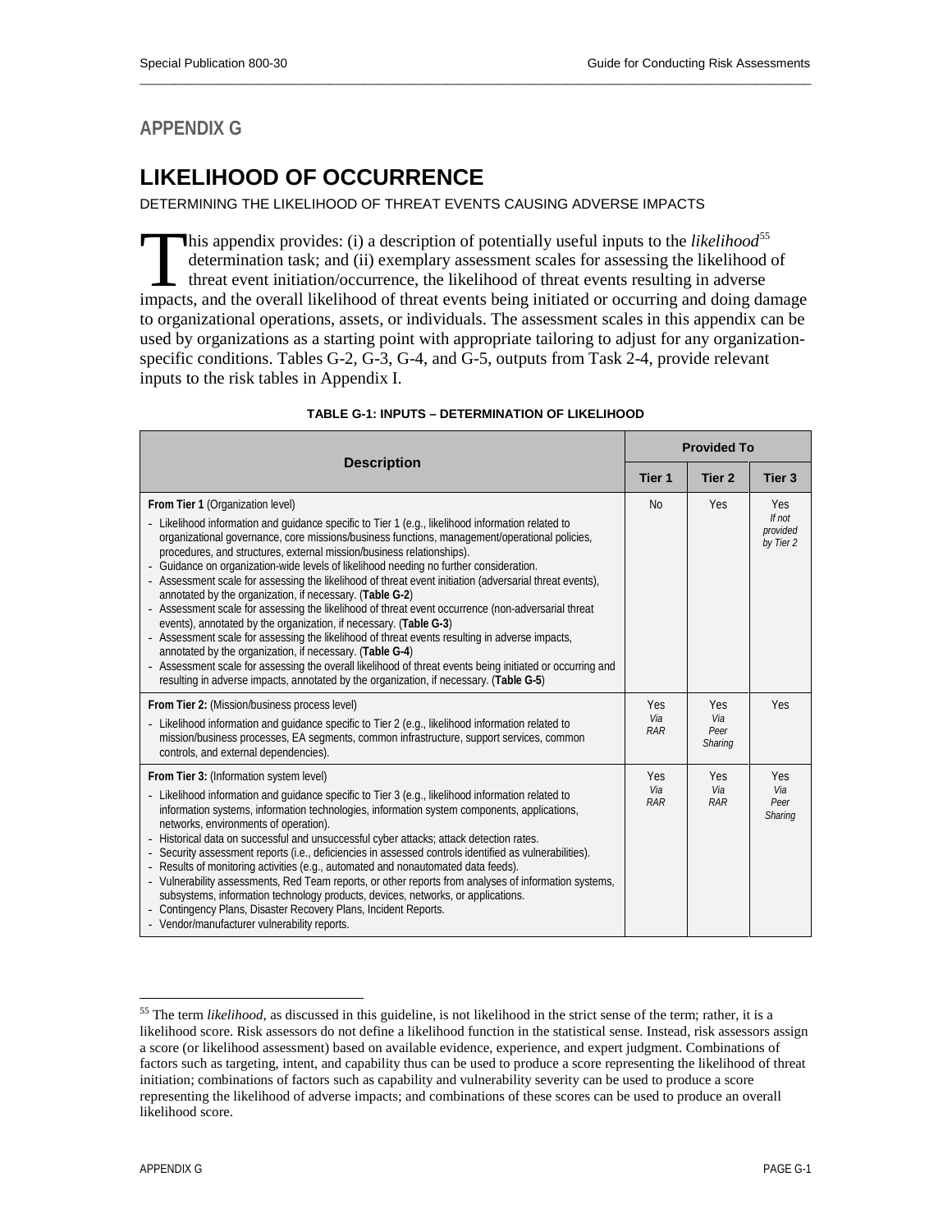## APPENDIX G

# LIKELIHOOD OF OCCURRENCE

DETERMINING THE LIKELIHOOD OF THREAT EVENTS CAUSING ADVERSE IMPACTS

This appendix provides: (i) a description of potentially useful inputs to the *likelihood*[55] determination task; and (ii) exemplary assessment scales for assessing the likelihood of threat event initiation/occurrence, the likelihood of threat events resulting in adverse impacts, and the overall likelihood of threat events being initiated or occurring and doing damage to organizational operations, assets, or individuals. The assessment scales in this appendix can be used by organizations as a starting point with appropriate tailoring to adjust for any organization-specific conditions. Tables G-2, G-3, G-4, and G-5, outputs from Task 2-4, provide relevant inputs to the risk tables in Appendix I.

**TABLE G-1: INPUTS – DETERMINATION OF LIKELIHOOD**

| Description | Provided To | | |
|---|---|---|---|
| | **Tier 1** | **Tier 2** | **Tier 3** |
| **From Tier 1** (Organization level)<br>- Likelihood information and guidance specific to Tier 1 (e.g., likelihood information related to organizational governance, core missions/business functions, management/operational policies, procedures, and structures, external mission/business relationships).<br>- Guidance on organization-wide levels of likelihood needing no further consideration.<br>- Assessment scale for assessing the likelihood of threat event initiation (adversarial threat events), annotated by the organization, if necessary. (**Table G-2**)<br>- Assessment scale for assessing the likelihood of threat event occurrence (non-adversarial threat events), annotated by the organization, if necessary. (**Table G-3**)<br>- Assessment scale for assessing the likelihood of threat events resulting in adverse impacts, annotated by the organization, if necessary. (**Table G-4**)<br>- Assessment scale for assessing the overall likelihood of threat events being initiated or occurring and resulting in adverse impacts, annotated by the organization, if necessary. (**Table G-5**) | No | Yes | Yes<br>*If not provided by Tier 2* |
| **From Tier 2:** (Mission/business process level)<br>- Likelihood information and guidance specific to Tier 2 (e.g., likelihood information related to mission/business processes, EA segments, common infrastructure, support services, common controls, and external dependencies). | Yes<br>*Via RAR* | Yes<br>*Via Peer Sharing* | Yes |
| **From Tier 3:** (Information system level)<br>- Likelihood information and guidance specific to Tier 3 (e.g., likelihood information related to information systems, information technologies, information system components, applications, networks, environments of operation).<br>- Historical data on successful and unsuccessful cyber attacks; attack detection rates.<br>- Security assessment reports (i.e., deficiencies in assessed controls identified as vulnerabilities).<br>- Results of monitoring activities (e.g., automated and nonautomated data feeds).<br>- Vulnerability assessments, Red Team reports, or other reports from analyses of information systems, subsystems, information technology products, devices, networks, or applications.<br>- Contingency Plans, Disaster Recovery Plans, Incident Reports.<br>- Vendor/manufacturer vulnerability reports. | Yes<br>*Via RAR* | Yes<br>*Via RAR* | Yes<br>*Via Peer Sharing* |

[55] The term *likelihood*, as discussed in this guideline, is not likelihood in the strict sense of the term; rather, it is a likelihood score. Risk assessors do not define a likelihood function in the statistical sense. Instead, risk assessors assign a score (or likelihood assessment) based on available evidence, experience, and expert judgment. Combinations of factors such as targeting, intent, and capability thus can be used to produce a score representing the likelihood of threat initiation; combinations of factors such as capability and vulnerability severity can be used to produce a score representing the likelihood of adverse impacts; and combinations of these scores can be used to produce an overall likelihood score.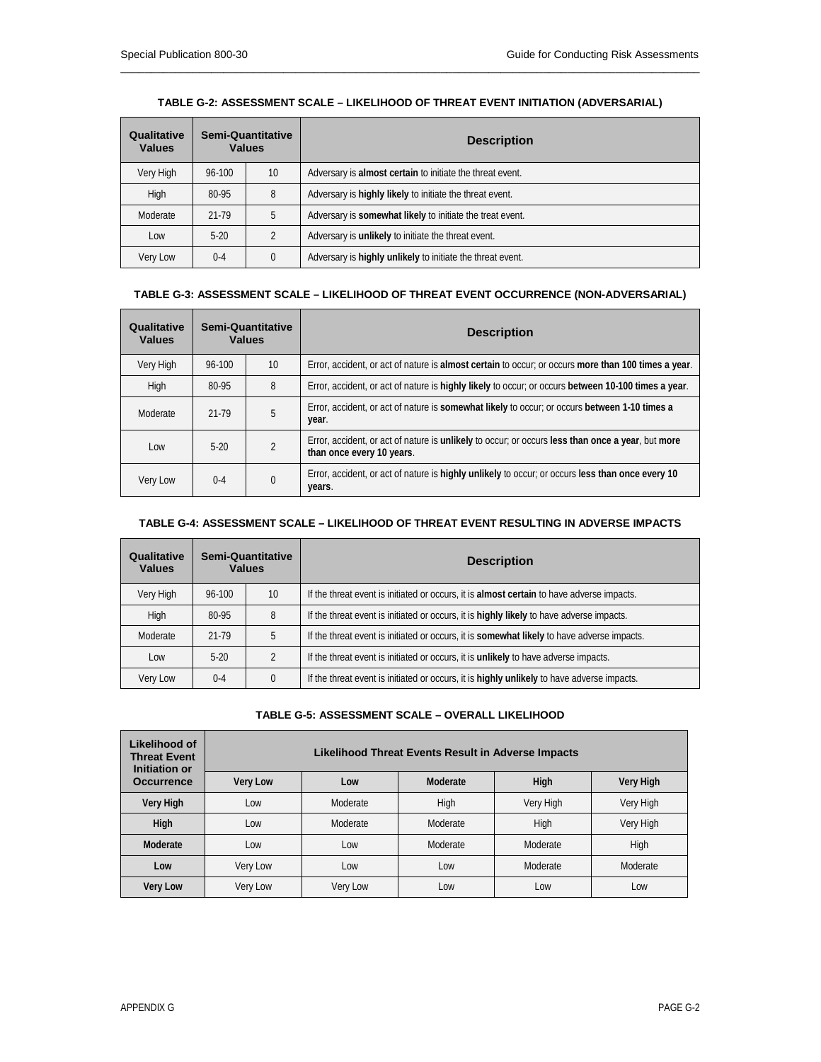**TABLE G-2: ASSESSMENT SCALE – LIKELIHOOD OF THREAT EVENT INITIATION (ADVERSARIAL)**

| Qualitative Values | Semi-Quantitative Values | | Description |
|---|---|---|---|
| Very High | 96-100 | 10 | Adversary is **almost certain** to initiate the threat event. |
| High | 80-95 | 8 | Adversary is **highly likely** to initiate the threat event. |
| Moderate | 21-79 | 5 | Adversary is **somewhat likely** to initiate the treat event. |
| Low | 5-20 | 2 | Adversary is **unlikely** to initiate the threat event. |
| Very Low | 0-4 | 0 | Adversary is **highly unlikely** to initiate the threat event. |

**TABLE G-3: ASSESSMENT SCALE – LIKELIHOOD OF THREAT EVENT OCCURRENCE (NON-ADVERSARIAL)**

| Qualitative Values | Semi-Quantitative Values | | Description |
|---|---|---|---|
| Very High | 96-100 | 10 | Error, accident, or act of nature is **almost certain** to occur; or occurs **more than 100 times a year**. |
| High | 80-95 | 8 | Error, accident, or act of nature is **highly likely** to occur; or occurs **between 10-100 times a year**. |
| Moderate | 21-79 | 5 | Error, accident, or act of nature is **somewhat likely** to occur; or occurs **between 1-10 times a year**. |
| Low | 5-20 | 2 | Error, accident, or act of nature is **unlikely** to occur; or occurs **less than once a year**, but **more than once every 10 years**. |
| Very Low | 0-4 | 0 | Error, accident, or act of nature is **highly unlikely** to occur; or occurs **less than once every 10 years**. |

**TABLE G-4: ASSESSMENT SCALE – LIKELIHOOD OF THREAT EVENT RESULTING IN ADVERSE IMPACTS**

| Qualitative Values | Semi-Quantitative Values | | Description |
|---|---|---|---|
| Very High | 96-100 | 10 | If the threat event is initiated or occurs, it is **almost certain** to have adverse impacts. |
| High | 80-95 | 8 | If the threat event is initiated or occurs, it is **highly likely** to have adverse impacts. |
| Moderate | 21-79 | 5 | If the threat event is initiated or occurs, it is **somewhat likely** to have adverse impacts. |
| Low | 5-20 | 2 | If the threat event is initiated or occurs, it is **unlikely** to have adverse impacts. |
| Very Low | 0-4 | 0 | If the threat event is initiated or occurs, it is **highly unlikely** to have adverse impacts. |

**TABLE G-5: ASSESSMENT SCALE – OVERALL LIKELIHOOD**

| Likelihood of Threat Event Initiation or Occurrence | Likelihood Threat Events Result in Adverse Impacts | | | | |
|---|---|---|---|---|---|
| | **Very Low** | **Low** | **Moderate** | **High** | **Very High** |
| **Very High** | Low | Moderate | High | Very High | Very High |
| **High** | Low | Moderate | Moderate | High | Very High |
| **Moderate** | Low | Low | Moderate | Moderate | High |
| **Low** | Very Low | Low | Low | Moderate | Moderate |
| **Very Low** | Very Low | Very Low | Low | Low | Low |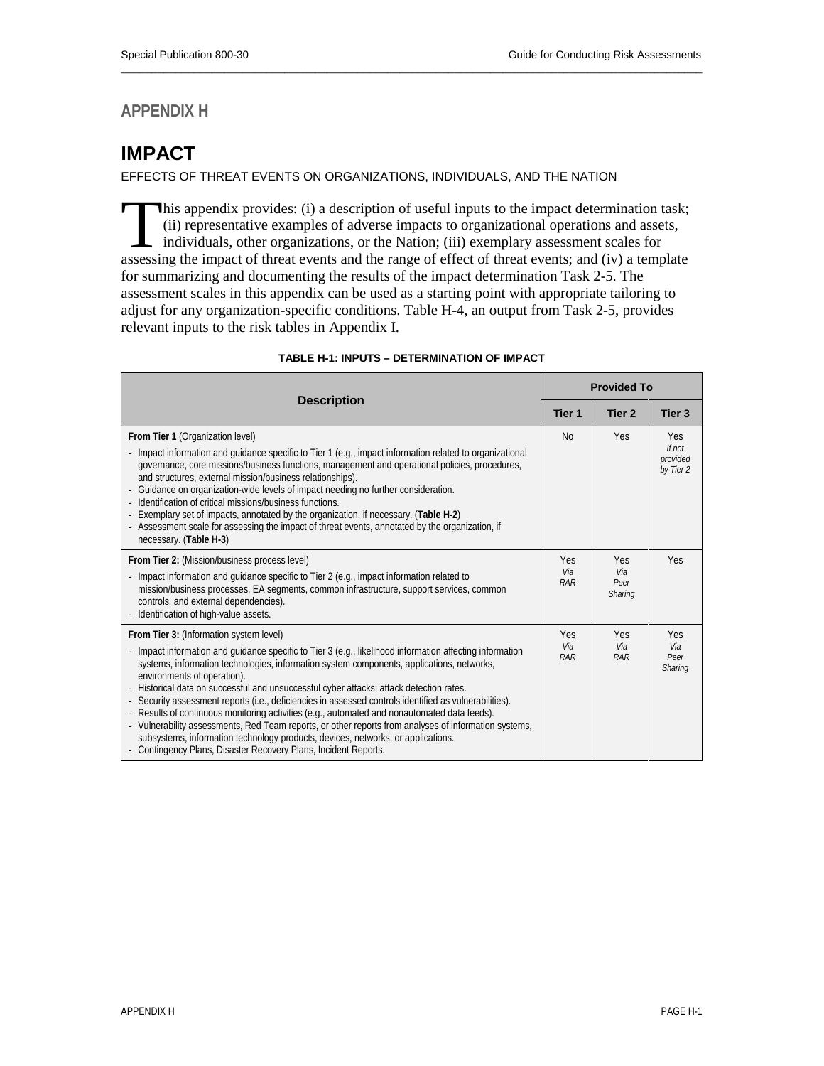# APPENDIX H

## IMPACT

EFFECTS OF THREAT EVENTS ON ORGANIZATIONS, INDIVIDUALS, AND THE NATION

This appendix provides: (i) a description of useful inputs to the impact determination task; (ii) representative examples of adverse impacts to organizational operations and assets, individuals, other organizations, or the Nation; (iii) exemplary assessment scales for assessing the impact of threat events and the range of effect of threat events; and (iv) a template for summarizing and documenting the results of the impact determination Task 2-5. The assessment scales in this appendix can be used as a starting point with appropriate tailoring to adjust for any organization-specific conditions. Table H-4, an output from Task 2-5, provides relevant inputs to the risk tables in Appendix I.

**TABLE H-1: INPUTS – DETERMINATION OF IMPACT**

| Description | Provided To | | |
|---|---|---|---|
| | **Tier 1** | **Tier 2** | **Tier 3** |
| **From Tier 1** (Organization level)<br>- Impact information and guidance specific to Tier 1 (e.g., impact information related to organizational governance, core missions/business functions, management and operational policies, procedures, and structures, external mission/business relationships).<br>- Guidance on organization-wide levels of impact needing no further consideration.<br>- Identification of critical missions/business functions.<br>- Exemplary set of impacts, annotated by the organization, if necessary. (**Table H-2**)<br>- Assessment scale for assessing the impact of threat events, annotated by the organization, if necessary. (**Table H-3**) | No | Yes | Yes<br>*If not provided by Tier 2* |
| **From Tier 2:** (Mission/business process level)<br>- Impact information and guidance specific to Tier 2 (e.g., impact information related to mission/business processes, EA segments, common infrastructure, support services, common controls, and external dependencies).<br>- Identification of high-value assets. | Yes<br>*Via RAR* | Yes<br>*Via Peer Sharing* | Yes |
| **From Tier 3:** (Information system level)<br>- Impact information and guidance specific to Tier 3 (e.g., likelihood information affecting information systems, information technologies, information system components, applications, networks, environments of operation).<br>- Historical data on successful and unsuccessful cyber attacks; attack detection rates.<br>- Security assessment reports (i.e., deficiencies in assessed controls identified as vulnerabilities).<br>- Results of continuous monitoring activities (e.g., automated and nonautomated data feeds).<br>- Vulnerability assessments, Red Team reports, or other reports from analyses of information systems, subsystems, information technology products, devices, networks, or applications.<br>- Contingency Plans, Disaster Recovery Plans, Incident Reports. | Yes<br>*Via RAR* | Yes<br>*Via RAR* | Yes<br>*Via Peer Sharing* |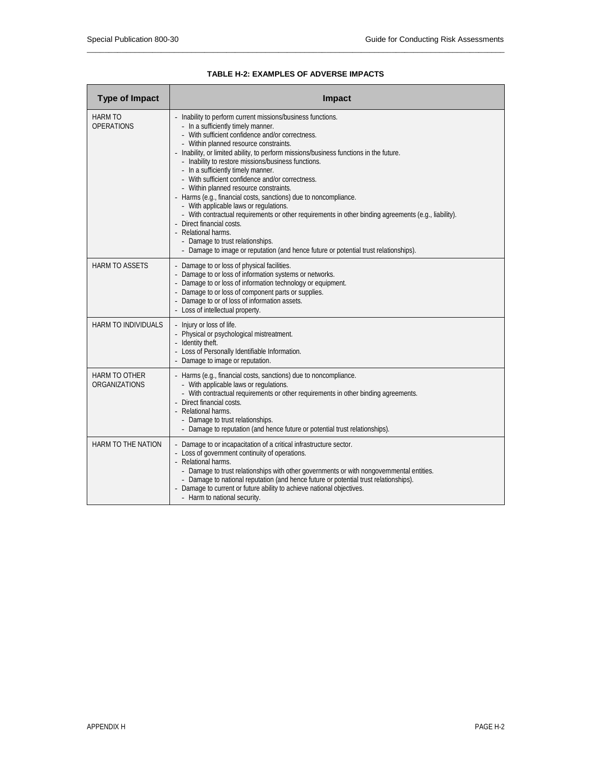**TABLE H-2: EXAMPLES OF ADVERSE IMPACTS**

| Type of Impact | Impact |
|---|---|
| HARM TO OPERATIONS | - Inability to perform current missions/business functions.<br>&nbsp;&nbsp;- In a sufficiently timely manner.<br>&nbsp;&nbsp;- With sufficient confidence and/or correctness.<br>&nbsp;&nbsp;- Within planned resource constraints.<br>- Inability, or limited ability, to perform missions/business functions in the future.<br>&nbsp;&nbsp;- Inability to restore missions/business functions.<br>&nbsp;&nbsp;- In a sufficiently timely manner.<br>&nbsp;&nbsp;- With sufficient confidence and/or correctness.<br>&nbsp;&nbsp;- Within planned resource constraints.<br>- Harms (e.g., financial costs, sanctions) due to noncompliance.<br>&nbsp;&nbsp;- With applicable laws or regulations.<br>&nbsp;&nbsp;- With contractual requirements or other requirements in other binding agreements (e.g., liability).<br>- Direct financial costs.<br>- Relational harms.<br>&nbsp;&nbsp;- Damage to trust relationships.<br>&nbsp;&nbsp;- Damage to image or reputation (and hence future or potential trust relationships). |
| HARM TO ASSETS | - Damage to or loss of physical facilities.<br>- Damage to or loss of information systems or networks.<br>- Damage to or loss of information technology or equipment.<br>- Damage to or loss of component parts or supplies.<br>- Damage to or of loss of information assets.<br>- Loss of intellectual property. |
| HARM TO INDIVIDUALS | - Injury or loss of life.<br>- Physical or psychological mistreatment.<br>- Identity theft.<br>- Loss of Personally Identifiable Information.<br>- Damage to image or reputation. |
| HARM TO OTHER ORGANIZATIONS | - Harms (e.g., financial costs, sanctions) due to noncompliance.<br>&nbsp;&nbsp;- With applicable laws or regulations.<br>&nbsp;&nbsp;- With contractual requirements or other requirements in other binding agreements.<br>- Direct financial costs.<br>- Relational harms.<br>&nbsp;&nbsp;- Damage to trust relationships.<br>&nbsp;&nbsp;- Damage to reputation (and hence future or potential trust relationships). |
| HARM TO THE NATION | - Damage to or incapacitation of a critical infrastructure sector.<br>- Loss of government continuity of operations.<br>- Relational harms.<br>&nbsp;&nbsp;- Damage to trust relationships with other governments or with nongovernmental entities.<br>&nbsp;&nbsp;- Damage to national reputation (and hence future or potential trust relationships).<br>- Damage to current or future ability to achieve national objectives.<br>&nbsp;&nbsp;- Harm to national security. |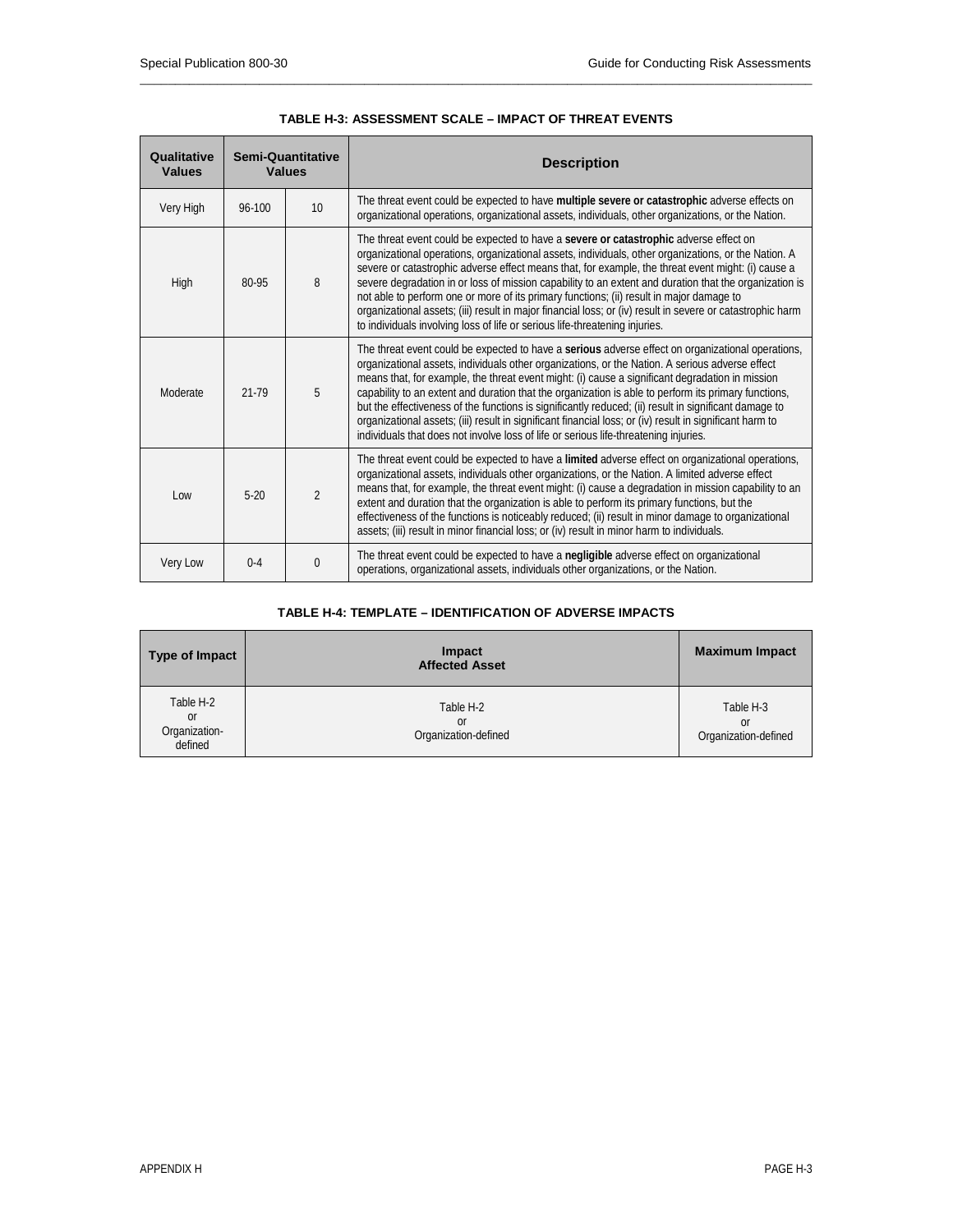**TABLE H-3: ASSESSMENT SCALE – IMPACT OF THREAT EVENTS**

| Qualitative Values | Semi-Quantitative Values | | Description |
|---|---|---|---|
| Very High | 96-100 | 10 | The threat event could be expected to have **multiple severe or catastrophic** adverse effects on organizational operations, organizational assets, individuals, other organizations, or the Nation. |
| High | 80-95 | 8 | The threat event could be expected to have a **severe or catastrophic** adverse effect on organizational operations, organizational assets, individuals, other organizations, or the Nation. A severe or catastrophic adverse effect means that, for example, the threat event might: (i) cause a severe degradation in or loss of mission capability to an extent and duration that the organization is not able to perform one or more of its primary functions; (ii) result in major damage to organizational assets; (iii) result in major financial loss; or (iv) result in severe or catastrophic harm to individuals involving loss of life or serious life-threatening injuries. |
| Moderate | 21-79 | 5 | The threat event could be expected to have a **serious** adverse effect on organizational operations, organizational assets, individuals other organizations, or the Nation. A serious adverse effect means that, for example, the threat event might: (i) cause a significant degradation in mission capability to an extent and duration that the organization is able to perform its primary functions, but the effectiveness of the functions is significantly reduced; (ii) result in significant damage to organizational assets; (iii) result in significant financial loss; or (iv) result in significant harm to individuals that does not involve loss of life or serious life-threatening injuries. |
| Low | 5-20 | 2 | The threat event could be expected to have a **limited** adverse effect on organizational operations, organizational assets, individuals other organizations, or the Nation. A limited adverse effect means that, for example, the threat event might: (i) cause a degradation in mission capability to an extent and duration that the organization is able to perform its primary functions, but the effectiveness of the functions is noticeably reduced; (ii) result in minor damage to organizational assets; (iii) result in minor financial loss; or (iv) result in minor harm to individuals. |
| Very Low | 0-4 | 0 | The threat event could be expected to have a **negligible** adverse effect on organizational operations, organizational assets, individuals other organizations, or the Nation. |

**TABLE H-4: TEMPLATE – IDENTIFICATION OF ADVERSE IMPACTS**

| Type of Impact | Impact Affected Asset | Maximum Impact |
|---|---|---|
| Table H-2 or Organization-defined | Table H-2 or Organization-defined | Table H-3 or Organization-defined |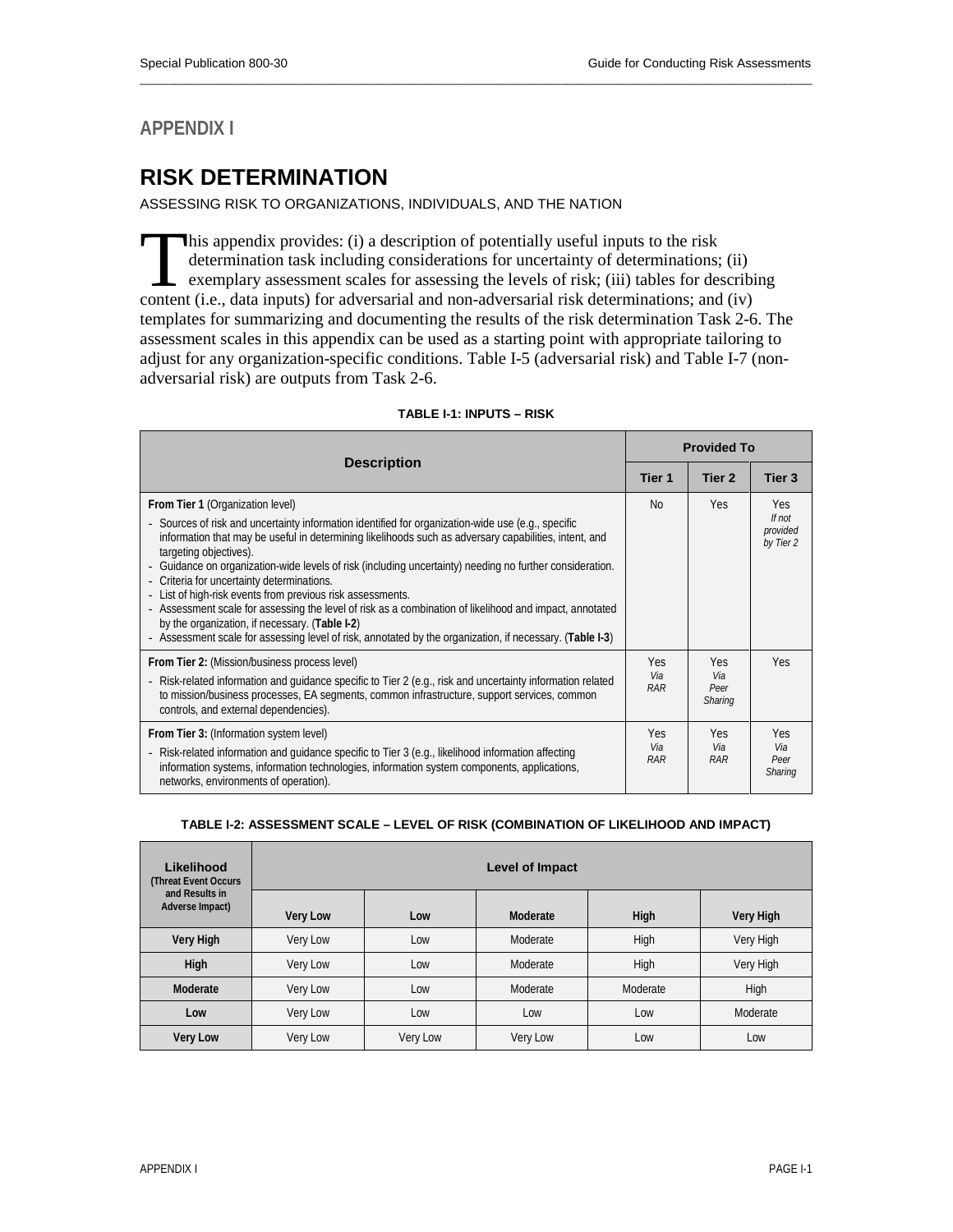# APPENDIX I

# RISK DETERMINATION

ASSESSING RISK TO ORGANIZATIONS, INDIVIDUALS, AND THE NATION

This appendix provides: (i) a description of potentially useful inputs to the risk determination task including considerations for uncertainty of determinations; (ii) exemplary assessment scales for assessing the levels of risk; (iii) tables for describing content (i.e., data inputs) for adversarial and non-adversarial risk determinations; and (iv) templates for summarizing and documenting the results of the risk determination Task 2-6. The assessment scales in this appendix can be used as a starting point with appropriate tailoring to adjust for any organization-specific conditions. Table I-5 (adversarial risk) and Table I-7 (non-adversarial risk) are outputs from Task 2-6.

**TABLE I-1: INPUTS – RISK**

| Description | Provided To | | |
|---|---|---|---|
| | **Tier 1** | **Tier 2** | **Tier 3** |
| **From Tier 1** (Organization level)<br>- Sources of risk and uncertainty information identified for organization-wide use (e.g., specific information that may be useful in determining likelihoods such as adversary capabilities, intent, and targeting objectives).<br>- Guidance on organization-wide levels of risk (including uncertainty) needing no further consideration.<br>- Criteria for uncertainty determinations.<br>- List of high-risk events from previous risk assessments.<br>- Assessment scale for assessing the level of risk as a combination of likelihood and impact, annotated by the organization, if necessary. (**Table I-2**)<br>- Assessment scale for assessing level of risk, annotated by the organization, if necessary. (**Table I-3**) | No | Yes | Yes<br>*If not provided by Tier 2* |
| **From Tier 2:** (Mission/business process level)<br>- Risk-related information and guidance specific to Tier 2 (e.g., risk and uncertainty information related to mission/business processes, EA segments, common infrastructure, support services, common controls, and external dependencies). | Yes<br>*Via RAR* | Yes<br>*Via Peer Sharing* | Yes |
| **From Tier 3:** (Information system level)<br>- Risk-related information and guidance specific to Tier 3 (e.g., likelihood information affecting information systems, information technologies, information system components, applications, networks, environments of operation). | Yes<br>*Via RAR* | Yes<br>*Via RAR* | Yes<br>*Via Peer Sharing* |

**TABLE I-2: ASSESSMENT SCALE – LEVEL OF RISK (COMBINATION OF LIKELIHOOD AND IMPACT)**

| Likelihood (Threat Event Occurs and Results in Adverse Impact) | Level of Impact | | | | |
|---|---|---|---|---|---|
| | **Very Low** | **Low** | **Moderate** | **High** | **Very High** |
| **Very High** | Very Low | Low | Moderate | High | Very High |
| **High** | Very Low | Low | Moderate | High | Very High |
| **Moderate** | Very Low | Low | Moderate | Moderate | High |
| **Low** | Very Low | Low | Low | Low | Moderate |
| **Very Low** | Very Low | Very Low | Very Low | Low | Low |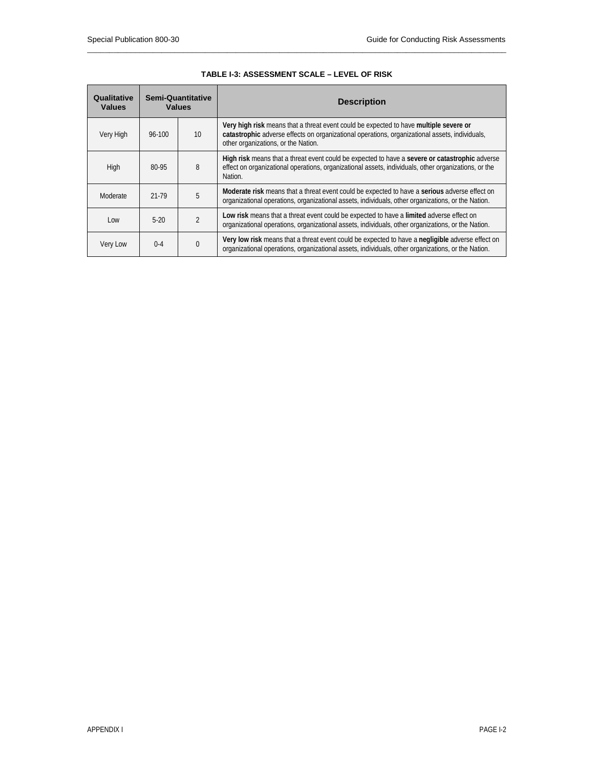**TABLE I-3: ASSESSMENT SCALE – LEVEL OF RISK**

| Qualitative Values | Semi-Quantitative Values | | Description |
|---|---|---|---|
| Very High | 96-100 | 10 | **Very high risk** means that a threat event could be expected to have **multiple severe or catastrophic** adverse effects on organizational operations, organizational assets, individuals, other organizations, or the Nation. |
| High | 80-95 | 8 | **High risk** means that a threat event could be expected to have a **severe or catastrophic** adverse effect on organizational operations, organizational assets, individuals, other organizations, or the Nation. |
| Moderate | 21-79 | 5 | **Moderate risk** means that a threat event could be expected to have a **serious** adverse effect on organizational operations, organizational assets, individuals, other organizations, or the Nation. |
| Low | 5-20 | 2 | **Low risk** means that a threat event could be expected to have a **limited** adverse effect on organizational operations, organizational assets, individuals, other organizations, or the Nation. |
| Very Low | 0-4 | 0 | **Very low risk** means that a threat event could be expected to have a **negligible** adverse effect on organizational operations, organizational assets, individuals, other organizations, or the Nation. |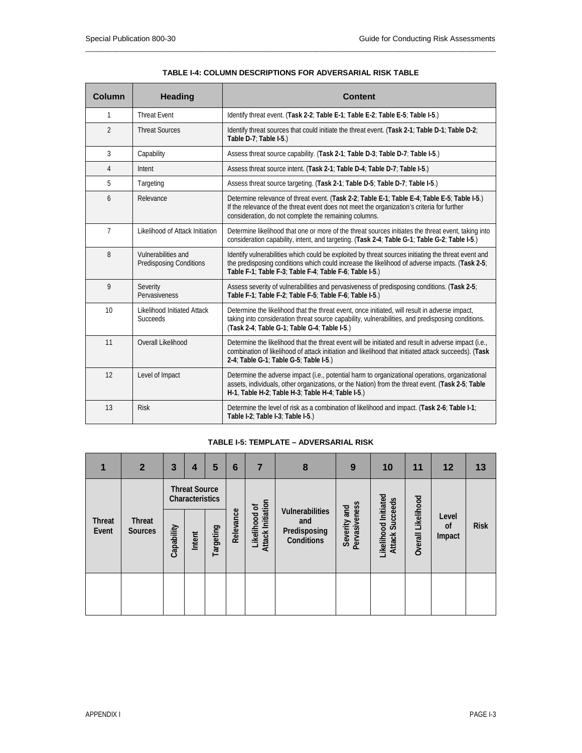**TABLE I-4: COLUMN DESCRIPTIONS FOR ADVERSARIAL RISK TABLE**

| Column | Heading | Content |
|---|---|---|
| 1 | Threat Event | Identify threat event. (**Task 2-2**; **Table E-1**; **Table E-2**; **Table E-5**; **Table I-5**.) |
| 2 | Threat Sources | Identify threat sources that could initiate the threat event. (**Task 2-1**; **Table D-1**; **Table D-2**; **Table D-7**; **Table I-5**.) |
| 3 | Capability | Assess threat source capability. (**Task 2-1**; **Table D-3**; **Table D-7**; **Table I-5**.) |
| 4 | Intent | Assess threat source intent. (**Task 2-1**; **Table D-4**; **Table D-7**; **Table I-5**.) |
| 5 | Targeting | Assess threat source targeting. (**Task 2-1**; **Table D-5**; **Table D-7**; **Table I-5**.) |
| 6 | Relevance | Determine relevance of threat event. (**Task 2-2**; **Table E-1**; **Table E-4**; **Table E-5**; **Table I-5**.) If the relevance of the threat event does not meet the organization's criteria for further consideration, do not complete the remaining columns. |
| 7 | Likelihood of Attack Initiation | Determine likelihood that one or more of the threat sources initiates the threat event, taking into consideration capability, intent, and targeting. (**Task 2-4**; **Table G-1**; **Table G-2**; **Table I-5**.) |
| 8 | Vulnerabilities and Predisposing Conditions | Identify vulnerabilities which could be exploited by threat sources initiating the threat event and the predisposing conditions which could increase the likelihood of adverse impacts. (**Task 2-5**; **Table F-1**; **Table F-3**; **Table F-4**; **Table F-6**; **Table I-5**.) |
| 9 | Severity Pervasiveness | Assess severity of vulnerabilities and pervasiveness of predisposing conditions. (**Task 2-5**; **Table F-1**; **Table F-2**; **Table F-5**; **Table F-6**; **Table I-5**.) |
| 10 | Likelihood Initiated Attack Succeeds | Determine the likelihood that the threat event, once initiated, will result in adverse impact, taking into consideration threat source capability, vulnerabilities, and predisposing conditions. (**Task 2-4**; **Table G-1**; **Table G-4**; **Table I-5**.) |
| 11 | Overall Likelihood | Determine the likelihood that the threat event will be initiated and result in adverse impact (i.e., combination of likelihood of attack initiation and likelihood that initiated attack succeeds). (**Task 2-4**; **Table G-1**; **Table G-5**; **Table I-5**.) |
| 12 | Level of Impact | Determine the adverse impact (i.e., potential harm to organizational operations, organizational assets, individuals, other organizations, or the Nation) from the threat event. (**Task 2-5**; **Table H-1**, **Table H-2**; **Table H-3**; **Table H-4**; **Table I-5**.) |
| 13 | Risk | Determine the level of risk as a combination of likelihood and impact. (**Task 2-6**; **Table I-1**; **Table I-2**; **Table I-3**; **Table I-5**.) |

**TABLE I-5: TEMPLATE – ADVERSARIAL RISK**

| 1 | 2 | 3 | 4 | 5 | 6 | 7 | 8 | 9 | 10 | 11 | 12 | 13 |
|---|---|---|---|---|---|---|---|---|---|---|---|---|
| Threat Event | Threat Sources | Threat Source Characteristics | | | Relevance | Likelihood of Attack Initiation | Vulnerabilities and Predisposing Conditions | Severity and Pervasiveness | Likelihood Initiated Attack Succeeds | Overall Likelihood | Level of Impact | Risk |
| | | Capability | Intent | Targeting | | | | | | | | |
| | | | | | | | | | | | | |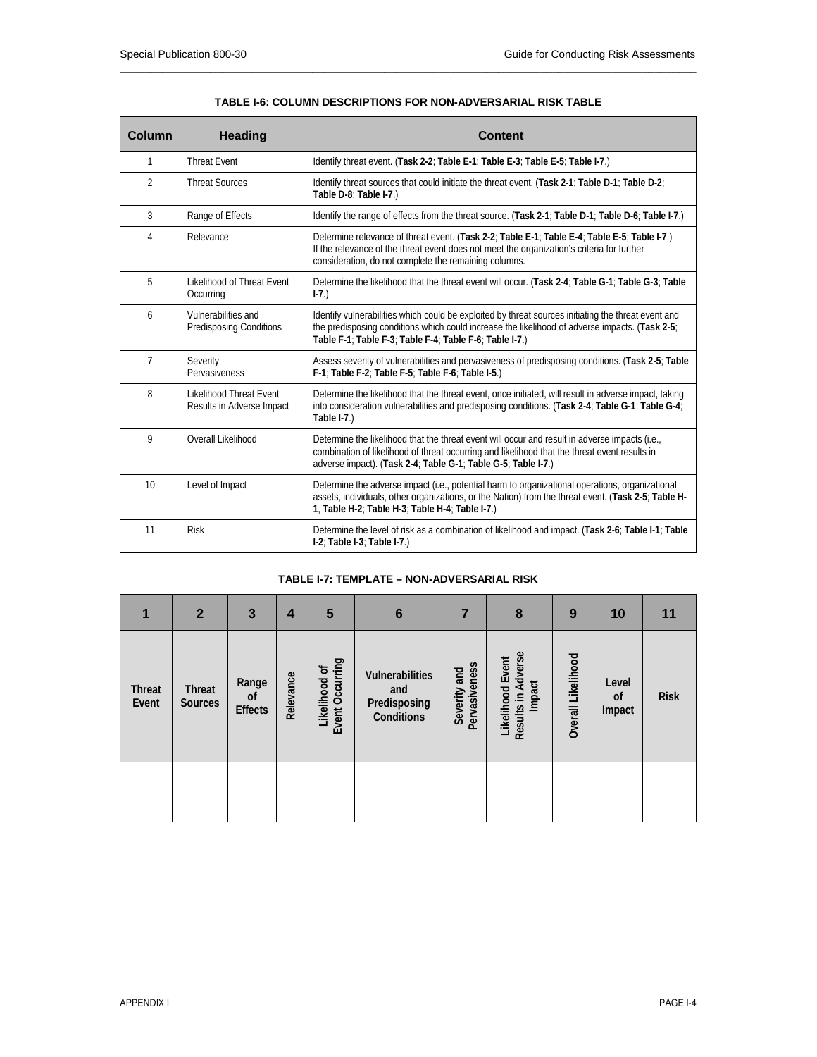**TABLE I-6: COLUMN DESCRIPTIONS FOR NON-ADVERSARIAL RISK TABLE**

| Column | Heading | Content |
|---|---|---|
| 1 | Threat Event | Identify threat event. (**Task 2-2**; **Table E-1**; **Table E-3**; **Table E-5**; **Table I-7**.) |
| 2 | Threat Sources | Identify threat sources that could initiate the threat event. (**Task 2-1**; **Table D-1**; **Table D-2**; **Table D-8**; **Table I-7**.) |
| 3 | Range of Effects | Identify the range of effects from the threat source. (**Task 2-1**; **Table D-1**; **Table D-6**; **Table I-7**.) |
| 4 | Relevance | Determine relevance of threat event. (**Task 2-2**; **Table E-1**; **Table E-4**; **Table E-5**; **Table I-7**.) If the relevance of the threat event does not meet the organization's criteria for further consideration, do not complete the remaining columns. |
| 5 | Likelihood of Threat Event Occurring | Determine the likelihood that the threat event will occur. (**Task 2-4**; **Table G-1**; **Table G-3**; **Table I-7**.) |
| 6 | Vulnerabilities and Predisposing Conditions | Identify vulnerabilities which could be exploited by threat sources initiating the threat event and the predisposing conditions which could increase the likelihood of adverse impacts. (**Task 2-5**; **Table F-1**; **Table F-3**; **Table F-4**; **Table F-6**; **Table I-7**.) |
| 7 | Severity Pervasiveness | Assess severity of vulnerabilities and pervasiveness of predisposing conditions. (**Task 2-5**; **Table F-1**; **Table F-2**; **Table F-5**; **Table F-6**; **Table I-5**.) |
| 8 | Likelihood Threat Event Results in Adverse Impact | Determine the likelihood that the threat event, once initiated, will result in adverse impact, taking into consideration vulnerabilities and predisposing conditions. (**Task 2-4**; **Table G-1**; **Table G-4**; **Table I-7**.) |
| 9 | Overall Likelihood | Determine the likelihood that the threat event will occur and result in adverse impacts (i.e., combination of likelihood of threat occurring and likelihood that the threat event results in adverse impact). (**Task 2-4**; **Table G-1**; **Table G-5**; **Table I-7**.) |
| 10 | Level of Impact | Determine the adverse impact (i.e., potential harm to organizational operations, organizational assets, individuals, other organizations, or the Nation) from the threat event. (**Task 2-5**; **Table H-1**, **Table H-2**; **Table H-3**; **Table H-4**; **Table I-7**.) |
| 11 | Risk | Determine the level of risk as a combination of likelihood and impact. (**Task 2-6**; **Table I-1**; **Table I-2**; **Table I-3**; **Table I-7**.) |

**TABLE I-7: TEMPLATE – NON-ADVERSARIAL RISK**

| 1 | 2 | 3 | 4 | 5 | 6 | 7 | 8 | 9 | 10 | 11 |
|---|---|---|---|---|---|---|---|---|---|---|
| **Threat Event** | **Threat Sources** | **Range of Effects** | **Relevance** | **Likelihood of Event Occurring** | **Vulnerabilities and Predisposing Conditions** | **Severity and Pervasiveness** | **Likelihood Event Results in Adverse Impact** | **Overall Likelihood** | **Level of Impact** | **Risk** |
| | | | | | | | | | | |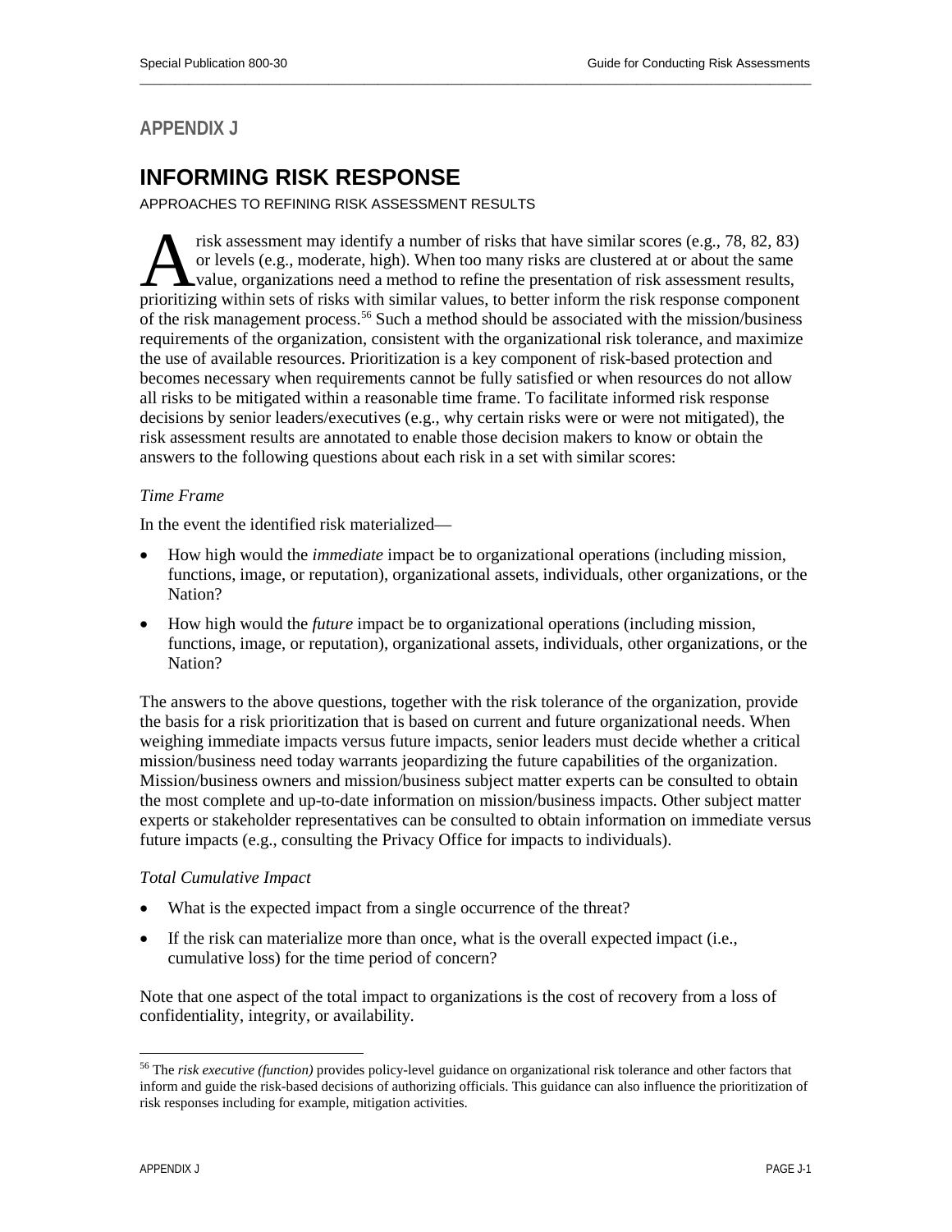## APPENDIX J

# INFORMING RISK RESPONSE

APPROACHES TO REFINING RISK ASSESSMENT RESULTS

A risk assessment may identify a number of risks that have similar scores (e.g., 78, 82, 83) or levels (e.g., moderate, high). When too many risks are clustered at or about the same value, organizations need a method to refine the presentation of risk assessment results, prioritizing within sets of risks with similar values, to better inform the risk response component of the risk management process.[56] Such a method should be associated with the mission/business requirements of the organization, consistent with the organizational risk tolerance, and maximize the use of available resources. Prioritization is a key component of risk-based protection and becomes necessary when requirements cannot be fully satisfied or when resources do not allow all risks to be mitigated within a reasonable time frame. To facilitate informed risk response decisions by senior leaders/executives (e.g., why certain risks were or were not mitigated), the risk assessment results are annotated to enable those decision makers to know or obtain the answers to the following questions about each risk in a set with similar scores:

*Time Frame*

In the event the identified risk materialized—

- How high would the *immediate* impact be to organizational operations (including mission, functions, image, or reputation), organizational assets, individuals, other organizations, or the Nation?
- How high would the *future* impact be to organizational operations (including mission, functions, image, or reputation), organizational assets, individuals, other organizations, or the Nation?

The answers to the above questions, together with the risk tolerance of the organization, provide the basis for a risk prioritization that is based on current and future organizational needs. When weighing immediate impacts versus future impacts, senior leaders must decide whether a critical mission/business need today warrants jeopardizing the future capabilities of the organization. Mission/business owners and mission/business subject matter experts can be consulted to obtain the most complete and up-to-date information on mission/business impacts. Other subject matter experts or stakeholder representatives can be consulted to obtain information on immediate versus future impacts (e.g., consulting the Privacy Office for impacts to individuals).

*Total Cumulative Impact*

- What is the expected impact from a single occurrence of the threat?
- If the risk can materialize more than once, what is the overall expected impact (i.e., cumulative loss) for the time period of concern?

Note that one aspect of the total impact to organizations is the cost of recovery from a loss of confidentiality, integrity, or availability.

---

[56] The *risk executive (function)* provides policy-level guidance on organizational risk tolerance and other factors that inform and guide the risk-based decisions of authorizing officials. This guidance can also influence the prioritization of risk responses including for example, mitigation activities.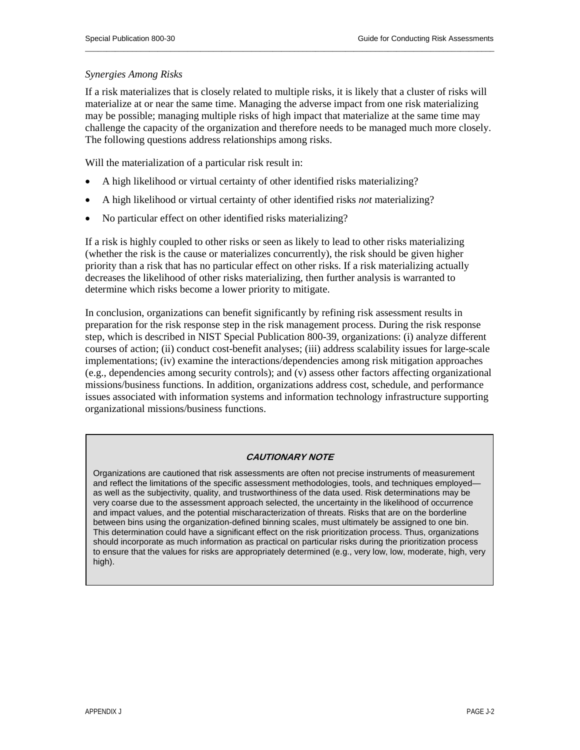*Synergies Among Risks*

If a risk materializes that is closely related to multiple risks, it is likely that a cluster of risks will materialize at or near the same time. Managing the adverse impact from one risk materializing may be possible; managing multiple risks of high impact that materialize at the same time may challenge the capacity of the organization and therefore needs to be managed much more closely. The following questions address relationships among risks.

Will the materialization of a particular risk result in:

- A high likelihood or virtual certainty of other identified risks materializing?
- A high likelihood or virtual certainty of other identified risks *not* materializing?
- No particular effect on other identified risks materializing?

If a risk is highly coupled to other risks or seen as likely to lead to other risks materializing (whether the risk is the cause or materializes concurrently), the risk should be given higher priority than a risk that has no particular effect on other risks. If a risk materializing actually decreases the likelihood of other risks materializing, then further analysis is warranted to determine which risks become a lower priority to mitigate.

In conclusion, organizations can benefit significantly by refining risk assessment results in preparation for the risk response step in the risk management process. During the risk response step, which is described in NIST Special Publication 800-39, organizations: (i) analyze different courses of action; (ii) conduct cost-benefit analyses; (iii) address scalability issues for large-scale implementations; (iv) examine the interactions/dependencies among risk mitigation approaches (e.g., dependencies among security controls); and (v) assess other factors affecting organizational missions/business functions. In addition, organizations address cost, schedule, and performance issues associated with information systems and information technology infrastructure supporting organizational missions/business functions.

**CAUTIONARY NOTE**

Organizations are cautioned that risk assessments are often not precise instruments of measurement and reflect the limitations of the specific assessment methodologies, tools, and techniques employed—as well as the subjectivity, quality, and trustworthiness of the data used. Risk determinations may be very coarse due to the assessment approach selected, the uncertainty in the likelihood of occurrence and impact values, and the potential mischaracterization of threats. Risks that are on the borderline between bins using the organization-defined binning scales, must ultimately be assigned to one bin. This determination could have a significant effect on the risk prioritization process. Thus, organizations should incorporate as much information as practical on particular risks during the prioritization process to ensure that the values for risks are appropriately determined (e.g., very low, low, moderate, high, very high).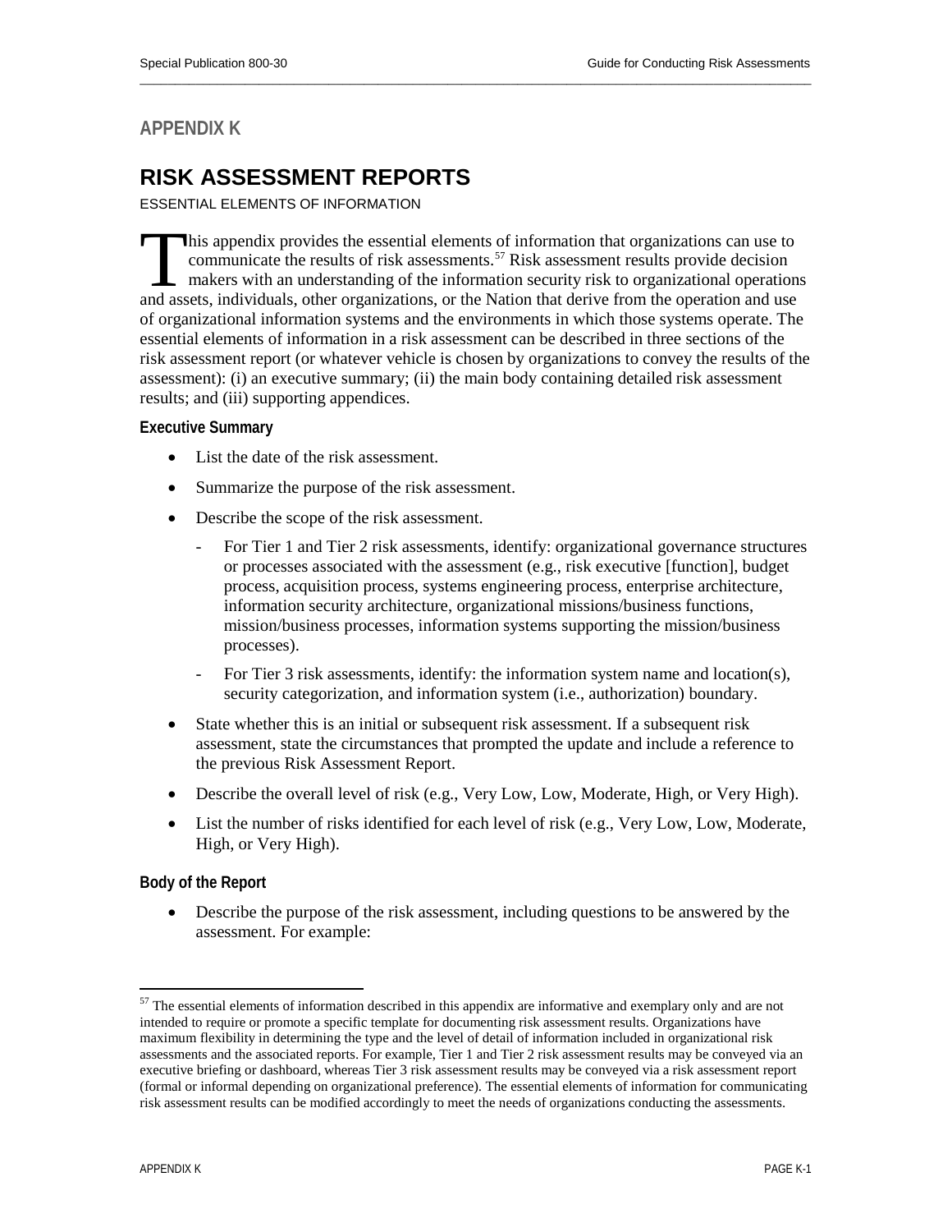# APPENDIX K

## RISK ASSESSMENT REPORTS

ESSENTIAL ELEMENTS OF INFORMATION

This appendix provides the essential elements of information that organizations can use to communicate the results of risk assessments.[57] Risk assessment results provide decision makers with an understanding of the information security risk to organizational operations and assets, individuals, other organizations, or the Nation that derive from the operation and use of organizational information systems and the environments in which those systems operate. The essential elements of information in a risk assessment can be described in three sections of the risk assessment report (or whatever vehicle is chosen by organizations to convey the results of the assessment): (i) an executive summary; (ii) the main body containing detailed risk assessment results; and (iii) supporting appendices.

**Executive Summary**

- List the date of the risk assessment.
- Summarize the purpose of the risk assessment.
- Describe the scope of the risk assessment.
    - For Tier 1 and Tier 2 risk assessments, identify: organizational governance structures or processes associated with the assessment (e.g., risk executive [function], budget process, acquisition process, systems engineering process, enterprise architecture, information security architecture, organizational missions/business functions, mission/business processes, information systems supporting the mission/business processes).
    - For Tier 3 risk assessments, identify: the information system name and location(s), security categorization, and information system (i.e., authorization) boundary.
- State whether this is an initial or subsequent risk assessment. If a subsequent risk assessment, state the circumstances that prompted the update and include a reference to the previous Risk Assessment Report.
- Describe the overall level of risk (e.g., Very Low, Low, Moderate, High, or Very High).
- List the number of risks identified for each level of risk (e.g., Very Low, Low, Moderate, High, or Very High).

**Body of the Report**

- Describe the purpose of the risk assessment, including questions to be answered by the assessment. For example:

[57] The essential elements of information described in this appendix are informative and exemplary only and are not intended to require or promote a specific template for documenting risk assessment results. Organizations have maximum flexibility in determining the type and the level of detail of information included in organizational risk assessments and the associated reports. For example, Tier 1 and Tier 2 risk assessment results may be conveyed via an executive briefing or dashboard, whereas Tier 3 risk assessment results may be conveyed via a risk assessment report (formal or informal depending on organizational preference). The essential elements of information for communicating risk assessment results can be modified accordingly to meet the needs of organizations conducting the assessments.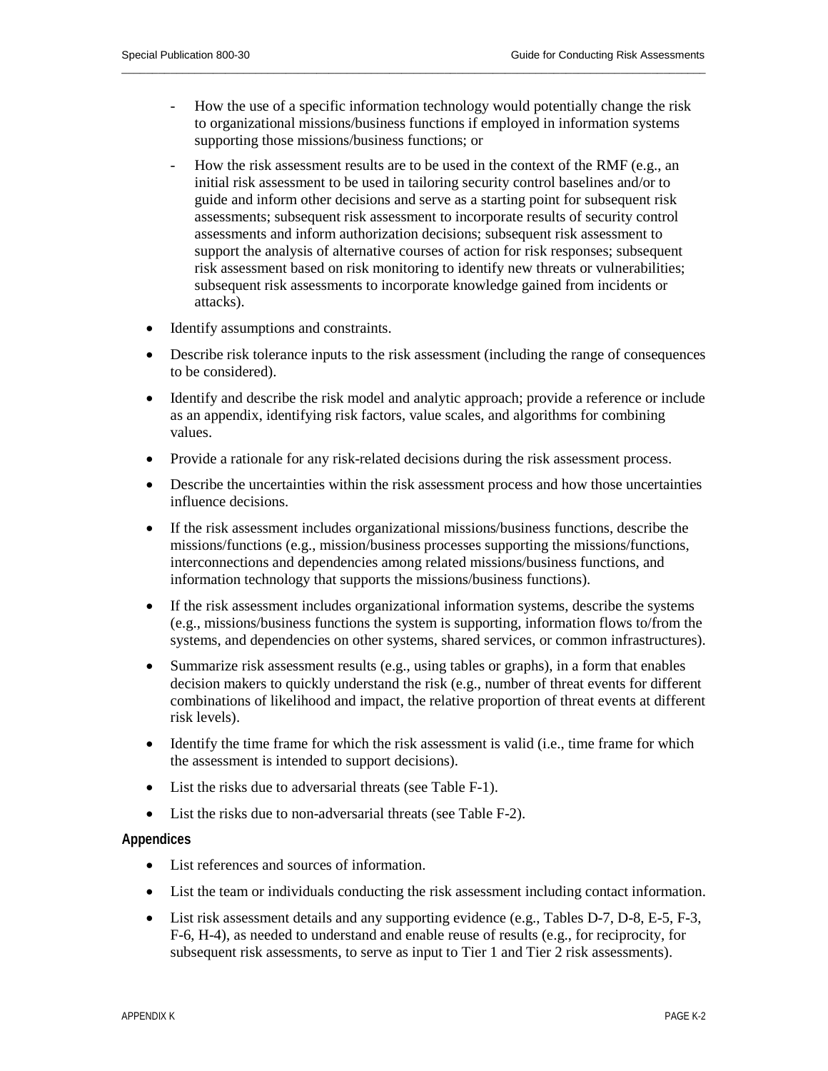- How the use of a specific information technology would potentially change the risk to organizational missions/business functions if employed in information systems supporting those missions/business functions; or
  - How the risk assessment results are to be used in the context of the RMF (e.g., an initial risk assessment to be used in tailoring security control baselines and/or to guide and inform other decisions and serve as a starting point for subsequent risk assessments; subsequent risk assessment to incorporate results of security control assessments and inform authorization decisions; subsequent risk assessment to support the analysis of alternative courses of action for risk responses; subsequent risk assessment based on risk monitoring to identify new threats or vulnerabilities; subsequent risk assessments to incorporate knowledge gained from incidents or attacks).

- Identify assumptions and constraints.
- Describe risk tolerance inputs to the risk assessment (including the range of consequences to be considered).
- Identify and describe the risk model and analytic approach; provide a reference or include as an appendix, identifying risk factors, value scales, and algorithms for combining values.
- Provide a rationale for any risk-related decisions during the risk assessment process.
- Describe the uncertainties within the risk assessment process and how those uncertainties influence decisions.
- If the risk assessment includes organizational missions/business functions, describe the missions/functions (e.g., mission/business processes supporting the missions/functions, interconnections and dependencies among related missions/business functions, and information technology that supports the missions/business functions).
- If the risk assessment includes organizational information systems, describe the systems (e.g., missions/business functions the system is supporting, information flows to/from the systems, and dependencies on other systems, shared services, or common infrastructures).
- Summarize risk assessment results (e.g., using tables or graphs), in a form that enables decision makers to quickly understand the risk (e.g., number of threat events for different combinations of likelihood and impact, the relative proportion of threat events at different risk levels).
- Identify the time frame for which the risk assessment is valid (i.e., time frame for which the assessment is intended to support decisions).
- List the risks due to adversarial threats (see Table F-1).
- List the risks due to non-adversarial threats (see Table F-2).

**Appendices**

- List references and sources of information.
- List the team or individuals conducting the risk assessment including contact information.
- List risk assessment details and any supporting evidence (e.g., Tables D-7, D-8, E-5, F-3, F-6, H-4), as needed to understand and enable reuse of results (e.g., for reciprocity, for subsequent risk assessments, to serve as input to Tier 1 and Tier 2 risk assessments).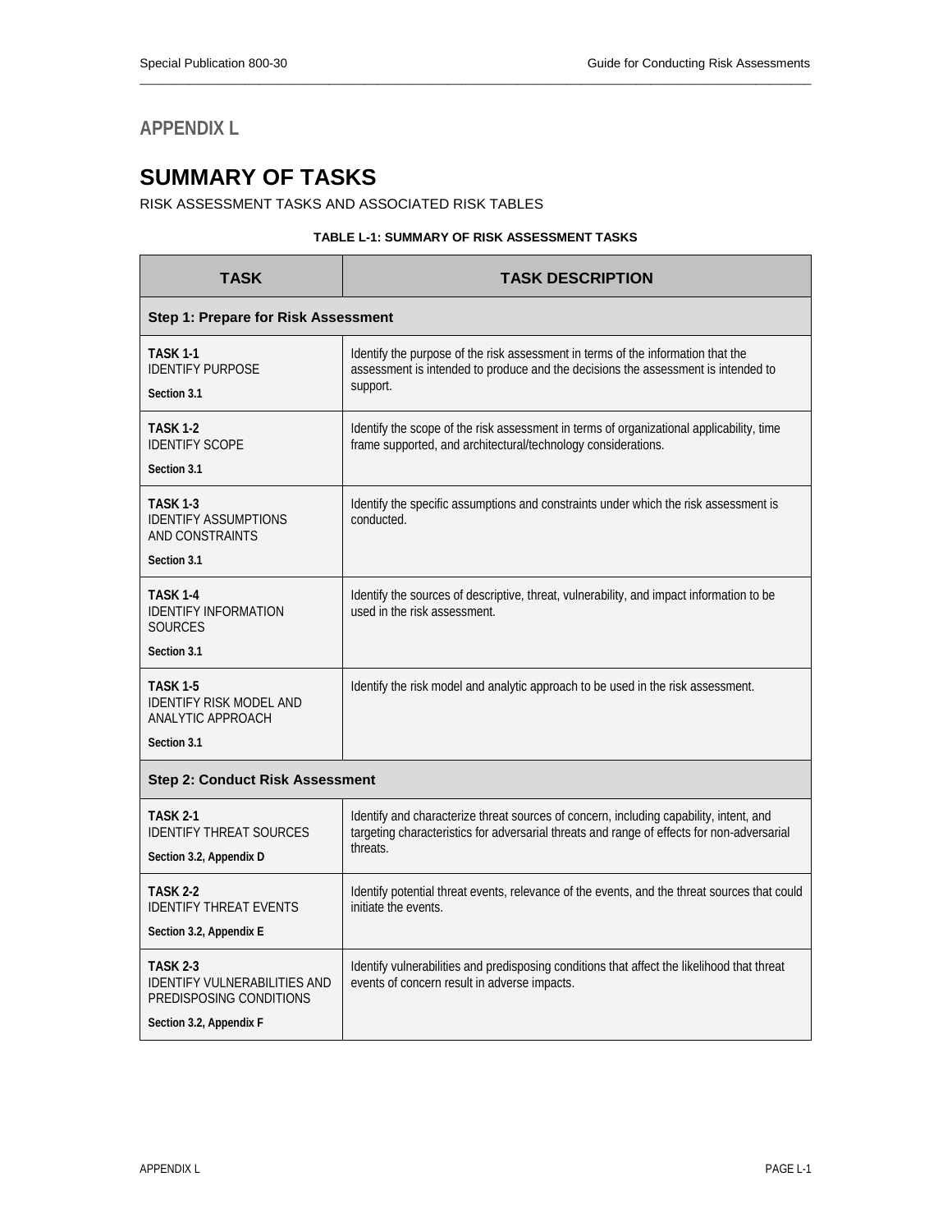## APPENDIX L

# SUMMARY OF TASKS

RISK ASSESSMENT TASKS AND ASSOCIATED RISK TABLES

**TABLE L-1: SUMMARY OF RISK ASSESSMENT TASKS**

| TASK | TASK DESCRIPTION |
|---|---|
| **Step 1: Prepare for Risk Assessment** | |
| **TASK 1-1** IDENTIFY PURPOSE **Section 3.1** | Identify the purpose of the risk assessment in terms of the information that the assessment is intended to produce and the decisions the assessment is intended to support. |
| **TASK 1-2** IDENTIFY SCOPE **Section 3.1** | Identify the scope of the risk assessment in terms of organizational applicability, time frame supported, and architectural/technology considerations. |
| **TASK 1-3** IDENTIFY ASSUMPTIONS AND CONSTRAINTS **Section 3.1** | Identify the specific assumptions and constraints under which the risk assessment is conducted. |
| **TASK 1-4** IDENTIFY INFORMATION SOURCES **Section 3.1** | Identify the sources of descriptive, threat, vulnerability, and impact information to be used in the risk assessment. |
| **TASK 1-5** IDENTIFY RISK MODEL AND ANALYTIC APPROACH **Section 3.1** | Identify the risk model and analytic approach to be used in the risk assessment. |
| **Step 2: Conduct Risk Assessment** | |
| **TASK 2-1** IDENTIFY THREAT SOURCES **Section 3.2, Appendix D** | Identify and characterize threat sources of concern, including capability, intent, and targeting characteristics for adversarial threats and range of effects for non-adversarial threats. |
| **TASK 2-2** IDENTIFY THREAT EVENTS **Section 3.2, Appendix E** | Identify potential threat events, relevance of the events, and the threat sources that could initiate the events. |
| **TASK 2-3** IDENTIFY VULNERABILITIES AND PREDISPOSING CONDITIONS **Section 3.2, Appendix F** | Identify vulnerabilities and predisposing conditions that affect the likelihood that threat events of concern result in adverse impacts. |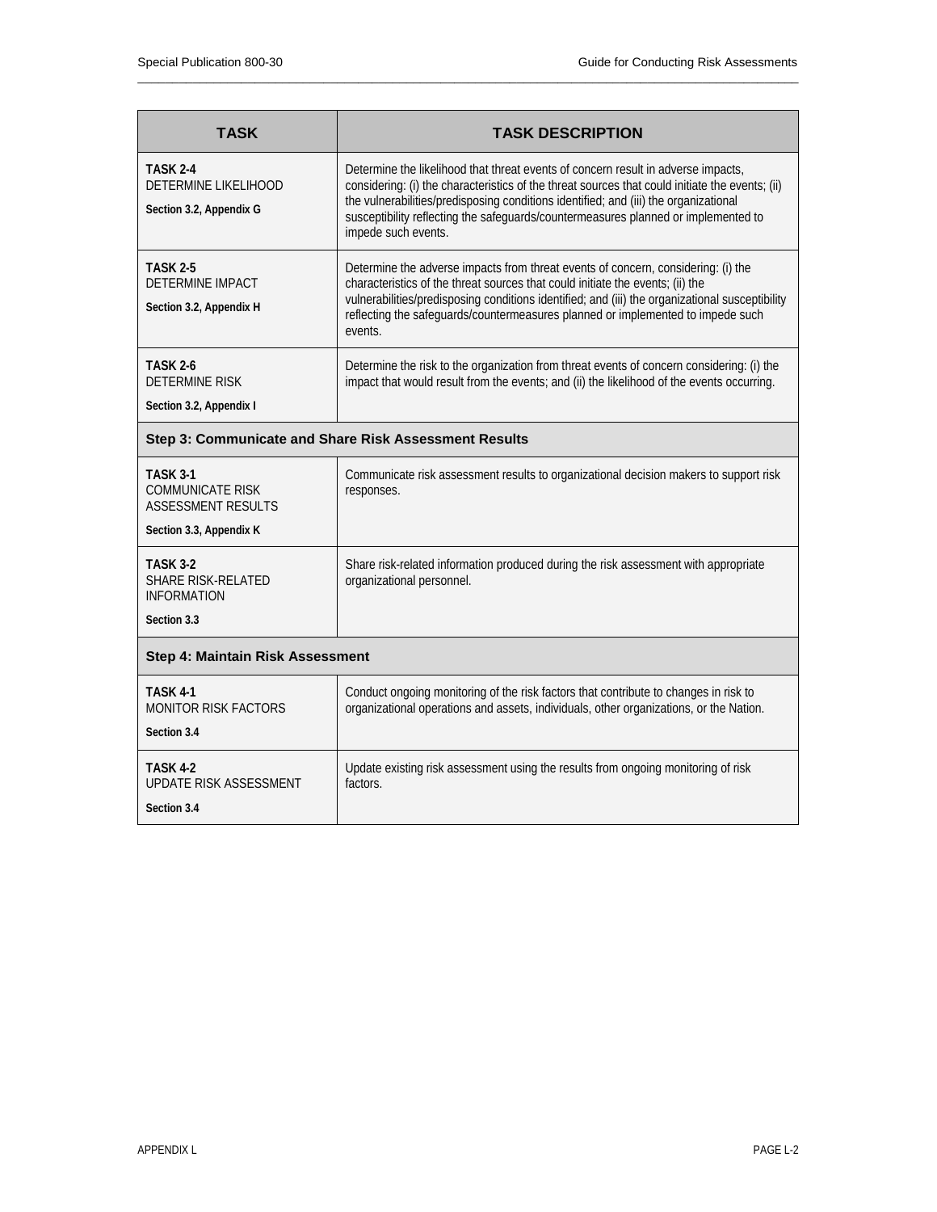| TASK | TASK DESCRIPTION |
| --- | --- |
| **TASK 2-4**<br>DETERMINE LIKELIHOOD<br>**Section 3.2, Appendix G** | Determine the likelihood that threat events of concern result in adverse impacts, considering: (i) the characteristics of the threat sources that could initiate the events; (ii) the vulnerabilities/predisposing conditions identified; and (iii) the organizational susceptibility reflecting the safeguards/countermeasures planned or implemented to impede such events. |
| **TASK 2-5**<br>DETERMINE IMPACT<br>**Section 3.2, Appendix H** | Determine the adverse impacts from threat events of concern, considering: (i) the characteristics of the threat sources that could initiate the events; (ii) the vulnerabilities/predisposing conditions identified; and (iii) the organizational susceptibility reflecting the safeguards/countermeasures planned or implemented to impede such events. |
| **TASK 2-6**<br>DETERMINE RISK<br>**Section 3.2, Appendix I** | Determine the risk to the organization from threat events of concern considering: (i) the impact that would result from the events; and (ii) the likelihood of the events occurring. |
| **Step 3: Communicate and Share Risk Assessment Results** | |
| **TASK 3-1**<br>COMMUNICATE RISK ASSESSMENT RESULTS<br>**Section 3.3, Appendix K** | Communicate risk assessment results to organizational decision makers to support risk responses. |
| **TASK 3-2**<br>SHARE RISK-RELATED INFORMATION<br>**Section 3.3** | Share risk-related information produced during the risk assessment with appropriate organizational personnel. |
| **Step 4: Maintain Risk Assessment** | |
| **TASK 4-1**<br>MONITOR RISK FACTORS<br>**Section 3.4** | Conduct ongoing monitoring of the risk factors that contribute to changes in risk to organizational operations and assets, individuals, other organizations, or the Nation. |
| **TASK 4-2**<br>UPDATE RISK ASSESSMENT<br>**Section 3.4** | Update existing risk assessment using the results from ongoing monitoring of risk factors. |